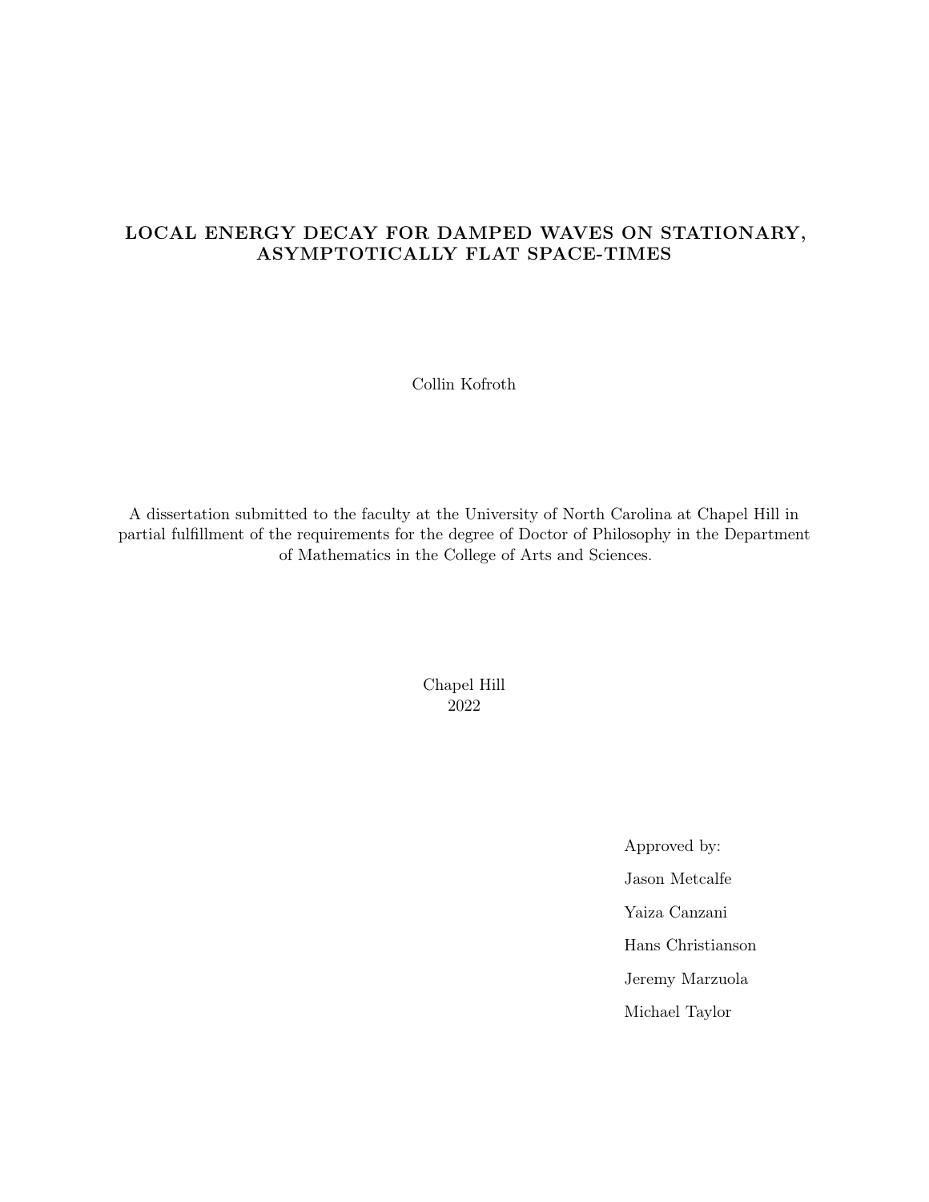# LOCAL ENERGY DECAY FOR DAMPED WAVES ON STATIONARY, ASYMPTOTICALLY FLAT SPACE-TIMES

Collin Kofroth

A dissertation submitted to the faculty at the University of North Carolina at Chapel Hill in partial fulfillment of the requirements for the degree of Doctor of Philosophy in the Department of Mathematics in the College of Arts and Sciences.

Chapel Hill
2022

Approved by:

Jason Metcalfe

Yaiza Canzani

Hans Christianson

Jeremy Marzuola

Michael Taylor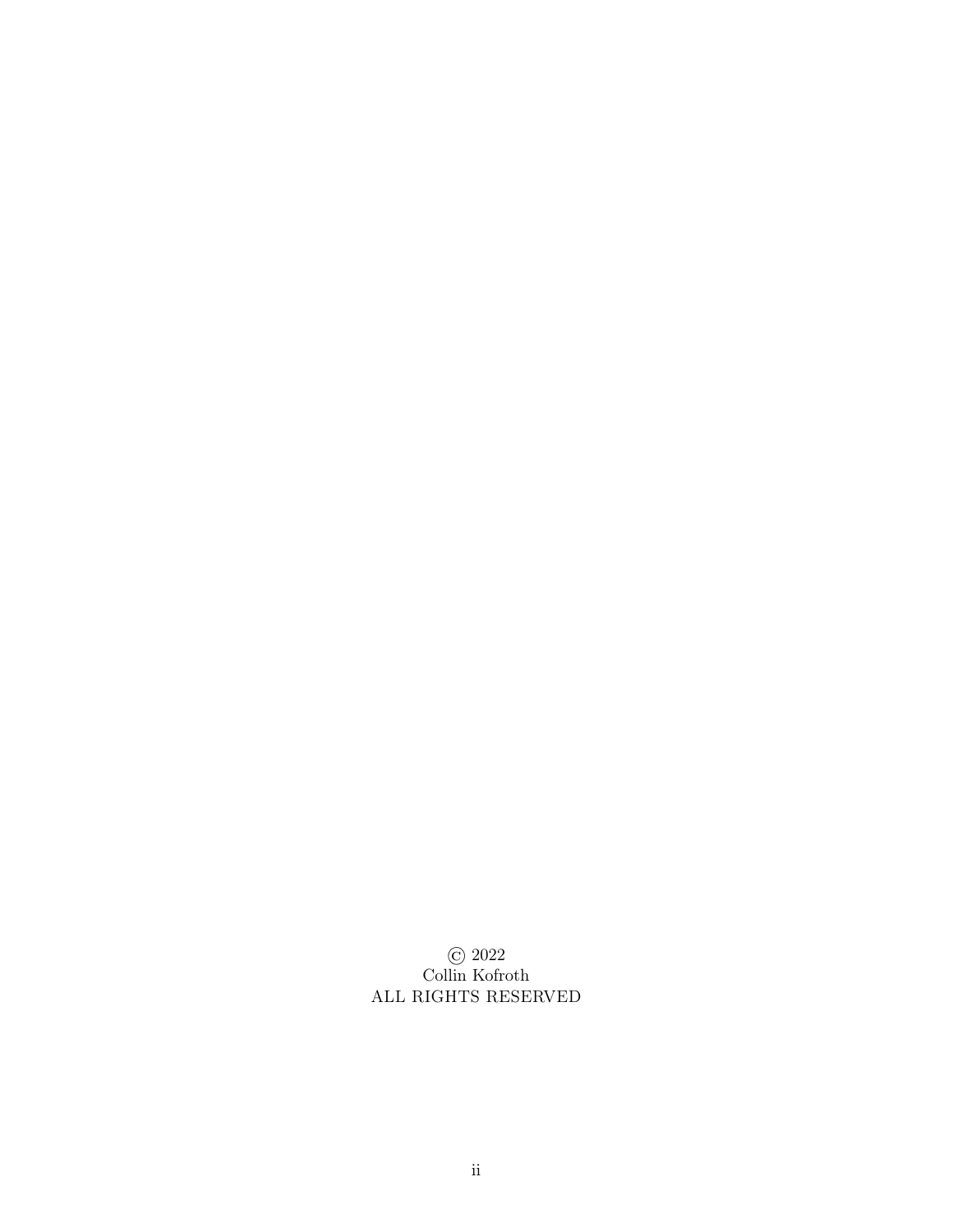© 2022
Collin Kofroth
ALL RIGHTS RESERVED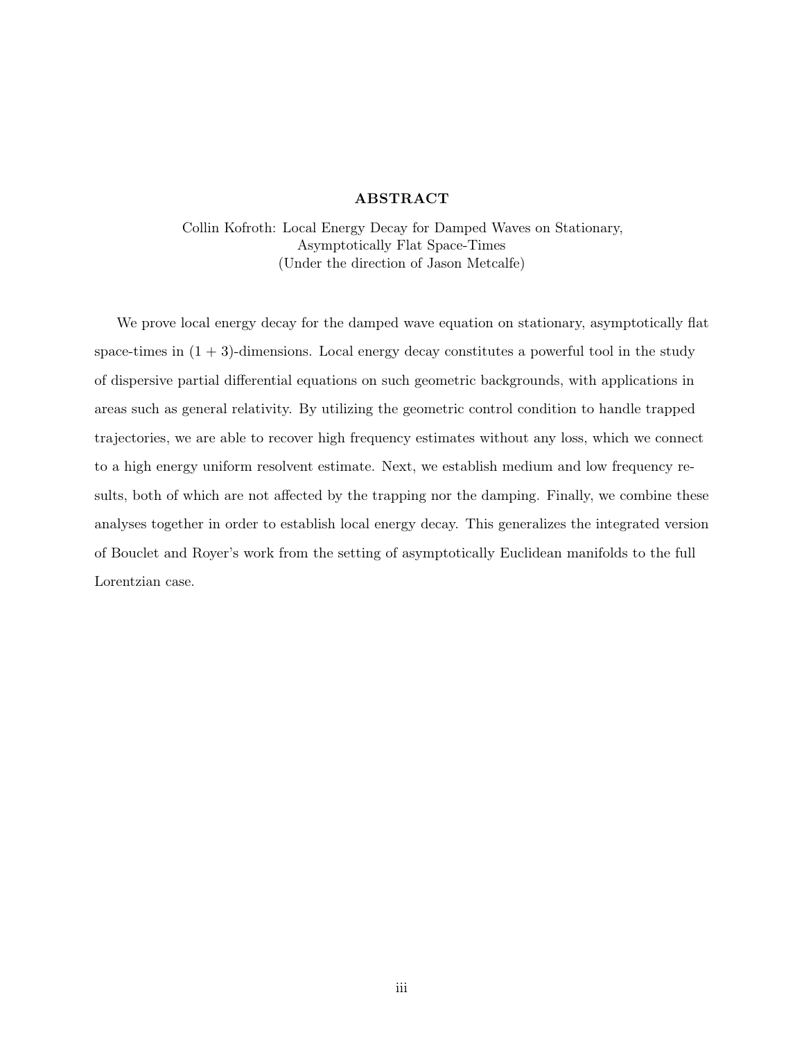# ABSTRACT

Collin Kofroth: Local Energy Decay for Damped Waves on Stationary, Asymptotically Flat Space-Times
(Under the direction of Jason Metcalfe)

We prove local energy decay for the damped wave equation on stationary, asymptotically flat space-times in $(1 + 3)$-dimensions. Local energy decay constitutes a powerful tool in the study of dispersive partial differential equations on such geometric backgrounds, with applications in areas such as general relativity. By utilizing the geometric control condition to handle trapped trajectories, we are able to recover high frequency estimates without any loss, which we connect to a high energy uniform resolvent estimate. Next, we establish medium and low frequency results, both of which are not affected by the trapping nor the damping. Finally, we combine these analyses together in order to establish local energy decay. This generalizes the integrated version of Bouclet and Royer's work from the setting of asymptotically Euclidean manifolds to the full Lorentzian case.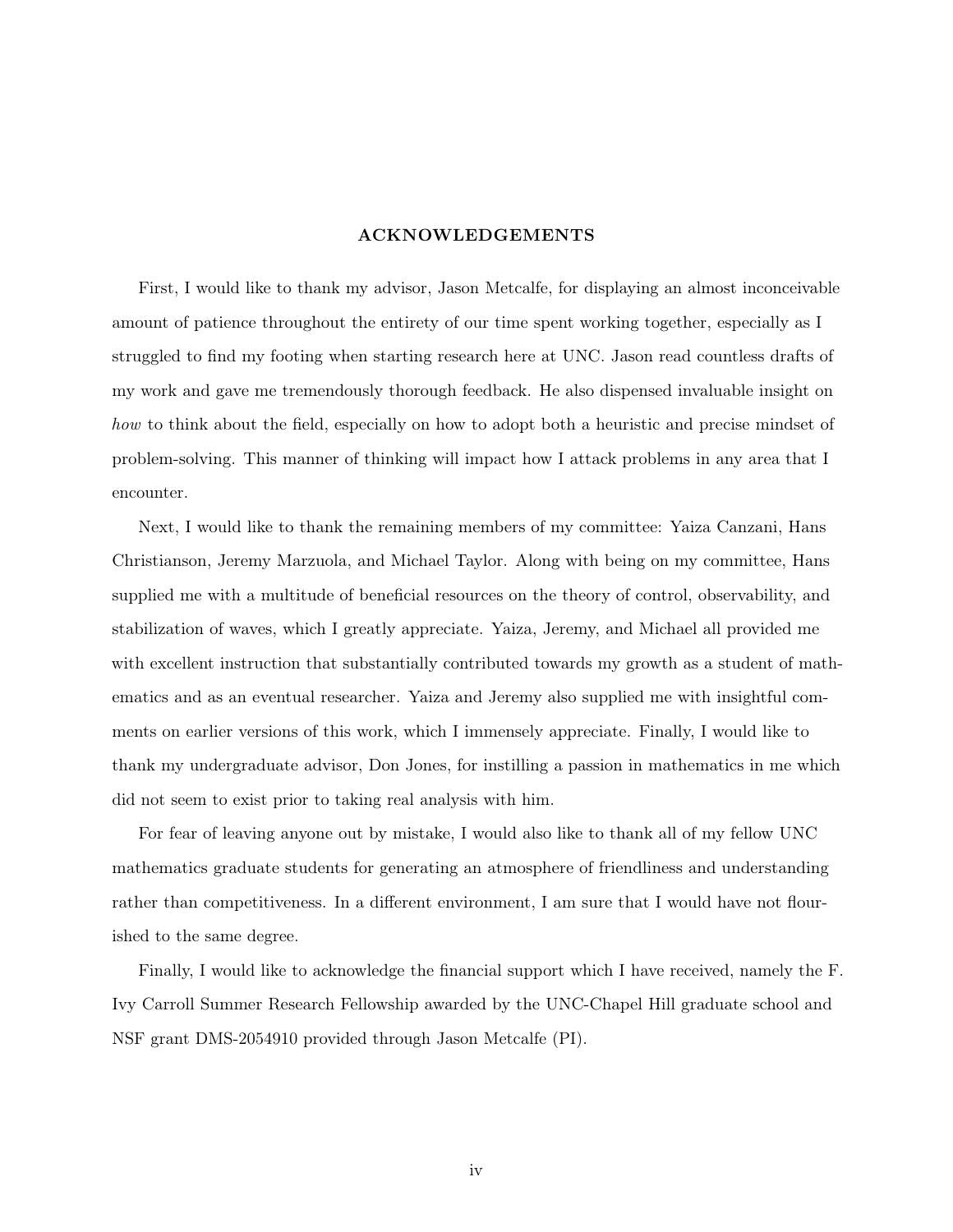# ACKNOWLEDGEMENTS

First, I would like to thank my advisor, Jason Metcalfe, for displaying an almost inconceivable amount of patience throughout the entirety of our time spent working together, especially as I struggled to find my footing when starting research here at UNC. Jason read countless drafts of my work and gave me tremendously thorough feedback. He also dispensed invaluable insight on *how* to think about the field, especially on how to adopt both a heuristic and precise mindset of problem-solving. This manner of thinking will impact how I attack problems in any area that I encounter.

Next, I would like to thank the remaining members of my committee: Yaiza Canzani, Hans Christianson, Jeremy Marzuola, and Michael Taylor. Along with being on my committee, Hans supplied me with a multitude of beneficial resources on the theory of control, observability, and stabilization of waves, which I greatly appreciate. Yaiza, Jeremy, and Michael all provided me with excellent instruction that substantially contributed towards my growth as a student of mathematics and as an eventual researcher. Yaiza and Jeremy also supplied me with insightful comments on earlier versions of this work, which I immensely appreciate. Finally, I would like to thank my undergraduate advisor, Don Jones, for instilling a passion in mathematics in me which did not seem to exist prior to taking real analysis with him.

For fear of leaving anyone out by mistake, I would also like to thank all of my fellow UNC mathematics graduate students for generating an atmosphere of friendliness and understanding rather than competitiveness. In a different environment, I am sure that I would have not flourished to the same degree.

Finally, I would like to acknowledge the financial support which I have received, namely the F. Ivy Carroll Summer Research Fellowship awarded by the UNC-Chapel Hill graduate school and NSF grant DMS-2054910 provided through Jason Metcalfe (PI).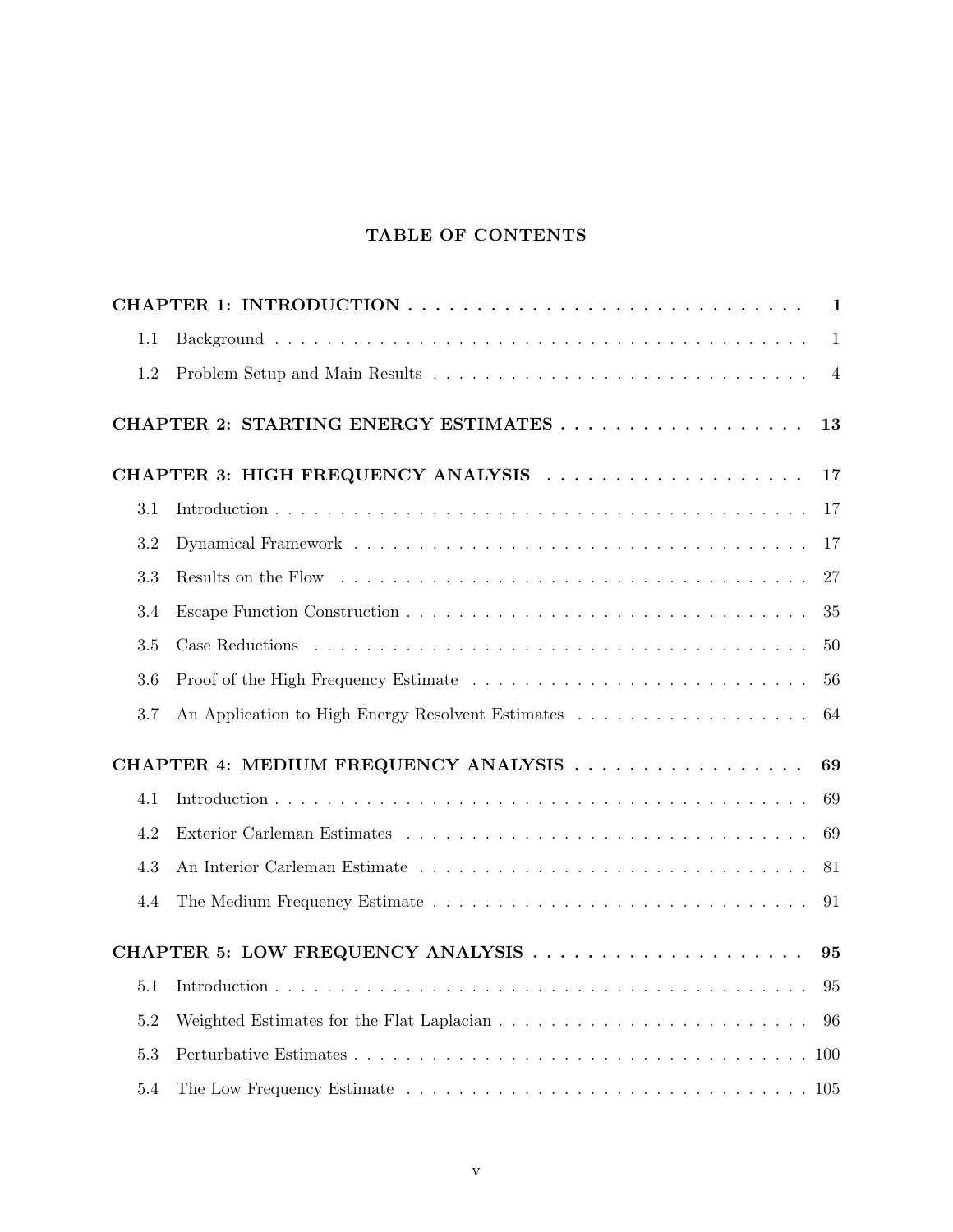# TABLE OF CONTENTS

**CHAPTER 1: INTRODUCTION** . . . . . . . . . . . . . . . . . . . . . . . . . . . . . **1**

1.1 Background . . . . . . . . . . . . . . . . . . . . . . . . . . . . . . . . . . . . . . . 1

1.2 Problem Setup and Main Results . . . . . . . . . . . . . . . . . . . . . . . . . 4

**CHAPTER 2: STARTING ENERGY ESTIMATES** . . . . . . . . . . . . . . . . . . **13**

**CHAPTER 3: HIGH FREQUENCY ANALYSIS** . . . . . . . . . . . . . . . . . . . . **17**

3.1 Introduction . . . . . . . . . . . . . . . . . . . . . . . . . . . . . . . . . . . . . . 17

3.2 Dynamical Framework . . . . . . . . . . . . . . . . . . . . . . . . . . . . . . . . 17

3.3 Results on the Flow . . . . . . . . . . . . . . . . . . . . . . . . . . . . . . . . . 27

3.4 Escape Function Construction . . . . . . . . . . . . . . . . . . . . . . . . . . . 35

3.5 Case Reductions . . . . . . . . . . . . . . . . . . . . . . . . . . . . . . . . . . . 50

3.6 Proof of the High Frequency Estimate . . . . . . . . . . . . . . . . . . . . . . 56

3.7 An Application to High Energy Resolvent Estimates . . . . . . . . . . . . . . 64

**CHAPTER 4: MEDIUM FREQUENCY ANALYSIS** . . . . . . . . . . . . . . . . . . **69**

4.1 Introduction . . . . . . . . . . . . . . . . . . . . . . . . . . . . . . . . . . . . . . 69

4.2 Exterior Carleman Estimates . . . . . . . . . . . . . . . . . . . . . . . . . . . . 69

4.3 An Interior Carleman Estimate . . . . . . . . . . . . . . . . . . . . . . . . . . . 81

4.4 The Medium Frequency Estimate . . . . . . . . . . . . . . . . . . . . . . . . . . 91

**CHAPTER 5: LOW FREQUENCY ANALYSIS** . . . . . . . . . . . . . . . . . . . . **95**

5.1 Introduction . . . . . . . . . . . . . . . . . . . . . . . . . . . . . . . . . . . . . . 95

5.2 Weighted Estimates for the Flat Laplacian . . . . . . . . . . . . . . . . . . . . 96

5.3 Perturbative Estimates . . . . . . . . . . . . . . . . . . . . . . . . . . . . . . . . 100

5.4 The Low Frequency Estimate . . . . . . . . . . . . . . . . . . . . . . . . . . . . 105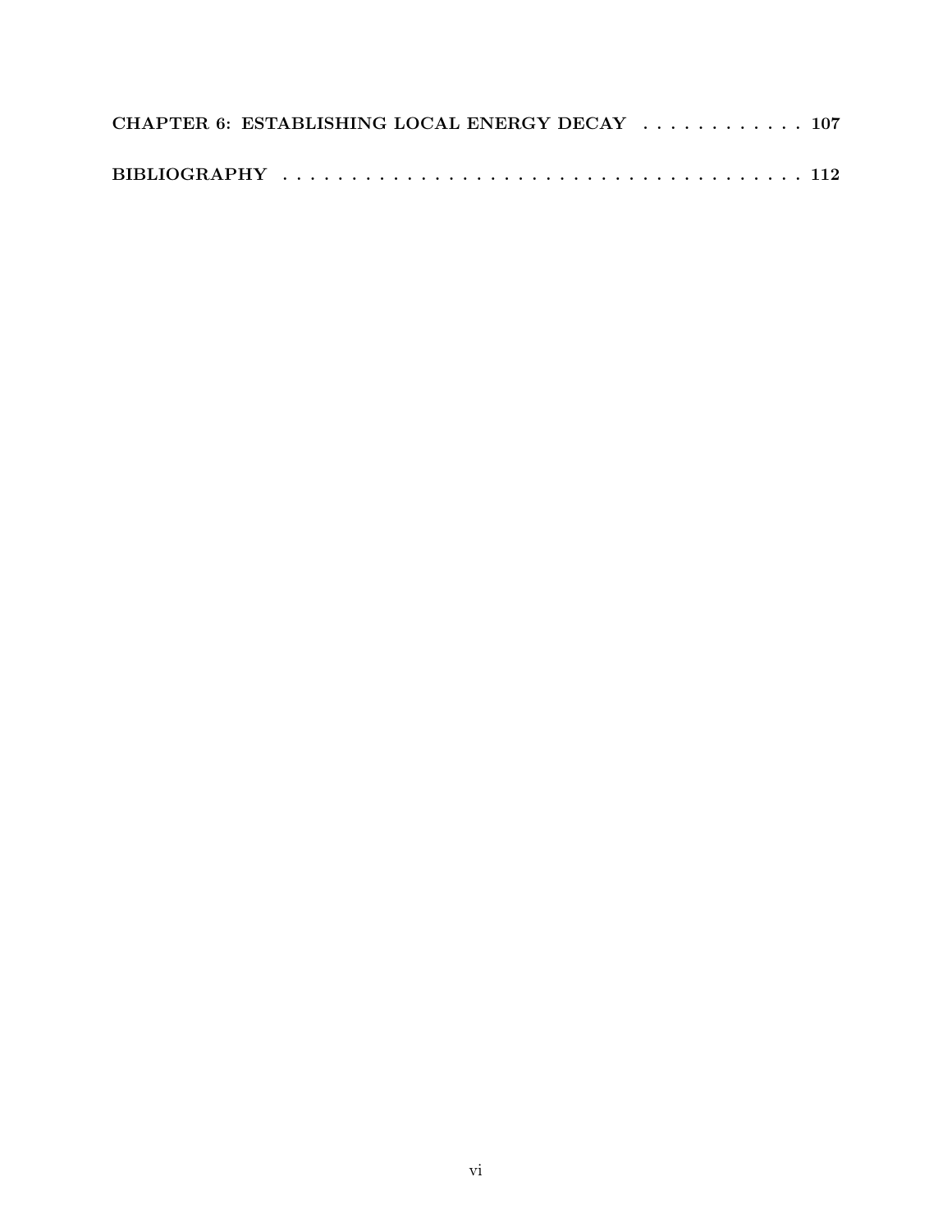**CHAPTER 6: ESTABLISHING LOCAL ENERGY DECAY** . . . . . . . . . . . . 107

**BIBLIOGRAPHY** . . . . . . . . . . . . . . . . . . . . . . . . . . . . . . . . . . . . . . . 112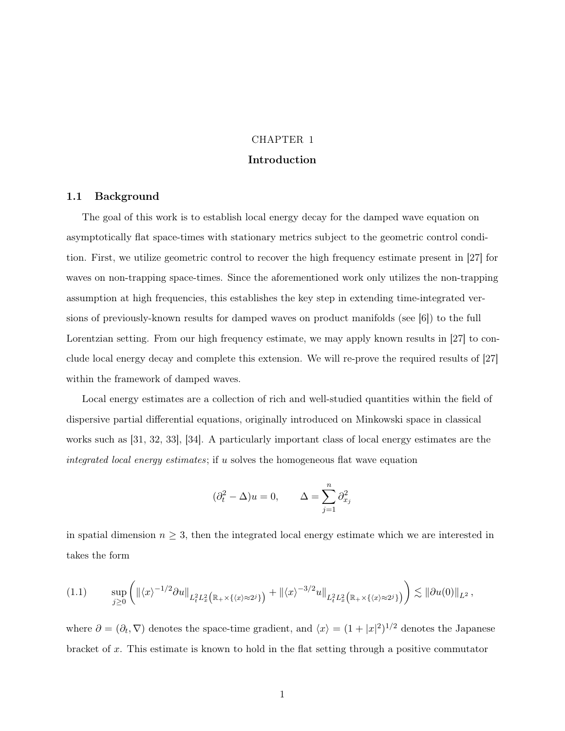# CHAPTER 1

# Introduction

## 1.1 Background

The goal of this work is to establish local energy decay for the damped wave equation on asymptotically flat space-times with stationary metrics subject to the geometric control condition. First, we utilize geometric control to recover the high frequency estimate present in [27] for waves on non-trapping space-times. Since the aforementioned work only utilizes the non-trapping assumption at high frequencies, this establishes the key step in extending time-integrated versions of previously-known results for damped waves on product manifolds (see [6]) to the full Lorentzian setting. From our high frequency estimate, we may apply known results in [27] to conclude local energy decay and complete this extension. We will re-prove the required results of [27] within the framework of damped waves.

Local energy estimates are a collection of rich and well-studied quantities within the field of dispersive partial differential equations, originally introduced on Minkowski space in classical works such as [31, 32, 33], [34]. A particularly important class of local energy estimates are the *integrated local energy estimates*; if $u$ solves the homogeneous flat wave equation

$$(\partial_t^2 - \Delta)u = 0, \qquad \Delta = \sum_{j=1}^{n} \partial_{x_j}^2$$

in spatial dimension $n \geq 3$, then the integrated local energy estimate which we are interested in takes the form

$$\sup_{j\geq 0} \left( \|\langle x\rangle^{-1/2} \partial u\|_{L_t^2 L_x^2\left(\mathbb{R}_+ \times \{\langle x\rangle \approx 2^j\}\right)} + \|\langle x\rangle^{-3/2} u\|_{L_t^2 L_x^2\left(\mathbb{R}_+ \times \{\langle x\rangle \approx 2^j\}\right)} \right) \lesssim \|\partial u(0)\|_{L^2}, \tag{1.1}$$

where $\partial = (\partial_t, \nabla)$ denotes the space-time gradient, and $\langle x\rangle = (1 + |x|^2)^{1/2}$ denotes the Japanese bracket of $x$. This estimate is known to hold in the flat setting through a positive commutator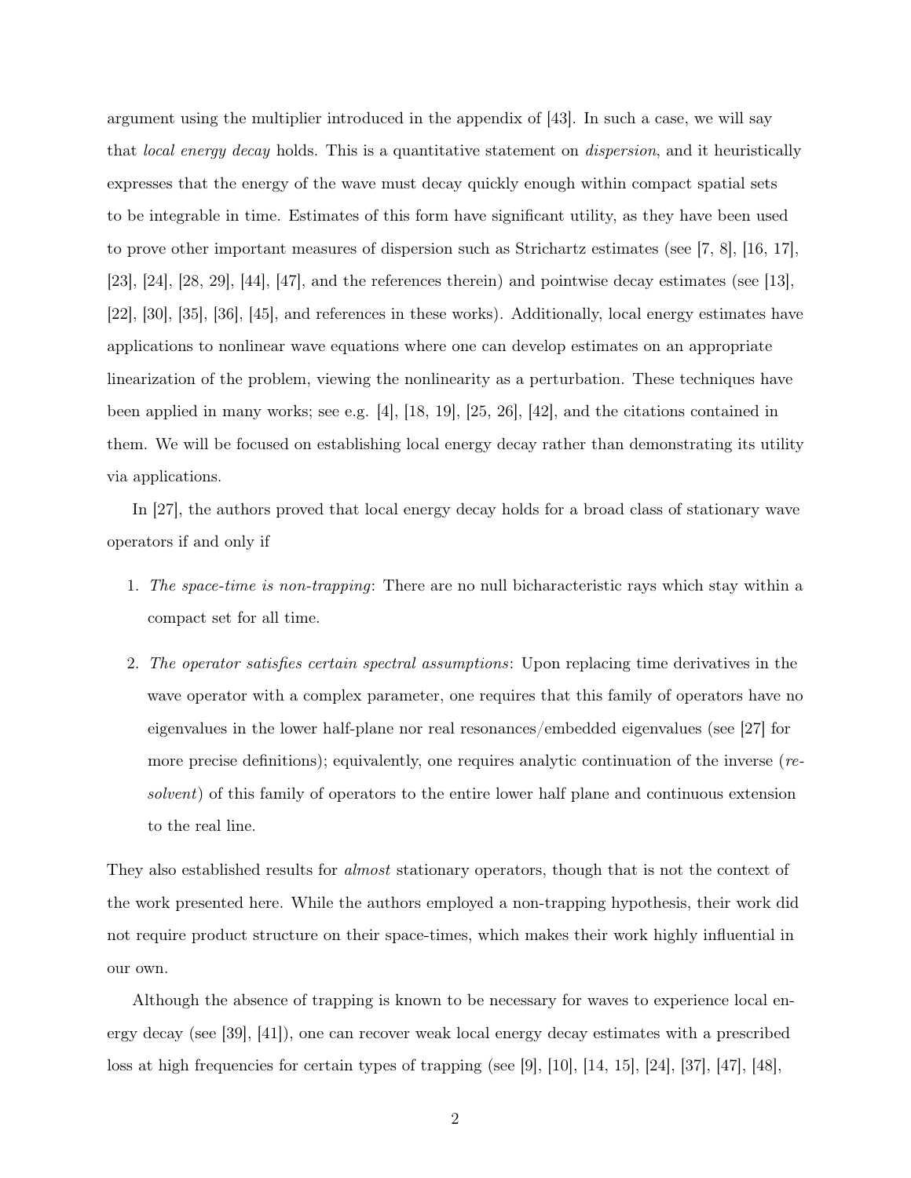argument using the multiplier introduced in the appendix of [43]. In such a case, we will say that *local energy decay* holds. This is a quantitative statement on *dispersion*, and it heuristically expresses that the energy of the wave must decay quickly enough within compact spatial sets to be integrable in time. Estimates of this form have significant utility, as they have been used to prove other important measures of dispersion such as Strichartz estimates (see [7, 8], [16, 17], [23], [24], [28, 29], [44], [47], and the references therein) and pointwise decay estimates (see [13], [22], [30], [35], [36], [45], and references in these works). Additionally, local energy estimates have applications to nonlinear wave equations where one can develop estimates on an appropriate linearization of the problem, viewing the nonlinearity as a perturbation. These techniques have been applied in many works; see e.g. [4], [18, 19], [25, 26], [42], and the citations contained in them. We will be focused on establishing local energy decay rather than demonstrating its utility via applications.

In [27], the authors proved that local energy decay holds for a broad class of stationary wave operators if and only if

1. *The space-time is non-trapping*: There are no null bicharacteristic rays which stay within a compact set for all time.

2. *The operator satisfies certain spectral assumptions*: Upon replacing time derivatives in the wave operator with a complex parameter, one requires that this family of operators have no eigenvalues in the lower half-plane nor real resonances/embedded eigenvalues (see [27] for more precise definitions); equivalently, one requires analytic continuation of the inverse (*resolvent*) of this family of operators to the entire lower half plane and continuous extension to the real line.

They also established results for *almost* stationary operators, though that is not the context of the work presented here. While the authors employed a non-trapping hypothesis, their work did not require product structure on their space-times, which makes their work highly influential in our own.

Although the absence of trapping is known to be necessary for waves to experience local energy decay (see [39], [41]), one can recover weak local energy decay estimates with a prescribed loss at high frequencies for certain types of trapping (see [9], [10], [14, 15], [24], [37], [47], [48],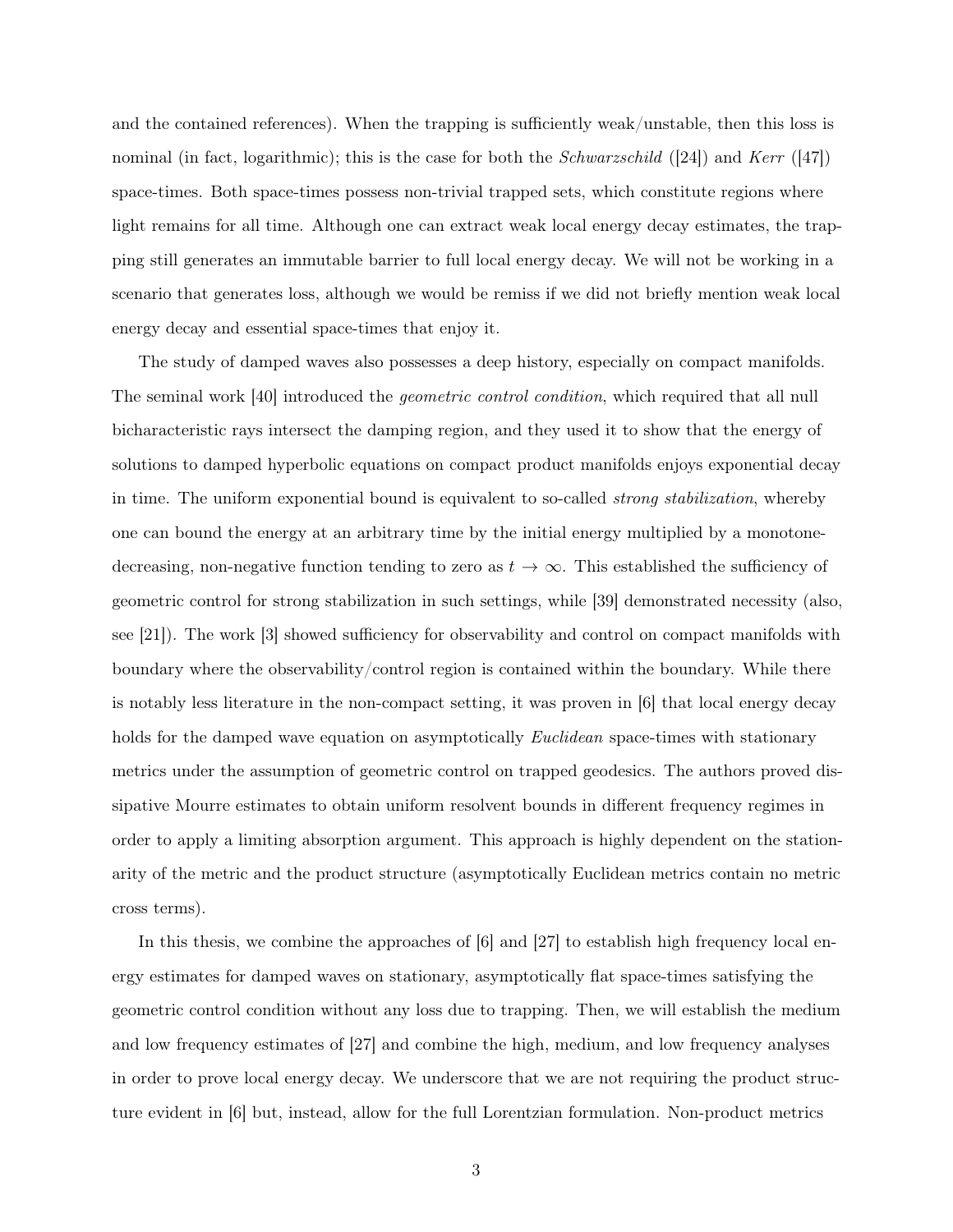and the contained references). When the trapping is sufficiently weak/unstable, then this loss is nominal (in fact, logarithmic); this is the case for both the *Schwarzschild* ([24]) and *Kerr* ([47]) space-times. Both space-times possess non-trivial trapped sets, which constitute regions where light remains for all time. Although one can extract weak local energy decay estimates, the trapping still generates an immutable barrier to full local energy decay. We will not be working in a scenario that generates loss, although we would be remiss if we did not briefly mention weak local energy decay and essential space-times that enjoy it.

The study of damped waves also possesses a deep history, especially on compact manifolds. The seminal work [40] introduced the *geometric control condition*, which required that all null bicharacteristic rays intersect the damping region, and they used it to show that the energy of solutions to damped hyperbolic equations on compact product manifolds enjoys exponential decay in time. The uniform exponential bound is equivalent to so-called *strong stabilization*, whereby one can bound the energy at an arbitrary time by the initial energy multiplied by a monotone-decreasing, non-negative function tending to zero as $t \to \infty$. This established the sufficiency of geometric control for strong stabilization in such settings, while [39] demonstrated necessity (also, see [21]). The work [3] showed sufficiency for observability and control on compact manifolds with boundary where the observability/control region is contained within the boundary. While there is notably less literature in the non-compact setting, it was proven in [6] that local energy decay holds for the damped wave equation on asymptotically *Euclidean* space-times with stationary metrics under the assumption of geometric control on trapped geodesics. The authors proved dissipative Mourre estimates to obtain uniform resolvent bounds in different frequency regimes in order to apply a limiting absorption argument. This approach is highly dependent on the stationarity of the metric and the product structure (asymptotically Euclidean metrics contain no metric cross terms).

In this thesis, we combine the approaches of [6] and [27] to establish high frequency local energy estimates for damped waves on stationary, asymptotically flat space-times satisfying the geometric control condition without any loss due to trapping. Then, we will establish the medium and low frequency estimates of [27] and combine the high, medium, and low frequency analyses in order to prove local energy decay. We underscore that we are not requiring the product structure evident in [6] but, instead, allow for the full Lorentzian formulation. Non-product metrics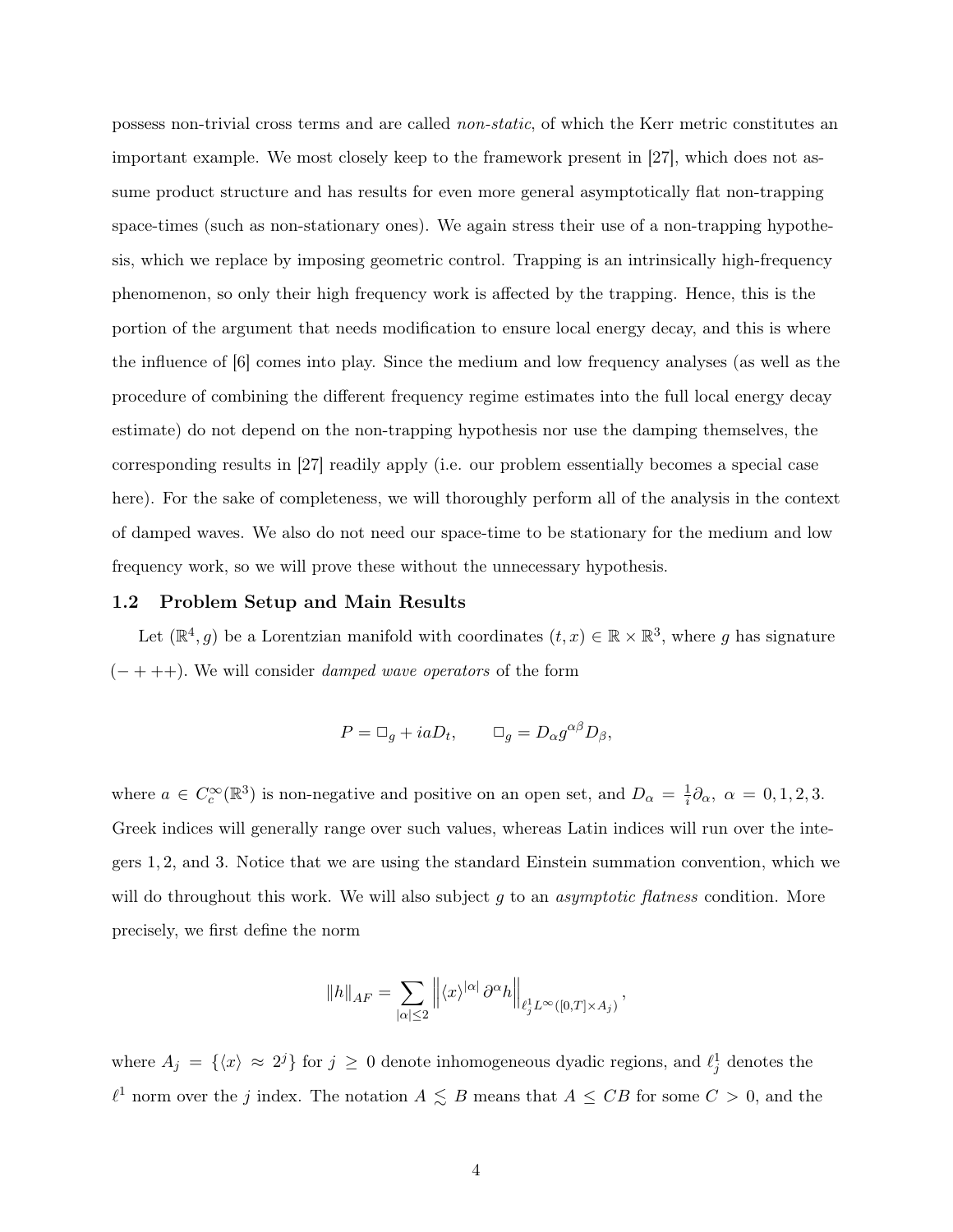possess non-trivial cross terms and are called *non-static*, of which the Kerr metric constitutes an important example. We most closely keep to the framework present in [27], which does not assume product structure and has results for even more general asymptotically flat non-trapping space-times (such as non-stationary ones). We again stress their use of a non-trapping hypothesis, which we replace by imposing geometric control. Trapping is an intrinsically high-frequency phenomenon, so only their high frequency work is affected by the trapping. Hence, this is the portion of the argument that needs modification to ensure local energy decay, and this is where the influence of [6] comes into play. Since the medium and low frequency analyses (as well as the procedure of combining the different frequency regime estimates into the full local energy decay estimate) do not depend on the non-trapping hypothesis nor use the damping themselves, the corresponding results in [27] readily apply (i.e. our problem essentially becomes a special case here). For the sake of completeness, we will thoroughly perform all of the analysis in the context of damped waves. We also do not need our space-time to be stationary for the medium and low frequency work, so we will prove these without the unnecessary hypothesis.

## 1.2 Problem Setup and Main Results

Let $(\mathbb{R}^4, g)$ be a Lorentzian manifold with coordinates $(t, x) \in \mathbb{R} \times \mathbb{R}^3$, where $g$ has signature $(-+++)$. We will consider *damped wave operators* of the form

$$P = \Box_g + iaD_t, \qquad \Box_g = D_\alpha g^{\alpha\beta} D_\beta,$$

where $a \in C_c^\infty(\mathbb{R}^3)$ is non-negative and positive on an open set, and $D_\alpha = \frac{1}{i}\partial_\alpha,\ \alpha = 0, 1, 2, 3$. Greek indices will generally range over such values, whereas Latin indices will run over the integers $1, 2$, and $3$. Notice that we are using the standard Einstein summation convention, which we will do throughout this work. We will also subject $g$ to an *asymptotic flatness* condition. More precisely, we first define the norm

$$\|h\|_{AF} = \sum_{|\alpha| \leq 2} \left\| \langle x \rangle^{|\alpha|} \partial^\alpha h \right\|_{\ell_j^1 L^\infty([0,T] \times A_j)},$$

where $A_j = \{\langle x \rangle \approx 2^j\}$ for $j \geq 0$ denote inhomogeneous dyadic regions, and $\ell_j^1$ denotes the $\ell^1$ norm over the $j$ index. The notation $A \lesssim B$ means that $A \leq CB$ for some $C > 0$, and the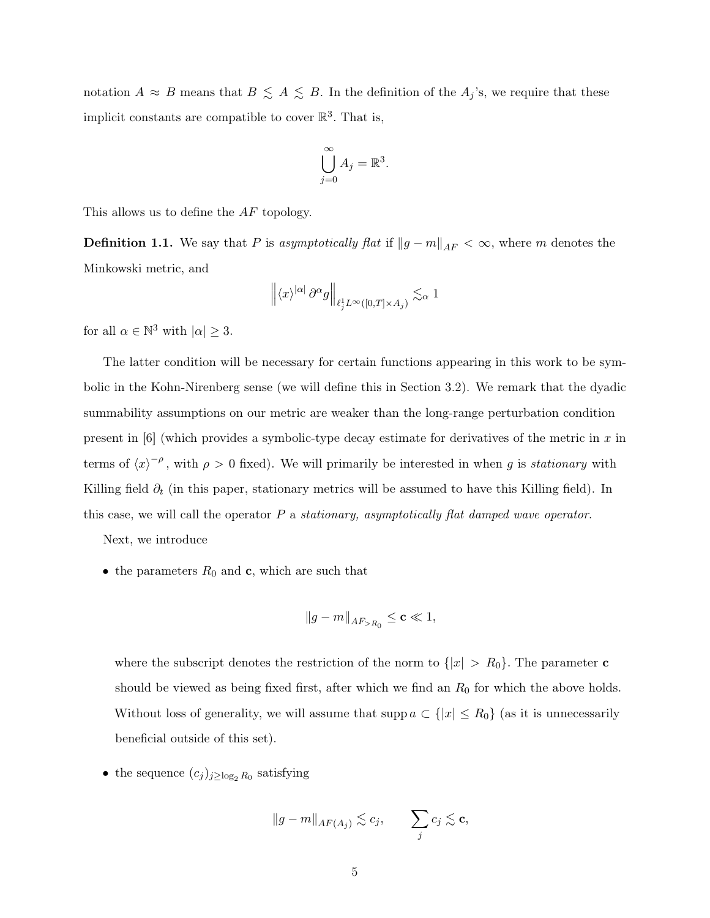notation $A \approx B$ means that $B \lesssim A \lesssim B$. In the definition of the $A_j$'s, we require that these implicit constants are compatible to cover $\mathbb{R}^3$. That is,

$$\bigcup_{j=0}^{\infty} A_j = \mathbb{R}^3.$$

This allows us to define the $AF$ topology.

**Definition 1.1.** We say that $P$ is *asymptotically flat* if $\|g - m\|_{AF} < \infty$, where $m$ denotes the Minkowski metric, and

$$\left\| \langle x \rangle^{|\alpha|} \partial^\alpha g \right\|_{\ell_j^1 L^\infty([0,T]\times A_j)} \lesssim_\alpha 1$$

for all $\alpha \in \mathbb{N}^3$ with $|\alpha| \geq 3$.

The latter condition will be necessary for certain functions appearing in this work to be symbolic in the Kohn-Nirenberg sense (we will define this in Section 3.2). We remark that the dyadic summability assumptions on our metric are weaker than the long-range perturbation condition present in [6] (which provides a symbolic-type decay estimate for derivatives of the metric in $x$ in terms of $\langle x \rangle^{-\rho}$, with $\rho > 0$ fixed). We will primarily be interested in when $g$ is *stationary* with Killing field $\partial_t$ (in this paper, stationary metrics will be assumed to have this Killing field). In this case, we will call the operator $P$ a *stationary, asymptotically flat damped wave operator*.

Next, we introduce

- the parameters $R_0$ and $\mathbf{c}$, which are such that

$$\|g - m\|_{AF_{>R_0}} \leq \mathbf{c} \ll 1,$$

  where the subscript denotes the restriction of the norm to $\{|x| > R_0\}$. The parameter $\mathbf{c}$ should be viewed as being fixed first, after which we find an $R_0$ for which the above holds. Without loss of generality, we will assume that $\operatorname{supp} a \subset \{|x| \leq R_0\}$ (as it is unnecessarily beneficial outside of this set).

- the sequence $(c_j)_{j \geq \log_2 R_0}$ satisfying

$$\|g - m\|_{AF(A_j)} \lesssim c_j, \qquad \sum_j c_j \lesssim \mathbf{c},$$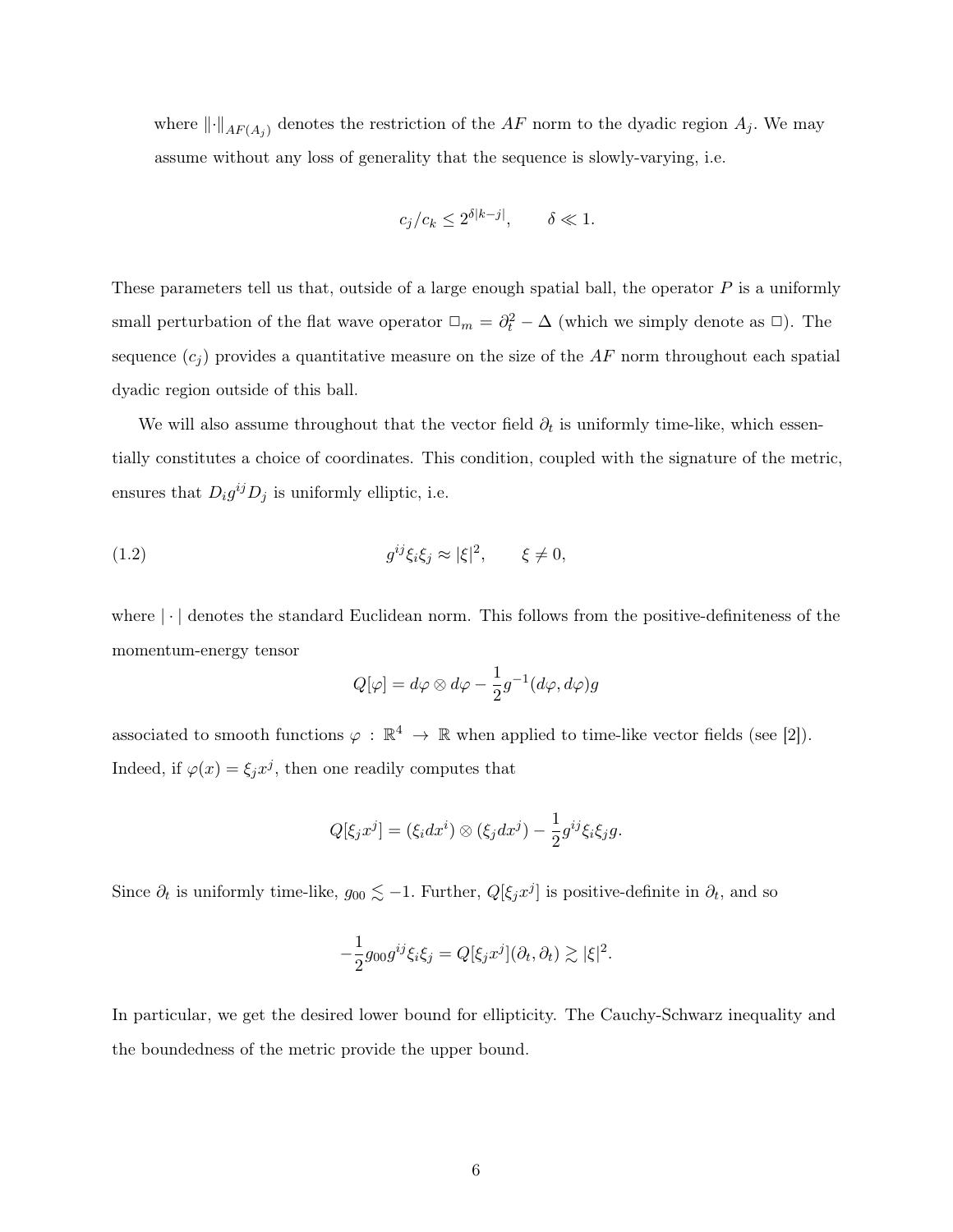where $\|\cdot\|_{AF(A_j)}$ denotes the restriction of the $AF$ norm to the dyadic region $A_j$. We may assume without any loss of generality that the sequence is slowly-varying, i.e.

$$c_j/c_k \le 2^{\delta|k-j|}, \qquad \delta \ll 1.$$

These parameters tell us that, outside of a large enough spatial ball, the operator $P$ is a uniformly small perturbation of the flat wave operator $\Box_m = \partial_t^2 - \Delta$ (which we simply denote as $\Box$). The sequence $(c_j)$ provides a quantitative measure on the size of the $AF$ norm throughout each spatial dyadic region outside of this ball.

We will also assume throughout that the vector field $\partial_t$ is uniformly time-like, which essentially constitutes a choice of coordinates. This condition, coupled with the signature of the metric, ensures that $D_i g^{ij} D_j$ is uniformly elliptic, i.e.

$$g^{ij}\xi_i\xi_j \approx |\xi|^2, \qquad \xi \neq 0, \tag{1.2}$$

where $|\cdot|$ denotes the standard Euclidean norm. This follows from the positive-definiteness of the momentum-energy tensor

$$Q[\varphi] = d\varphi \otimes d\varphi - \frac{1}{2}g^{-1}(d\varphi, d\varphi)g$$

associated to smooth functions $\varphi : \mathbb{R}^4 \to \mathbb{R}$ when applied to time-like vector fields (see [2]). Indeed, if $\varphi(x) = \xi_j x^j$, then one readily computes that

$$Q[\xi_j x^j] = (\xi_i dx^i) \otimes (\xi_j dx^j) - \frac{1}{2}g^{ij}\xi_i\xi_j g.$$

Since $\partial_t$ is uniformly time-like, $g_{00} \lesssim -1$. Further, $Q[\xi_j x^j]$ is positive-definite in $\partial_t$, and so

$$-\frac{1}{2}g_{00}g^{ij}\xi_i\xi_j = Q[\xi_j x^j](\partial_t, \partial_t) \gtrsim |\xi|^2.$$

In particular, we get the desired lower bound for ellipticity. The Cauchy-Schwarz inequality and the boundedness of the metric provide the upper bound.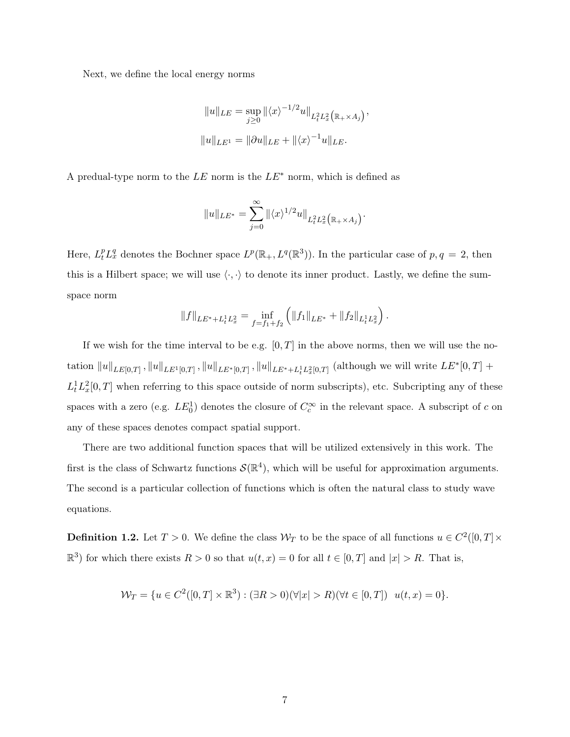Next, we define the local energy norms

$$\|u\|_{LE} = \sup_{j \geq 0} \|\langle x \rangle^{-1/2} u\|_{L_t^2 L_x^2\left(\mathbb{R}_+ \times A_j\right)},$$

$$\|u\|_{LE^1} = \|\partial u\|_{LE} + \|\langle x \rangle^{-1} u\|_{LE}.$$

A predual-type norm to the $LE$ norm is the $LE^*$ norm, which is defined as

$$\|u\|_{LE^*} = \sum_{j=0}^{\infty} \|\langle x \rangle^{1/2} u\|_{L_t^2 L_x^2\left(\mathbb{R}_+ \times A_j\right)}.$$

Here, $L_t^p L_x^q$ denotes the Bochner space $L^p(\mathbb{R}_+, L^q(\mathbb{R}^3))$. In the particular case of $p, q = 2$, then this is a Hilbert space; we will use $\langle \cdot, \cdot \rangle$ to denote its inner product. Lastly, we define the sum-space norm

$$\|f\|_{LE^* + L_t^1 L_x^2} = \inf_{f = f_1 + f_2} \left( \|f_1\|_{LE^*} + \|f_2\|_{L_t^1 L_x^2} \right).$$

If we wish for the time interval to be e.g. $[0, T]$ in the above norms, then we will use the notation $\|u\|_{LE[0,T]}, \|u\|_{LE^1[0,T]}, \|u\|_{LE^*[0,T]}, \|u\|_{LE^* + L_t^1 L_x^2[0,T]}$ (although we will write $LE^*[0,T] + L_t^1 L_x^2[0,T]$ when referring to this space outside of norm subscripts), etc. Subcripting any of these spaces with a zero (e.g. $LE_0^1$) denotes the closure of $C_c^\infty$ in the relevant space. A subscript of $c$ on any of these spaces denotes compact spatial support.

There are two additional function spaces that will be utilized extensively in this work. The first is the class of Schwartz functions $\mathcal{S}(\mathbb{R}^4)$, which will be useful for approximation arguments. The second is a particular collection of functions which is often the natural class to study wave equations.

**Definition 1.2.** Let $T > 0$. We define the class $\mathcal{W}_T$ to be the space of all functions $u \in C^2([0, T] \times \mathbb{R}^3)$ for which there exists $R > 0$ so that $u(t, x) = 0$ for all $t \in [0, T]$ and $|x| > R$. That is,

$$\mathcal{W}_T = \{u \in C^2([0, T] \times \mathbb{R}^3) : (\exists R > 0)(\forall |x| > R)(\forall t \in [0, T]) \ \ u(t, x) = 0\}.$$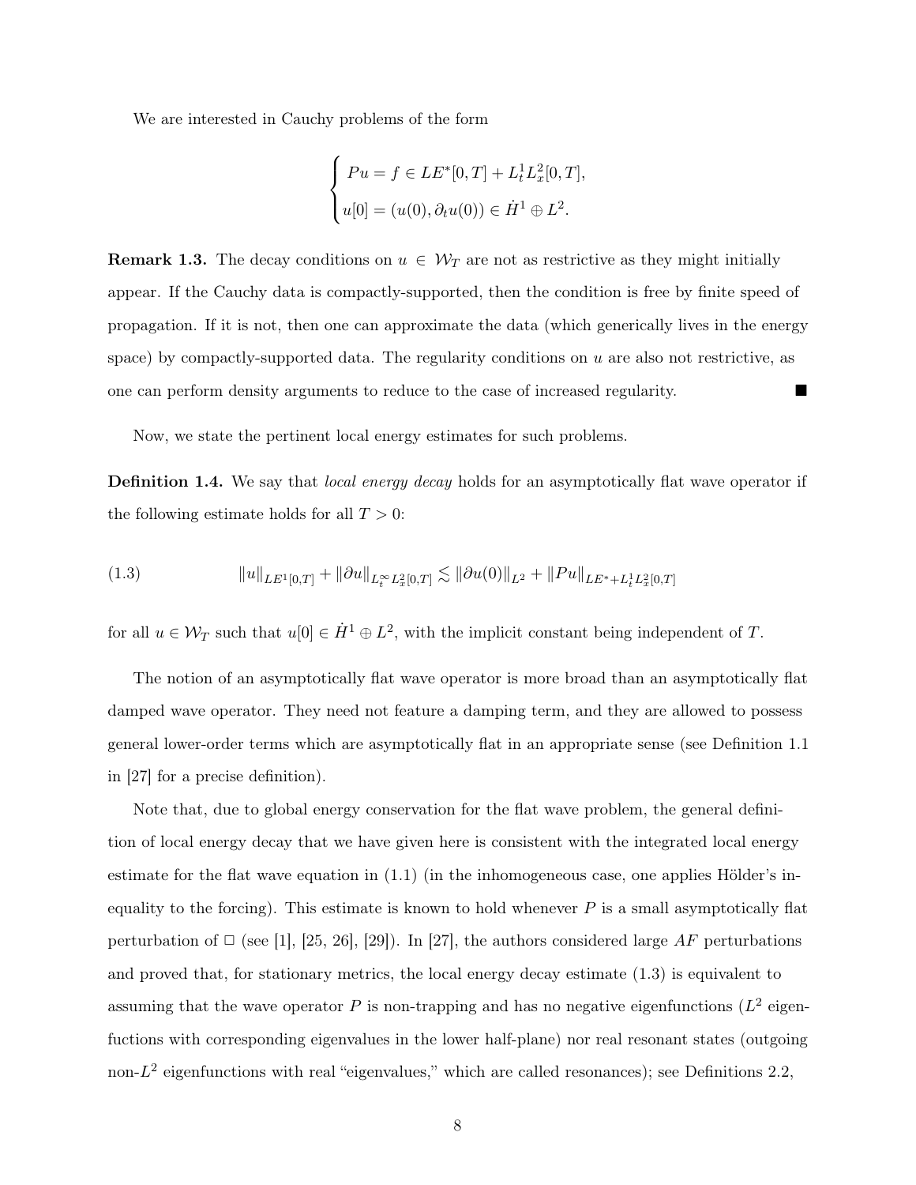We are interested in Cauchy problems of the form

$$\begin{cases} Pu = f \in LE^*[0,T] + L_t^1 L_x^2[0,T], \\ u[0] = (u(0), \partial_t u(0)) \in \dot{H}^1 \oplus L^2. \end{cases}$$

**Remark 1.3.** The decay conditions on $u \in \mathcal{W}_T$ are not as restrictive as they might initially appear. If the Cauchy data is compactly-supported, then the condition is free by finite speed of propagation. If it is not, then one can approximate the data (which generically lives in the energy space) by compactly-supported data. The regularity conditions on $u$ are also not restrictive, as one can perform density arguments to reduce to the case of increased regularity. ∎

Now, we state the pertinent local energy estimates for such problems.

**Definition 1.4.** We say that *local energy decay* holds for an asymptotically flat wave operator if the following estimate holds for all $T > 0$:

$$\|u\|_{LE^1[0,T]} + \|\partial u\|_{L_t^\infty L_x^2[0,T]} \lesssim \|\partial u(0)\|_{L^2} + \|Pu\|_{LE^* + L_t^1 L_x^2[0,T]} \tag{1.3}$$

for all $u \in \mathcal{W}_T$ such that $u[0] \in \dot{H}^1 \oplus L^2$, with the implicit constant being independent of $T$.

The notion of an asymptotically flat wave operator is more broad than an asymptotically flat damped wave operator. They need not feature a damping term, and they are allowed to possess general lower-order terms which are asymptotically flat in an appropriate sense (see Definition 1.1 in [27] for a precise definition).

Note that, due to global energy conservation for the flat wave problem, the general definition of local energy decay that we have given here is consistent with the integrated local energy estimate for the flat wave equation in (1.1) (in the inhomogeneous case, one applies Hölder's inequality to the forcing). This estimate is known to hold whenever $P$ is a small asymptotically flat perturbation of $\Box$ (see [1], [25, 26], [29]). In [27], the authors considered large $AF$ perturbations and proved that, for stationary metrics, the local energy decay estimate (1.3) is equivalent to assuming that the wave operator $P$ is non-trapping and has no negative eigenfunctions ($L^2$ eigenfuctions with corresponding eigenvalues in the lower half-plane) nor real resonant states (outgoing non-$L^2$ eigenfunctions with real "eigenvalues," which are called resonances); see Definitions 2.2,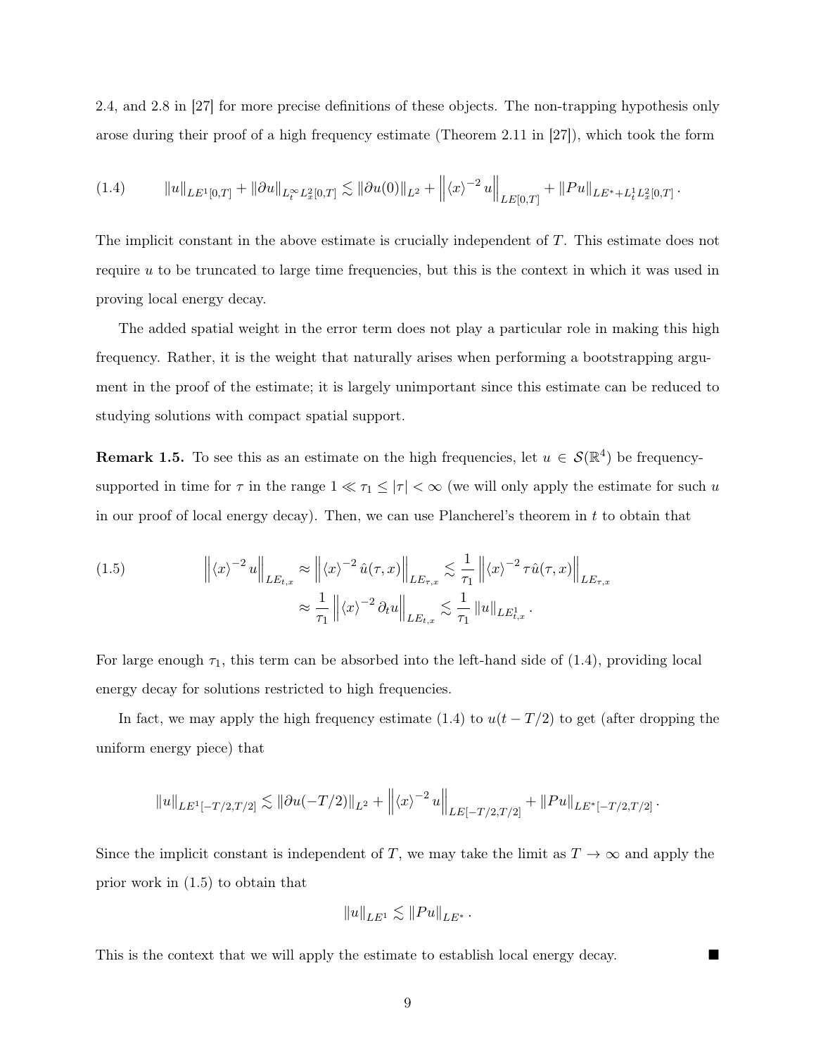2.4, and 2.8 in [27] for more precise definitions of these objects. The non-trapping hypothesis only arose during their proof of a high frequency estimate (Theorem 2.11 in [27]), which took the form

$$\|u\|_{LE^1[0,T]} + \|\partial u\|_{L^\infty_t L^2_x[0,T]} \lesssim \|\partial u(0)\|_{L^2} + \left\|\langle x\rangle^{-2} u\right\|_{LE[0,T]} + \|Pu\|_{LE^* + L^1_t L^2_x[0,T]}. \tag{1.4}$$

The implicit constant in the above estimate is crucially independent of $T$. This estimate does not require $u$ to be truncated to large time frequencies, but this is the context in which it was used in proving local energy decay.

The added spatial weight in the error term does not play a particular role in making this high frequency. Rather, it is the weight that naturally arises when performing a bootstrapping argument in the proof of the estimate; it is largely unimportant since this estimate can be reduced to studying solutions with compact spatial support.

**Remark 1.5.** To see this as an estimate on the high frequencies, let $u \in \mathcal{S}(\mathbb{R}^4)$ be frequency-supported in time for $\tau$ in the range $1 \ll \tau_1 \leq |\tau| < \infty$ (we will only apply the estimate for such $u$ in our proof of local energy decay). Then, we can use Plancherel's theorem in $t$ to obtain that

$$\begin{aligned} \left\|\langle x\rangle^{-2} u\right\|_{LE_{t,x}} &\approx \left\|\langle x\rangle^{-2} \hat{u}(\tau, x)\right\|_{LE_{\tau,x}} \lesssim \frac{1}{\tau_1}\left\|\langle x\rangle^{-2} \tau \hat{u}(\tau, x)\right\|_{LE_{\tau,x}} \\ &\approx \frac{1}{\tau_1}\left\|\langle x\rangle^{-2} \partial_t u\right\|_{LE_{t,x}} \lesssim \frac{1}{\tau_1}\|u\|_{LE^1_{t,x}}. \end{aligned} \tag{1.5}$$

For large enough $\tau_1$, this term can be absorbed into the left-hand side of (1.4), providing local energy decay for solutions restricted to high frequencies.

In fact, we may apply the high frequency estimate (1.4) to $u(t - T/2)$ to get (after dropping the uniform energy piece) that

$$\|u\|_{LE^1[-T/2,T/2]} \lesssim \|\partial u(-T/2)\|_{L^2} + \left\|\langle x\rangle^{-2} u\right\|_{LE[-T/2,T/2]} + \|Pu\|_{LE^*[-T/2,T/2]}.$$

Since the implicit constant is independent of $T$, we may take the limit as $T \to \infty$ and apply the prior work in (1.5) to obtain that

$$\|u\|_{LE^1} \lesssim \|Pu\|_{LE^*}.$$

This is the context that we will apply the estimate to establish local energy decay. ■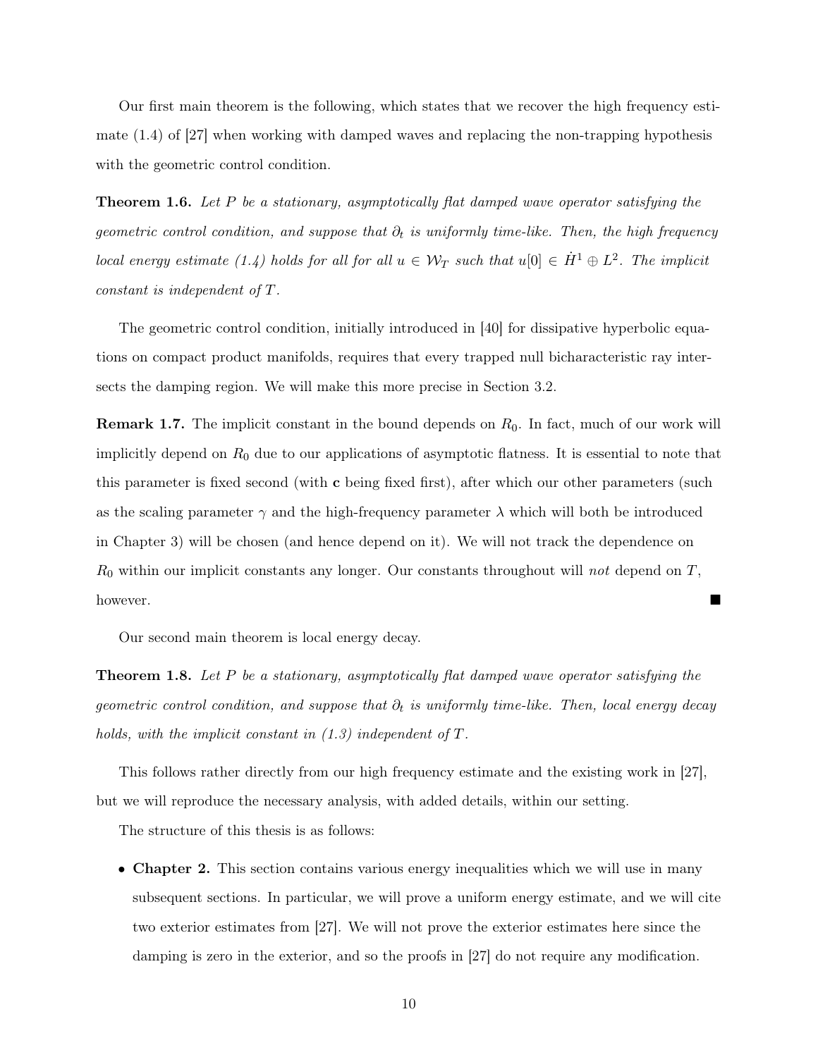Our first main theorem is the following, which states that we recover the high frequency estimate (1.4) of [27] when working with damped waves and replacing the non-trapping hypothesis with the geometric control condition.

**Theorem 1.6.** *Let $P$ be a stationary, asymptotically flat damped wave operator satisfying the geometric control condition, and suppose that $\partial_t$ is uniformly time-like. Then, the high frequency local energy estimate (1.4) holds for all for all $u \in \mathcal{W}_T$ such that $u[0] \in \dot{H}^1 \oplus L^2$. The implicit constant is independent of $T$.*

The geometric control condition, initially introduced in [40] for dissipative hyperbolic equations on compact product manifolds, requires that every trapped null bicharacteristic ray intersects the damping region. We will make this more precise in Section 3.2.

**Remark 1.7.** The implicit constant in the bound depends on $R_0$. In fact, much of our work will implicitly depend on $R_0$ due to our applications of asymptotic flatness. It is essential to note that this parameter is fixed second (with $\mathbf{c}$ being fixed first), after which our other parameters (such as the scaling parameter $\gamma$ and the high-frequency parameter $\lambda$ which will both be introduced in Chapter 3) will be chosen (and hence depend on it). We will not track the dependence on $R_0$ within our implicit constants any longer. Our constants throughout will *not* depend on $T$, however. ■

Our second main theorem is local energy decay.

**Theorem 1.8.** *Let $P$ be a stationary, asymptotically flat damped wave operator satisfying the geometric control condition, and suppose that $\partial_t$ is uniformly time-like. Then, local energy decay holds, with the implicit constant in (1.3) independent of $T$.*

This follows rather directly from our high frequency estimate and the existing work in [27], but we will reproduce the necessary analysis, with added details, within our setting.

The structure of this thesis is as follows:

- **Chapter 2.** This section contains various energy inequalities which we will use in many subsequent sections. In particular, we will prove a uniform energy estimate, and we will cite two exterior estimates from [27]. We will not prove the exterior estimates here since the damping is zero in the exterior, and so the proofs in [27] do not require any modification.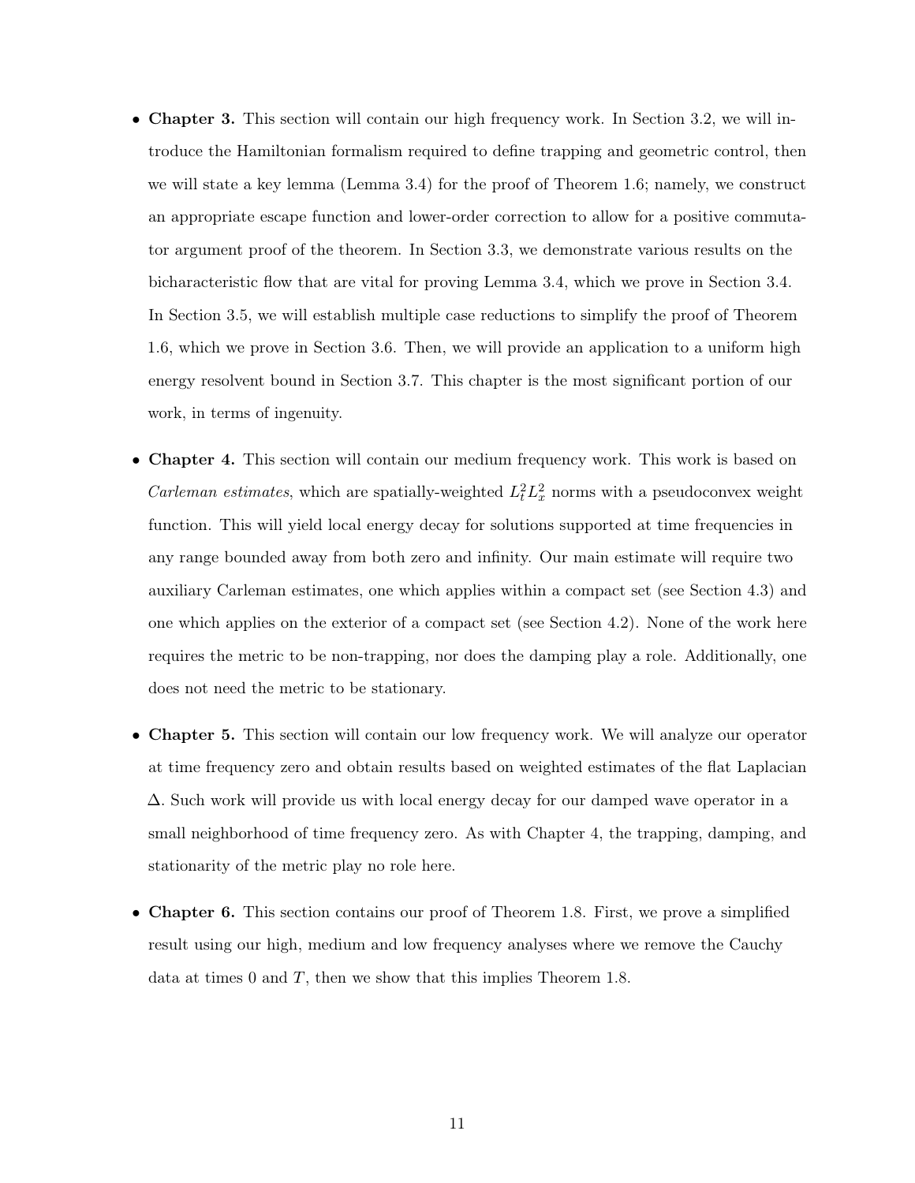- **Chapter 3.** This section will contain our high frequency work. In Section 3.2, we will introduce the Hamiltonian formalism required to define trapping and geometric control, then we will state a key lemma (Lemma 3.4) for the proof of Theorem 1.6; namely, we construct an appropriate escape function and lower-order correction to allow for a positive commutator argument proof of the theorem. In Section 3.3, we demonstrate various results on the bicharacteristic flow that are vital for proving Lemma 3.4, which we prove in Section 3.4. In Section 3.5, we will establish multiple case reductions to simplify the proof of Theorem 1.6, which we prove in Section 3.6. Then, we will provide an application to a uniform high energy resolvent bound in Section 3.7. This chapter is the most significant portion of our work, in terms of ingenuity.

- **Chapter 4.** This section will contain our medium frequency work. This work is based on *Carleman estimates*, which are spatially-weighted $L^2_t L^2_x$ norms with a pseudoconvex weight function. This will yield local energy decay for solutions supported at time frequencies in any range bounded away from both zero and infinity. Our main estimate will require two auxiliary Carleman estimates, one which applies within a compact set (see Section 4.3) and one which applies on the exterior of a compact set (see Section 4.2). None of the work here requires the metric to be non-trapping, nor does the damping play a role. Additionally, one does not need the metric to be stationary.

- **Chapter 5.** This section will contain our low frequency work. We will analyze our operator at time frequency zero and obtain results based on weighted estimates of the flat Laplacian $\Delta$. Such work will provide us with local energy decay for our damped wave operator in a small neighborhood of time frequency zero. As with Chapter 4, the trapping, damping, and stationarity of the metric play no role here.

- **Chapter 6.** This section contains our proof of Theorem 1.8. First, we prove a simplified result using our high, medium and low frequency analyses where we remove the Cauchy data at times 0 and $T$, then we show that this implies Theorem 1.8.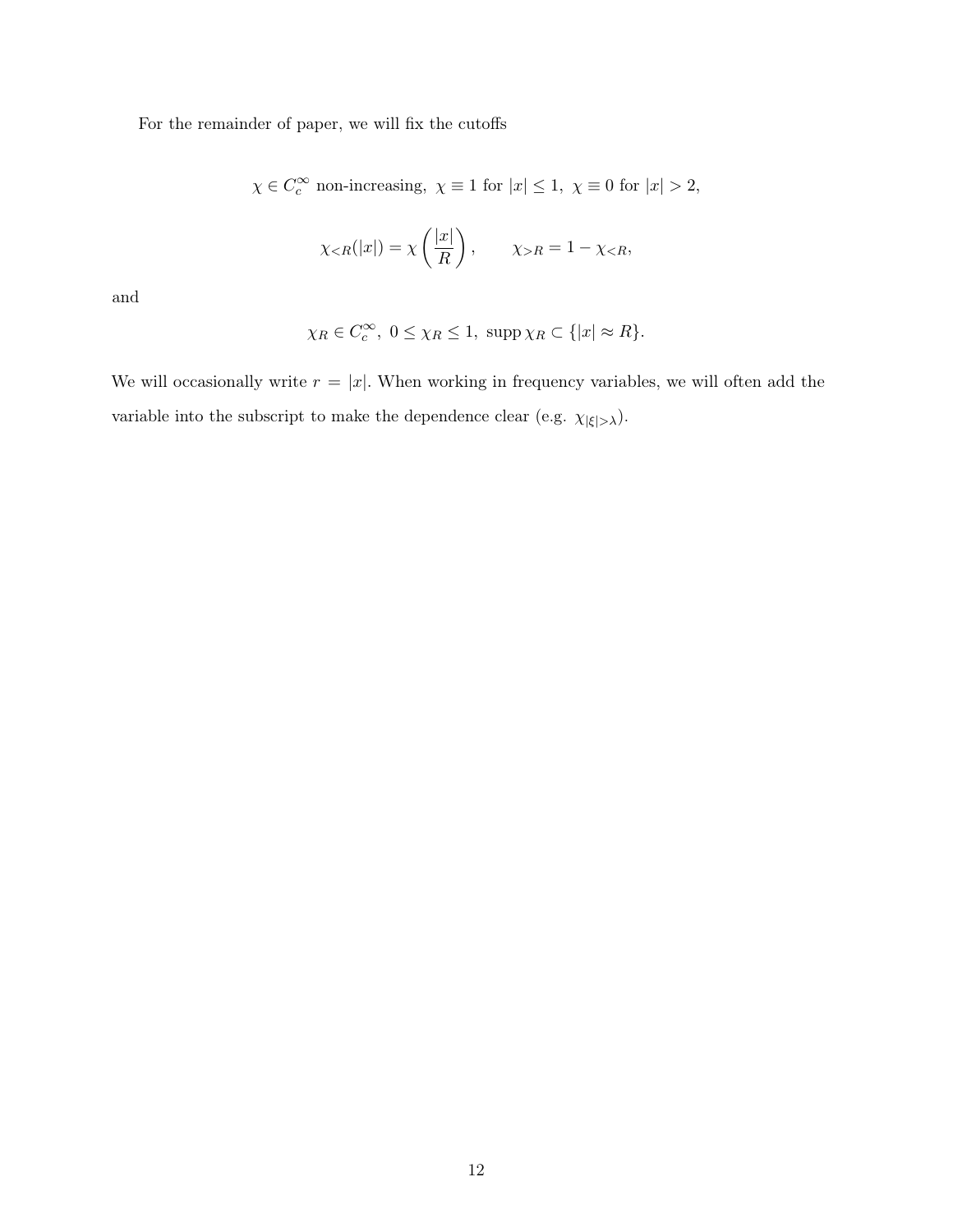For the remainder of paper, we will fix the cutoffs

$$\chi \in C_c^\infty \text{ non-increasing, } \chi \equiv 1 \text{ for } |x| \leq 1, \; \chi \equiv 0 \text{ for } |x| > 2,$$

$$\chi_{<R}(|x|) = \chi\left(\frac{|x|}{R}\right), \qquad \chi_{>R} = 1 - \chi_{<R},$$

and

$$\chi_R \in C_c^\infty, \; 0 \leq \chi_R \leq 1, \; \operatorname{supp} \chi_R \subset \{|x| \approx R\}.$$

We will occasionally write $r = |x|$. When working in frequency variables, we will often add the variable into the subscript to make the dependence clear (e.g. $\chi_{|\xi|>\lambda}$).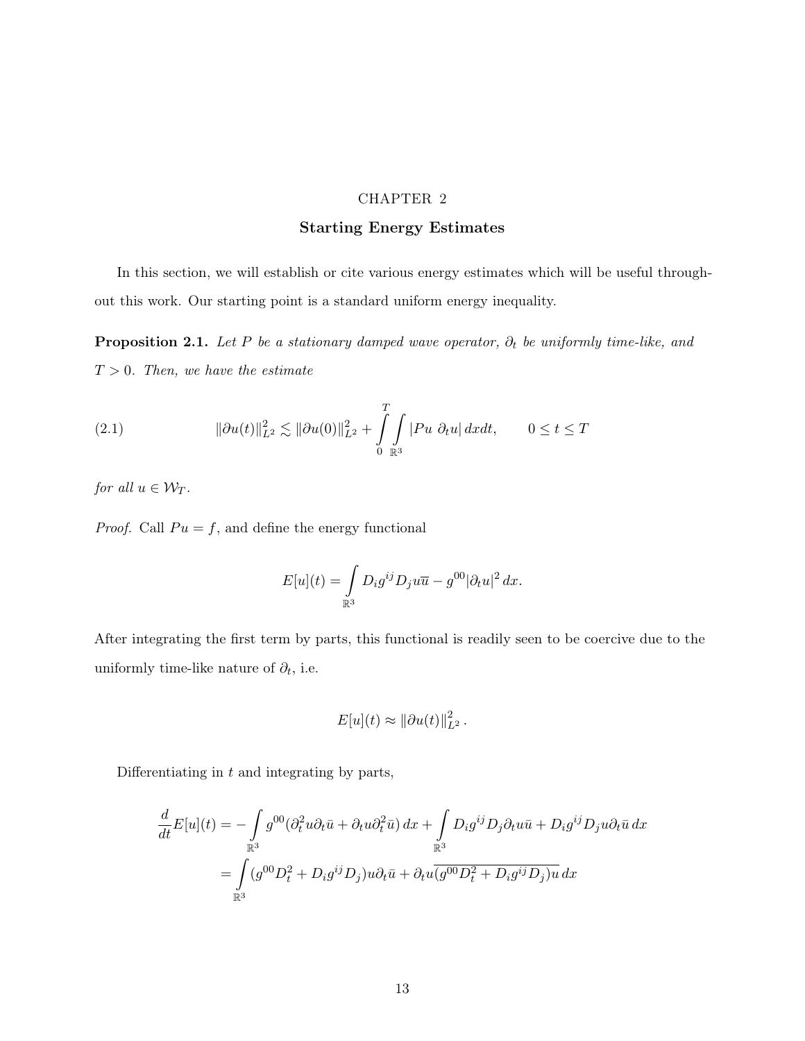# CHAPTER 2

## Starting Energy Estimates

In this section, we will establish or cite various energy estimates which will be useful throughout this work. Our starting point is a standard uniform energy inequality.

**Proposition 2.1.** *Let $P$ be a stationary damped wave operator, $\partial_t$ be uniformly time-like, and $T > 0$. Then, we have the estimate*

$$\|\partial u(t)\|_{L^2}^2 \lesssim \|\partial u(0)\|_{L^2}^2 + \int_0^T \int_{\mathbb{R}^3} |Pu \; \partial_t u| \, dx dt, \qquad 0 \leq t \leq T \tag{2.1}$$

*for all $u \in \mathcal{W}_T$.*

*Proof.* Call $Pu = f$, and define the energy functional

$$E[u](t) = \int_{\mathbb{R}^3} D_i g^{ij} D_j u \bar{u} - g^{00} |\partial_t u|^2 \, dx.$$

After integrating the first term by parts, this functional is readily seen to be coercive due to the uniformly time-like nature of $\partial_t$, i.e.

$$E[u](t) \approx \|\partial u(t)\|_{L^2}^2 .$$

Differentiating in $t$ and integrating by parts,

$$\begin{aligned}
\frac{d}{dt} E[u](t) &= -\int_{\mathbb{R}^3} g^{00} (\partial_t^2 u \partial_t \bar{u} + \partial_t u \partial_t^2 \bar{u}) \, dx + \int_{\mathbb{R}^3} D_i g^{ij} D_j \partial_t u \bar{u} + D_i g^{ij} D_j u \partial_t \bar{u} \, dx \\
&= \int_{\mathbb{R}^3} (g^{00} D_t^2 + D_i g^{ij} D_j) u \partial_t \bar{u} + \partial_t u \overline{(g^{00} D_t^2 + D_i g^{ij} D_j) u} \, dx
\end{aligned}$$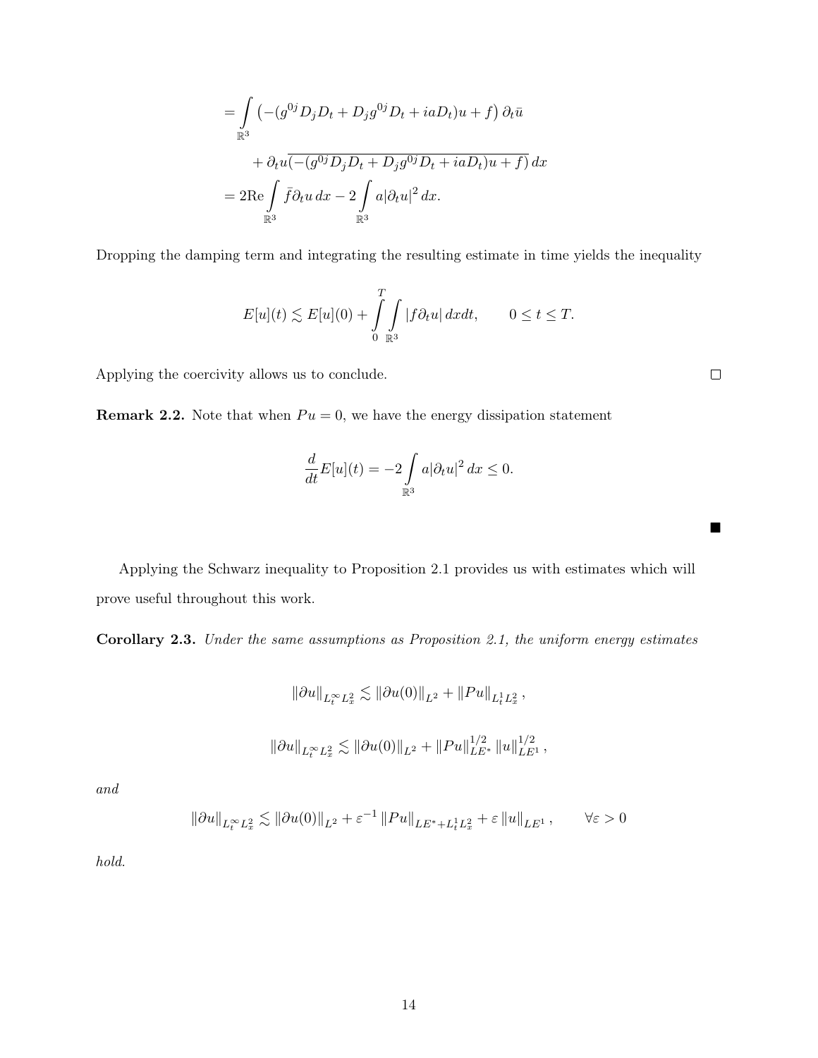$$
\begin{aligned}
&= \int_{\mathbb{R}^3} \left(-(g^{0j}D_jD_t + D_jg^{0j}D_t + iaD_t)u + f\right)\partial_t\bar{u} \\
&\qquad + \partial_t u\overline{(-(g^{0j}D_jD_t + D_jg^{0j}D_t + iaD_t)u + f)}\,dx \\
&= 2\mathrm{Re}\int_{\mathbb{R}^3} \bar{f}\partial_t u\,dx - 2\int_{\mathbb{R}^3} a|\partial_t u|^2\,dx.
\end{aligned}
$$

Dropping the damping term and integrating the resulting estimate in time yields the inequality

$$
E[u](t) \lesssim E[u](0) + \int_0^T \int_{\mathbb{R}^3} |f\partial_t u|\,dxdt, \qquad 0 \le t \le T.
$$

Applying the coercivity allows us to conclude. □

**Remark 2.2.** Note that when $Pu = 0$, we have the energy dissipation statement

$$
\frac{d}{dt}E[u](t) = -2\int_{\mathbb{R}^3} a|\partial_t u|^2\,dx \le 0.
$$

■

Applying the Schwarz inequality to Proposition 2.1 provides us with estimates which will prove useful throughout this work.

**Corollary 2.3.** *Under the same assumptions as Proposition 2.1, the uniform energy estimates*

$$
\|\partial u\|_{L_t^\infty L_x^2} \lesssim \|\partial u(0)\|_{L^2} + \|Pu\|_{L_t^1 L_x^2}\,,
$$

$$
\|\partial u\|_{L_t^\infty L_x^2} \lesssim \|\partial u(0)\|_{L^2} + \|Pu\|_{LE^*}^{1/2}\,\|u\|_{LE^1}^{1/2}\,,
$$

*and*

$$
\|\partial u\|_{L_t^\infty L_x^2} \lesssim \|\partial u(0)\|_{L^2} + \varepsilon^{-1}\|Pu\|_{LE^* + L_t^1 L_x^2} + \varepsilon\,\|u\|_{LE^1}\,, \qquad \forall \varepsilon > 0
$$

*hold.*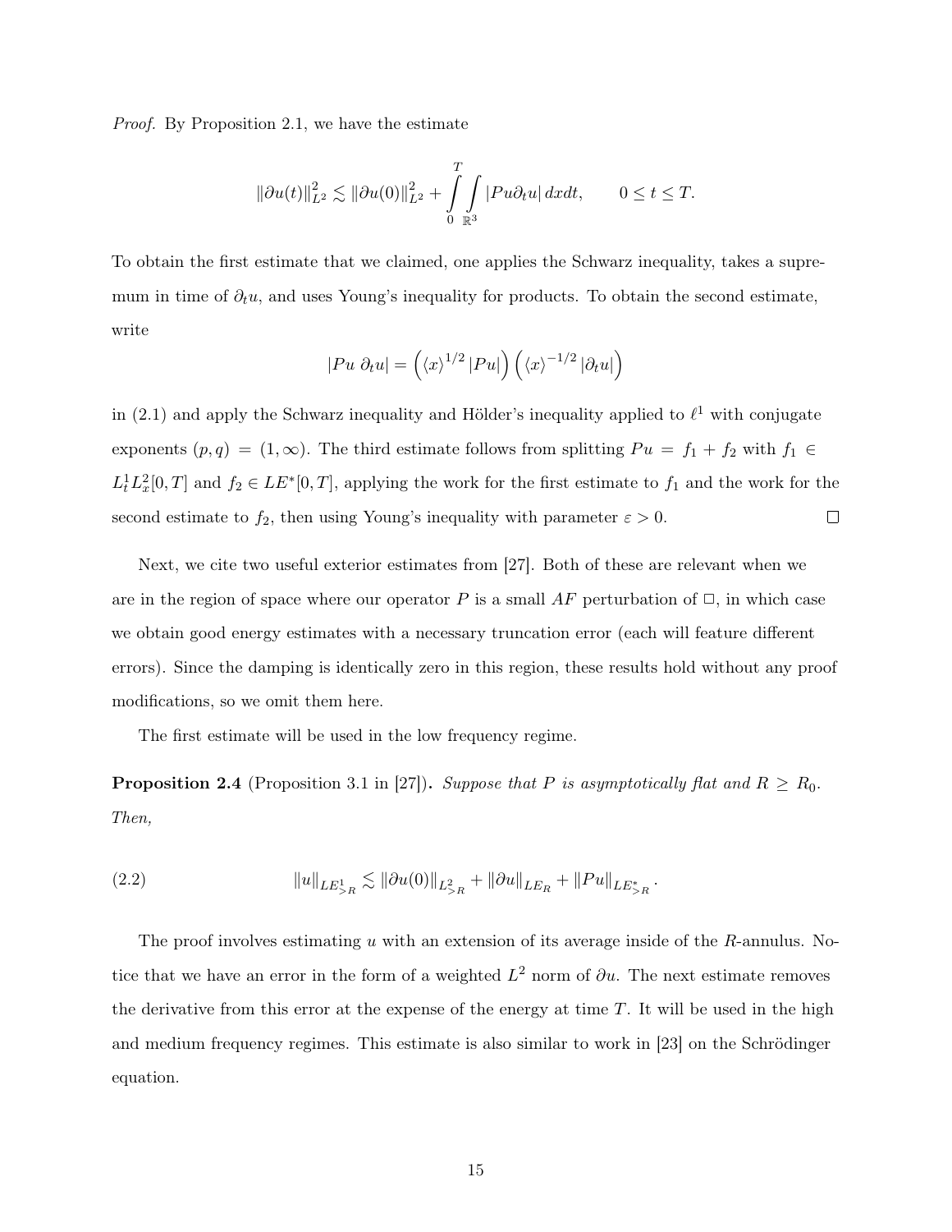*Proof.* By Proposition 2.1, we have the estimate

$$\|\partial u(t)\|_{L^2}^2 \lesssim \|\partial u(0)\|_{L^2}^2 + \int_0^T \int_{\mathbb{R}^3} |Pu \partial_t u| \, dx dt, \qquad 0 \leq t \leq T.$$

To obtain the first estimate that we claimed, one applies the Schwarz inequality, takes a supremum in time of $\partial_t u$, and uses Young's inequality for products. To obtain the second estimate, write

$$|Pu \; \partial_t u| = \left( \langle x \rangle^{1/2} |Pu| \right) \left( \langle x \rangle^{-1/2} |\partial_t u| \right)$$

in (2.1) and apply the Schwarz inequality and Hölder's inequality applied to $\ell^1$ with conjugate exponents $(p, q) = (1, \infty)$. The third estimate follows from splitting $Pu = f_1 + f_2$ with $f_1 \in L_t^1 L_x^2[0, T]$ and $f_2 \in LE^*[0, T]$, applying the work for the first estimate to $f_1$ and the work for the second estimate to $f_2$, then using Young's inequality with parameter $\varepsilon > 0$. □

Next, we cite two useful exterior estimates from [27]. Both of these are relevant when we are in the region of space where our operator $P$ is a small $AF$ perturbation of $\Box$, in which case we obtain good energy estimates with a necessary truncation error (each will feature different errors). Since the damping is identically zero in this region, these results hold without any proof modifications, so we omit them here.

The first estimate will be used in the low frequency regime.

**Proposition 2.4** (Proposition 3.1 in [27])**.** *Suppose that $P$ is asymptotically flat and $R \geq R_0$. Then,*

$$\|u\|_{LE^1_{>R}} \lesssim \|\partial u(0)\|_{L^2_{>R}} + \|\partial u\|_{LE_R} + \|Pu\|_{LE^*_{>R}}. \tag{2.2}$$

The proof involves estimating $u$ with an extension of its average inside of the $R$-annulus. Notice that we have an error in the form of a weighted $L^2$ norm of $\partial u$. The next estimate removes the derivative from this error at the expense of the energy at time $T$. It will be used in the high and medium frequency regimes. This estimate is also similar to work in [23] on the Schrödinger equation.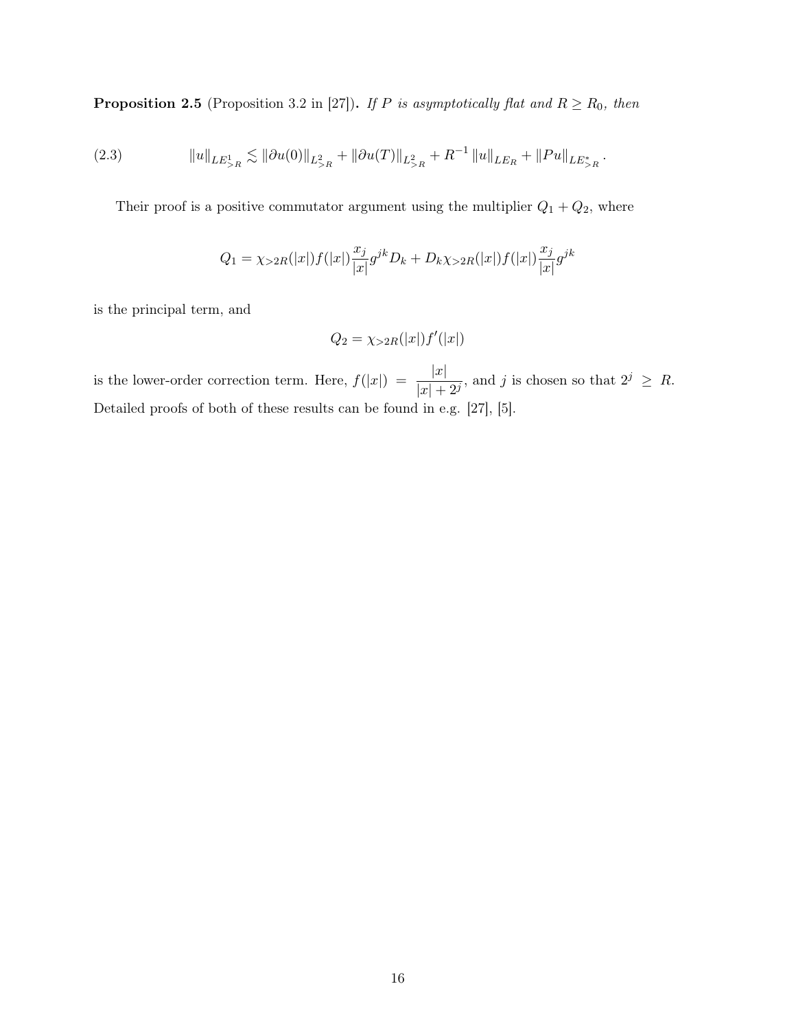**Proposition 2.5** (Proposition 3.2 in [27]). *If $P$ is asymptotically flat and $R \geq R_0$, then*

$$\|u\|_{LE^1_{>R}} \lesssim \|\partial u(0)\|_{L^2_{>R}} + \|\partial u(T)\|_{L^2_{>R}} + R^{-1}\|u\|_{LE_R} + \|Pu\|_{LE^*_{>R}}. \tag{2.3}$$

Their proof is a positive commutator argument using the multiplier $Q_1 + Q_2$, where

$$Q_1 = \chi_{>2R}(|x|)f(|x|)\frac{x_j}{|x|}g^{jk}D_k + D_k\chi_{>2R}(|x|)f(|x|)\frac{x_j}{|x|}g^{jk}$$

is the principal term, and

$$Q_2 = \chi_{>2R}(|x|)f'(|x|)$$

is the lower-order correction term. Here, $f(|x|) = \dfrac{|x|}{|x| + 2^j}$, and $j$ is chosen so that $2^j \geq R$. Detailed proofs of both of these results can be found in e.g. [27], [5].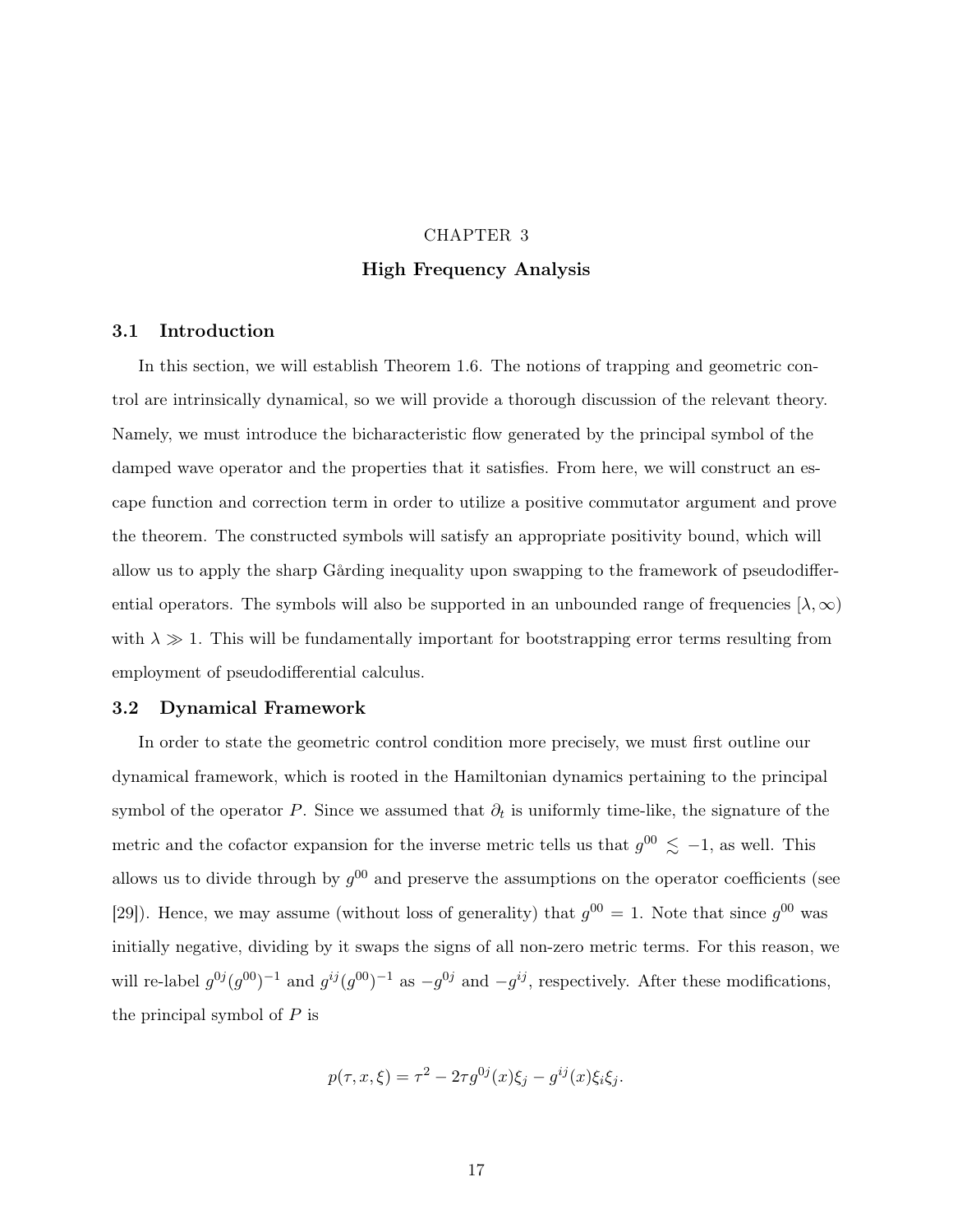# CHAPTER 3

# High Frequency Analysis

## 3.1 Introduction

In this section, we will establish Theorem 1.6. The notions of trapping and geometric control are intrinsically dynamical, so we will provide a thorough discussion of the relevant theory. Namely, we must introduce the bicharacteristic flow generated by the principal symbol of the damped wave operator and the properties that it satisfies. From here, we will construct an escape function and correction term in order to utilize a positive commutator argument and prove the theorem. The constructed symbols will satisfy an appropriate positivity bound, which will allow us to apply the sharp Gårding inequality upon swapping to the framework of pseudodifferential operators. The symbols will also be supported in an unbounded range of frequencies $[\lambda, \infty)$ with $\lambda \gg 1$. This will be fundamentally important for bootstrapping error terms resulting from employment of pseudodifferential calculus.

## 3.2 Dynamical Framework

In order to state the geometric control condition more precisely, we must first outline our dynamical framework, which is rooted in the Hamiltonian dynamics pertaining to the principal symbol of the operator $P$. Since we assumed that $\partial_t$ is uniformly time-like, the signature of the metric and the cofactor expansion for the inverse metric tells us that $g^{00} \lesssim -1$, as well. This allows us to divide through by $g^{00}$ and preserve the assumptions on the operator coefficients (see [29]). Hence, we may assume (without loss of generality) that $g^{00} = 1$. Note that since $g^{00}$ was initially negative, dividing by it swaps the signs of all non-zero metric terms. For this reason, we will re-label $g^{0j}(g^{00})^{-1}$ and $g^{ij}(g^{00})^{-1}$ as $-g^{0j}$ and $-g^{ij}$, respectively. After these modifications, the principal symbol of $P$ is

$$p(\tau, x, \xi) = \tau^2 - 2\tau g^{0j}(x)\xi_j - g^{ij}(x)\xi_i\xi_j.$$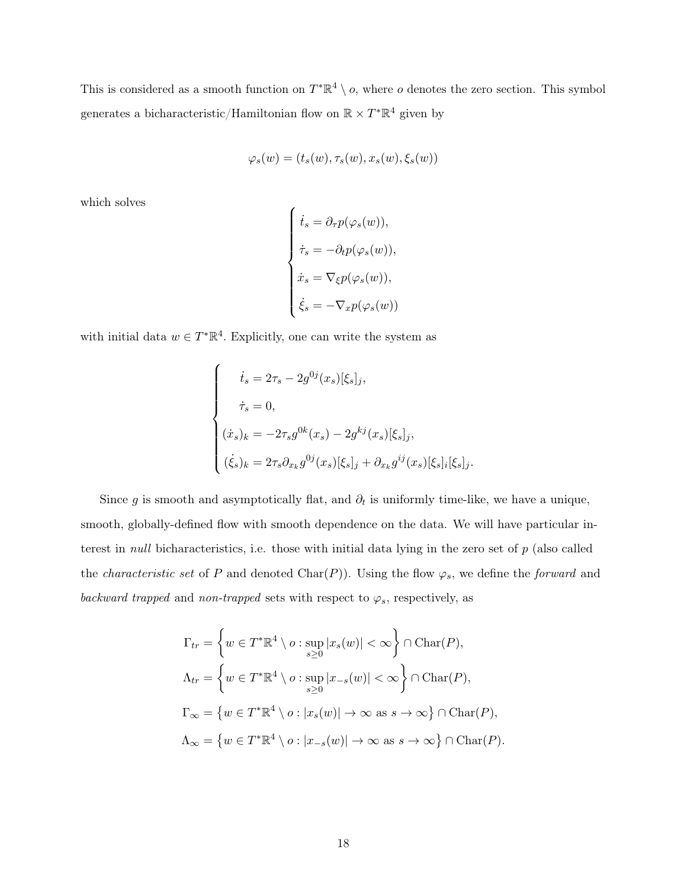This is considered as a smooth function on $T^*\mathbb{R}^4 \setminus o$, where $o$ denotes the zero section. This symbol generates a bicharacteristic/Hamiltonian flow on $\mathbb{R} \times T^*\mathbb{R}^4$ given by

$$\varphi_s(w) = (t_s(w), \tau_s(w), x_s(w), \xi_s(w))$$

which solves

$$\begin{cases} \dot{t}_s = \partial_\tau p(\varphi_s(w)), \\ \dot{\tau}_s = -\partial_t p(\varphi_s(w)), \\ \dot{x}_s = \nabla_\xi p(\varphi_s(w)), \\ \dot{\xi}_s = -\nabla_x p(\varphi_s(w)) \end{cases}$$

with initial data $w \in T^*\mathbb{R}^4$. Explicitly, one can write the system as

$$\begin{cases} \dot{t}_s = 2\tau_s - 2g^{0j}(x_s)[\xi_s]_j, \\ \dot{\tau}_s = 0, \\ (\dot{x}_s)_k = -2\tau_s g^{0k}(x_s) - 2g^{kj}(x_s)[\xi_s]_j, \\ (\dot{\xi}_s)_k = 2\tau_s \partial_{x_k} g^{0j}(x_s)[\xi_s]_j + \partial_{x_k} g^{ij}(x_s)[\xi_s]_i[\xi_s]_j. \end{cases}$$

Since $g$ is smooth and asymptotically flat, and $\partial_t$ is uniformly time-like, we have a unique, smooth, globally-defined flow with smooth dependence on the data. We will have particular interest in *null* bicharacteristics, i.e. those with initial data lying in the zero set of $p$ (also called the *characteristic set* of $P$ and denoted $\mathrm{Char}(P)$). Using the flow $\varphi_s$, we define the *forward* and *backward trapped* and *non-trapped* sets with respect to $\varphi_s$, respectively, as

$$\Gamma_{tr} = \left\{ w \in T^*\mathbb{R}^4 \setminus o : \sup_{s \geq 0} |x_s(w)| < \infty \right\} \cap \mathrm{Char}(P),$$

$$\Lambda_{tr} = \left\{ w \in T^*\mathbb{R}^4 \setminus o : \sup_{s \geq 0} |x_{-s}(w)| < \infty \right\} \cap \mathrm{Char}(P),$$

$$\Gamma_\infty = \left\{ w \in T^*\mathbb{R}^4 \setminus o : |x_s(w)| \to \infty \text{ as } s \to \infty \right\} \cap \mathrm{Char}(P),$$

$$\Lambda_\infty = \left\{ w \in T^*\mathbb{R}^4 \setminus o : |x_{-s}(w)| \to \infty \text{ as } s \to \infty \right\} \cap \mathrm{Char}(P).$$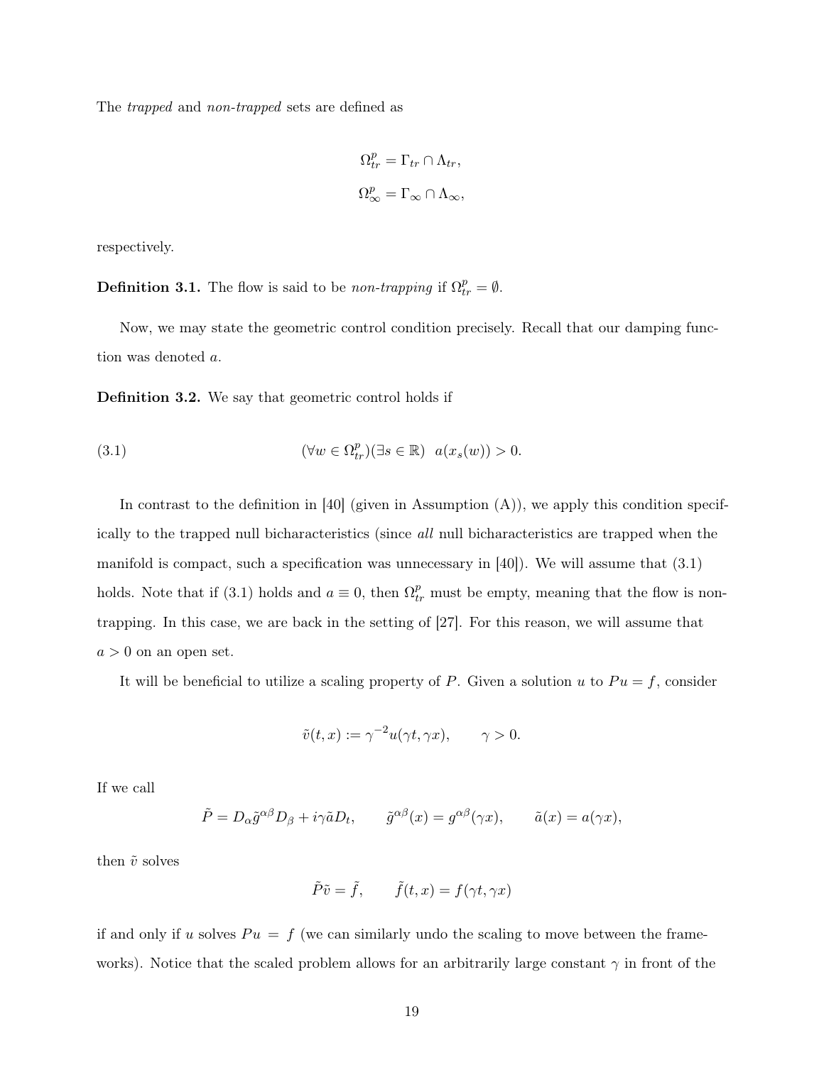The *trapped* and *non-trapped* sets are defined as

$$\Omega^p_{tr} = \Gamma_{tr} \cap \Lambda_{tr},$$

$$\Omega^p_{\infty} = \Gamma_{\infty} \cap \Lambda_{\infty},$$

respectively.

**Definition 3.1.** The flow is said to be *non-trapping* if $\Omega^p_{tr} = \emptyset$.

Now, we may state the geometric control condition precisely. Recall that our damping function was denoted $a$.

**Definition 3.2.** We say that geometric control holds if

$$(\forall w \in \Omega^p_{tr})(\exists s \in \mathbb{R}) \;\; a(x_s(w)) > 0. \tag{3.1}$$

In contrast to the definition in [40] (given in Assumption (A)), we apply this condition specifically to the trapped null bicharacteristics (since *all* null bicharacteristics are trapped when the manifold is compact, such a specification was unnecessary in [40]). We will assume that (3.1) holds. Note that if (3.1) holds and $a \equiv 0$, then $\Omega^p_{tr}$ must be empty, meaning that the flow is non-trapping. In this case, we are back in the setting of [27]. For this reason, we will assume that $a > 0$ on an open set.

It will be beneficial to utilize a scaling property of $P$. Given a solution $u$ to $Pu = f$, consider

$$\tilde{v}(t, x) := \gamma^{-2} u(\gamma t, \gamma x), \qquad \gamma > 0.$$

If we call

$$\tilde{P} = D_\alpha \tilde{g}^{\alpha\beta} D_\beta + i\gamma \tilde{a} D_t, \qquad \tilde{g}^{\alpha\beta}(x) = g^{\alpha\beta}(\gamma x), \qquad \tilde{a}(x) = a(\gamma x),$$

then $\tilde{v}$ solves

$$\tilde{P}\tilde{v} = \tilde{f}, \qquad \tilde{f}(t, x) = f(\gamma t, \gamma x)$$

if and only if $u$ solves $Pu = f$ (we can similarly undo the scaling to move between the frameworks). Notice that the scaled problem allows for an arbitrarily large constant $\gamma$ in front of the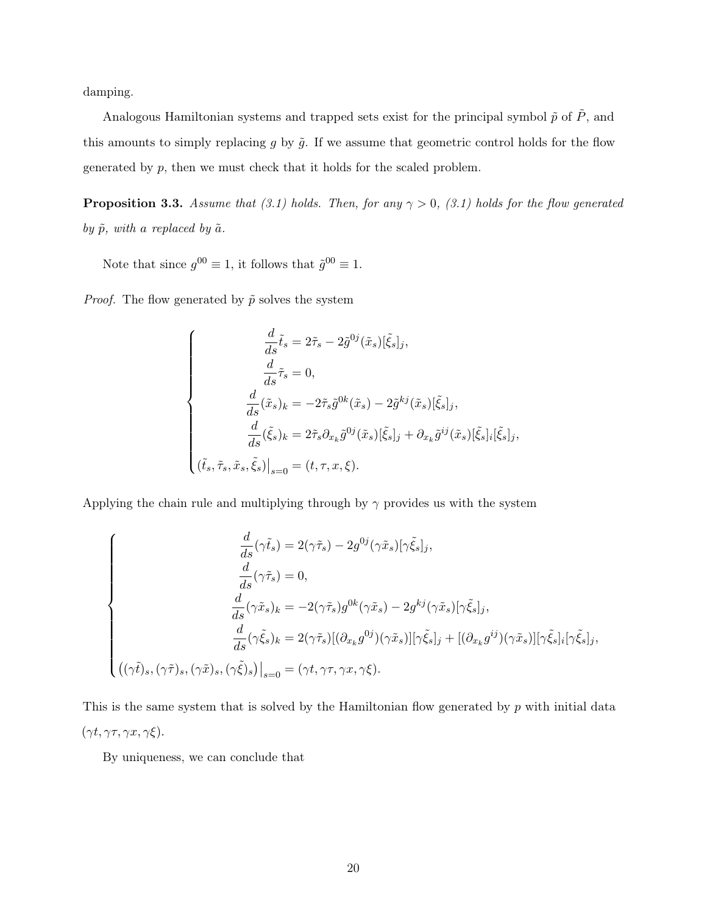damping.

Analogous Hamiltonian systems and trapped sets exist for the principal symbol $\tilde{p}$ of $\tilde{P}$, and this amounts to simply replacing $g$ by $\tilde{g}$. If we assume that geometric control holds for the flow generated by $p$, then we must check that it holds for the scaled problem.

**Proposition 3.3.** *Assume that (3.1) holds. Then, for any $\gamma > 0$, (3.1) holds for the flow generated by $\tilde{p}$, with $a$ replaced by $\tilde{a}$.*

Note that since $g^{00} \equiv 1$, it follows that $\tilde{g}^{00} \equiv 1$.

*Proof.* The flow generated by $\tilde{p}$ solves the system

$$
\begin{cases}
\dfrac{d}{ds}\tilde{t}_s = 2\tilde{\tau}_s - 2\tilde{g}^{0j}(\tilde{x}_s)[\tilde{\xi}_s]_j, \\
\dfrac{d}{ds}\tilde{\tau}_s = 0, \\
\dfrac{d}{ds}(\tilde{x}_s)_k = -2\tilde{\tau}_s\tilde{g}^{0k}(\tilde{x}_s) - 2\tilde{g}^{kj}(\tilde{x}_s)[\tilde{\xi}_s]_j, \\
\dfrac{d}{ds}(\tilde{\xi}_s)_k = 2\tilde{\tau}_s\partial_{x_k}\tilde{g}^{0j}(\tilde{x}_s)[\tilde{\xi}_s]_j + \partial_{x_k}\tilde{g}^{ij}(\tilde{x}_s)[\tilde{\xi}_s]_i[\tilde{\xi}_s]_j, \\
(\tilde{t}_s, \tilde{\tau}_s, \tilde{x}_s, \tilde{\xi}_s)\big|_{s=0} = (t, \tau, x, \xi).
\end{cases}
$$

Applying the chain rule and multiplying through by $\gamma$ provides us with the system

$$
\begin{cases}
\dfrac{d}{ds}(\gamma\tilde{t}_s) = 2(\gamma\tilde{\tau}_s) - 2g^{0j}(\gamma\tilde{x}_s)[\gamma\tilde{\xi}_s]_j, \\
\dfrac{d}{ds}(\gamma\tilde{\tau}_s) = 0, \\
\dfrac{d}{ds}(\gamma\tilde{x}_s)_k = -2(\gamma\tilde{\tau}_s)g^{0k}(\gamma\tilde{x}_s) - 2g^{kj}(\gamma\tilde{x}_s)[\gamma\tilde{\xi}_s]_j, \\
\dfrac{d}{ds}(\gamma\tilde{\xi}_s)_k = 2(\gamma\tilde{\tau}_s)[(\partial_{x_k}g^{0j})(\gamma\tilde{x}_s)][\gamma\tilde{\xi}_s]_j + [(\partial_{x_k}g^{ij})(\gamma\tilde{x}_s)][\gamma\tilde{\xi}_s]_i[\gamma\tilde{\xi}_s]_j, \\
\left((\gamma\tilde{t})_s, (\gamma\tilde{\tau})_s, (\gamma\tilde{x})_s, (\gamma\tilde{\xi})_s\right)\big|_{s=0} = (\gamma t, \gamma\tau, \gamma x, \gamma\xi).
\end{cases}
$$

This is the same system that is solved by the Hamiltonian flow generated by $p$ with initial data $(\gamma t, \gamma\tau, \gamma x, \gamma\xi)$.

By uniqueness, we can conclude that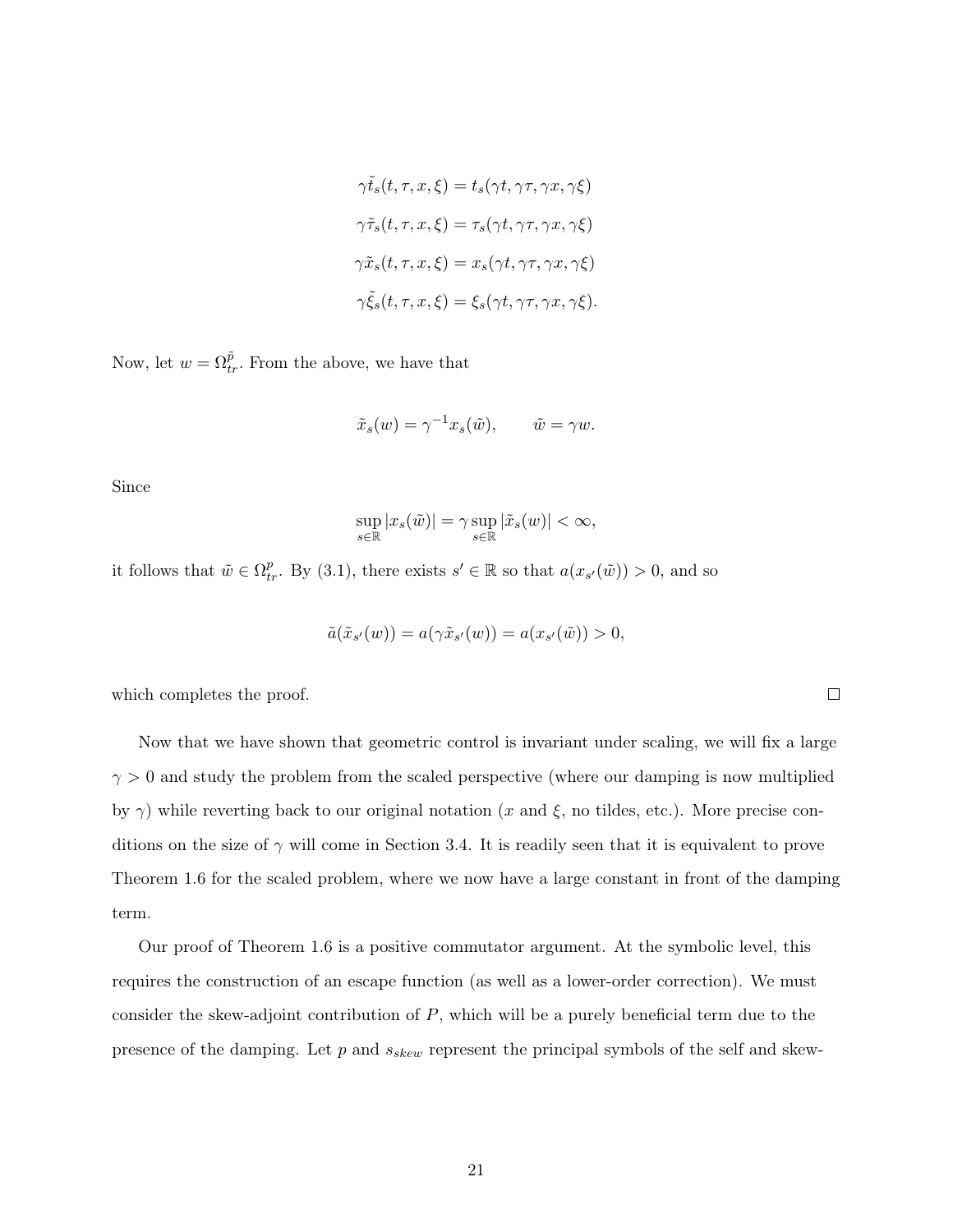$$
\begin{aligned}
\gamma\tilde{t}_s(t,\tau,x,\xi) &= t_s(\gamma t,\gamma\tau,\gamma x,\gamma\xi)\\
\gamma\tilde{\tau}_s(t,\tau,x,\xi) &= \tau_s(\gamma t,\gamma\tau,\gamma x,\gamma\xi)\\
\gamma\tilde{x}_s(t,\tau,x,\xi) &= x_s(\gamma t,\gamma\tau,\gamma x,\gamma\xi)\\
\gamma\tilde{\xi}_s(t,\tau,x,\xi) &= \xi_s(\gamma t,\gamma\tau,\gamma x,\gamma\xi).
\end{aligned}
$$

Now, let $w = \Omega_{tr}^{\tilde{p}}$. From the above, we have that

$$
\tilde{x}_s(w) = \gamma^{-1}x_s(\tilde{w}), \qquad \tilde{w} = \gamma w.
$$

Since

$$
\sup_{s\in\mathbb{R}} |x_s(\tilde{w})| = \gamma \sup_{s\in\mathbb{R}} |\tilde{x}_s(w)| < \infty,
$$

it follows that $\tilde{w} \in \Omega_{tr}^{p}$. By (3.1), there exists $s' \in \mathbb{R}$ so that $a(x_{s'}(\tilde{w})) > 0$, and so

$$
\tilde{a}(\tilde{x}_{s'}(w)) = a(\gamma\tilde{x}_{s'}(w)) = a(x_{s'}(\tilde{w})) > 0,
$$

which completes the proof. $\square$

Now that we have shown that geometric control is invariant under scaling, we will fix a large $\gamma > 0$ and study the problem from the scaled perspective (where our damping is now multiplied by $\gamma$) while reverting back to our original notation ($x$ and $\xi$, no tildes, etc.). More precise conditions on the size of $\gamma$ will come in Section 3.4. It is readily seen that it is equivalent to prove Theorem 1.6 for the scaled problem, where we now have a large constant in front of the damping term.

Our proof of Theorem 1.6 is a positive commutator argument. At the symbolic level, this requires the construction of an escape function (as well as a lower-order correction). We must consider the skew-adjoint contribution of $P$, which will be a purely beneficial term due to the presence of the damping. Let $p$ and $s_{skew}$ represent the principal symbols of the self and skew-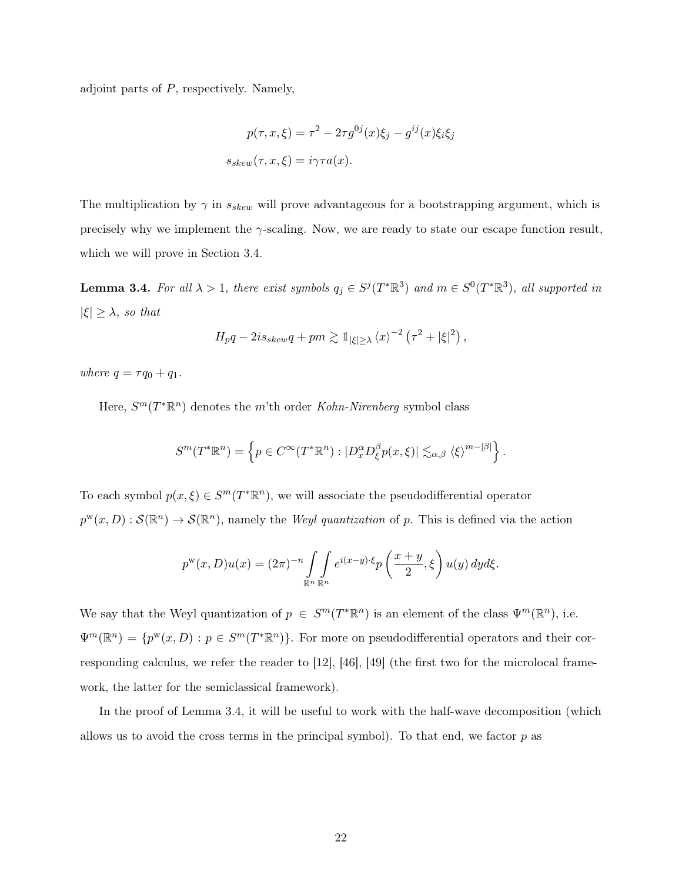adjoint parts of $P$, respectively. Namely,

$$p(\tau, x, \xi) = \tau^2 - 2\tau g^{0j}(x)\xi_j - g^{ij}(x)\xi_i\xi_j$$

$$s_{skew}(\tau, x, \xi) = i\gamma\tau a(x).$$

The multiplication by $\gamma$ in $s_{skew}$ will prove advantageous for a bootstrapping argument, which is precisely why we implement the $\gamma$-scaling. Now, we are ready to state our escape function result, which we will prove in Section 3.4.

**Lemma 3.4.** *For all $\lambda > 1$, there exist symbols $q_j \in S^j(T^*\mathbb{R}^3)$ and $m \in S^0(T^*\mathbb{R}^3)$, all supported in $|\xi| \geq \lambda$, so that*

$$H_p q - 2is_{skew}q + pm \gtrsim \mathbb{1}_{|\xi|\geq\lambda} \langle x\rangle^{-2} \left(\tau^2 + |\xi|^2\right),$$

*where $q = \tau q_0 + q_1$.*

Here, $S^m(T^*\mathbb{R}^n)$ denotes the $m$'th order *Kohn-Nirenberg* symbol class

$$S^m(T^*\mathbb{R}^n) = \left\{p \in C^\infty(T^*\mathbb{R}^n) : |D_x^\alpha D_\xi^\beta p(x,\xi)| \lesssim_{\alpha,\beta} \langle\xi\rangle^{m-|\beta|}\right\}.$$

To each symbol $p(x, \xi) \in S^m(T^*\mathbb{R}^n)$, we will associate the pseudodifferential operator $p^{\mathrm{w}}(x, D) : \mathcal{S}(\mathbb{R}^n) \to \mathcal{S}(\mathbb{R}^n)$, namely the *Weyl quantization* of $p$. This is defined via the action

$$p^{\mathrm{w}}(x, D)u(x) = (2\pi)^{-n} \int\limits_{\mathbb{R}^n}\int\limits_{\mathbb{R}^n} e^{i(x-y)\cdot\xi} p\left(\frac{x+y}{2}, \xi\right) u(y)\, dy d\xi.$$

We say that the Weyl quantization of $p \in S^m(T^*\mathbb{R}^n)$ is an element of the class $\Psi^m(\mathbb{R}^n)$, i.e. $\Psi^m(\mathbb{R}^n) = \{p^{\mathrm{w}}(x, D) : p \in S^m(T^*\mathbb{R}^n)\}$. For more on pseudodifferential operators and their corresponding calculus, we refer the reader to [12], [46], [49] (the first two for the microlocal framework, the latter for the semiclassical framework).

In the proof of Lemma 3.4, it will be useful to work with the half-wave decomposition (which allows us to avoid the cross terms in the principal symbol). To that end, we factor $p$ as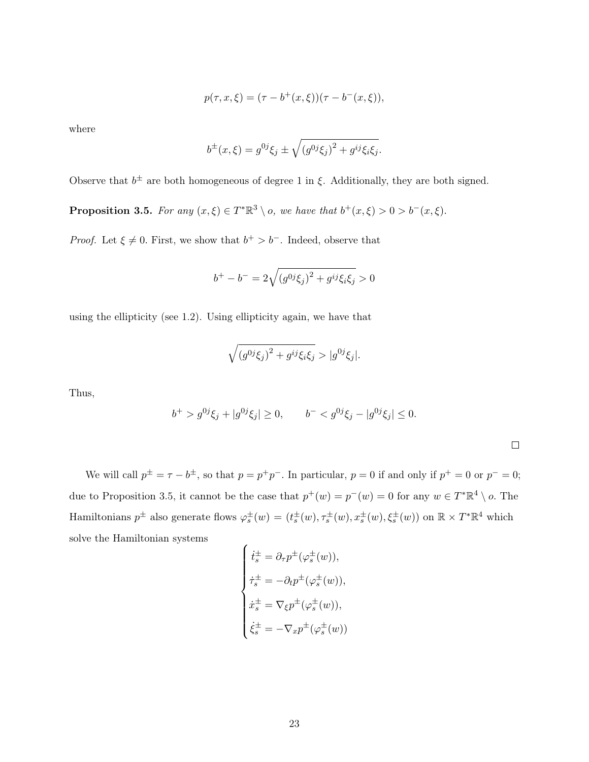$$p(\tau, x, \xi) = (\tau - b^+(x,\xi))(\tau - b^-(x,\xi)),$$

where

$$b^\pm(x,\xi) = g^{0j}\xi_j \pm \sqrt{\left(g^{0j}\xi_j\right)^2 + g^{ij}\xi_i\xi_j}.$$

Observe that $b^\pm$ are both homogeneous of degree 1 in $\xi$. Additionally, they are both signed.

**Proposition 3.5.** *For any $(x,\xi) \in T^*\mathbb{R}^3 \setminus o$, we have that $b^+(x,\xi) > 0 > b^-(x,\xi)$.*

*Proof.* Let $\xi \neq 0$. First, we show that $b^+ > b^-$. Indeed, observe that

$$b^+ - b^- = 2\sqrt{\left(g^{0j}\xi_j\right)^2 + g^{ij}\xi_i\xi_j} > 0$$

using the ellipticity (see 1.2). Using ellipticity again, we have that

$$\sqrt{\left(g^{0j}\xi_j\right)^2 + g^{ij}\xi_i\xi_j} > |g^{0j}\xi_j|.$$

Thus,

$$b^+ > g^{0j}\xi_j + |g^{0j}\xi_j| \geq 0, \qquad b^- < g^{0j}\xi_j - |g^{0j}\xi_j| \leq 0.$$

$\square$

We will call $p^\pm = \tau - b^\pm$, so that $p = p^+p^-$. In particular, $p = 0$ if and only if $p^+ = 0$ or $p^- = 0$; due to Proposition 3.5, it cannot be the case that $p^+(w) = p^-(w) = 0$ for any $w \in T^*\mathbb{R}^4 \setminus o$. The Hamiltonians $p^\pm$ also generate flows $\varphi_s^\pm(w) = (t_s^\pm(w), \tau_s^\pm(w), x_s^\pm(w), \xi_s^\pm(w))$ on $\mathbb{R} \times T^*\mathbb{R}^4$ which solve the Hamiltonian systems

$$\begin{cases} \dot{t}_s^\pm = \partial_\tau p^\pm(\varphi_s^\pm(w)), \\ \dot{\tau}_s^\pm = -\partial_t p^\pm(\varphi_s^\pm(w)), \\ \dot{x}_s^\pm = \nabla_\xi p^\pm(\varphi_s^\pm(w)), \\ \dot{\xi}_s^\pm = -\nabla_x p^\pm(\varphi_s^\pm(w)) \end{cases}$$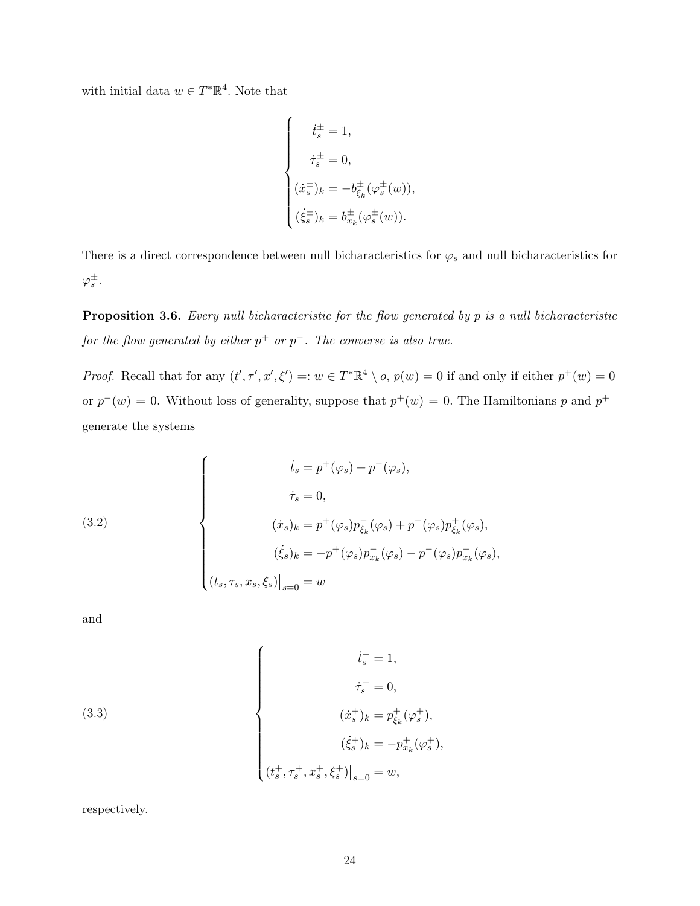with initial data $w \in T^*\mathbb{R}^4$. Note that

$$
\begin{cases}
\dot{t}_s^{\pm} = 1, \\
\dot{\tau}_s^{\pm} = 0, \\
(\dot{x}_s^{\pm})_k = -b_{\xi_k}^{\pm}(\varphi_s^{\pm}(w)), \\
(\dot{\xi}_s^{\pm})_k = b_{x_k}^{\pm}(\varphi_s^{\pm}(w)).
\end{cases}
$$

There is a direct correspondence between null bicharacteristics for $\varphi_s$ and null bicharacteristics for $\varphi_s^{\pm}$.

**Proposition 3.6.** *Every null bicharacteristic for the flow generated by $p$ is a null bicharacteristic for the flow generated by either $p^+$ or $p^-$. The converse is also true.*

*Proof.* Recall that for any $(t', \tau', x', \xi') =: w \in T^*\mathbb{R}^4 \setminus o$, $p(w) = 0$ if and only if either $p^+(w) = 0$ or $p^-(w) = 0$. Without loss of generality, suppose that $p^+(w) = 0$. The Hamiltonians $p$ and $p^+$ generate the systems

$$
\begin{cases}
\dot{t}_s = p^+(\varphi_s) + p^-(\varphi_s), \\
\dot{\tau}_s = 0, \\
(\dot{x}_s)_k = p^+(\varphi_s)p_{\xi_k}^-(\varphi_s) + p^-(\varphi_s)p_{\xi_k}^+(\varphi_s), \\
(\dot{\xi}_s)_k = -p^+(\varphi_s)p_{x_k}^-(\varphi_s) - p^-(\varphi_s)p_{x_k}^+(\varphi_s), \\
(t_s, \tau_s, x_s, \xi_s)\big|_{s=0} = w
\end{cases}
\tag{3.2}
$$

and

$$
\begin{cases}
\dot{t}_s^+ = 1, \\
\dot{\tau}_s^+ = 0, \\
(\dot{x}_s^+)_k = p_{\xi_k}^+(\varphi_s^+), \\
(\dot{\xi}_s^+)_k = -p_{x_k}^+(\varphi_s^+), \\
(t_s^+, \tau_s^+, x_s^+, \xi_s^+)\big|_{s=0} = w,
\end{cases}
\tag{3.3}
$$

respectively.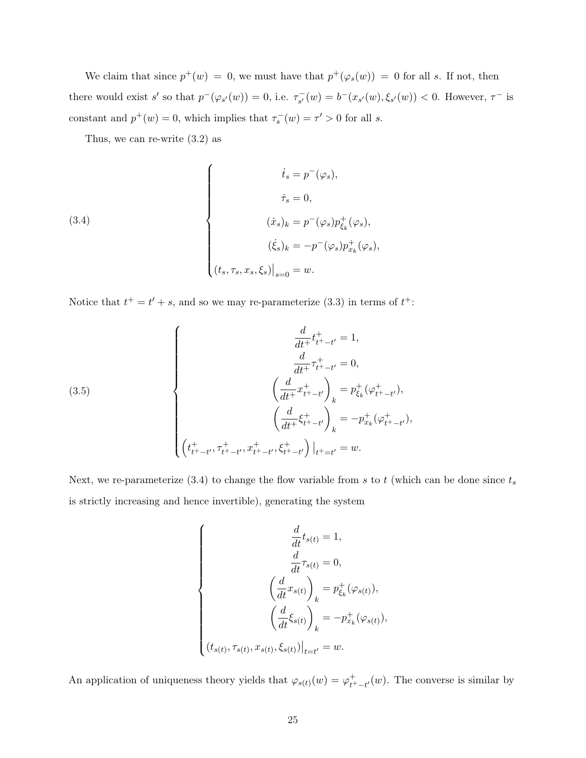We claim that since $p^+(w) = 0$, we must have that $p^+(\varphi_s(w)) = 0$ for all $s$. If not, then there would exist $s'$ so that $p^-(\varphi_{s'}(w)) = 0$, i.e. $\tau^-_{s'}(w) = b^-(x_{s'}(w), \xi_{s'}(w)) < 0$. However, $\tau^-$ is constant and $p^+(w) = 0$, which implies that $\tau^-_s(w) = \tau' > 0$ for all $s$.

Thus, we can re-write (3.2) as

$$
\tag{3.4}
\begin{cases}
\dot{t}_s = p^-(\varphi_s), \\
\dot{\tau}_s = 0, \\
(\dot{x}_s)_k = p^-(\varphi_s) p^+_{\xi_k}(\varphi_s), \\
(\dot{\xi}_s)_k = -p^-(\varphi_s) p^+_{x_k}(\varphi_s), \\
(t_s, \tau_s, x_s, \xi_s)\big|_{s=0} = w.
\end{cases}
$$

Notice that $t^+ = t' + s$, and so we may re-parameterize (3.3) in terms of $t^+$:

$$
\tag{3.5}
\begin{cases}
\dfrac{d}{dt^+} t^+_{t^+-t'} = 1, \\
\dfrac{d}{dt^+} \tau^+_{t^+-t'} = 0, \\
\left(\dfrac{d}{dt^+} x^+_{t^+-t'}\right)_k = p^+_{\xi_k}(\varphi^+_{t^+-t'}), \\
\left(\dfrac{d}{dt^+} \xi^+_{t^+-t'}\right)_k = -p^+_{x_k}(\varphi^+_{t^+-t'}), \\
\left(t^+_{t^+-t'}, \tau^+_{t^+-t'}, x^+_{t^+-t'}, \xi^+_{t^+-t'}\right)\big|_{t^+=t'} = w.
\end{cases}
$$

Next, we re-parameterize (3.4) to change the flow variable from $s$ to $t$ (which can be done since $t_s$ is strictly increasing and hence invertible), generating the system

$$
\begin{cases}
\dfrac{d}{dt} t_{s(t)} = 1, \\
\dfrac{d}{dt} \tau_{s(t)} = 0, \\
\left(\dfrac{d}{dt} x_{s(t)}\right)_k = p^+_{\xi_k}(\varphi_{s(t)}), \\
\left(\dfrac{d}{dt} \xi_{s(t)}\right)_k = -p^+_{x_k}(\varphi_{s(t)}), \\
(t_{s(t)}, \tau_{s(t)}, x_{s(t)}, \xi_{s(t)})\big|_{t=t'} = w.
\end{cases}
$$

An application of uniqueness theory yields that $\varphi_{s(t)}(w) = \varphi^+_{t^+-t'}(w)$. The converse is similar by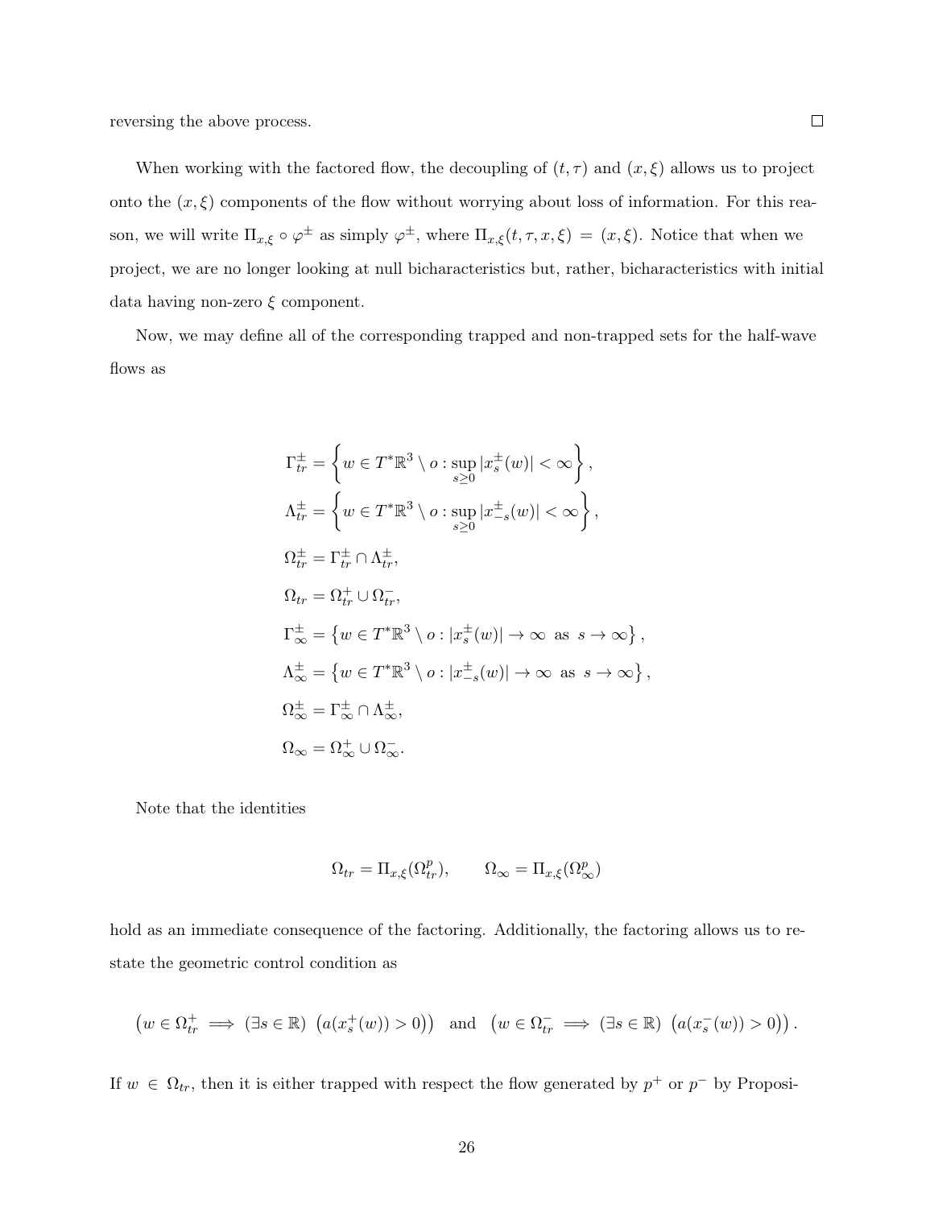reversing the above process. □

When working with the factored flow, the decoupling of $(t, \tau)$ and $(x, \xi)$ allows us to project onto the $(x, \xi)$ components of the flow without worrying about loss of information. For this reason, we will write $\Pi_{x,\xi} \circ \varphi^{\pm}$ as simply $\varphi^{\pm}$, where $\Pi_{x,\xi}(t, \tau, x, \xi) = (x, \xi)$. Notice that when we project, we are no longer looking at null bicharacteristics but, rather, bicharacteristics with initial data having non-zero $\xi$ component.

Now, we may define all of the corresponding trapped and non-trapped sets for the half-wave flows as

$$
\begin{aligned}
\Gamma_{tr}^{\pm} &= \left\{ w \in T^*\mathbb{R}^3 \setminus o : \sup_{s \geq 0} |x_s^{\pm}(w)| < \infty \right\}, \\
\Lambda_{tr}^{\pm} &= \left\{ w \in T^*\mathbb{R}^3 \setminus o : \sup_{s \geq 0} |x_{-s}^{\pm}(w)| < \infty \right\}, \\
\Omega_{tr}^{\pm} &= \Gamma_{tr}^{\pm} \cap \Lambda_{tr}^{\pm}, \\
\Omega_{tr} &= \Omega_{tr}^{+} \cup \Omega_{tr}^{-}, \\
\Gamma_{\infty}^{\pm} &= \left\{ w \in T^*\mathbb{R}^3 \setminus o : |x_s^{\pm}(w)| \to \infty \text{ as } s \to \infty \right\}, \\
\Lambda_{\infty}^{\pm} &= \left\{ w \in T^*\mathbb{R}^3 \setminus o : |x_{-s}^{\pm}(w)| \to \infty \text{ as } s \to \infty \right\}, \\
\Omega_{\infty}^{\pm} &= \Gamma_{\infty}^{\pm} \cap \Lambda_{\infty}^{\pm}, \\
\Omega_{\infty} &= \Omega_{\infty}^{+} \cup \Omega_{\infty}^{-}.
\end{aligned}
$$

Note that the identities

$$
\Omega_{tr} = \Pi_{x,\xi}(\Omega_{tr}^{p}), \qquad \Omega_{\infty} = \Pi_{x,\xi}(\Omega_{\infty}^{p})
$$

hold as an immediate consequence of the factoring. Additionally, the factoring allows us to restate the geometric control condition as

$$
\left(w \in \Omega_{tr}^{+} \implies (\exists s \in \mathbb{R}) \ \left(a(x_s^{+}(w)) > 0\right)\right) \ \text{ and } \ \left(w \in \Omega_{tr}^{-} \implies (\exists s \in \mathbb{R}) \ \left(a(x_s^{-}(w)) > 0\right)\right).
$$

If $w \in \Omega_{tr}$, then it is either trapped with respect the flow generated by $p^{+}$ or $p^{-}$ by Proposi-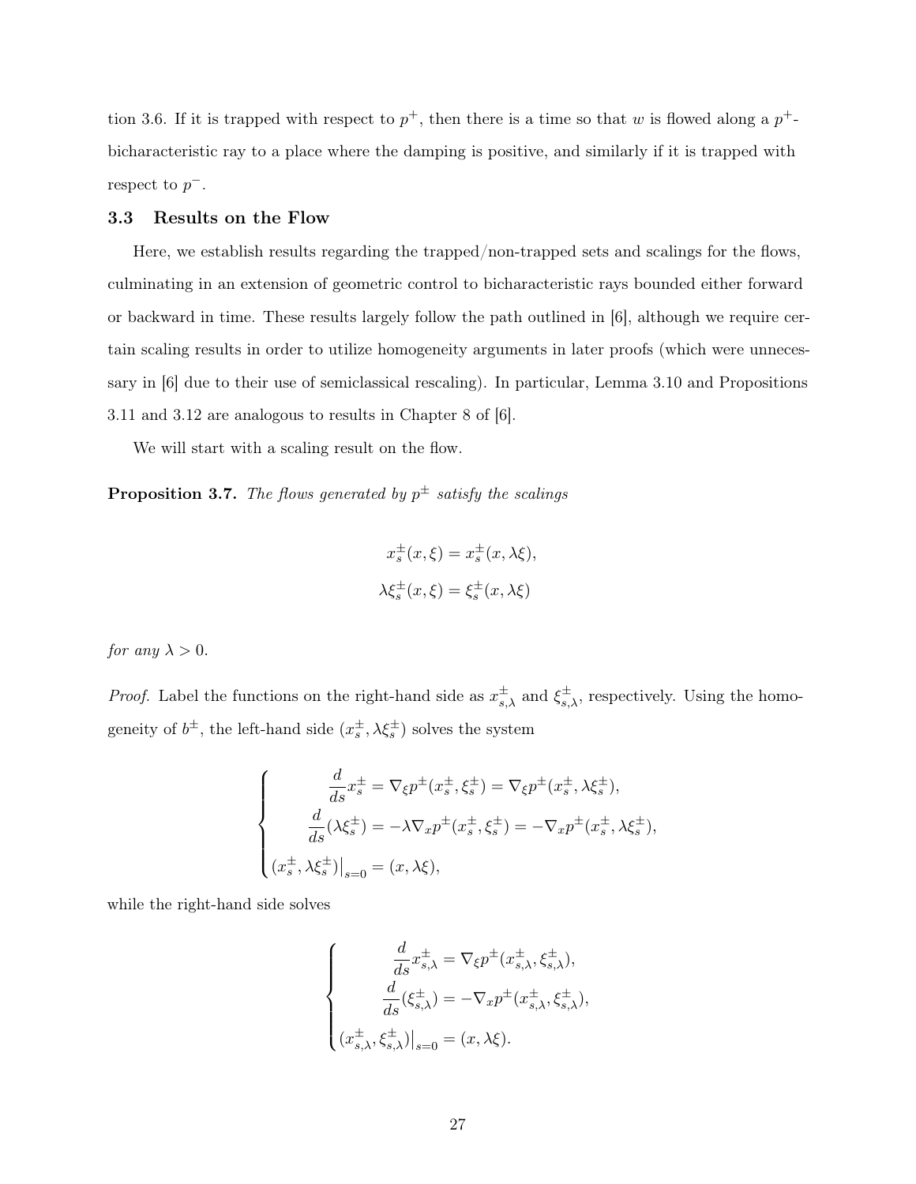tion 3.6. If it is trapped with respect to $p^+$, then there is a time so that $w$ is flowed along a $p^+$-bicharacteristic ray to a place where the damping is positive, and similarly if it is trapped with respect to $p^-$.

### 3.3 Results on the Flow

Here, we establish results regarding the trapped/non-trapped sets and scalings for the flows, culminating in an extension of geometric control to bicharacteristic rays bounded either forward or backward in time. These results largely follow the path outlined in [6], although we require certain scaling results in order to utilize homogeneity arguments in later proofs (which were unnecessary in [6] due to their use of semiclassical rescaling). In particular, Lemma 3.10 and Propositions 3.11 and 3.12 are analogous to results in Chapter 8 of [6].

We will start with a scaling result on the flow.

**Proposition 3.7.** *The flows generated by $p^\pm$ satisfy the scalings*

$$x_s^\pm(x,\xi) = x_s^\pm(x,\lambda\xi),$$
$$\lambda\xi_s^\pm(x,\xi) = \xi_s^\pm(x,\lambda\xi)$$

*for any $\lambda > 0$.*

*Proof.* Label the functions on the right-hand side as $x_{s,\lambda}^\pm$ and $\xi_{s,\lambda}^\pm$, respectively. Using the homogeneity of $b^\pm$, the left-hand side $(x_s^\pm, \lambda\xi_s^\pm)$ solves the system

$$\begin{cases} \dfrac{d}{ds}x_s^\pm = \nabla_\xi p^\pm(x_s^\pm,\xi_s^\pm) = \nabla_\xi p^\pm(x_s^\pm,\lambda\xi_s^\pm), \\ \dfrac{d}{ds}(\lambda\xi_s^\pm) = -\lambda\nabla_x p^\pm(x_s^\pm,\xi_s^\pm) = -\nabla_x p^\pm(x_s^\pm,\lambda\xi_s^\pm), \\ (x_s^\pm,\lambda\xi_s^\pm)\big|_{s=0} = (x,\lambda\xi), \end{cases}$$

while the right-hand side solves

$$\begin{cases} \dfrac{d}{ds}x_{s,\lambda}^\pm = \nabla_\xi p^\pm(x_{s,\lambda}^\pm,\xi_{s,\lambda}^\pm), \\ \dfrac{d}{ds}(\xi_{s,\lambda}^\pm) = -\nabla_x p^\pm(x_{s,\lambda}^\pm,\xi_{s,\lambda}^\pm), \\ (x_{s,\lambda}^\pm,\xi_{s,\lambda}^\pm)\big|_{s=0} = (x,\lambda\xi). \end{cases}$$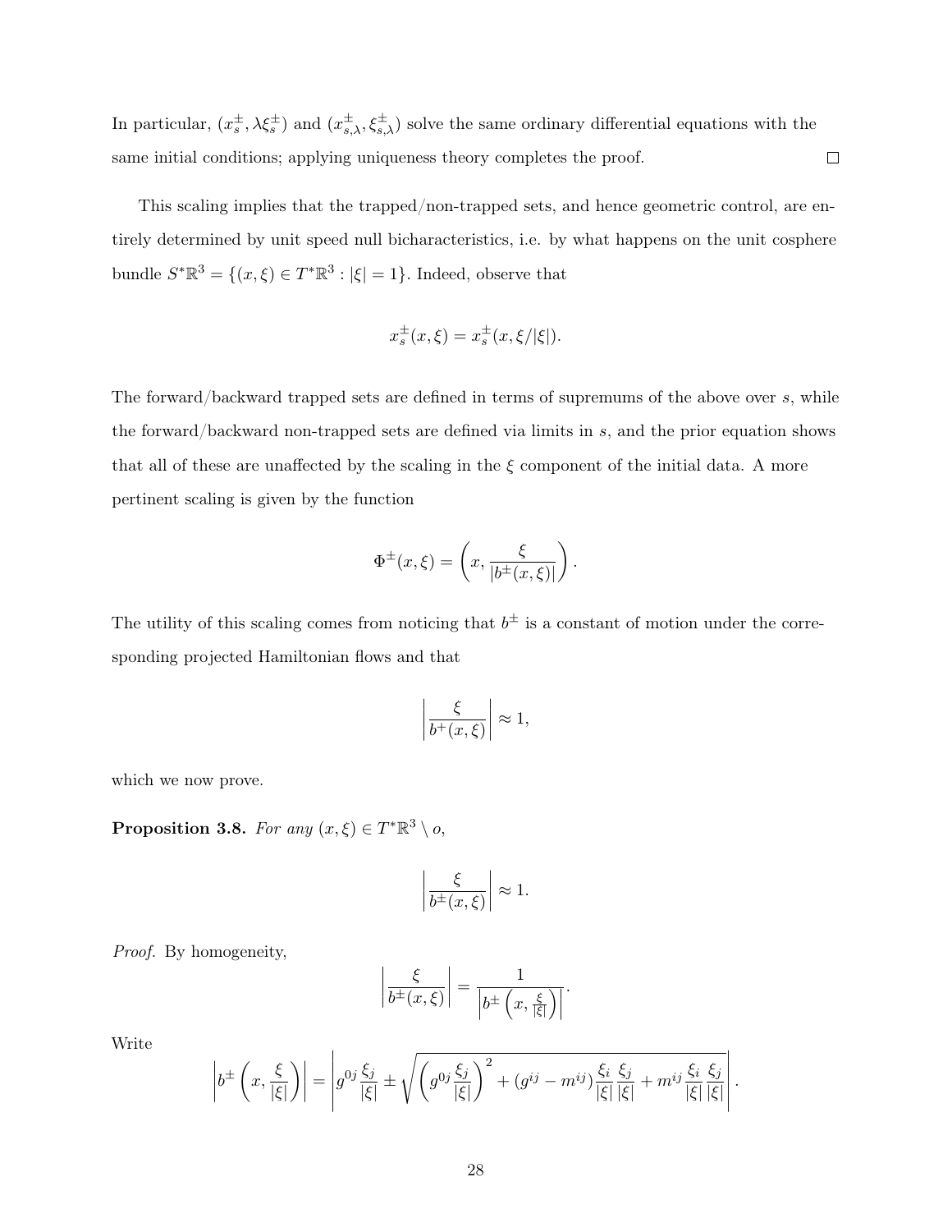In particular, $(x_s^\pm, \lambda \xi_s^\pm)$ and $(x_{s,\lambda}^\pm, \xi_{s,\lambda}^\pm)$ solve the same ordinary differential equations with the same initial conditions; applying uniqueness theory completes the proof. ☐

This scaling implies that the trapped/non-trapped sets, and hence geometric control, are entirely determined by unit speed null bicharacteristics, i.e. by what happens on the unit cosphere bundle $S^*\mathbb{R}^3 = \{(x,\xi) \in T^*\mathbb{R}^3 : |\xi| = 1\}$. Indeed, observe that

$$x_s^\pm(x,\xi) = x_s^\pm(x, \xi/|\xi|).$$

The forward/backward trapped sets are defined in terms of supremums of the above over $s$, while the forward/backward non-trapped sets are defined via limits in $s$, and the prior equation shows that all of these are unaffected by the scaling in the $\xi$ component of the initial data. A more pertinent scaling is given by the function

$$\Phi^\pm(x,\xi) = \left(x, \frac{\xi}{|b^\pm(x,\xi)|}\right).$$

The utility of this scaling comes from noticing that $b^\pm$ is a constant of motion under the corresponding projected Hamiltonian flows and that

$$\left|\frac{\xi}{b^+(x,\xi)}\right| \approx 1,$$

which we now prove.

**Proposition 3.8.** *For any $(x,\xi) \in T^*\mathbb{R}^3 \setminus o$,*

$$\left|\frac{\xi}{b^\pm(x,\xi)}\right| \approx 1.$$

*Proof.* By homogeneity,

$$\left|\frac{\xi}{b^\pm(x,\xi)}\right| = \frac{1}{\left|b^\pm\left(x, \frac{\xi}{|\xi|}\right)\right|}.$$

Write

$$\left|b^\pm\left(x, \frac{\xi}{|\xi|}\right)\right| = \left|g^{0j}\frac{\xi_j}{|\xi|} \pm \sqrt{\left(g^{0j}\frac{\xi_j}{|\xi|}\right)^2 + (g^{ij} - m^{ij})\frac{\xi_i}{|\xi|}\frac{\xi_j}{|\xi|} + m^{ij}\frac{\xi_i}{|\xi|}\frac{\xi_j}{|\xi|}}\right|.$$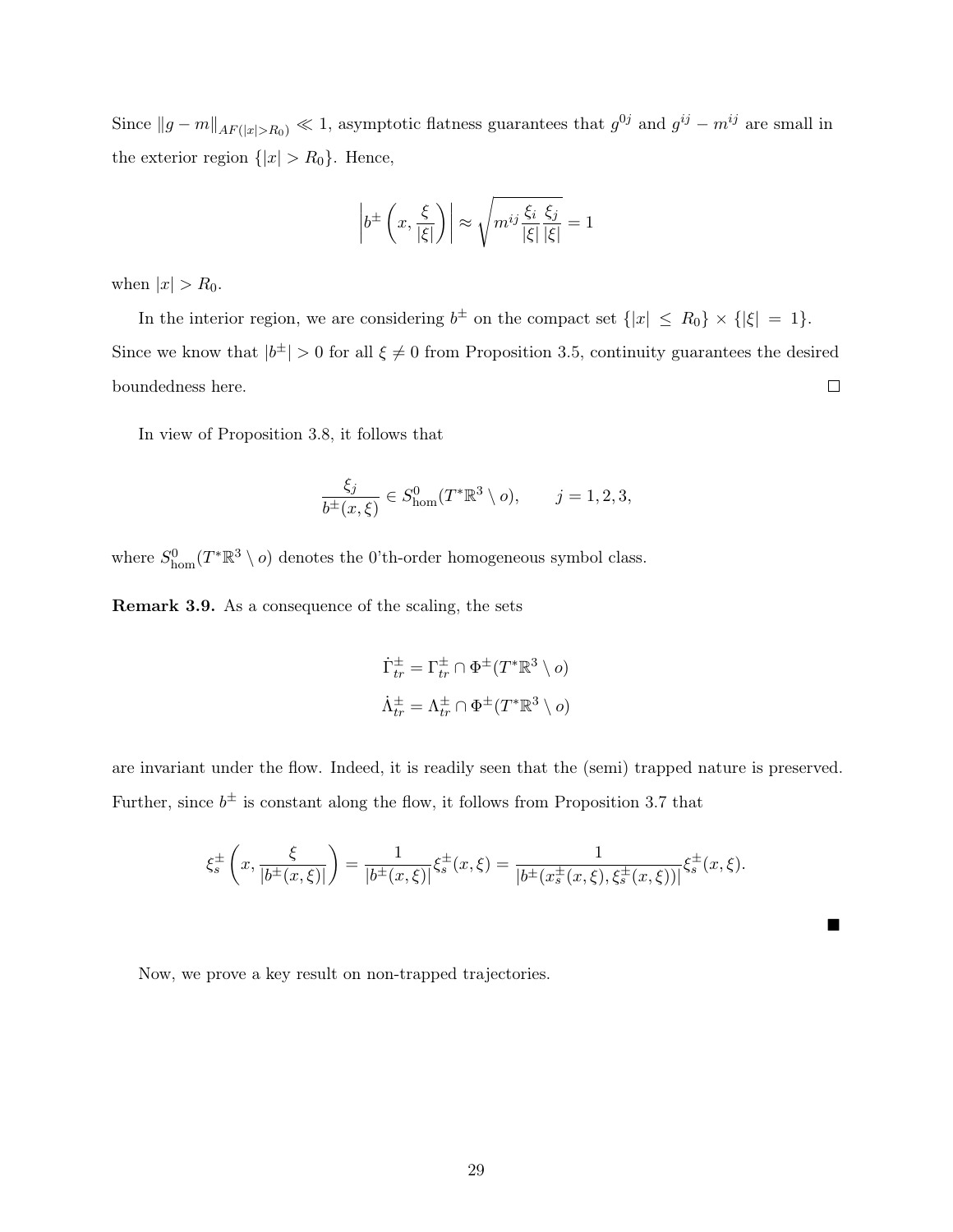Since $\|g - m\|_{AF(|x|>R_0)} \ll 1$, asymptotic flatness guarantees that $g^{0j}$ and $g^{ij} - m^{ij}$ are small in the exterior region $\{|x| > R_0\}$. Hence,

$$\left| b^{\pm}\left(x, \frac{\xi}{|\xi|}\right) \right| \approx \sqrt{m^{ij} \frac{\xi_i}{|\xi|} \frac{\xi_j}{|\xi|}} = 1$$

when $|x| > R_0$.

In the interior region, we are considering $b^{\pm}$ on the compact set $\{|x| \leq R_0\} \times \{|\xi| = 1\}$. Since we know that $|b^{\pm}| > 0$ for all $\xi \neq 0$ from Proposition 3.5, continuity guarantees the desired boundedness here. □

In view of Proposition 3.8, it follows that

$$\frac{\xi_j}{b^{\pm}(x, \xi)} \in S^0_{\mathrm{hom}}(T^*\mathbb{R}^3 \setminus o), \qquad j = 1, 2, 3,$$

where $S^0_{\mathrm{hom}}(T^*\mathbb{R}^3 \setminus o)$ denotes the 0'th-order homogeneous symbol class.

**Remark 3.9.** As a consequence of the scaling, the sets

$$\dot{\Gamma}^{\pm}_{tr} = \Gamma^{\pm}_{tr} \cap \Phi^{\pm}(T^*\mathbb{R}^3 \setminus o)$$
$$\dot{\Lambda}^{\pm}_{tr} = \Lambda^{\pm}_{tr} \cap \Phi^{\pm}(T^*\mathbb{R}^3 \setminus o)$$

are invariant under the flow. Indeed, it is readily seen that the (semi) trapped nature is preserved. Further, since $b^{\pm}$ is constant along the flow, it follows from Proposition 3.7 that

$$\xi^{\pm}_s\left(x, \frac{\xi}{|b^{\pm}(x,\xi)|}\right) = \frac{1}{|b^{\pm}(x,\xi)|}\xi^{\pm}_s(x,\xi) = \frac{1}{|b^{\pm}(x^{\pm}_s(x,\xi), \xi^{\pm}_s(x,\xi))|}\xi^{\pm}_s(x,\xi).$$

■

Now, we prove a key result on non-trapped trajectories.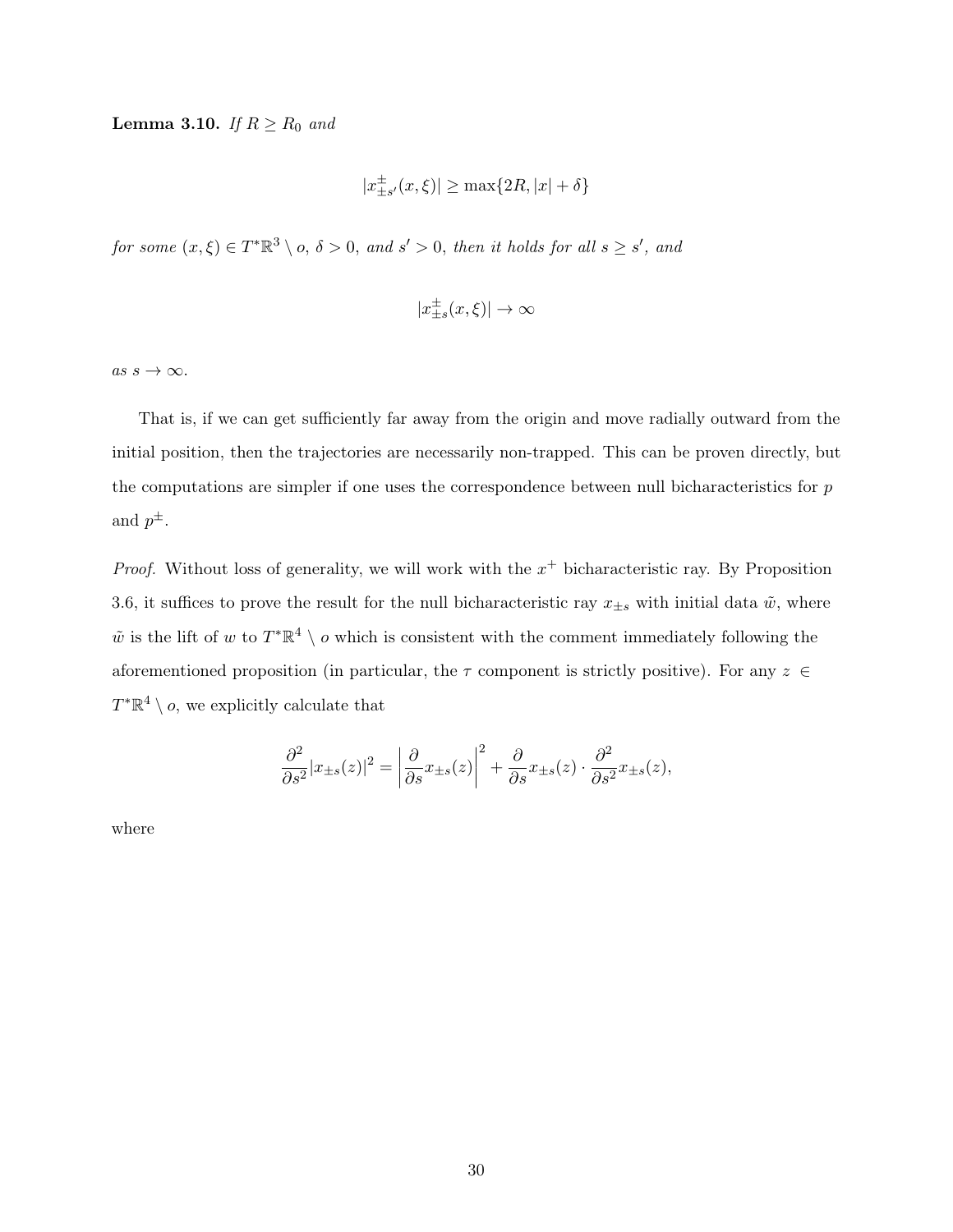**Lemma 3.10.** *If $R \geq R_0$ and*

$$|x^{\pm}_{\pm s'}(x,\xi)| \geq \max\{2R, |x| + \delta\}$$

*for some $(x,\xi) \in T^*\mathbb{R}^3 \setminus o$, $\delta > 0$, and $s' > 0$, then it holds for all $s \geq s'$, and*

$$|x^{\pm}_{\pm s}(x,\xi)| \to \infty$$

*as $s \to \infty$.*

That is, if we can get sufficiently far away from the origin and move radially outward from the initial position, then the trajectories are necessarily non-trapped. This can be proven directly, but the computations are simpler if one uses the correspondence between null bicharacteristics for $p$ and $p^{\pm}$.

*Proof.* Without loss of generality, we will work with the $x^+$ bicharacteristic ray. By Proposition 3.6, it suffices to prove the result for the null bicharacteristic ray $x_{\pm s}$ with initial data $\tilde{w}$, where $\tilde{w}$ is the lift of $w$ to $T^*\mathbb{R}^4 \setminus o$ which is consistent with the comment immediately following the aforementioned proposition (in particular, the $\tau$ component is strictly positive). For any $z \in T^*\mathbb{R}^4 \setminus o$, we explicitly calculate that

$$\frac{\partial^2}{\partial s^2}|x_{\pm s}(z)|^2 = \left|\frac{\partial}{\partial s}x_{\pm s}(z)\right|^2 + \frac{\partial}{\partial s}x_{\pm s}(z) \cdot \frac{\partial^2}{\partial s^2}x_{\pm s}(z),$$

where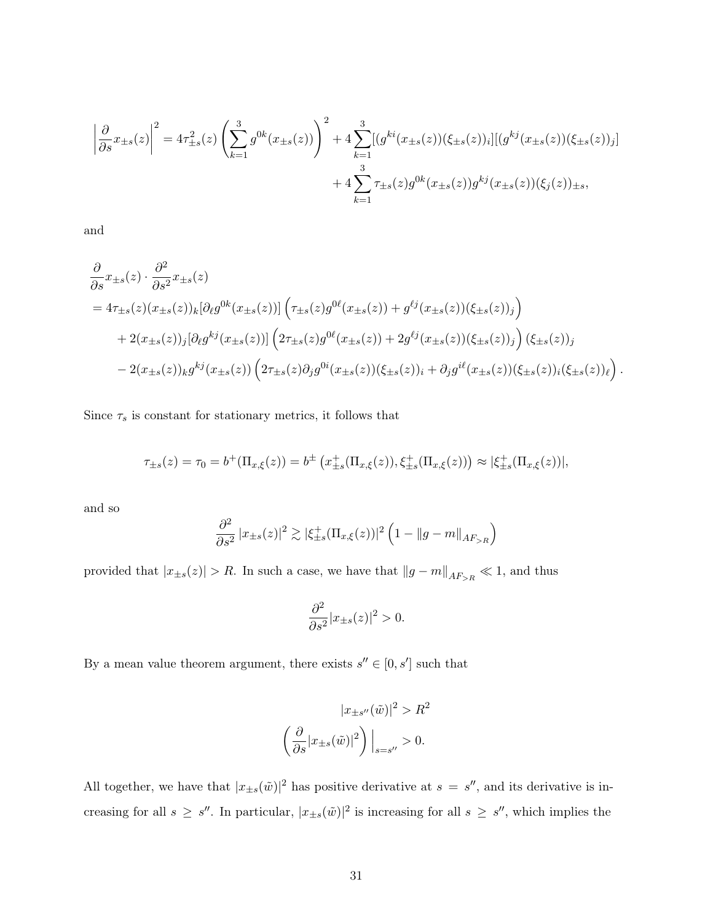$$
\left|\frac{\partial}{\partial s}x_{\pm s}(z)\right|^2 = 4\tau_{\pm s}^2(z)\left(\sum_{k=1}^{3} g^{0k}(x_{\pm s}(z))\right)^2 + 4\sum_{k=1}^{3}[(g^{ki}(x_{\pm s}(z))(\xi_{\pm s}(z))_i][(g^{kj}(x_{\pm s}(z))(\xi_{\pm s}(z))_j]
$$
$$
+ 4\sum_{k=1}^{3}\tau_{\pm s}(z)g^{0k}(x_{\pm s}(z))g^{kj}(x_{\pm s}(z))(\xi_j(z))_{\pm s},
$$

and

$$
\begin{aligned}
&\frac{\partial}{\partial s}x_{\pm s}(z)\cdot\frac{\partial^2}{\partial s^2}x_{\pm s}(z)\\
&= 4\tau_{\pm s}(z)(x_{\pm s}(z))_k[\partial_\ell g^{0k}(x_{\pm s}(z))]\left(\tau_{\pm s}(z)g^{0\ell}(x_{\pm s}(z)) + g^{\ell j}(x_{\pm s}(z))(\xi_{\pm s}(z))_j\right)\\
&\quad + 2(x_{\pm s}(z))_j[\partial_\ell g^{kj}(x_{\pm s}(z))]\left(2\tau_{\pm s}(z)g^{0\ell}(x_{\pm s}(z)) + 2g^{\ell j}(x_{\pm s}(z))(\xi_{\pm s}(z))_j\right)(\xi_{\pm s}(z))_j\\
&\quad - 2(x_{\pm s}(z))_k g^{kj}(x_{\pm s}(z))\left(2\tau_{\pm s}(z)\partial_j g^{0i}(x_{\pm s}(z))(\xi_{\pm s}(z))_i + \partial_j g^{i\ell}(x_{\pm s}(z))(\xi_{\pm s}(z))_i(\xi_{\pm s}(z))_\ell\right).
\end{aligned}
$$

Since $\tau_s$ is constant for stationary metrics, it follows that

$$
\tau_{\pm s}(z) = \tau_0 = b^+(\Pi_{x,\xi}(z)) = b^\pm\left(x_{\pm s}^+(\Pi_{x,\xi}(z)), \xi_{\pm s}^+(\Pi_{x,\xi}(z))\right) \approx |\xi_{\pm s}^+(\Pi_{x,\xi}(z))|,
$$

and so

$$
\frac{\partial^2}{\partial s^2}\,|x_{\pm s}(z)|^2 \gtrsim |\xi_{\pm s}^+(\Pi_{x,\xi}(z))|^2\left(1 - \|g-m\|_{AF_{>R}}\right)
$$

provided that $|x_{\pm s}(z)| > R$. In such a case, we have that $\|g-m\|_{AF_{>R}} \ll 1$, and thus

$$
\frac{\partial^2}{\partial s^2}|x_{\pm s}(z)|^2 > 0.
$$

By a mean value theorem argument, there exists $s'' \in [0, s']$ such that

$$
|x_{\pm s''}(\tilde{w})|^2 > R^2
$$
$$
\left(\frac{\partial}{\partial s}|x_{\pm s}(\tilde{w})|^2\right)\Big|_{s=s''} > 0.
$$

All together, we have that $|x_{\pm s}(\tilde{w})|^2$ has positive derivative at $s = s''$, and its derivative is increasing for all $s \geq s''$. In particular, $|x_{\pm s}(\tilde{w})|^2$ is increasing for all $s \geq s''$, which implies the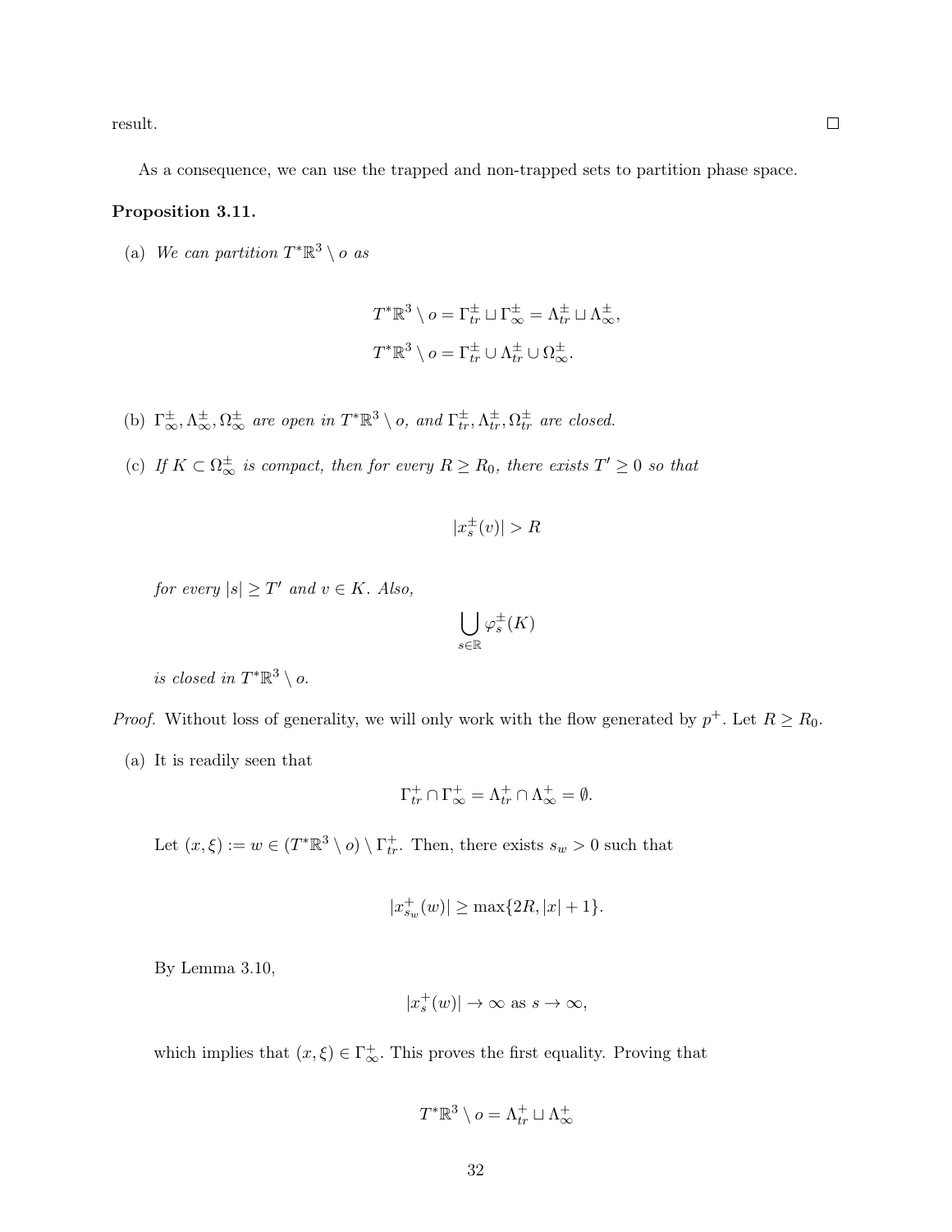result. ∎

As a consequence, we can use the trapped and non-trapped sets to partition phase space.

**Proposition 3.11.**

(a) *We can partition* $T^*\mathbb{R}^3 \setminus o$ *as*

$$T^*\mathbb{R}^3 \setminus o = \Gamma^{\pm}_{tr} \sqcup \Gamma^{\pm}_{\infty} = \Lambda^{\pm}_{tr} \sqcup \Lambda^{\pm}_{\infty},$$
$$T^*\mathbb{R}^3 \setminus o = \Gamma^{\pm}_{tr} \cup \Lambda^{\pm}_{tr} \cup \Omega^{\pm}_{\infty}.$$

(b) $\Gamma^{\pm}_{\infty}, \Lambda^{\pm}_{\infty}, \Omega^{\pm}_{\infty}$ *are open in* $T^*\mathbb{R}^3 \setminus o$*, and* $\Gamma^{\pm}_{tr}, \Lambda^{\pm}_{tr}, \Omega^{\pm}_{tr}$ *are closed.*

(c) *If* $K \subset \Omega^{\pm}_{\infty}$ *is compact, then for every* $R \geq R_0$*, there exists* $T' \geq 0$ *so that*

$$|x^{\pm}_s(v)| > R$$

*for every* $|s| \geq T'$ *and* $v \in K$*. Also,*

$$\bigcup_{s \in \mathbb{R}} \varphi^{\pm}_s(K)$$

*is closed in* $T^*\mathbb{R}^3 \setminus o$*.*

*Proof.* Without loss of generality, we will only work with the flow generated by $p^+$. Let $R \geq R_0$.

(a) It is readily seen that

$$\Gamma^{+}_{tr} \cap \Gamma^{+}_{\infty} = \Lambda^{+}_{tr} \cap \Lambda^{+}_{\infty} = \emptyset.$$

Let $(x, \xi) := w \in (T^*\mathbb{R}^3 \setminus o) \setminus \Gamma^{+}_{tr}$. Then, there exists $s_w > 0$ such that

$$|x^{+}_{s_w}(w)| \geq \max\{2R, |x| + 1\}.$$

By Lemma 3.10,

$$|x^{+}_s(w)| \to \infty \text{ as } s \to \infty,$$

which implies that $(x, \xi) \in \Gamma^{+}_{\infty}$. This proves the first equality. Proving that

$$T^*\mathbb{R}^3 \setminus o = \Lambda^{+}_{tr} \sqcup \Lambda^{+}_{\infty}$$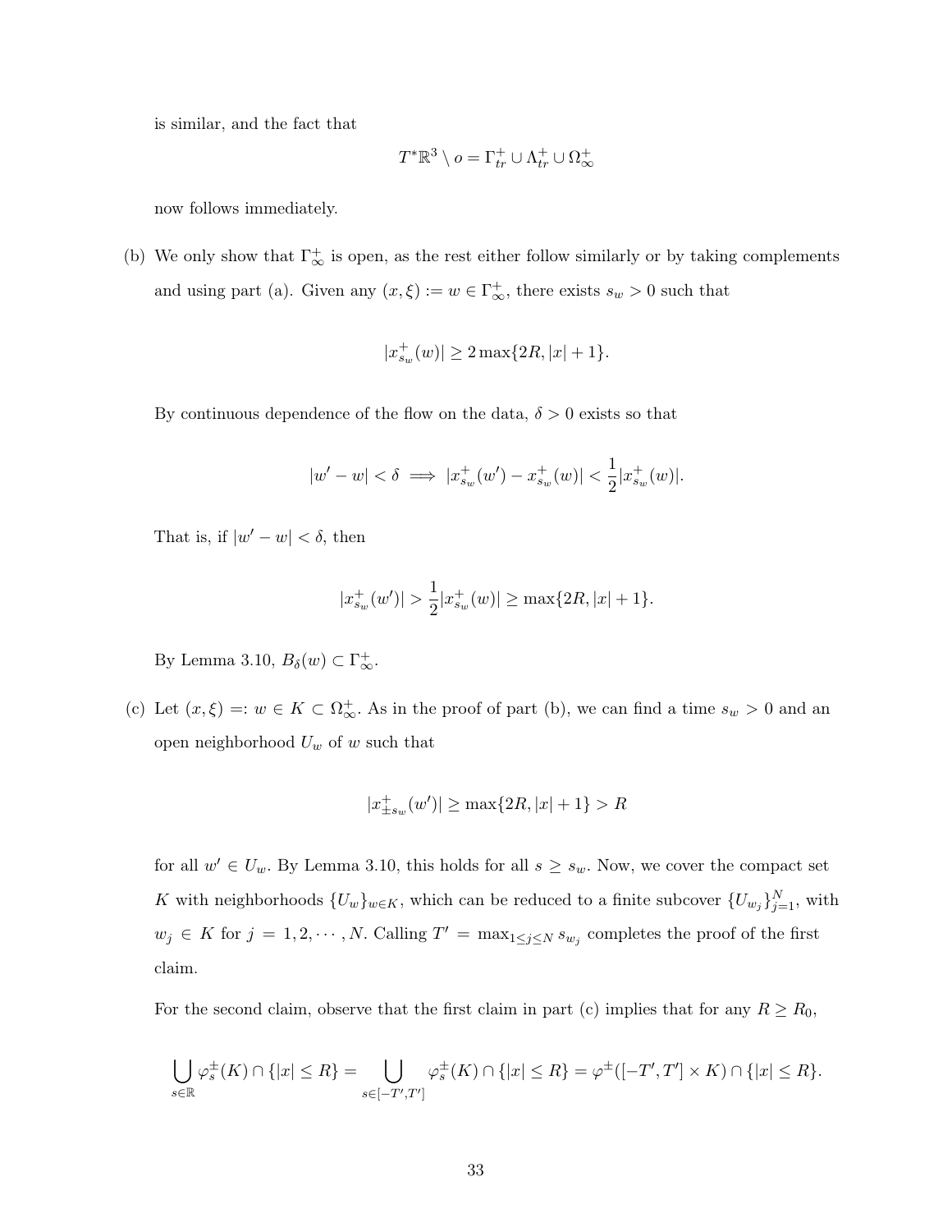is similar, and the fact that

$$T^*\mathbb{R}^3 \setminus o = \Gamma_{tr}^+ \cup \Lambda_{tr}^+ \cup \Omega_\infty^+$$

now follows immediately.

(b) We only show that $\Gamma_\infty^+$ is open, as the rest either follow similarly or by taking complements and using part (a). Given any $(x, \xi) := w \in \Gamma_\infty^+$, there exists $s_w > 0$ such that

$$|x_{s_w}^+(w)| \geq 2\max\{2R, |x| + 1\}.$$

By continuous dependence of the flow on the data, $\delta > 0$ exists so that

$$|w' - w| < \delta \implies |x_{s_w}^+(w') - x_{s_w}^+(w)| < \frac{1}{2}|x_{s_w}^+(w)|.$$

That is, if $|w' - w| < \delta$, then

$$|x_{s_w}^+(w')| > \frac{1}{2}|x_{s_w}^+(w)| \geq \max\{2R, |x| + 1\}.$$

By Lemma 3.10, $B_\delta(w) \subset \Gamma_\infty^+$.

(c) Let $(x, \xi) =: w \in K \subset \Omega_\infty^+$. As in the proof of part (b), we can find a time $s_w > 0$ and an open neighborhood $U_w$ of $w$ such that

$$|x_{\pm s_w}^+(w')| \geq \max\{2R, |x| + 1\} > R$$

for all $w' \in U_w$. By Lemma 3.10, this holds for all $s \geq s_w$. Now, we cover the compact set $K$ with neighborhoods $\{U_w\}_{w \in K}$, which can be reduced to a finite subcover $\{U_{w_j}\}_{j=1}^N$, with $w_j \in K$ for $j = 1, 2, \cdots, N$. Calling $T' = \max_{1 \leq j \leq N} s_{w_j}$ completes the proof of the first claim.

For the second claim, observe that the first claim in part (c) implies that for any $R \geq R_0$,

$$\bigcup_{s \in \mathbb{R}} \varphi_s^\pm(K) \cap \{|x| \leq R\} = \bigcup_{s \in [-T', T']} \varphi_s^\pm(K) \cap \{|x| \leq R\} = \varphi^\pm([-T', T'] \times K) \cap \{|x| \leq R\}.$$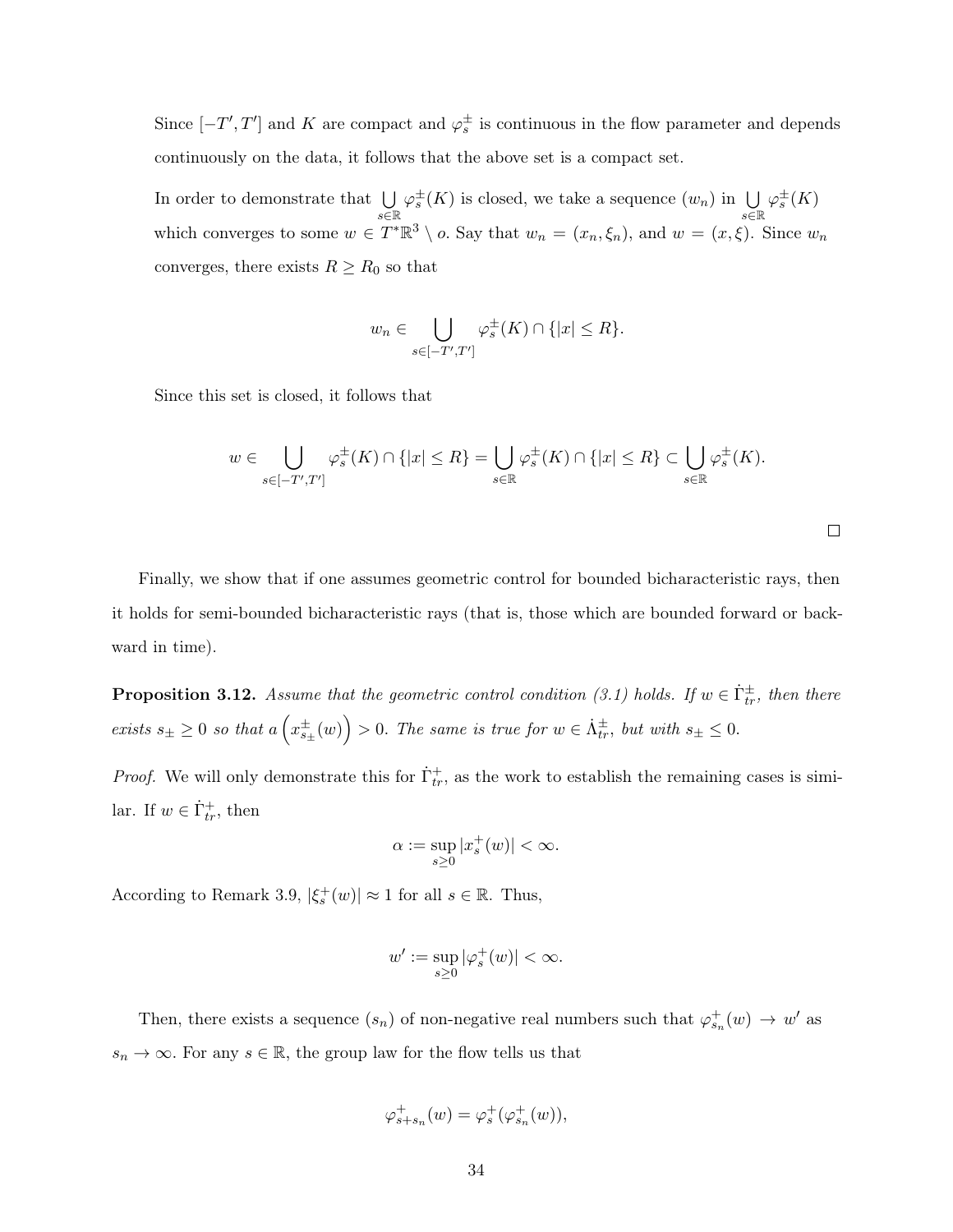Since $[-T', T']$ and $K$ are compact and $\varphi_s^\pm$ is continuous in the flow parameter and depends continuously on the data, it follows that the above set is a compact set.

In order to demonstrate that $\bigcup_{s\in\mathbb{R}} \varphi_s^\pm(K)$ is closed, we take a sequence $(w_n)$ in $\bigcup_{s\in\mathbb{R}} \varphi_s^\pm(K)$ which converges to some $w \in T^*\mathbb{R}^3 \setminus o$. Say that $w_n = (x_n, \xi_n)$, and $w = (x, \xi)$. Since $w_n$ converges, there exists $R \geq R_0$ so that

$$w_n \in \bigcup_{s\in[-T',T']} \varphi_s^\pm(K) \cap \{|x| \leq R\}.$$

Since this set is closed, it follows that

$$w \in \bigcup_{s\in[-T',T']} \varphi_s^\pm(K) \cap \{|x| \leq R\} = \bigcup_{s\in\mathbb{R}} \varphi_s^\pm(K) \cap \{|x| \leq R\} \subset \bigcup_{s\in\mathbb{R}} \varphi_s^\pm(K).$$

□

Finally, we show that if one assumes geometric control for bounded bicharacteristic rays, then it holds for semi-bounded bicharacteristic rays (that is, those which are bounded forward or backward in time).

**Proposition 3.12.** *Assume that the geometric control condition (3.1) holds. If $w \in \dot{\Gamma}_{tr}^\pm$, then there exists $s_\pm \geq 0$ so that $a\left(x_{s_\pm}^\pm(w)\right) > 0$. The same is true for $w \in \dot{\Lambda}_{tr}^\pm$, but with $s_\pm \leq 0$.*

*Proof.* We will only demonstrate this for $\dot{\Gamma}_{tr}^+$, as the work to establish the remaining cases is similar. If $w \in \dot{\Gamma}_{tr}^+$, then

$$\alpha := \sup_{s\geq 0} |x_s^+(w)| < \infty.$$

According to Remark 3.9, $|\xi_s^+(w)| \approx 1$ for all $s \in \mathbb{R}$. Thus,

$$w' := \sup_{s\geq 0} |\varphi_s^+(w)| < \infty.$$

Then, there exists a sequence $(s_n)$ of non-negative real numbers such that $\varphi_{s_n}^+(w) \to w'$ as $s_n \to \infty$. For any $s \in \mathbb{R}$, the group law for the flow tells us that

$$\varphi_{s+s_n}^+(w) = \varphi_s^+(\varphi_{s_n}^+(w)),$$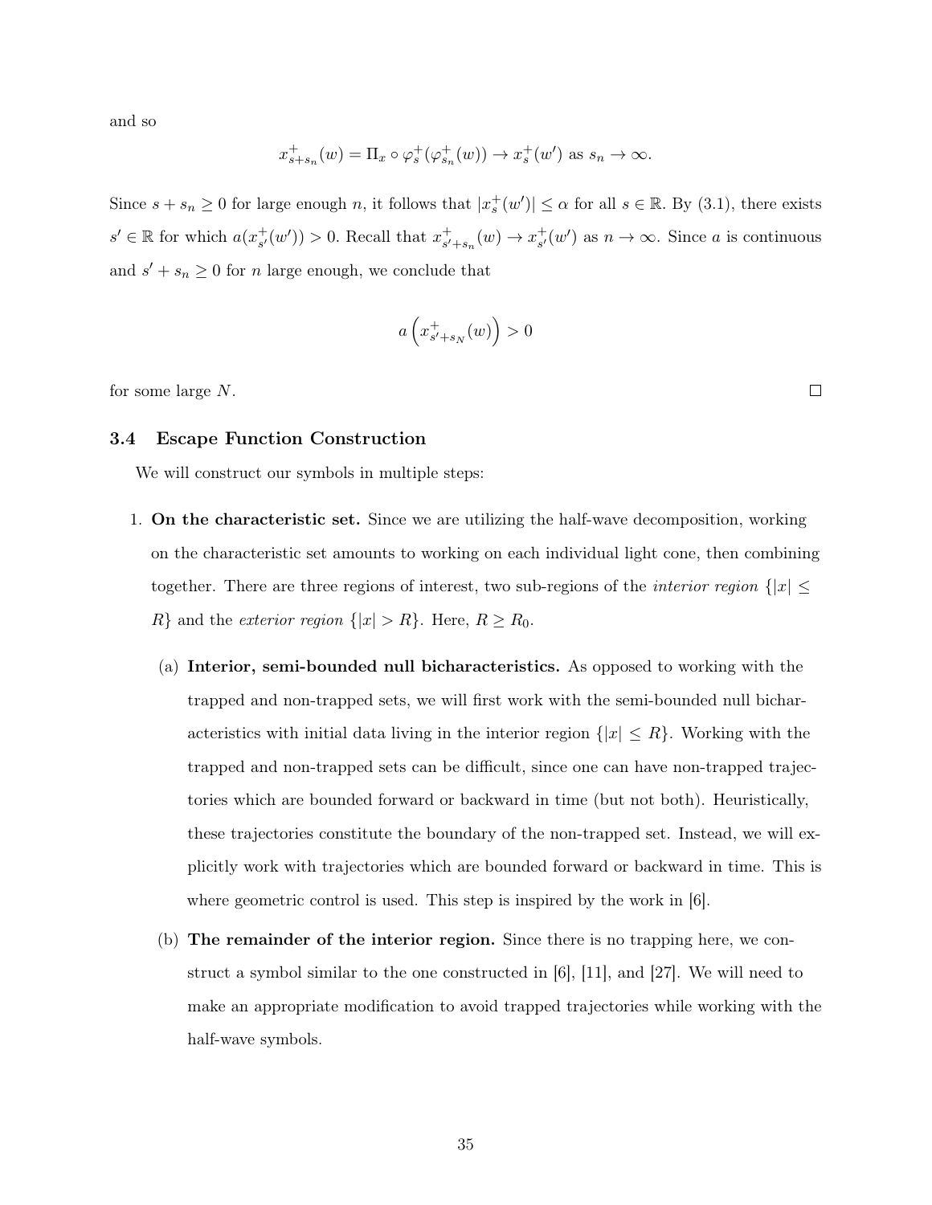and so

$$x^+_{s+s_n}(w) = \Pi_x \circ \varphi^+_s(\varphi^+_{s_n}(w)) \to x^+_s(w') \text{ as } s_n \to \infty.$$

Since $s + s_n \geq 0$ for large enough $n$, it follows that $|x^+_s(w')| \leq \alpha$ for all $s \in \mathbb{R}$. By (3.1), there exists $s' \in \mathbb{R}$ for which $a(x^+_{s'}(w')) > 0$. Recall that $x^+_{s'+s_n}(w) \to x^+_{s'}(w')$ as $n \to \infty$. Since $a$ is continuous and $s' + s_n \geq 0$ for $n$ large enough, we conclude that

$$a\left(x^+_{s'+s_N}(w)\right) > 0$$

for some large $N$. □

### 3.4 Escape Function Construction

We will construct our symbols in multiple steps:

1. **On the characteristic set.** Since we are utilizing the half-wave decomposition, working on the characteristic set amounts to working on each individual light cone, then combining together. There are three regions of interest, two sub-regions of the *interior region* $\{|x| \leq R\}$ and the *exterior region* $\{|x| > R\}$. Here, $R \geq R_0$.

   (a) **Interior, semi-bounded null bicharacteristics.** As opposed to working with the trapped and non-trapped sets, we will first work with the semi-bounded null bicharacteristics with initial data living in the interior region $\{|x| \leq R\}$. Working with the trapped and non-trapped sets can be difficult, since one can have non-trapped trajectories which are bounded forward or backward in time (but not both). Heuristically, these trajectories constitute the boundary of the non-trapped set. Instead, we will explicitly work with trajectories which are bounded forward or backward in time. This is where geometric control is used. This step is inspired by the work in [6].

   (b) **The remainder of the interior region.** Since there is no trapping here, we construct a symbol similar to the one constructed in [6], [11], and [27]. We will need to make an appropriate modification to avoid trapped trajectories while working with the half-wave symbols.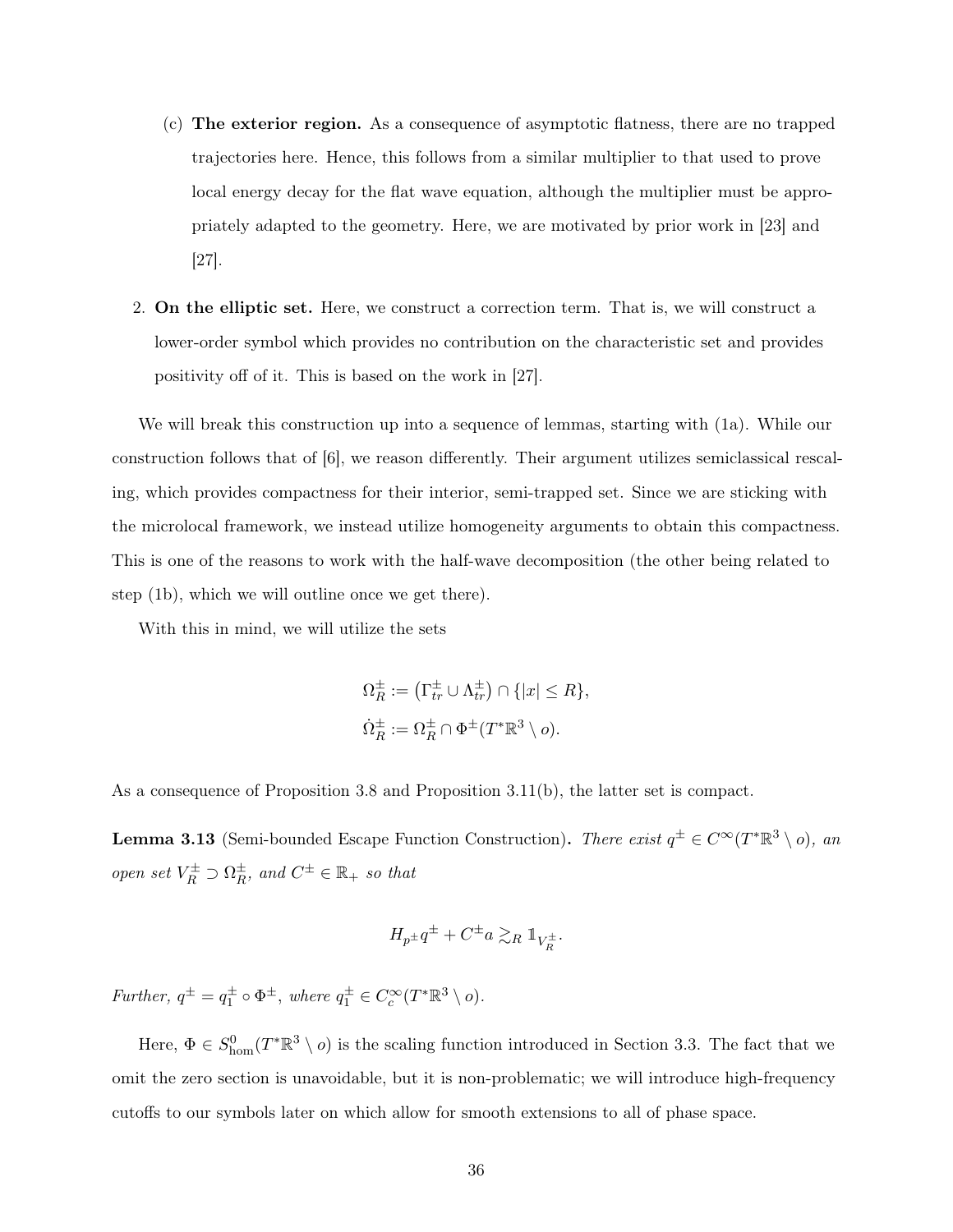(c) **The exterior region.** As a consequence of asymptotic flatness, there are no trapped trajectories here. Hence, this follows from a similar multiplier to that used to prove local energy decay for the flat wave equation, although the multiplier must be appropriately adapted to the geometry. Here, we are motivated by prior work in [23] and [27].

2. **On the elliptic set.** Here, we construct a correction term. That is, we will construct a lower-order symbol which provides no contribution on the characteristic set and provides positivity off of it. This is based on the work in [27].

We will break this construction up into a sequence of lemmas, starting with (1a). While our construction follows that of [6], we reason differently. Their argument utilizes semiclassical rescaling, which provides compactness for their interior, semi-trapped set. Since we are sticking with the microlocal framework, we instead utilize homogeneity arguments to obtain this compactness. This is one of the reasons to work with the half-wave decomposition (the other being related to step (1b), which we will outline once we get there).

With this in mind, we will utilize the sets

$$\Omega_R^{\pm} := \left(\Gamma_{tr}^{\pm} \cup \Lambda_{tr}^{\pm}\right) \cap \{|x| \leq R\},$$
$$\dot{\Omega}_R^{\pm} := \Omega_R^{\pm} \cap \Phi^{\pm}(T^*\mathbb{R}^3 \setminus o).$$

As a consequence of Proposition 3.8 and Proposition 3.11(b), the latter set is compact.

**Lemma 3.13** (Semi-bounded Escape Function Construction)**.** *There exist $q^{\pm} \in C^{\infty}(T^*\mathbb{R}^3 \setminus o)$, an open set $V_R^{\pm} \supset \Omega_R^{\pm}$, and $C^{\pm} \in \mathbb{R}_+$ so that*

$$H_{p^{\pm}} q^{\pm} + C^{\pm} a \gtrsim_R \mathbb{1}_{V_R^{\pm}}.$$

*Further, $q^{\pm} = q_1^{\pm} \circ \Phi^{\pm}$, where $q_1^{\pm} \in C_c^{\infty}(T^*\mathbb{R}^3 \setminus o)$.*

Here, $\Phi \in S^0_{\text{hom}}(T^*\mathbb{R}^3 \setminus o)$ is the scaling function introduced in Section 3.3. The fact that we omit the zero section is unavoidable, but it is non-problematic; we will introduce high-frequency cutoffs to our symbols later on which allow for smooth extensions to all of phase space.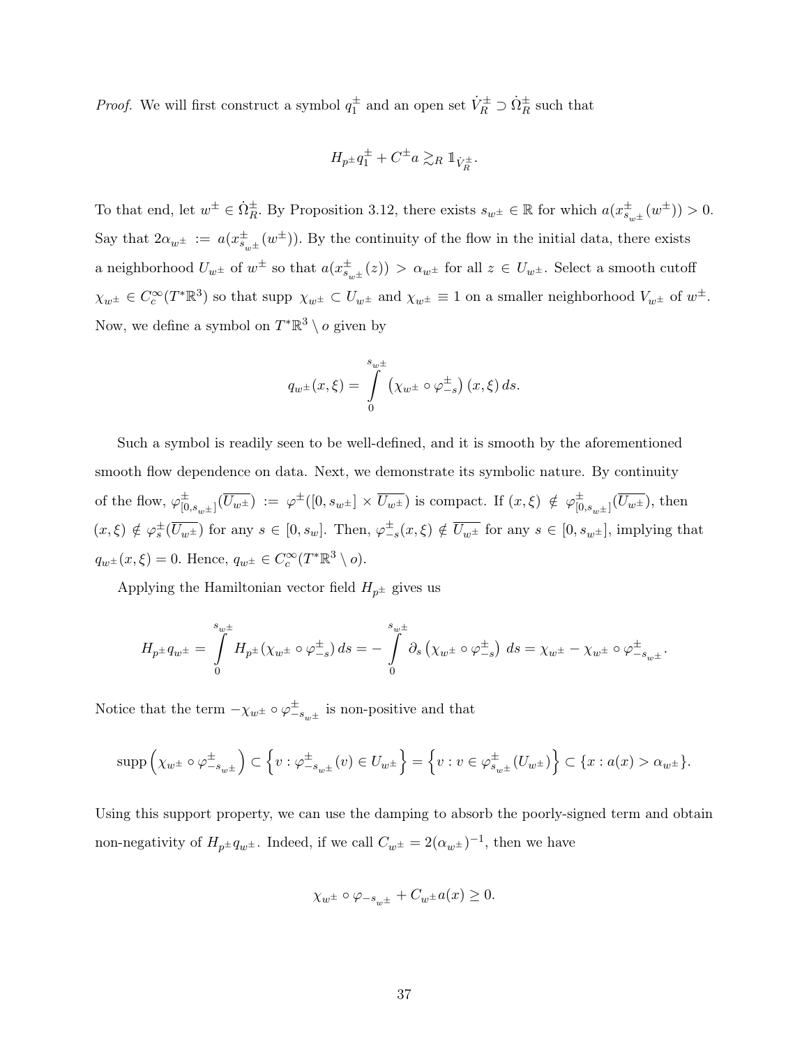*Proof.* We will first construct a symbol $q_1^{\pm}$ and an open set $\dot{V}_R^{\pm} \supset \dot{\Omega}_R^{\pm}$ such that

$$H_{p^{\pm}} q_1^{\pm} + C^{\pm} a \gtrsim_R \mathbb{1}_{\dot{V}_R^{\pm}}.$$

To that end, let $w^{\pm} \in \dot{\Omega}_R^{\pm}$. By Proposition 3.12, there exists $s_{w^{\pm}} \in \mathbb{R}$ for which $a(x^{\pm}_{s_{w^{\pm}}}(w^{\pm})) > 0$. Say that $2\alpha_{w^{\pm}} := a(x^{\pm}_{s_{w^{\pm}}}(w^{\pm}))$. By the continuity of the flow in the initial data, there exists a neighborhood $U_{w^{\pm}}$ of $w^{\pm}$ so that $a(x^{\pm}_{s_{w^{\pm}}}(z)) > \alpha_{w^{\pm}}$ for all $z \in U_{w^{\pm}}$. Select a smooth cutoff $\chi_{w^{\pm}} \in C_c^{\infty}(T^*\mathbb{R}^3)$ so that supp $\chi_{w^{\pm}} \subset U_{w^{\pm}}$ and $\chi_{w^{\pm}} \equiv 1$ on a smaller neighborhood $V_{w^{\pm}}$ of $w^{\pm}$. Now, we define a symbol on $T^*\mathbb{R}^3 \setminus o$ given by

$$q_{w^{\pm}}(x,\xi) = \int_0^{s_{w^{\pm}}} \left(\chi_{w^{\pm}} \circ \varphi^{\pm}_{-s}\right)(x,\xi)\, ds.$$

Such a symbol is readily seen to be well-defined, and it is smooth by the aforementioned smooth flow dependence on data. Next, we demonstrate its symbolic nature. By continuity of the flow, $\varphi^{\pm}_{[0,s_{w^{\pm}}]}(\overline{U_{w^{\pm}}}) := \varphi^{\pm}([0, s_{w^{\pm}}] \times \overline{U_{w^{\pm}}})$ is compact. If $(x,\xi) \notin \varphi^{\pm}_{[0,s_{w^{\pm}}]}(\overline{U_{w^{\pm}}})$, then $(x,\xi) \notin \varphi^{\pm}_s(\overline{U_{w^{\pm}}})$ for any $s \in [0, s_w]$. Then, $\varphi^{\pm}_{-s}(x,\xi) \notin \overline{U_{w^{\pm}}}$ for any $s \in [0, s_{w^{\pm}}]$, implying that $q_{w^{\pm}}(x,\xi) = 0$. Hence, $q_{w^{\pm}} \in C_c^{\infty}(T^*\mathbb{R}^3 \setminus o)$.

Applying the Hamiltonian vector field $H_{p^{\pm}}$ gives us

$$H_{p^{\pm}} q_{w^{\pm}} = \int_0^{s_{w^{\pm}}} H_{p^{\pm}}(\chi_{w^{\pm}} \circ \varphi^{\pm}_{-s})\, ds = -\int_0^{s_{w^{\pm}}} \partial_s \left(\chi_{w^{\pm}} \circ \varphi^{\pm}_{-s}\right)\, ds = \chi_{w^{\pm}} - \chi_{w^{\pm}} \circ \varphi^{\pm}_{-s_{w^{\pm}}}.$$

Notice that the term $-\chi_{w^{\pm}} \circ \varphi^{\pm}_{-s_{w^{\pm}}}$ is non-positive and that

$$\operatorname{supp}\left(\chi_{w^{\pm}} \circ \varphi^{\pm}_{-s_{w^{\pm}}}\right) \subset \left\{v : \varphi^{\pm}_{-s_{w^{\pm}}}(v) \in U_{w^{\pm}}\right\} = \left\{v : v \in \varphi^{\pm}_{s_{w^{\pm}}}(U_{w^{\pm}})\right\} \subset \{x : a(x) > \alpha_{w^{\pm}}\}.$$

Using this support property, we can use the damping to absorb the poorly-signed term and obtain non-negativity of $H_{p^{\pm}} q_{w^{\pm}}$. Indeed, if we call $C_{w^{\pm}} = 2(\alpha_{w^{\pm}})^{-1}$, then we have

$$\chi_{w^{\pm}} \circ \varphi_{-s_{w^{\pm}}} + C_{w^{\pm}} a(x) \geq 0.$$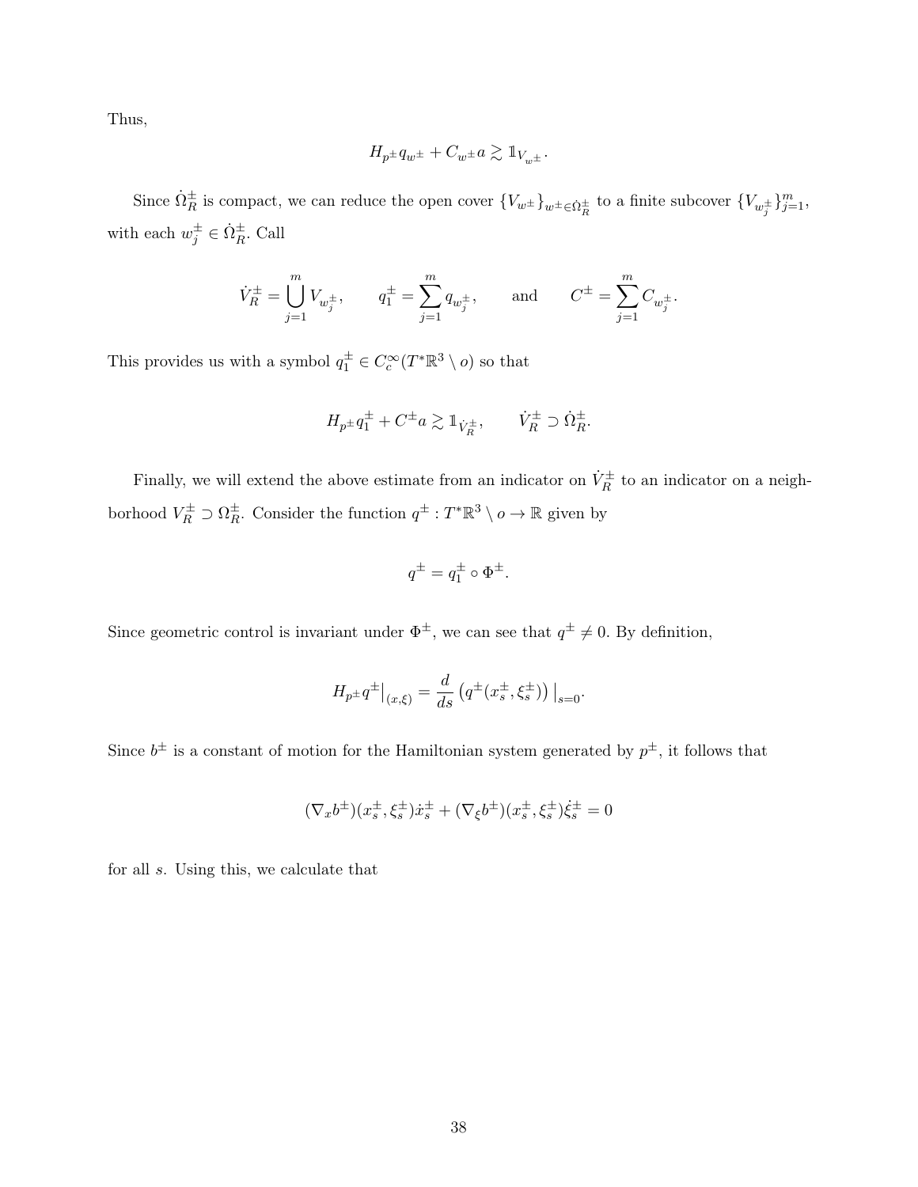Thus,

$$H_{p^\pm} q_{w^\pm} + C_{w^\pm} a \gtrsim \mathbb{1}_{V_{w^\pm}}.$$

Since $\dot{\Omega}_R^\pm$ is compact, we can reduce the open cover $\{V_{w^\pm}\}_{w^\pm \in \dot{\Omega}_R^\pm}$ to a finite subcover $\{V_{w_j^\pm}\}_{j=1}^m$, with each $w_j^\pm \in \dot{\Omega}_R^\pm$. Call

$$\dot{V}_R^\pm = \bigcup_{j=1}^m V_{w_j^\pm}, \qquad q_1^\pm = \sum_{j=1}^m q_{w_j^\pm}, \qquad \text{and} \qquad C^\pm = \sum_{j=1}^m C_{w_j^\pm}.$$

This provides us with a symbol $q_1^\pm \in C_c^\infty(T^*\mathbb{R}^3 \setminus o)$ so that

$$H_{p^\pm} q_1^\pm + C^\pm a \gtrsim \mathbb{1}_{\dot{V}_R^\pm}, \qquad \dot{V}_R^\pm \supset \dot{\Omega}_R^\pm.$$

Finally, we will extend the above estimate from an indicator on $\dot{V}_R^\pm$ to an indicator on a neighborhood $V_R^\pm \supset \Omega_R^\pm$. Consider the function $q^\pm : T^*\mathbb{R}^3 \setminus o \to \mathbb{R}$ given by

$$q^\pm = q_1^\pm \circ \Phi^\pm.$$

Since geometric control is invariant under $\Phi^\pm$, we can see that $q^\pm \neq 0$. By definition,

$$H_{p^\pm} q^\pm \big|_{(x,\xi)} = \frac{d}{ds}\left(q^\pm(x_s^\pm, \xi_s^\pm)\right)\big|_{s=0}.$$

Since $b^\pm$ is a constant of motion for the Hamiltonian system generated by $p^\pm$, it follows that

$$(\nabla_x b^\pm)(x_s^\pm, \xi_s^\pm)\dot{x}_s^\pm + (\nabla_\xi b^\pm)(x_s^\pm, \xi_s^\pm)\dot{\xi}_s^\pm = 0$$

for all $s$. Using this, we calculate that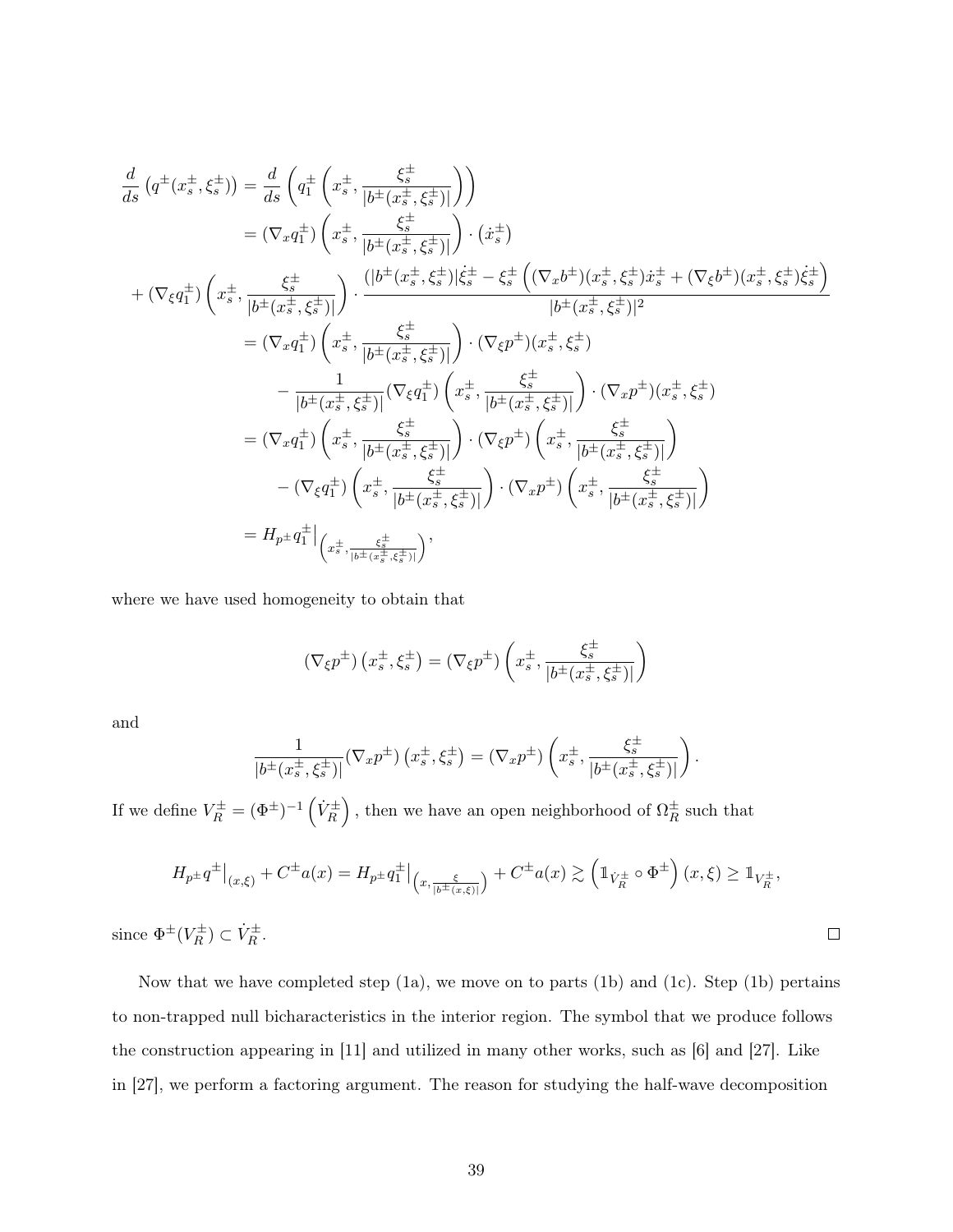$$
\begin{aligned}
\frac{d}{ds}\left(q^\pm(x_s^\pm,\xi_s^\pm)\right) &= \frac{d}{ds}\left(q_1^\pm\left(x_s^\pm,\frac{\xi_s^\pm}{|b^\pm(x_s^\pm,\xi_s^\pm)|}\right)\right)\\
&= (\nabla_x q_1^\pm)\left(x_s^\pm,\frac{\xi_s^\pm}{|b^\pm(x_s^\pm,\xi_s^\pm)|}\right)\cdot(\dot{x}_s^\pm)\\
+ (\nabla_\xi q_1^\pm)&\left(x_s^\pm,\frac{\xi_s^\pm}{|b^\pm(x_s^\pm,\xi_s^\pm)|}\right)\cdot\frac{(|b^\pm(x_s^\pm,\xi_s^\pm)|\dot{\xi}_s^\pm - \xi_s^\pm\left((\nabla_x b^\pm)(x_s^\pm,\xi_s^\pm)\dot{x}_s^\pm + (\nabla_\xi b^\pm)(x_s^\pm,\xi_s^\pm)\dot{\xi}_s^\pm\right)}{|b^\pm(x_s^\pm,\xi_s^\pm)|^2}\\
&= (\nabla_x q_1^\pm)\left(x_s^\pm,\frac{\xi_s^\pm}{|b^\pm(x_s^\pm,\xi_s^\pm)|}\right)\cdot(\nabla_\xi p^\pm)(x_s^\pm,\xi_s^\pm)\\
&\quad - \frac{1}{|b^\pm(x_s^\pm,\xi_s^\pm)|}(\nabla_\xi q_1^\pm)\left(x_s^\pm,\frac{\xi_s^\pm}{|b^\pm(x_s^\pm,\xi_s^\pm)|}\right)\cdot(\nabla_x p^\pm)(x_s^\pm,\xi_s^\pm)\\
&= (\nabla_x q_1^\pm)\left(x_s^\pm,\frac{\xi_s^\pm}{|b^\pm(x_s^\pm,\xi_s^\pm)|}\right)\cdot(\nabla_\xi p^\pm)\left(x_s^\pm,\frac{\xi_s^\pm}{|b^\pm(x_s^\pm,\xi_s^\pm)|}\right)\\
&\quad - (\nabla_\xi q_1^\pm)\left(x_s^\pm,\frac{\xi_s^\pm}{|b^\pm(x_s^\pm,\xi_s^\pm)|}\right)\cdot(\nabla_x p^\pm)\left(x_s^\pm,\frac{\xi_s^\pm}{|b^\pm(x_s^\pm,\xi_s^\pm)|}\right)\\
&= H_{p^\pm}q_1^\pm\big|_{\left(x_s^\pm,\frac{\xi_s^\pm}{|b^\pm(x_s^\pm,\xi_s^\pm)|}\right)},
\end{aligned}
$$

where we have used homogeneity to obtain that

$$
(\nabla_\xi p^\pm)\left(x_s^\pm,\xi_s^\pm\right) = (\nabla_\xi p^\pm)\left(x_s^\pm,\frac{\xi_s^\pm}{|b^\pm(x_s^\pm,\xi_s^\pm)|}\right)
$$

and

$$
\frac{1}{|b^\pm(x_s^\pm,\xi_s^\pm)|}(\nabla_x p^\pm)\left(x_s^\pm,\xi_s^\pm\right) = (\nabla_x p^\pm)\left(x_s^\pm,\frac{\xi_s^\pm}{|b^\pm(x_s^\pm,\xi_s^\pm)|}\right).
$$

If we define $V_R^\pm = (\Phi^\pm)^{-1}\left(\dot{V}_R^\pm\right)$, then we have an open neighborhood of $\Omega_R^\pm$ such that

$$
H_{p^\pm}q^\pm\big|_{(x,\xi)} + C^\pm a(x) = H_{p^\pm}q_1^\pm\big|_{\left(x,\frac{\xi}{|b^\pm(x,\xi)|}\right)} + C^\pm a(x) \gtrsim \left(\mathbb{1}_{\dot{V}_R^\pm}\circ\Phi^\pm\right)(x,\xi) \geq \mathbb{1}_{V_R^\pm},
$$

since $\Phi^\pm(V_R^\pm)\subset\dot{V}_R^\pm$. $\square$

Now that we have completed step (1a), we move on to parts (1b) and (1c). Step (1b) pertains to non-trapped null bicharacteristics in the interior region. The symbol that we produce follows the construction appearing in [11] and utilized in many other works, such as [6] and [27]. Like in [27], we perform a factoring argument. The reason for studying the half-wave decomposition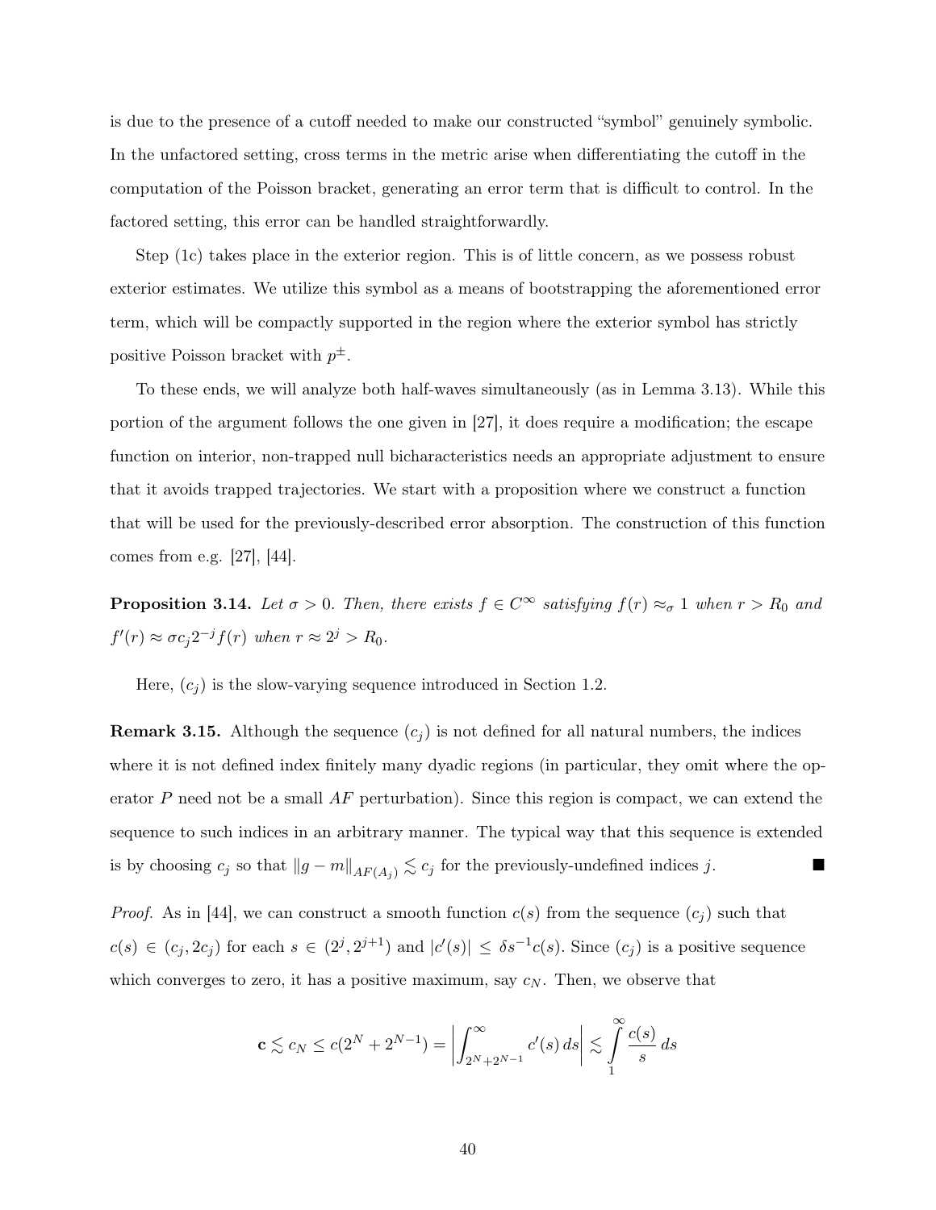is due to the presence of a cutoff needed to make our constructed "symbol" genuinely symbolic. In the unfactored setting, cross terms in the metric arise when differentiating the cutoff in the computation of the Poisson bracket, generating an error term that is difficult to control. In the factored setting, this error can be handled straightforwardly.

Step (1c) takes place in the exterior region. This is of little concern, as we possess robust exterior estimates. We utilize this symbol as a means of bootstrapping the aforementioned error term, which will be compactly supported in the region where the exterior symbol has strictly positive Poisson bracket with $p^{\pm}$.

To these ends, we will analyze both half-waves simultaneously (as in Lemma 3.13). While this portion of the argument follows the one given in [27], it does require a modification; the escape function on interior, non-trapped null bicharacteristics needs an appropriate adjustment to ensure that it avoids trapped trajectories. We start with a proposition where we construct a function that will be used for the previously-described error absorption. The construction of this function comes from e.g. [27], [44].

**Proposition 3.14.** *Let $\sigma > 0$. Then, there exists $f \in C^\infty$ satisfying $f(r) \approx_\sigma 1$ when $r > R_0$ and $f'(r) \approx \sigma c_j 2^{-j} f(r)$ when $r \approx 2^j > R_0$.*

Here, $(c_j)$ is the slow-varying sequence introduced in Section 1.2.

**Remark 3.15.** Although the sequence $(c_j)$ is not defined for all natural numbers, the indices where it is not defined index finitely many dyadic regions (in particular, they omit where the operator $P$ need not be a small $AF$ perturbation). Since this region is compact, we can extend the sequence to such indices in an arbitrary manner. The typical way that this sequence is extended is by choosing $c_j$ so that $\|g - m\|_{AF(A_j)} \lesssim c_j$ for the previously-undefined indices $j$. ■

*Proof.* As in [44], we can construct a smooth function $c(s)$ from the sequence $(c_j)$ such that $c(s) \in (c_j, 2c_j)$ for each $s \in (2^j, 2^{j+1})$ and $|c'(s)| \leq \delta s^{-1} c(s)$. Since $(c_j)$ is a positive sequence which converges to zero, it has a positive maximum, say $c_N$. Then, we observe that

$$\mathbf{c} \lesssim c_N \leq c(2^N + 2^{N-1}) = \left| \int_{2^N + 2^{N-1}}^{\infty} c'(s)\, ds \right| \lesssim \int_1^\infty \frac{c(s)}{s}\, ds$$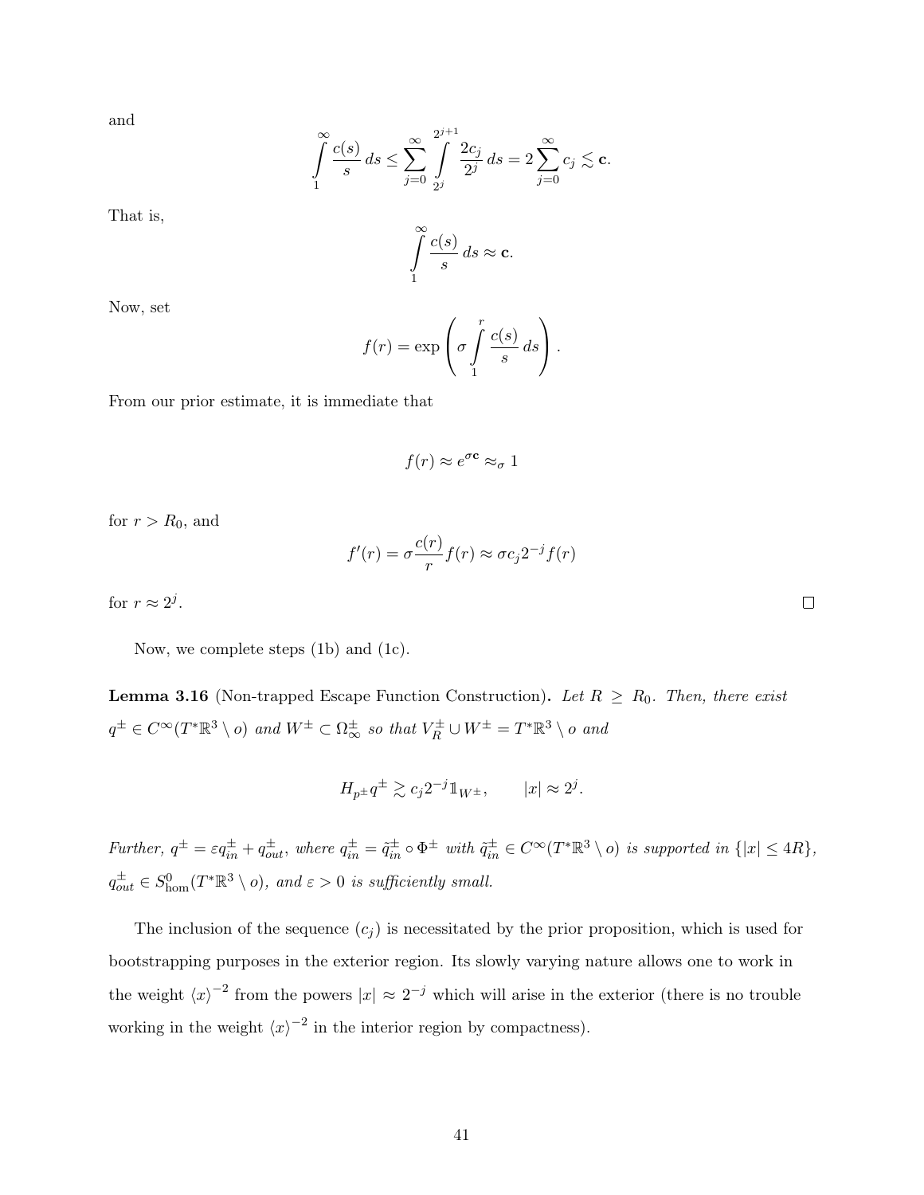and

$$\int_1^\infty \frac{c(s)}{s}\, ds \le \sum_{j=0}^\infty \int_{2^j}^{2^{j+1}} \frac{2c_j}{2^j}\, ds = 2\sum_{j=0}^\infty c_j \lesssim \mathbf{c}.$$

That is,

$$\int_1^\infty \frac{c(s)}{s}\, ds \approx \mathbf{c}.$$

Now, set

$$f(r) = \exp\left(\sigma \int_1^r \frac{c(s)}{s}\, ds\right).$$

From our prior estimate, it is immediate that

$$f(r) \approx e^{\sigma \mathbf{c}} \approx_\sigma 1$$

for $r > R_0$, and

$$f'(r) = \sigma \frac{c(r)}{r} f(r) \approx \sigma c_j 2^{-j} f(r)$$

for $r \approx 2^j$. $\square$

Now, we complete steps (1b) and (1c).

**Lemma 3.16** (Non-trapped Escape Function Construction)**.** *Let $R \ge R_0$. Then, there exist $q^\pm \in C^\infty(T^*\mathbb{R}^3 \setminus o)$ and $W^\pm \subset \Omega_\infty^\pm$ so that $V_R^\pm \cup W^\pm = T^*\mathbb{R}^3 \setminus o$ and*

$$H_{p^\pm} q^\pm \gtrsim c_j 2^{-j} \mathbb{1}_{W^\pm}, \qquad |x| \approx 2^j.$$

*Further, $q^\pm = \varepsilon q_{in}^\pm + q_{out}^\pm$, where $q_{in}^\pm = \tilde{q}_{in}^\pm \circ \Phi^\pm$ with $\tilde{q}_{in}^\pm \in C^\infty(T^*\mathbb{R}^3 \setminus o)$ is supported in $\{|x| \le 4R\}$, $q_{out}^\pm \in S^0_{\text{hom}}(T^*\mathbb{R}^3 \setminus o)$, and $\varepsilon > 0$ is sufficiently small.*

The inclusion of the sequence $(c_j)$ is necessitated by the prior proposition, which is used for bootstrapping purposes in the exterior region. Its slowly varying nature allows one to work in the weight $\langle x \rangle^{-2}$ from the powers $|x| \approx 2^{-j}$ which will arise in the exterior (there is no trouble working in the weight $\langle x \rangle^{-2}$ in the interior region by compactness).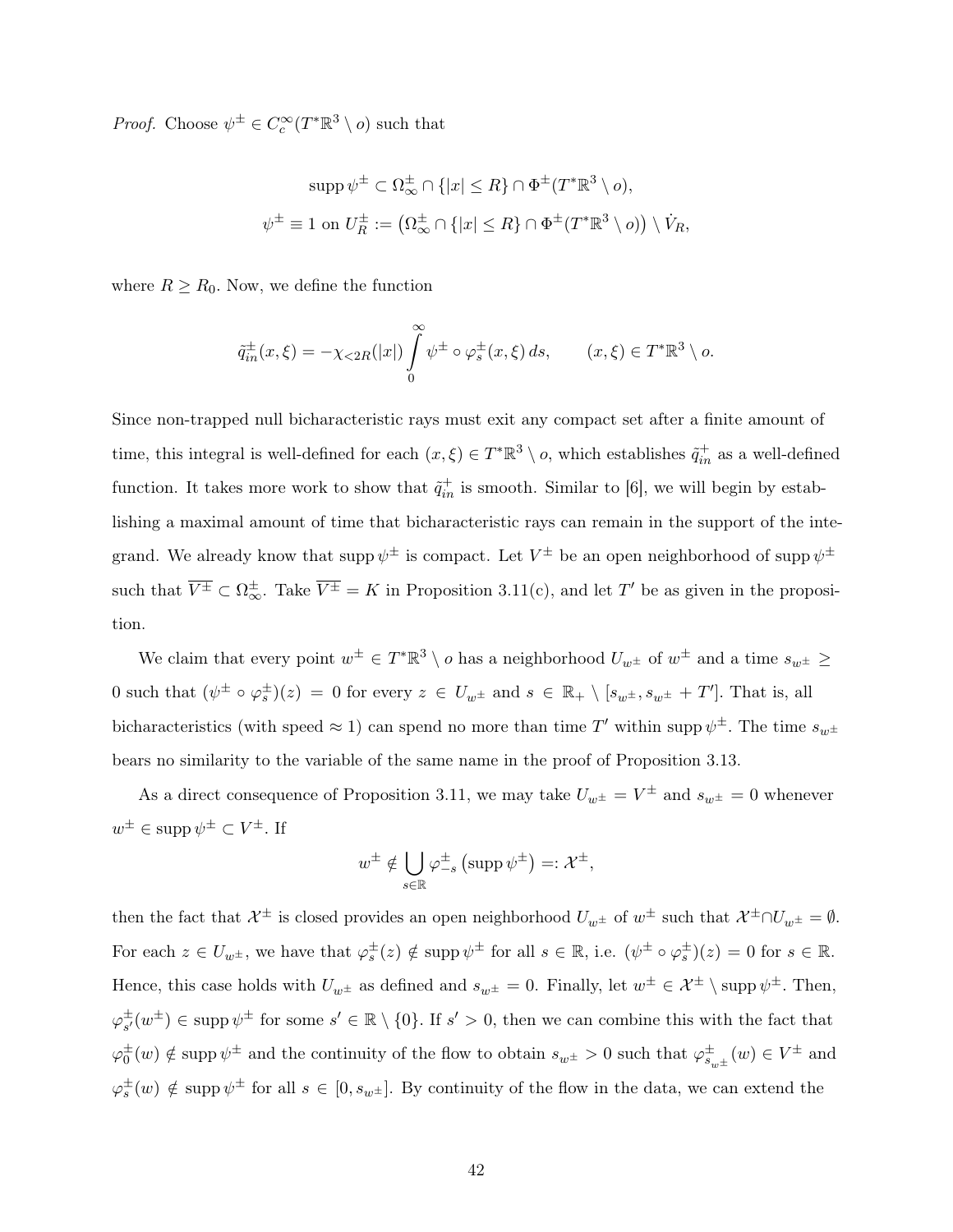*Proof.* Choose $\psi^\pm \in C_c^\infty(T^*\mathbb{R}^3 \setminus o)$ such that

$$\operatorname{supp} \psi^\pm \subset \Omega_\infty^\pm \cap \{|x| \leq R\} \cap \Phi^\pm(T^*\mathbb{R}^3 \setminus o),$$
$$\psi^\pm \equiv 1 \text{ on } U_R^\pm := \left(\Omega_\infty^\pm \cap \{|x| \leq R\} \cap \Phi^\pm(T^*\mathbb{R}^3 \setminus o)\right) \setminus \dot{V}_R,$$

where $R \geq R_0$. Now, we define the function

$$\tilde{q}_{in}^\pm(x,\xi) = -\chi_{<2R}(|x|) \int_0^\infty \psi^\pm \circ \varphi_s^\pm(x,\xi)\, ds, \qquad (x,\xi) \in T^*\mathbb{R}^3 \setminus o.$$

Since non-trapped null bicharacteristic rays must exit any compact set after a finite amount of time, this integral is well-defined for each $(x,\xi) \in T^*\mathbb{R}^3 \setminus o$, which establishes $\tilde{q}_{in}^+$ as a well-defined function. It takes more work to show that $\tilde{q}_{in}^+$ is smooth. Similar to [6], we will begin by establishing a maximal amount of time that bicharacteristic rays can remain in the support of the integrand. We already know that $\operatorname{supp} \psi^\pm$ is compact. Let $V^\pm$ be an open neighborhood of $\operatorname{supp} \psi^\pm$ such that $\overline{V^\pm} \subset \Omega_\infty^\pm$. Take $\overline{V^\pm} = K$ in Proposition 3.11(c), and let $T'$ be as given in the proposition.

We claim that every point $w^\pm \in T^*\mathbb{R}^3 \setminus o$ has a neighborhood $U_{w^\pm}$ of $w^\pm$ and a time $s_{w^\pm} \geq 0$ such that $(\psi^\pm \circ \varphi_s^\pm)(z) = 0$ for every $z \in U_{w^\pm}$ and $s \in \mathbb{R}_+ \setminus [s_{w^\pm}, s_{w^\pm} + T']$. That is, all bicharacteristics (with speed $\approx 1$) can spend no more than time $T'$ within $\operatorname{supp} \psi^\pm$. The time $s_{w^\pm}$ bears no similarity to the variable of the same name in the proof of Proposition 3.13.

As a direct consequence of Proposition 3.11, we may take $U_{w^\pm} = V^\pm$ and $s_{w^\pm} = 0$ whenever $w^\pm \in \operatorname{supp} \psi^\pm \subset V^\pm$. If

$$w^\pm \notin \bigcup_{s \in \mathbb{R}} \varphi_{-s}^\pm\left(\operatorname{supp} \psi^\pm\right) =: \mathcal{X}^\pm,$$

then the fact that $\mathcal{X}^\pm$ is closed provides an open neighborhood $U_{w^\pm}$ of $w^\pm$ such that $\mathcal{X}^\pm \cap U_{w^\pm} = \emptyset$. For each $z \in U_{w^\pm}$, we have that $\varphi_s^\pm(z) \notin \operatorname{supp} \psi^\pm$ for all $s \in \mathbb{R}$, i.e. $(\psi^\pm \circ \varphi_s^\pm)(z) = 0$ for $s \in \mathbb{R}$. Hence, this case holds with $U_{w^\pm}$ as defined and $s_{w^\pm} = 0$. Finally, let $w^\pm \in \mathcal{X}^\pm \setminus \operatorname{supp} \psi^\pm$. Then, $\varphi_{s'}^\pm(w^\pm) \in \operatorname{supp} \psi^\pm$ for some $s' \in \mathbb{R} \setminus \{0\}$. If $s' > 0$, then we can combine this with the fact that $\varphi_0^\pm(w) \notin \operatorname{supp} \psi^\pm$ and the continuity of the flow to obtain $s_{w^\pm} > 0$ such that $\varphi_{s_{w^\pm}}^\pm(w) \in V^\pm$ and $\varphi_s^\pm(w) \notin \operatorname{supp} \psi^\pm$ for all $s \in [0, s_{w^\pm}]$. By continuity of the flow in the data, we can extend the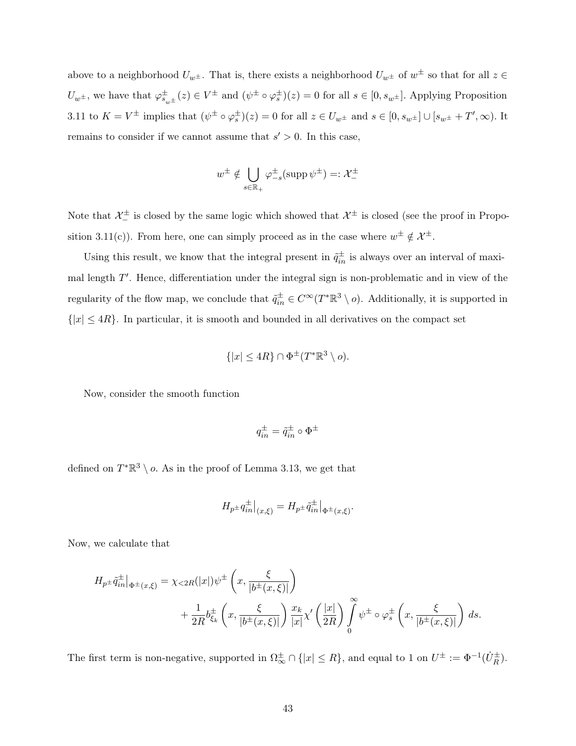above to a neighborhood $U_{w^\pm}$. That is, there exists a neighborhood $U_{w^\pm}$ of $w^\pm$ so that for all $z \in U_{w^\pm}$, we have that $\varphi^\pm_{s_{w^\pm}}(z) \in V^\pm$ and $(\psi^\pm \circ \varphi^\pm_s)(z) = 0$ for all $s \in [0, s_{w^\pm}]$. Applying Proposition 3.11 to $K = V^\pm$ implies that $(\psi^\pm \circ \varphi^\pm_s)(z) = 0$ for all $z \in U_{w^\pm}$ and $s \in [0, s_{w^\pm}] \cup [s_{w^\pm} + T', \infty)$. It remains to consider if we cannot assume that $s' > 0$. In this case,

$$w^\pm \notin \bigcup_{s \in \mathbb{R}_+} \varphi^\pm_{-s}(\operatorname{supp} \psi^\pm) =: \mathcal{X}^\pm_-$$

Note that $\mathcal{X}^\pm_-$ is closed by the same logic which showed that $\mathcal{X}^\pm$ is closed (see the proof in Proposition 3.11(c)). From here, one can simply proceed as in the case where $w^\pm \notin \mathcal{X}^\pm$.

Using this result, we know that the integral present in $\tilde{q}^\pm_{in}$ is always over an interval of maximal length $T'$. Hence, differentiation under the integral sign is non-problematic and in view of the regularity of the flow map, we conclude that $\tilde{q}^\pm_{in} \in C^\infty(T^*\mathbb{R}^3 \setminus o)$. Additionally, it is supported in $\{|x| \leq 4R\}$. In particular, it is smooth and bounded in all derivatives on the compact set

$$\{|x| \leq 4R\} \cap \Phi^\pm(T^*\mathbb{R}^3 \setminus o).$$

Now, consider the smooth function

$$q^\pm_{in} = \tilde{q}^\pm_{in} \circ \Phi^\pm$$

defined on $T^*\mathbb{R}^3 \setminus o$. As in the proof of Lemma 3.13, we get that

$$H_{p^\pm} q^\pm_{in}\big|_{(x,\xi)} = H_{p^\pm} \tilde{q}^\pm_{in}\big|_{\Phi^\pm(x,\xi)}.$$

Now, we calculate that

$$\begin{aligned} H_{p^\pm} \tilde{q}^\pm_{in}\big|_{\Phi^\pm(x,\xi)} = \chi_{<2R}(|x|)\psi^\pm\left(x, \frac{\xi}{|b^\pm(x,\xi)|}\right) \\ + \frac{1}{2R} b^\pm_{\xi_k}\left(x, \frac{\xi}{|b^\pm(x,\xi)|}\right) \frac{x_k}{|x|} \chi'\left(\frac{|x|}{2R}\right) \int_0^\infty \psi^\pm \circ \varphi^\pm_s\left(x, \frac{\xi}{|b^\pm(x,\xi)|}\right) ds. \end{aligned}$$

The first term is non-negative, supported in $\Omega^\pm_\infty \cap \{|x| \leq R\}$, and equal to 1 on $U^\pm := \Phi^{-1}(\dot{U}^\pm_R)$.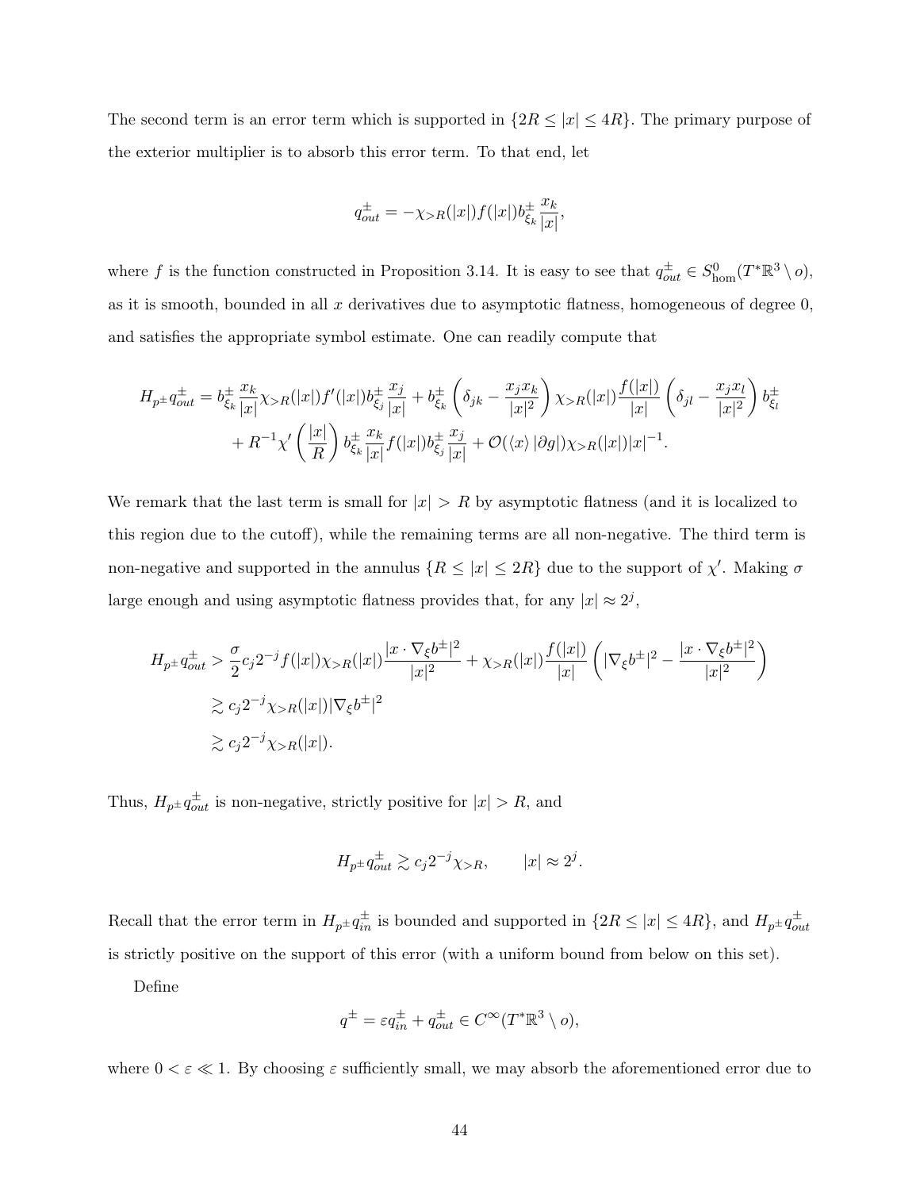The second term is an error term which is supported in $\{2R \leq |x| \leq 4R\}$. The primary purpose of the exterior multiplier is to absorb this error term. To that end, let

$$q_{out}^{\pm} = -\chi_{>R}(|x|)f(|x|)b_{\xi_k}^{\pm}\frac{x_k}{|x|},$$

where $f$ is the function constructed in Proposition 3.14. It is easy to see that $q_{out}^{\pm} \in S^0_{\text{hom}}(T^*\mathbb{R}^3 \setminus o)$, as it is smooth, bounded in all $x$ derivatives due to asymptotic flatness, homogeneous of degree 0, and satisfies the appropriate symbol estimate. One can readily compute that

$$\begin{aligned} H_{p^\pm} q_{out}^{\pm} = {} & b_{\xi_k}^{\pm}\frac{x_k}{|x|}\chi_{>R}(|x|)f'(|x|)b_{\xi_j}^{\pm}\frac{x_j}{|x|} + b_{\xi_k}^{\pm}\left(\delta_{jk} - \frac{x_j x_k}{|x|^2}\right)\chi_{>R}(|x|)\frac{f(|x|)}{|x|}\left(\delta_{jl} - \frac{x_j x_l}{|x|^2}\right)b_{\xi_l}^{\pm} \\ & + R^{-1}\chi'\left(\frac{|x|}{R}\right)b_{\xi_k}^{\pm}\frac{x_k}{|x|}f(|x|)b_{\xi_j}^{\pm}\frac{x_j}{|x|} + \mathcal{O}(\langle x\rangle\,|\partial g|)\chi_{>R}(|x|)|x|^{-1}. \end{aligned}$$

We remark that the last term is small for $|x| > R$ by asymptotic flatness (and it is localized to this region due to the cutoff), while the remaining terms are all non-negative. The third term is non-negative and supported in the annulus $\{R \leq |x| \leq 2R\}$ due to the support of $\chi'$. Making $\sigma$ large enough and using asymptotic flatness provides that, for any $|x| \approx 2^j$,

$$\begin{aligned} H_{p^\pm} q_{out}^{\pm} &> \frac{\sigma}{2}c_j 2^{-j} f(|x|)\chi_{>R}(|x|)\frac{|x\cdot\nabla_\xi b^\pm|^2}{|x|^2} + \chi_{>R}(|x|)\frac{f(|x|)}{|x|}\left(|\nabla_\xi b^\pm|^2 - \frac{|x\cdot\nabla_\xi b^\pm|^2}{|x|^2}\right) \\ &\gtrsim c_j 2^{-j}\chi_{>R}(|x|)|\nabla_\xi b^\pm|^2 \\ &\gtrsim c_j 2^{-j}\chi_{>R}(|x|). \end{aligned}$$

Thus, $H_{p^\pm} q_{out}^{\pm}$ is non-negative, strictly positive for $|x| > R$, and

$$H_{p^\pm} q_{out}^{\pm} \gtrsim c_j 2^{-j}\chi_{>R}, \qquad |x| \approx 2^j.$$

Recall that the error term in $H_{p^\pm} q_{in}^{\pm}$ is bounded and supported in $\{2R \leq |x| \leq 4R\}$, and $H_{p^\pm} q_{out}^{\pm}$ is strictly positive on the support of this error (with a uniform bound from below on this set).

Define

$$q^\pm = \varepsilon q_{in}^{\pm} + q_{out}^{\pm} \in C^\infty(T^*\mathbb{R}^3 \setminus o),$$

where $0 < \varepsilon \ll 1$. By choosing $\varepsilon$ sufficiently small, we may absorb the aforementioned error due to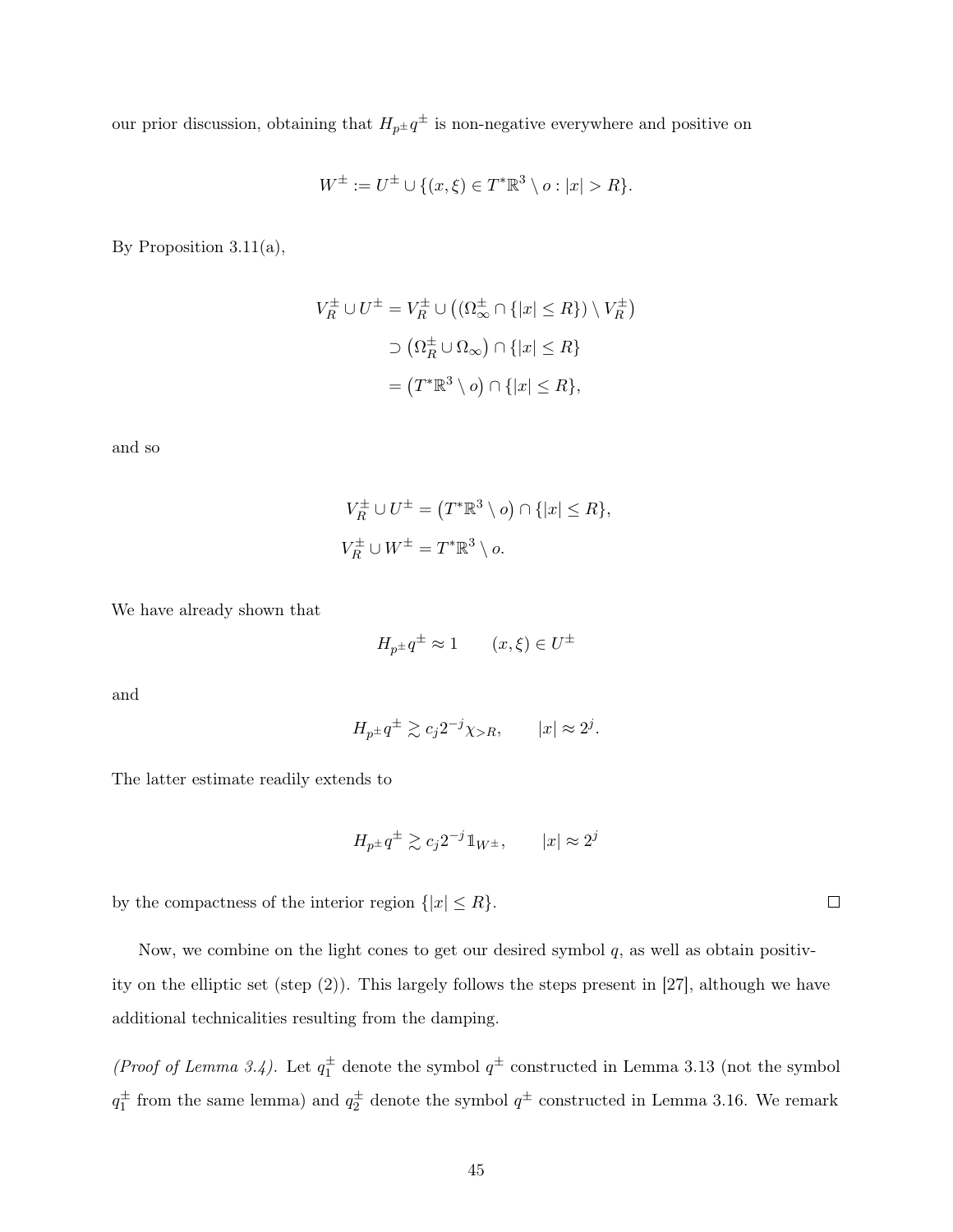our prior discussion, obtaining that $H_{p^\pm} q^\pm$ is non-negative everywhere and positive on

$$W^\pm := U^\pm \cup \{(x,\xi) \in T^*\mathbb{R}^3 \setminus o : |x| > R\}.$$

By Proposition 3.11(a),

$$\begin{aligned} V_R^\pm \cup U^\pm &= V_R^\pm \cup \left( (\Omega_\infty^\pm \cap \{|x| \le R\}) \setminus V_R^\pm \right) \\ &\supset \left( \Omega_R^\pm \cup \Omega_\infty \right) \cap \{|x| \le R\} \\ &= \left( T^*\mathbb{R}^3 \setminus o \right) \cap \{|x| \le R\}, \end{aligned}$$

and so

$$\begin{aligned} V_R^\pm \cup U^\pm &= \left( T^*\mathbb{R}^3 \setminus o \right) \cap \{|x| \le R\}, \\ V_R^\pm \cup W^\pm &= T^*\mathbb{R}^3 \setminus o. \end{aligned}$$

We have already shown that

$$H_{p^\pm} q^\pm \approx 1 \qquad (x,\xi) \in U^\pm$$

and

$$H_{p^\pm} q^\pm \gtrsim c_j 2^{-j} \chi_{>R}, \qquad |x| \approx 2^j.$$

The latter estimate readily extends to

$$H_{p^\pm} q^\pm \gtrsim c_j 2^{-j} \mathbb{1}_{W^\pm}, \qquad |x| \approx 2^j$$

by the compactness of the interior region $\{|x| \le R\}$. $\square$

Now, we combine on the light cones to get our desired symbol $q$, as well as obtain positivity on the elliptic set (step (2)). This largely follows the steps present in [27], although we have additional technicalities resulting from the damping.

*(Proof of Lemma 3.4).* Let $q_1^\pm$ denote the symbol $q^\pm$ constructed in Lemma 3.13 (not the symbol $q_1^\pm$ from the same lemma) and $q_2^\pm$ denote the symbol $q^\pm$ constructed in Lemma 3.16. We remark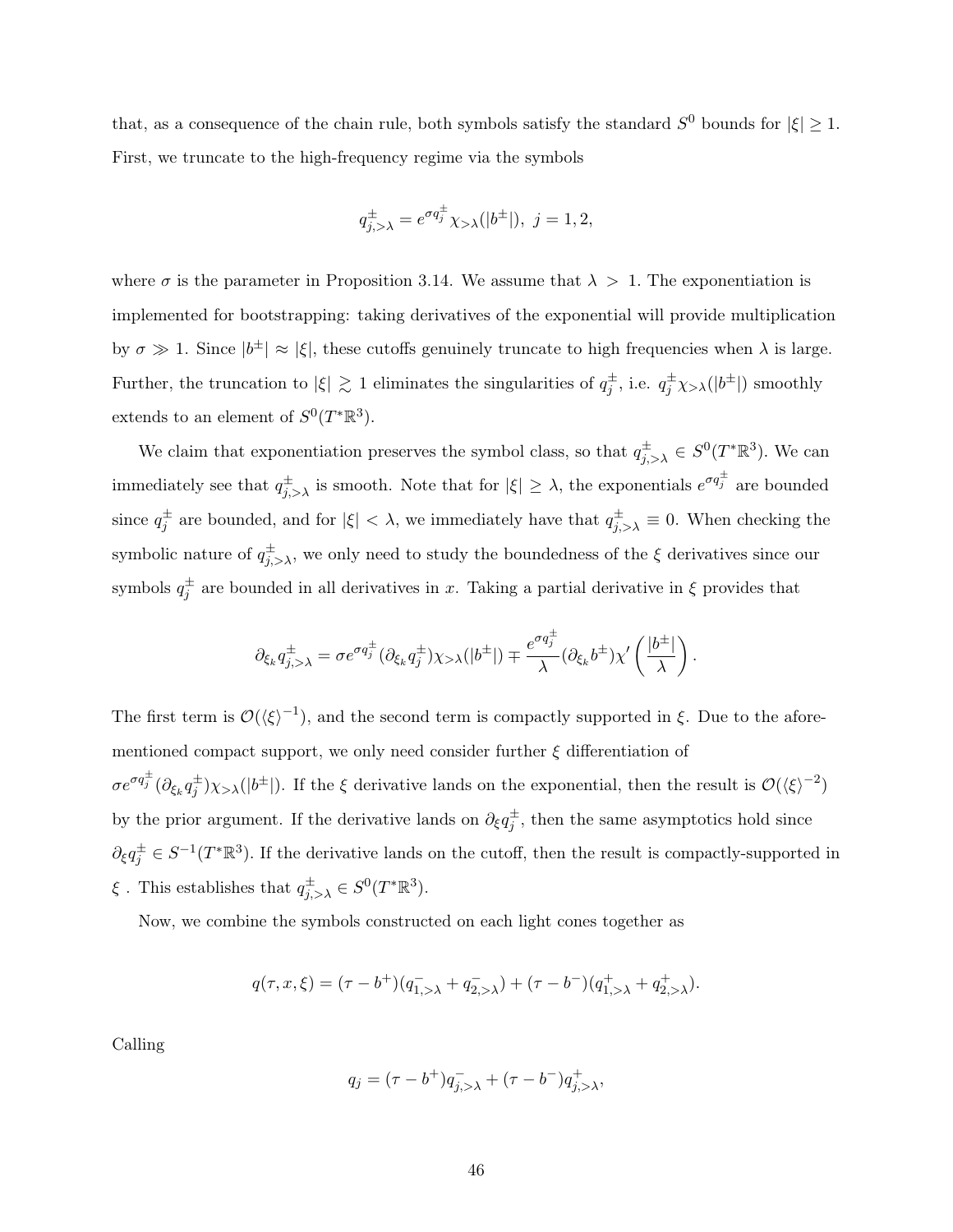that, as a consequence of the chain rule, both symbols satisfy the standard $S^0$ bounds for $|\xi| \geq 1$. First, we truncate to the high-frequency regime via the symbols

$$q^{\pm}_{j,>\lambda} = e^{\sigma q^{\pm}_j} \chi_{>\lambda}(|b^{\pm}|), \; j = 1, 2,$$

where $\sigma$ is the parameter in Proposition 3.14. We assume that $\lambda > 1$. The exponentiation is implemented for bootstrapping: taking derivatives of the exponential will provide multiplication by $\sigma \gg 1$. Since $|b^{\pm}| \approx |\xi|$, these cutoffs genuinely truncate to high frequencies when $\lambda$ is large. Further, the truncation to $|\xi| \gtrsim 1$ eliminates the singularities of $q^{\pm}_j$, i.e. $q^{\pm}_j \chi_{>\lambda}(|b^{\pm}|)$ smoothly extends to an element of $S^0(T^*\mathbb{R}^3)$.

We claim that exponentiation preserves the symbol class, so that $q^{\pm}_{j,>\lambda} \in S^0(T^*\mathbb{R}^3)$. We can immediately see that $q^{\pm}_{j,>\lambda}$ is smooth. Note that for $|\xi| \geq \lambda$, the exponentials $e^{\sigma q^{\pm}_j}$ are bounded since $q^{\pm}_j$ are bounded, and for $|\xi| < \lambda$, we immediately have that $q^{\pm}_{j,>\lambda} \equiv 0$. When checking the symbolic nature of $q^{\pm}_{j,>\lambda}$, we only need to study the boundedness of the $\xi$ derivatives since our symbols $q^{\pm}_j$ are bounded in all derivatives in $x$. Taking a partial derivative in $\xi$ provides that

$$\partial_{\xi_k} q^{\pm}_{j,>\lambda} = \sigma e^{\sigma q^{\pm}_j} (\partial_{\xi_k} q^{\pm}_j) \chi_{>\lambda}(|b^{\pm}|) \mp \frac{e^{\sigma q^{\pm}_j}}{\lambda} (\partial_{\xi_k} b^{\pm}) \chi' \left( \frac{|b^{\pm}|}{\lambda} \right).$$

The first term is $\mathcal{O}(\langle \xi \rangle^{-1})$, and the second term is compactly supported in $\xi$. Due to the aforementioned compact support, we only need consider further $\xi$ differentiation of $\sigma e^{\sigma q^{\pm}_j} (\partial_{\xi_k} q^{\pm}_j) \chi_{>\lambda}(|b^{\pm}|)$. If the $\xi$ derivative lands on the exponential, then the result is $\mathcal{O}(\langle \xi \rangle^{-2})$ by the prior argument. If the derivative lands on $\partial_\xi q^{\pm}_j$, then the same asymptotics hold since $\partial_\xi q^{\pm}_j \in S^{-1}(T^*\mathbb{R}^3)$. If the derivative lands on the cutoff, then the result is compactly-supported in $\xi$ . This establishes that $q^{\pm}_{j,>\lambda} \in S^0(T^*\mathbb{R}^3)$.

Now, we combine the symbols constructed on each light cones together as

$$q(\tau, x, \xi) = (\tau - b^+)(q^-_{1,>\lambda} + q^-_{2,>\lambda}) + (\tau - b^-)(q^+_{1,>\lambda} + q^+_{2,>\lambda}).$$

Calling

$$q_j = (\tau - b^+) q^-_{j,>\lambda} + (\tau - b^-) q^+_{j,>\lambda},$$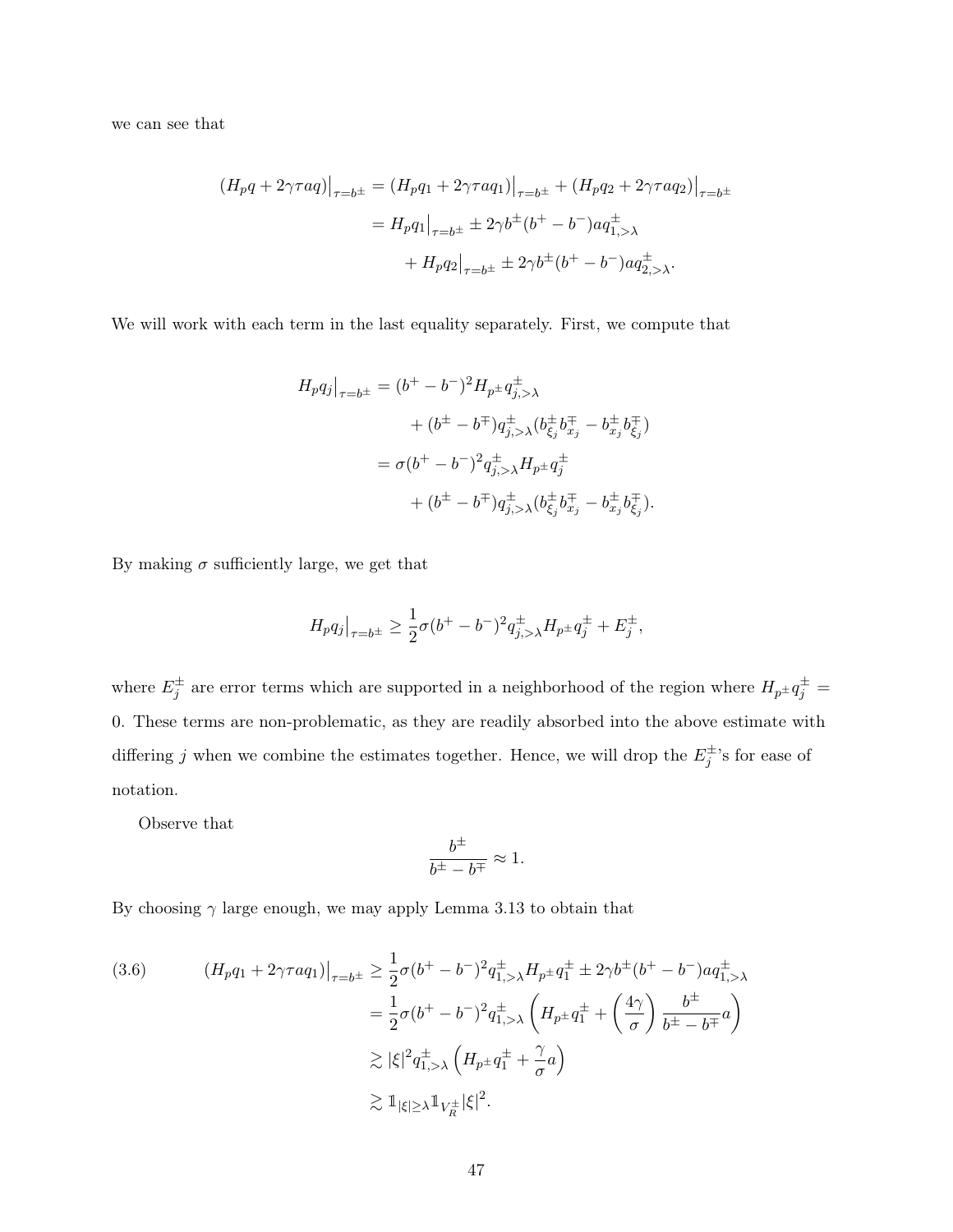we can see that

$$
\begin{aligned}
(H_p q + 2\gamma\tau a q)\big|_{\tau=b^\pm} &= (H_p q_1 + 2\gamma\tau a q_1)\big|_{\tau=b^\pm} + (H_p q_2 + 2\gamma\tau a q_2)\big|_{\tau=b^\pm} \\
&= H_p q_1\big|_{\tau=b^\pm} \pm 2\gamma b^\pm(b^+ - b^-) a q^\pm_{1,>\lambda} \\
&\quad + H_p q_2\big|_{\tau=b^\pm} \pm 2\gamma b^\pm(b^+ - b^-) a q^\pm_{2,>\lambda}.
\end{aligned}
$$

We will work with each term in the last equality separately. First, we compute that

$$
\begin{aligned}
H_p q_j\big|_{\tau=b^\pm} &= (b^+ - b^-)^2 H_{p^\pm} q^\pm_{j,>\lambda} \\
&\quad + (b^\pm - b^\mp) q^\pm_{j,>\lambda}(b^\pm_{\xi_j} b^\mp_{x_j} - b^\pm_{x_j} b^\mp_{\xi_j}) \\
&= \sigma(b^+ - b^-)^2 q^\pm_{j,>\lambda} H_{p^\pm} q^\pm_j \\
&\quad + (b^\pm - b^\mp) q^\pm_{j,>\lambda}(b^\pm_{\xi_j} b^\mp_{x_j} - b^\pm_{x_j} b^\mp_{\xi_j}).
\end{aligned}
$$

By making $\sigma$ sufficiently large, we get that

$$
H_p q_j\big|_{\tau=b^\pm} \geq \frac{1}{2}\sigma(b^+ - b^-)^2 q^\pm_{j,>\lambda} H_{p^\pm} q^\pm_j + E^\pm_j,
$$

where $E^\pm_j$ are error terms which are supported in a neighborhood of the region where $H_{p^\pm} q^\pm_j = 0$. These terms are non-problematic, as they are readily absorbed into the above estimate with differing $j$ when we combine the estimates together. Hence, we will drop the $E^\pm_j$'s for ease of notation.

Observe that

$$
\frac{b^\pm}{b^\pm - b^\mp} \approx 1.
$$

By choosing $\gamma$ large enough, we may apply Lemma 3.13 to obtain that

$$
\begin{aligned}
(H_p q_1 + 2\gamma\tau a q_1)\big|_{\tau=b^\pm} &\geq \frac{1}{2}\sigma(b^+ - b^-)^2 q^\pm_{1,>\lambda} H_{p^\pm} q^\pm_1 \pm 2\gamma b^\pm(b^+ - b^-) a q^\pm_{1,>\lambda} \\
&= \frac{1}{2}\sigma(b^+ - b^-)^2 q^\pm_{1,>\lambda}\left(H_{p^\pm} q^\pm_1 + \left(\frac{4\gamma}{\sigma}\right)\frac{b^\pm}{b^\pm - b^\mp} a\right) \\
&\gtrsim |\xi|^2 q^\pm_{1,>\lambda}\left(H_{p^\pm} q^\pm_1 + \frac{\gamma}{\sigma} a\right) \\
&\gtrsim \mathbb{1}_{|\xi|\geq\lambda}\mathbb{1}_{V^\pm_R}|\xi|^2.
\end{aligned}
\tag{3.6}
$$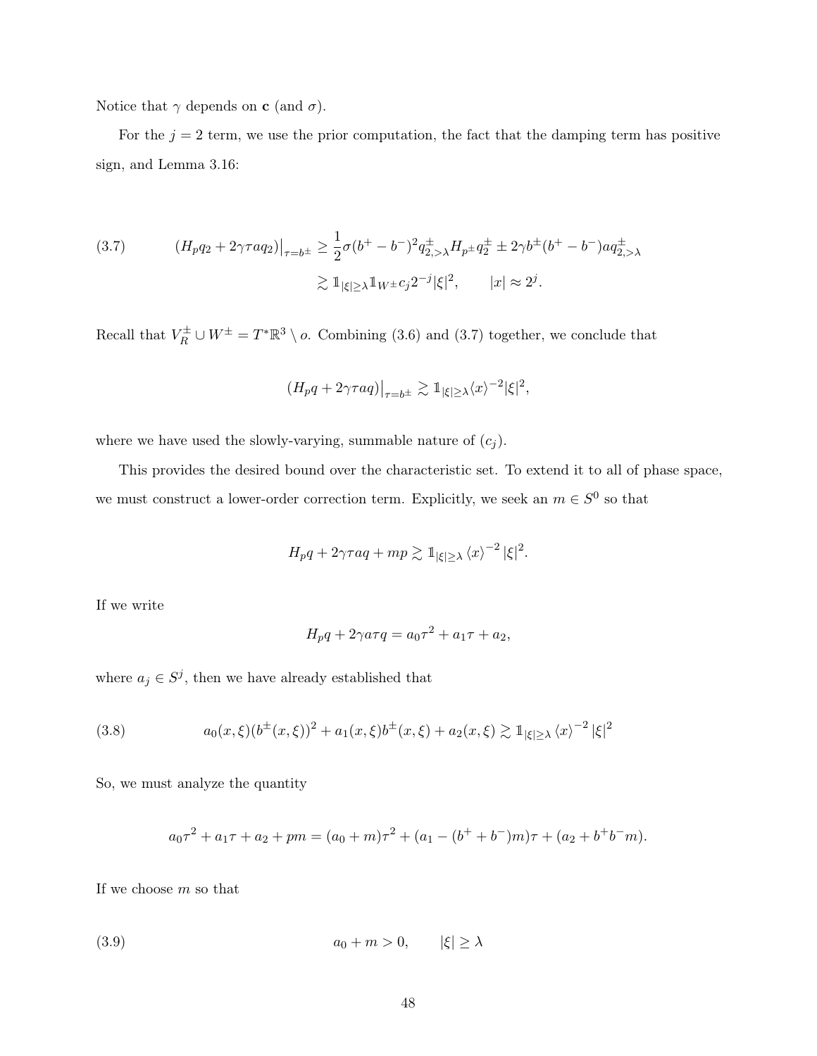Notice that $\gamma$ depends on $\mathbf{c}$ (and $\sigma$).

For the $j = 2$ term, we use the prior computation, the fact that the damping term has positive sign, and Lemma 3.16:

$$
\begin{aligned}
(3.7) \qquad (H_p q_2 + 2\gamma\tau a q_2)\big|_{\tau=b^\pm} &\geq \frac{1}{2}\sigma(b^+ - b^-)^2 q^\pm_{2,>\lambda} H_{p^\pm} q_2^\pm \pm 2\gamma b^\pm (b^+ - b^-) a q^\pm_{2,>\lambda} \\
&\gtrsim \mathbb{1}_{|\xi|\geq\lambda} \mathbb{1}_{W^\pm} c_j 2^{-j} |\xi|^2, \qquad |x| \approx 2^j.
\end{aligned}
$$

Recall that $V_R^\pm \cup W^\pm = T^*\mathbb{R}^3 \setminus o$. Combining (3.6) and (3.7) together, we conclude that

$$
(H_p q + 2\gamma\tau a q)\big|_{\tau=b^\pm} \gtrsim \mathbb{1}_{|\xi|\geq\lambda} \langle x\rangle^{-2} |\xi|^2,
$$

where we have used the slowly-varying, summable nature of $(c_j)$.

This provides the desired bound over the characteristic set. To extend it to all of phase space, we must construct a lower-order correction term. Explicitly, we seek an $m \in S^0$ so that

$$
H_p q + 2\gamma\tau a q + mp \gtrsim \mathbb{1}_{|\xi|\geq\lambda} \langle x\rangle^{-2} |\xi|^2.
$$

If we write

$$
H_p q + 2\gamma a \tau q = a_0 \tau^2 + a_1 \tau + a_2,
$$

where $a_j \in S^j$, then we have already established that

$$
(3.8) \qquad a_0(x,\xi)(b^\pm(x,\xi))^2 + a_1(x,\xi) b^\pm(x,\xi) + a_2(x,\xi) \gtrsim \mathbb{1}_{|\xi|\geq\lambda} \langle x\rangle^{-2} |\xi|^2
$$

So, we must analyze the quantity

$$
a_0\tau^2 + a_1\tau + a_2 + pm = (a_0 + m)\tau^2 + (a_1 - (b^+ + b^-)m)\tau + (a_2 + b^+ b^- m).
$$

If we choose $m$ so that

$$
(3.9) \qquad a_0 + m > 0, \qquad |\xi| \geq \lambda
$$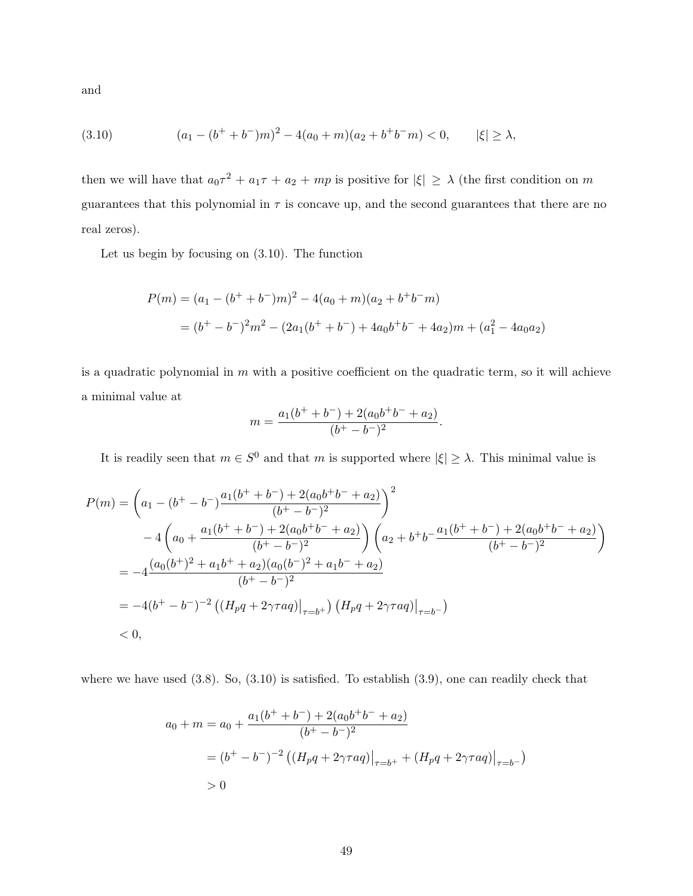and

$$
(a_1 - (b^+ + b^-)m)^2 - 4(a_0 + m)(a_2 + b^+b^-m) < 0, \qquad |\xi| \geq \lambda, \tag{3.10}
$$

then we will have that $a_0\tau^2 + a_1\tau + a_2 + mp$ is positive for $|\xi| \geq \lambda$ (the first condition on $m$ guarantees that this polynomial in $\tau$ is concave up, and the second guarantees that there are no real zeros).

Let us begin by focusing on (3.10). The function

$$
\begin{aligned}
P(m) &= (a_1 - (b^+ + b^-)m)^2 - 4(a_0 + m)(a_2 + b^+b^-m) \\
&= (b^+ - b^-)^2 m^2 - (2a_1(b^+ + b^-) + 4a_0b^+b^- + 4a_2)m + (a_1^2 - 4a_0a_2)
\end{aligned}
$$

is a quadratic polynomial in $m$ with a positive coefficient on the quadratic term, so it will achieve a minimal value at

$$
m = \frac{a_1(b^+ + b^-) + 2(a_0b^+b^- + a_2)}{(b^+ - b^-)^2}.
$$

It is readily seen that $m \in S^0$ and that $m$ is supported where $|\xi| \geq \lambda$. This minimal value is

$$
\begin{aligned}
P(m) &= \left(a_1 - (b^+ - b^-)\frac{a_1(b^+ + b^-) + 2(a_0b^+b^- + a_2)}{(b^+ - b^-)^2}\right)^2 \\
&\quad - 4\left(a_0 + \frac{a_1(b^+ + b^-) + 2(a_0b^+b^- + a_2)}{(b^+ - b^-)^2}\right)\left(a_2 + b^+b^-\frac{a_1(b^+ + b^-) + 2(a_0b^+b^- + a_2)}{(b^+ - b^-)^2}\right) \\
&= -4\frac{(a_0(b^+)^2 + a_1b^+ + a_2)(a_0(b^-)^2 + a_1b^- + a_2)}{(b^+ - b^-)^2} \\
&= -4(b^+ - b^-)^{-2}\left(\left.(H_pq + 2\gamma\tau aq)\right|_{\tau=b^+}\right)\left(\left.(H_pq + 2\gamma\tau aq)\right|_{\tau=b^-}\right) \\
&< 0,
\end{aligned}
$$

where we have used (3.8). So, (3.10) is satisfied. To establish (3.9), one can readily check that

$$
\begin{aligned}
a_0 + m &= a_0 + \frac{a_1(b^+ + b^-) + 2(a_0b^+b^- + a_2)}{(b^+ - b^-)^2} \\
&= (b^+ - b^-)^{-2}\left(\left.(H_pq + 2\gamma\tau aq)\right|_{\tau=b^+} + \left.(H_pq + 2\gamma\tau aq)\right|_{\tau=b^-}\right) \\
&> 0
\end{aligned}
$$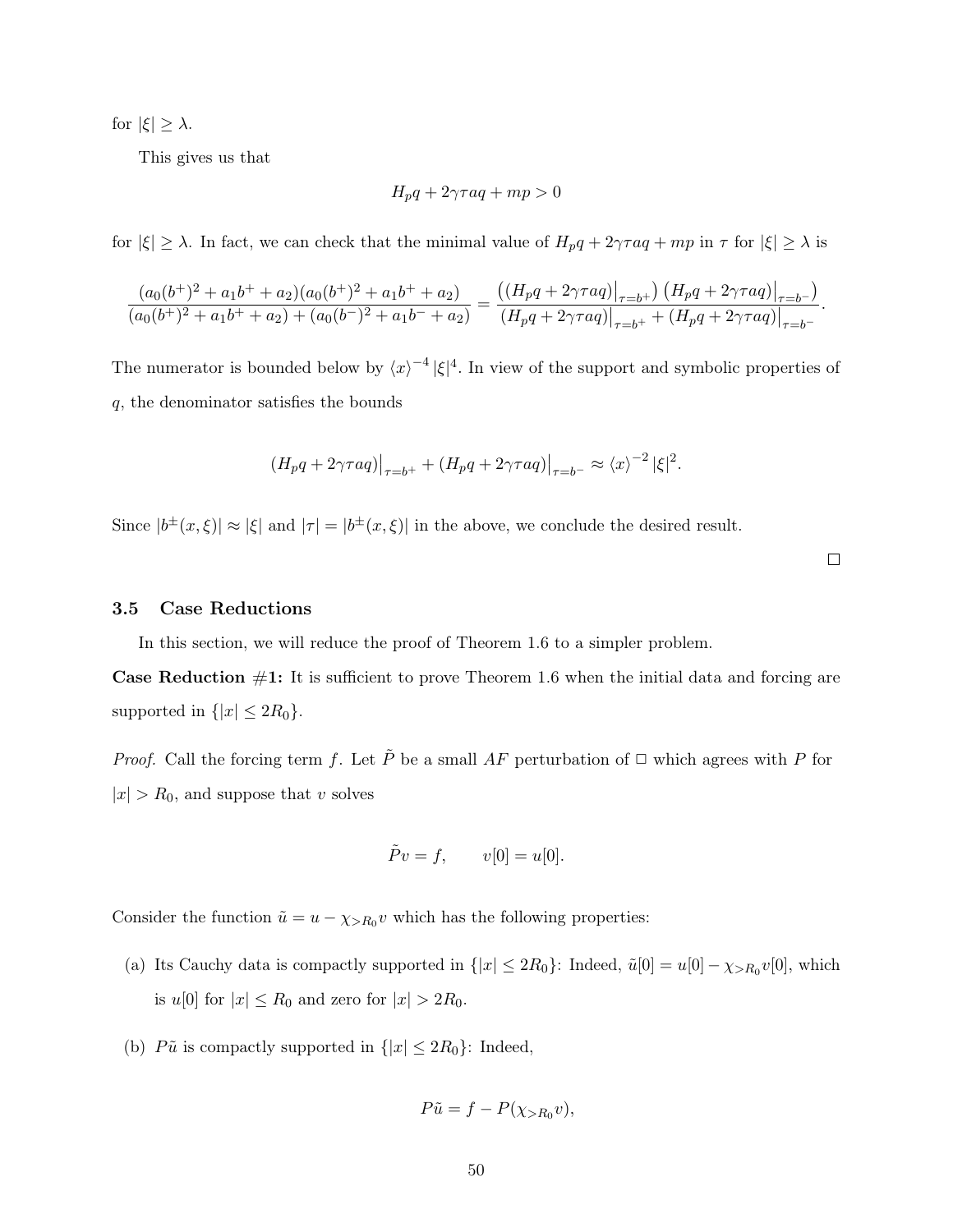for $|\xi| \geq \lambda$.

This gives us that

$$H_p q + 2\gamma\tau a q + mp > 0$$

for $|\xi| \geq \lambda$. In fact, we can check that the minimal value of $H_p q + 2\gamma\tau a q + mp$ in $\tau$ for $|\xi| \geq \lambda$ is

$$\frac{(a_0(b^+)^2 + a_1 b^+ + a_2)(a_0(b^+)^2 + a_1 b^+ + a_2)}{(a_0(b^+)^2 + a_1 b^+ + a_2) + (a_0(b^-)^2 + a_1 b^- + a_2)} = \frac{\left((H_p q + 2\gamma\tau a q)\big|_{\tau=b^+}\right)\left(H_p q + 2\gamma\tau a q)\big|_{\tau=b^-}\right)}{(H_p q + 2\gamma\tau a q)\big|_{\tau=b^+} + (H_p q + 2\gamma\tau a q)\big|_{\tau=b^-}}.$$

The numerator is bounded below by $\langle x\rangle^{-4}|\xi|^4$. In view of the support and symbolic properties of $q$, the denominator satisfies the bounds

$$(H_p q + 2\gamma\tau a q)\big|_{\tau=b^+} + (H_p q + 2\gamma\tau a q)\big|_{\tau=b^-} \approx \langle x\rangle^{-2}|\xi|^2.$$

Since $|b^\pm(x,\xi)| \approx |\xi|$ and $|\tau| = |b^\pm(x,\xi)|$ in the above, we conclude the desired result.

∎

### 3.5 Case Reductions

In this section, we will reduce the proof of Theorem 1.6 to a simpler problem.

**Case Reduction #1:** It is sufficient to prove Theorem 1.6 when the initial data and forcing are supported in $\{|x| \leq 2R_0\}$.

*Proof.* Call the forcing term $f$. Let $\tilde{P}$ be a small $AF$ perturbation of $\Box$ which agrees with $P$ for $|x| > R_0$, and suppose that $v$ solves

$$\tilde{P}v = f, \qquad v[0] = u[0].$$

Consider the function $\tilde{u} = u - \chi_{>R_0}v$ which has the following properties:

(a) Its Cauchy data is compactly supported in $\{|x| \leq 2R_0\}$: Indeed, $\tilde{u}[0] = u[0] - \chi_{>R_0}v[0]$, which is $u[0]$ for $|x| \leq R_0$ and zero for $|x| > 2R_0$.

(b) $P\tilde{u}$ is compactly supported in $\{|x| \leq 2R_0\}$: Indeed,

$$P\tilde{u} = f - P(\chi_{>R_0}v),$$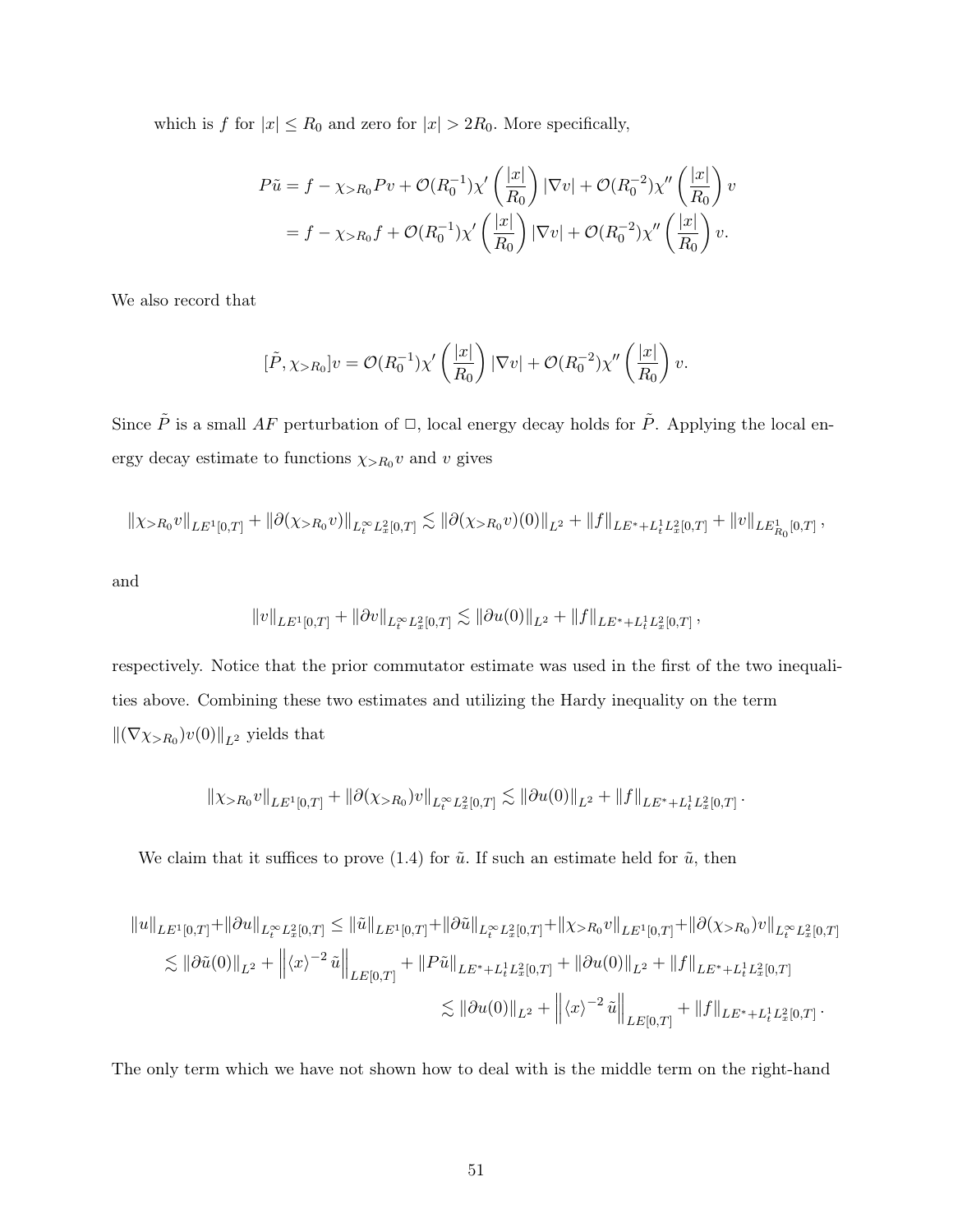which is $f$ for $|x| \leq R_0$ and zero for $|x| > 2R_0$. More specifically,

$$
\begin{aligned}
P\tilde{u} &= f - \chi_{>R_0} P v + \mathcal{O}(R_0^{-1})\chi'\left(\frac{|x|}{R_0}\right)|\nabla v| + \mathcal{O}(R_0^{-2})\chi''\left(\frac{|x|}{R_0}\right) v \\
&= f - \chi_{>R_0} f + \mathcal{O}(R_0^{-1})\chi'\left(\frac{|x|}{R_0}\right)|\nabla v| + \mathcal{O}(R_0^{-2})\chi''\left(\frac{|x|}{R_0}\right) v.
\end{aligned}
$$

We also record that

$$
[\tilde{P}, \chi_{>R_0}]v = \mathcal{O}(R_0^{-1})\chi'\left(\frac{|x|}{R_0}\right)|\nabla v| + \mathcal{O}(R_0^{-2})\chi''\left(\frac{|x|}{R_0}\right) v.
$$

Since $\tilde{P}$ is a small $AF$ perturbation of $\Box$, local energy decay holds for $\tilde{P}$. Applying the local energy decay estimate to functions $\chi_{>R_0} v$ and $v$ gives

$$
\|\chi_{>R_0} v\|_{LE^1[0,T]} + \|\partial(\chi_{>R_0} v)\|_{L_t^\infty L_x^2[0,T]} \lesssim \|\partial(\chi_{>R_0} v)(0)\|_{L^2} + \|f\|_{LE^* + L_t^1 L_x^2[0,T]} + \|v\|_{LE^1_{R_0}[0,T]},
$$

and

$$
\|v\|_{LE^1[0,T]} + \|\partial v\|_{L_t^\infty L_x^2[0,T]} \lesssim \|\partial u(0)\|_{L^2} + \|f\|_{LE^* + L_t^1 L_x^2[0,T]},
$$

respectively. Notice that the prior commutator estimate was used in the first of the two inequalities above. Combining these two estimates and utilizing the Hardy inequality on the term $\|(\nabla \chi_{>R_0}) v(0)\|_{L^2}$ yields that

$$
\|\chi_{>R_0} v\|_{LE^1[0,T]} + \|\partial(\chi_{>R_0}) v\|_{L_t^\infty L_x^2[0,T]} \lesssim \|\partial u(0)\|_{L^2} + \|f\|_{LE^* + L_t^1 L_x^2[0,T]}.
$$

We claim that it suffices to prove (1.4) for $\tilde{u}$. If such an estimate held for $\tilde{u}$, then

$$
\begin{aligned}
\|u\|_{LE^1[0,T]} + \|\partial u\|_{L_t^\infty L_x^2[0,T]} &\leq \|\tilde{u}\|_{LE^1[0,T]} + \|\partial \tilde{u}\|_{L_t^\infty L_x^2[0,T]} + \|\chi_{>R_0} v\|_{LE^1[0,T]} + \|\partial(\chi_{>R_0}) v\|_{L_t^\infty L_x^2[0,T]} \\
&\lesssim \|\partial \tilde{u}(0)\|_{L^2} + \left\|\langle x\rangle^{-2} \tilde{u}\right\|_{LE[0,T]} + \|P\tilde{u}\|_{LE^* + L_t^1 L_x^2[0,T]} + \|\partial u(0)\|_{L^2} + \|f\|_{LE^* + L_t^1 L_x^2[0,T]} \\
&\lesssim \|\partial u(0)\|_{L^2} + \left\|\langle x\rangle^{-2} \tilde{u}\right\|_{LE[0,T]} + \|f\|_{LE^* + L_t^1 L_x^2[0,T]}.
\end{aligned}
$$

The only term which we have not shown how to deal with is the middle term on the right-hand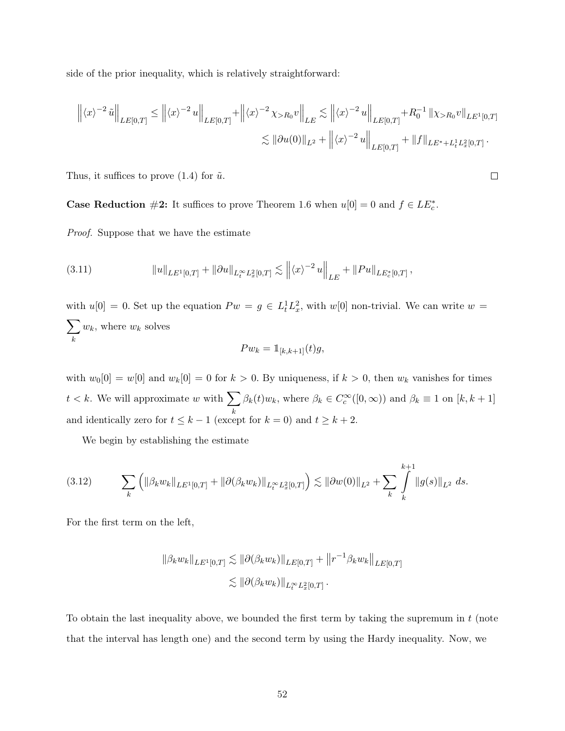side of the prior inequality, which is relatively straightforward:

$$\left\|\langle x\rangle^{-2}\tilde{u}\right\|_{LE[0,T]} \leq \left\|\langle x\rangle^{-2}u\right\|_{LE[0,T]} + \left\|\langle x\rangle^{-2}\chi_{>R_0}v\right\|_{LE} \lesssim \left\|\langle x\rangle^{-2}u\right\|_{LE[0,T]} + R_0^{-1}\left\|\chi_{>R_0}v\right\|_{LE^1[0,T]}$$

$$\lesssim \|\partial u(0)\|_{L^2} + \left\|\langle x\rangle^{-2}u\right\|_{LE[0,T]} + \|f\|_{LE^*+L^1_tL^2_x[0,T]}.$$

Thus, it suffices to prove (1.4) for $\tilde{u}$. □

**Case Reduction #2:** It suffices to prove Theorem 1.6 when $u[0] = 0$ and $f \in LE^*_c$.

*Proof.* Suppose that we have the estimate

$$\|u\|_{LE^1[0,T]} + \|\partial u\|_{L^\infty_tL^2_x[0,T]} \lesssim \left\|\langle x\rangle^{-2}u\right\|_{LE} + \|Pu\|_{LE^*_c[0,T]}, \tag{3.11}$$

with $u[0] = 0$. Set up the equation $Pw = g \in L^1_tL^2_x$, with $w[0]$ non-trivial. We can write $w = \sum_k w_k$, where $w_k$ solves

$$Pw_k = \mathbb{1}_{[k,k+1]}(t)g,$$

with $w_0[0] = w[0]$ and $w_k[0] = 0$ for $k > 0$. By uniqueness, if $k > 0$, then $w_k$ vanishes for times $t < k$. We will approximate $w$ with $\sum_k \beta_k(t)w_k$, where $\beta_k \in C^\infty_c([0,\infty))$ and $\beta_k \equiv 1$ on $[k, k+1]$ and identically zero for $t \leq k-1$ (except for $k = 0$) and $t \geq k+2$.

We begin by establishing the estimate

$$\sum_k \left(\|\beta_k w_k\|_{LE^1[0,T]} + \|\partial(\beta_k w_k)\|_{L^\infty_tL^2_x[0,T]}\right) \lesssim \|\partial w(0)\|_{L^2} + \sum_k \int_k^{k+1} \|g(s)\|_{L^2}\, ds. \tag{3.12}$$

For the first term on the left,

$$\|\beta_k w_k\|_{LE^1[0,T]} \lesssim \|\partial(\beta_k w_k)\|_{LE[0,T]} + \left\|r^{-1}\beta_k w_k\right\|_{LE[0,T]}$$

$$\lesssim \|\partial(\beta_k w_k)\|_{L^\infty_tL^2_x[0,T]}.$$

To obtain the last inequality above, we bounded the first term by taking the supremum in $t$ (note that the interval has length one) and the second term by using the Hardy inequality. Now, we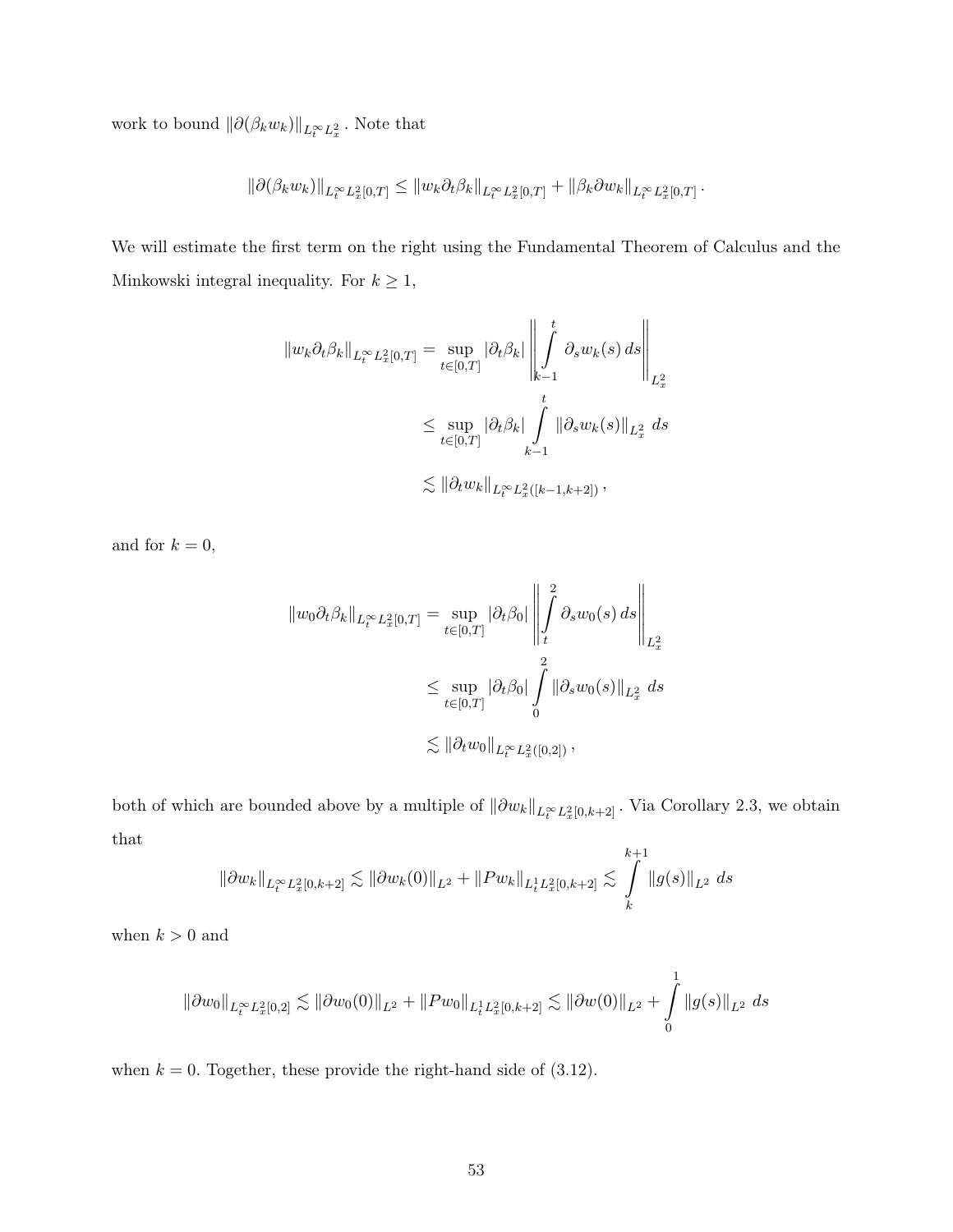work to bound $\|\partial(\beta_k w_k)\|_{L_t^\infty L_x^2}$. Note that

$$\|\partial(\beta_k w_k)\|_{L_t^\infty L_x^2[0,T]} \leq \|w_k \partial_t \beta_k\|_{L_t^\infty L_x^2[0,T]} + \|\beta_k \partial w_k\|_{L_t^\infty L_x^2[0,T]}.$$

We will estimate the first term on the right using the Fundamental Theorem of Calculus and the Minkowski integral inequality. For $k \geq 1$,

$$\begin{aligned}
\|w_k \partial_t \beta_k\|_{L_t^\infty L_x^2[0,T]} &= \sup_{t \in [0,T]} |\partial_t \beta_k| \left\| \int_{k-1}^{t} \partial_s w_k(s)\, ds \right\|_{L_x^2} \\
&\leq \sup_{t \in [0,T]} |\partial_t \beta_k| \int_{k-1}^{t} \|\partial_s w_k(s)\|_{L_x^2}\, ds \\
&\lesssim \|\partial_t w_k\|_{L_t^\infty L_x^2([k-1,k+2])},
\end{aligned}$$

and for $k = 0$,

$$\begin{aligned}
\|w_0 \partial_t \beta_k\|_{L_t^\infty L_x^2[0,T]} &= \sup_{t \in [0,T]} |\partial_t \beta_0| \left\| \int_{t}^{2} \partial_s w_0(s)\, ds \right\|_{L_x^2} \\
&\leq \sup_{t \in [0,T]} |\partial_t \beta_0| \int_{0}^{2} \|\partial_s w_0(s)\|_{L_x^2}\, ds \\
&\lesssim \|\partial_t w_0\|_{L_t^\infty L_x^2([0,2])},
\end{aligned}$$

both of which are bounded above by a multiple of $\|\partial w_k\|_{L_t^\infty L_x^2[0,k+2]}$. Via Corollary 2.3, we obtain that

$$\|\partial w_k\|_{L_t^\infty L_x^2[0,k+2]} \lesssim \|\partial w_k(0)\|_{L^2} + \|P w_k\|_{L_t^1 L_x^2[0,k+2]} \lesssim \int_{k}^{k+1} \|g(s)\|_{L^2}\, ds$$

when $k > 0$ and

$$\|\partial w_0\|_{L_t^\infty L_x^2[0,2]} \lesssim \|\partial w_0(0)\|_{L^2} + \|P w_0\|_{L_t^1 L_x^2[0,k+2]} \lesssim \|\partial w(0)\|_{L^2} + \int_{0}^{1} \|g(s)\|_{L^2}\, ds$$

when $k = 0$. Together, these provide the right-hand side of (3.12).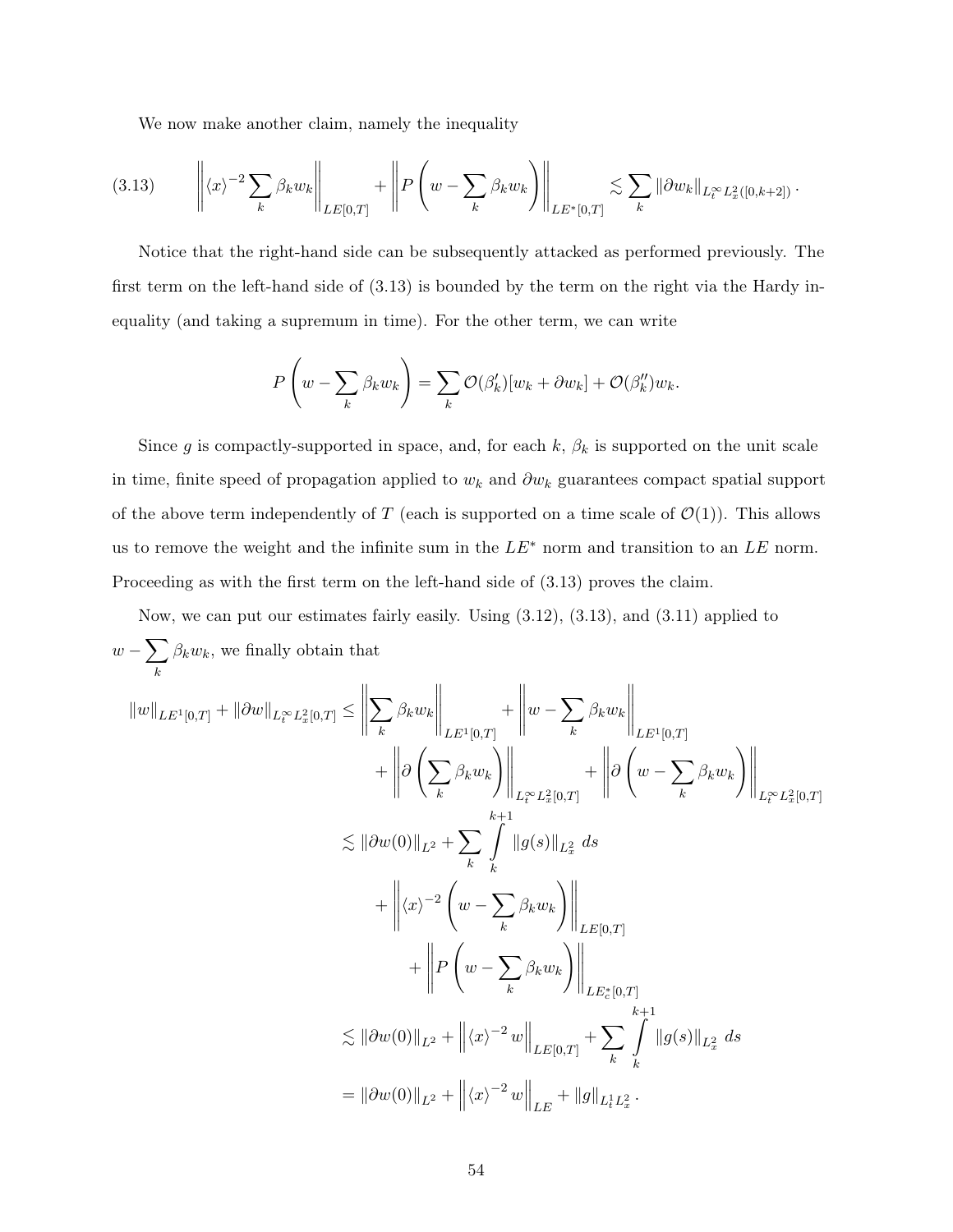We now make another claim, namely the inequality

$$\left\| \langle x \rangle^{-2} \sum_k \beta_k w_k \right\|_{LE[0,T]} + \left\| P\left( w - \sum_k \beta_k w_k \right) \right\|_{LE^*[0,T]} \lesssim \sum_k \| \partial w_k \|_{L_t^\infty L_x^2([0,k+2])} . \tag{3.13}$$

Notice that the right-hand side can be subsequently attacked as performed previously. The first term on the left-hand side of (3.13) is bounded by the term on the right via the Hardy inequality (and taking a supremum in time). For the other term, we can write

$$P\left( w - \sum_k \beta_k w_k \right) = \sum_k \mathcal{O}(\beta_k')[w_k + \partial w_k] + \mathcal{O}(\beta_k'')w_k.$$

Since $g$ is compactly-supported in space, and, for each $k$, $\beta_k$ is supported on the unit scale in time, finite speed of propagation applied to $w_k$ and $\partial w_k$ guarantees compact spatial support of the above term independently of $T$ (each is supported on a time scale of $\mathcal{O}(1)$). This allows us to remove the weight and the infinite sum in the $LE^*$ norm and transition to an $LE$ norm. Proceeding as with the first term on the left-hand side of (3.13) proves the claim.

Now, we can put our estimates fairly easily. Using (3.12), (3.13), and (3.11) applied to $w - \sum_k \beta_k w_k$, we finally obtain that

$$\begin{aligned}
\|w\|_{LE^1[0,T]} + \|\partial w\|_{L_t^\infty L_x^2[0,T]} &\leq \left\| \sum_k \beta_k w_k \right\|_{LE^1[0,T]} + \left\| w - \sum_k \beta_k w_k \right\|_{LE^1[0,T]} \\
&\qquad + \left\| \partial \left( \sum_k \beta_k w_k \right) \right\|_{L_t^\infty L_x^2[0,T]} + \left\| \partial \left( w - \sum_k \beta_k w_k \right) \right\|_{L_t^\infty L_x^2[0,T]} \\
&\lesssim \|\partial w(0)\|_{L^2} + \sum_k \int_k^{k+1} \|g(s)\|_{L_x^2} \, ds \\
&\qquad + \left\| \langle x \rangle^{-2} \left( w - \sum_k \beta_k w_k \right) \right\|_{LE[0,T]} \\
&\qquad\qquad + \left\| P\left( w - \sum_k \beta_k w_k \right) \right\|_{LE_c^*[0,T]} \\
&\lesssim \|\partial w(0)\|_{L^2} + \left\| \langle x \rangle^{-2} w \right\|_{LE[0,T]} + \sum_k \int_k^{k+1} \|g(s)\|_{L_x^2} \, ds \\
&= \|\partial w(0)\|_{L^2} + \left\| \langle x \rangle^{-2} w \right\|_{LE} + \|g\|_{L_t^1 L_x^2} .
\end{aligned}$$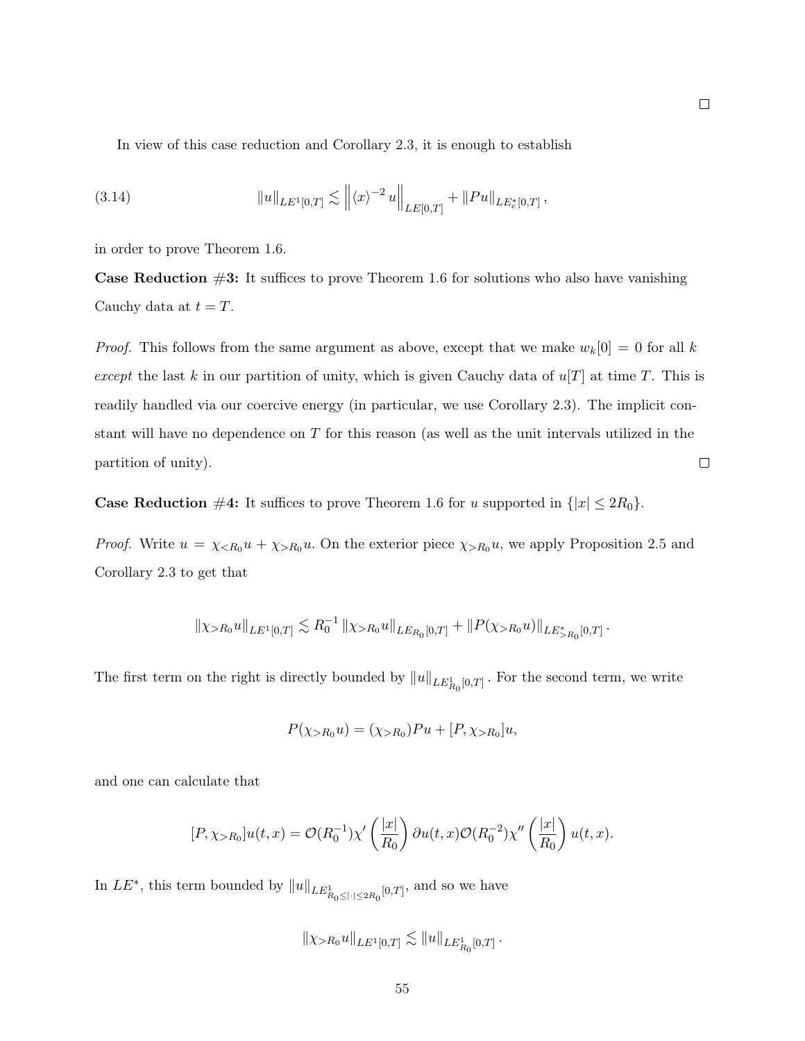□

In view of this case reduction and Corollary 2.3, it is enough to establish

$$\|u\|_{LE^1[0,T]} \lesssim \left\| \langle x \rangle^{-2} u \right\|_{LE[0,T]} + \|Pu\|_{LE_c^*[0,T]}, \tag{3.14}$$

in order to prove Theorem 1.6.

**Case Reduction #3:** It suffices to prove Theorem 1.6 for solutions who also have vanishing Cauchy data at $t = T$.

*Proof.* This follows from the same argument as above, except that we make $w_k[0] = 0$ for all $k$ *except* the last $k$ in our partition of unity, which is given Cauchy data of $u[T]$ at time $T$. This is readily handled via our coercive energy (in particular, we use Corollary 2.3). The implicit constant will have no dependence on $T$ for this reason (as well as the unit intervals utilized in the partition of unity). □

**Case Reduction #4:** It suffices to prove Theorem 1.6 for $u$ supported in $\{|x| \leq 2R_0\}$.

*Proof.* Write $u = \chi_{<R_0} u + \chi_{>R_0} u$. On the exterior piece $\chi_{>R_0} u$, we apply Proposition 2.5 and Corollary 2.3 to get that

$$\|\chi_{>R_0} u\|_{LE^1[0,T]} \lesssim R_0^{-1} \|\chi_{>R_0} u\|_{LE_{R_0}[0,T]} + \|P(\chi_{>R_0} u)\|_{LE^*_{>R_0}[0,T]}.$$

The first term on the right is directly bounded by $\|u\|_{LE^1_{R_0}[0,T]}$. For the second term, we write

$$P(\chi_{>R_0} u) = (\chi_{>R_0}) Pu + [P, \chi_{>R_0}]u,$$

and one can calculate that

$$[P, \chi_{>R_0}]u(t,x) = \mathcal{O}(R_0^{-1}) \chi' \left( \frac{|x|}{R_0} \right) \partial u(t,x) \mathcal{O}(R_0^{-2}) \chi'' \left( \frac{|x|}{R_0} \right) u(t,x).$$

In $LE^*$, this term bounded by $\|u\|_{LE^1_{R_0 \leq |\cdot| \leq 2R_0}[0,T]}$, and so we have

$$\|\chi_{>R_0} u\|_{LE^1[0,T]} \lesssim \|u\|_{LE^1_{R_0}[0,T]}.$$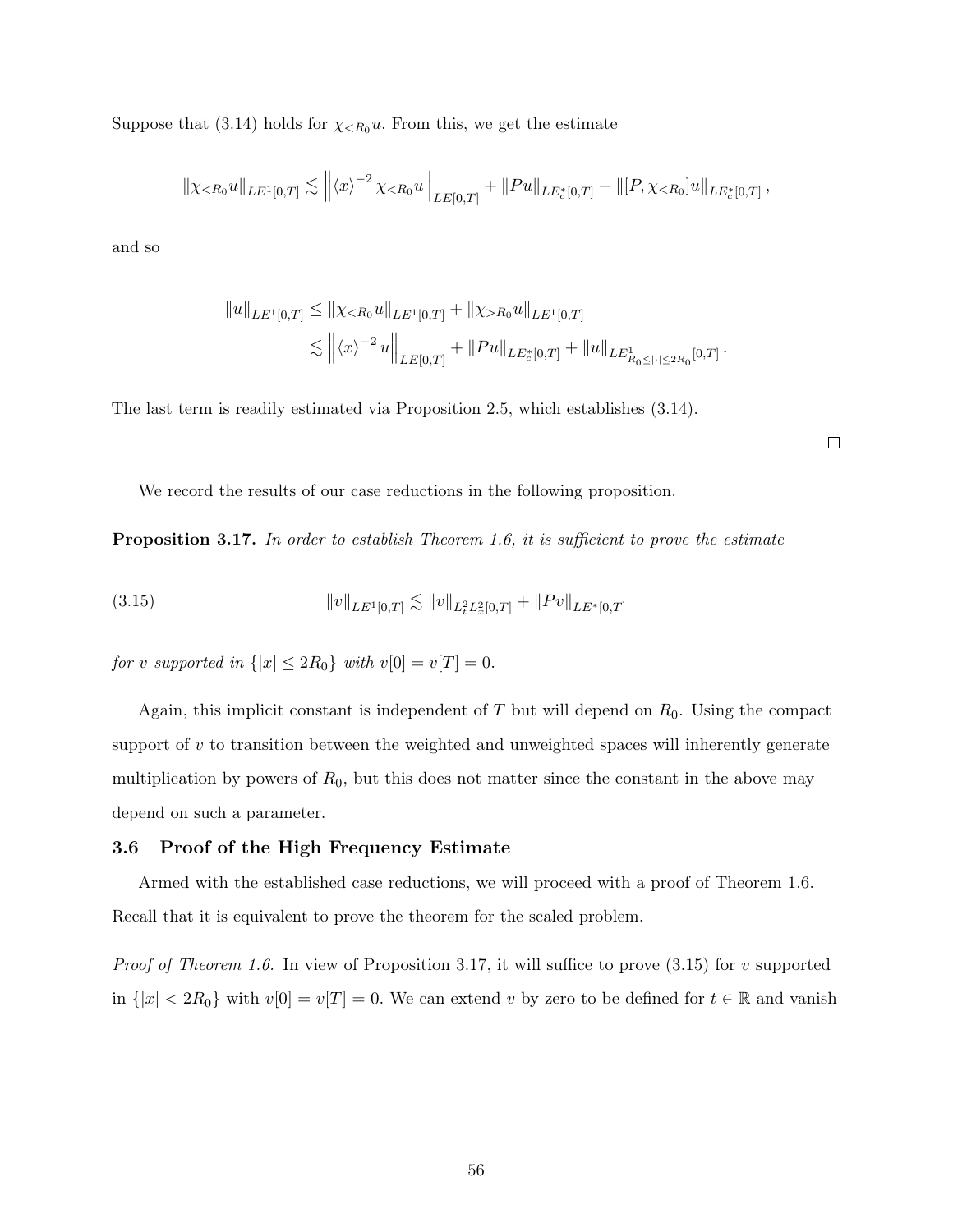Suppose that (3.14) holds for $\chi_{<R_0} u$. From this, we get the estimate

$$\|\chi_{<R_0} u\|_{LE^1[0,T]} \lesssim \left\| \langle x \rangle^{-2} \chi_{<R_0} u \right\|_{LE[0,T]} + \|Pu\|_{LE_c^*[0,T]} + \|[P, \chi_{<R_0}]u\|_{LE_c^*[0,T]},$$

and so

$$\begin{aligned} \|u\|_{LE^1[0,T]} &\leq \|\chi_{<R_0} u\|_{LE^1[0,T]} + \|\chi_{>R_0} u\|_{LE^1[0,T]} \\ &\lesssim \left\| \langle x \rangle^{-2} u \right\|_{LE[0,T]} + \|Pu\|_{LE_c^*[0,T]} + \|u\|_{LE^1_{R_0 \leq |\cdot| \leq 2R_0}[0,T]}. \end{aligned}$$

The last term is readily estimated via Proposition 2.5, which establishes (3.14).

□

We record the results of our case reductions in the following proposition.

**Proposition 3.17.** *In order to establish Theorem 1.6, it is sufficient to prove the estimate*

$$\|v\|_{LE^1[0,T]} \lesssim \|v\|_{L_t^2 L_x^2[0,T]} + \|Pv\|_{LE^*[0,T]} \tag{3.15}$$

*for $v$ supported in $\{|x| \leq 2R_0\}$ with $v[0] = v[T] = 0$.*

Again, this implicit constant is independent of $T$ but will depend on $R_0$. Using the compact support of $v$ to transition between the weighted and unweighted spaces will inherently generate multiplication by powers of $R_0$, but this does not matter since the constant in the above may depend on such a parameter.

### 3.6 Proof of the High Frequency Estimate

Armed with the established case reductions, we will proceed with a proof of Theorem 1.6. Recall that it is equivalent to prove the theorem for the scaled problem.

*Proof of Theorem 1.6.* In view of Proposition 3.17, it will suffice to prove (3.15) for $v$ supported in $\{|x| < 2R_0\}$ with $v[0] = v[T] = 0$. We can extend $v$ by zero to be defined for $t \in \mathbb{R}$ and vanish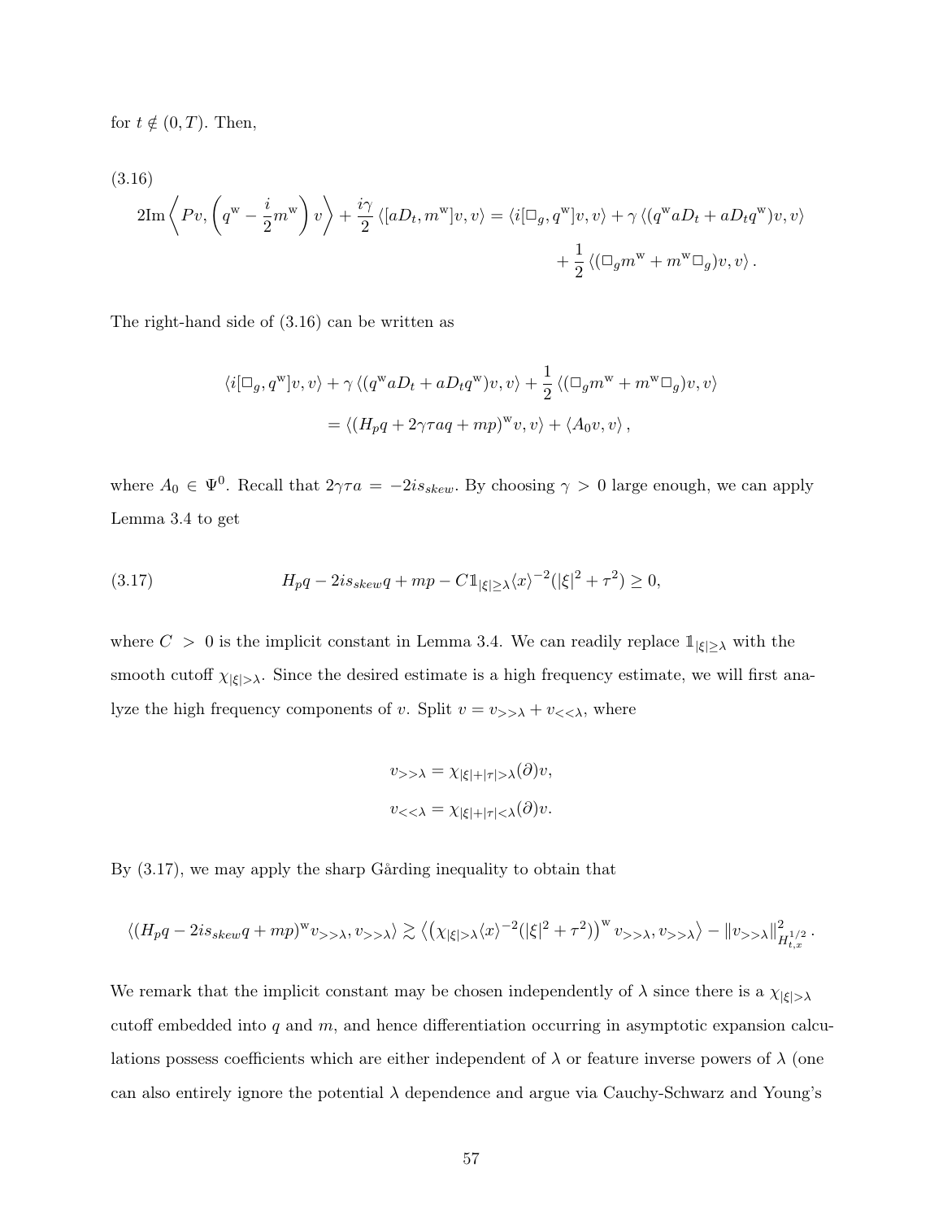for $t \notin (0,T)$. Then,

(3.16)

$$2\mathrm{Im}\left\langle Pv, \left(q^{\mathrm{w}} - \frac{i}{2}m^{\mathrm{w}}\right)v\right\rangle + \frac{i\gamma}{2}\langle [aD_t, m^{\mathrm{w}}]v, v\rangle = \langle i[\Box_g, q^{\mathrm{w}}]v, v\rangle + \gamma\langle (q^{\mathrm{w}}aD_t + aD_t q^{\mathrm{w}})v, v\rangle + \frac{1}{2}\langle (\Box_g m^{\mathrm{w}} + m^{\mathrm{w}}\Box_g)v, v\rangle .$$

The right-hand side of (3.16) can be written as

$$\begin{aligned}\langle i[\Box_g, q^{\mathrm{w}}]v, v\rangle + \gamma\langle (q^{\mathrm{w}}aD_t + aD_t q^{\mathrm{w}})v, v\rangle + \frac{1}{2}\langle (\Box_g m^{\mathrm{w}} + m^{\mathrm{w}}\Box_g)v, v\rangle \\ = \langle (H_p q + 2\gamma\tau a q + mp)^{\mathrm{w}} v, v\rangle + \langle A_0 v, v\rangle ,\end{aligned}$$

where $A_0 \in \Psi^0$. Recall that $2\gamma\tau a = -2is_{skew}$. By choosing $\gamma > 0$ large enough, we can apply Lemma 3.4 to get

$$H_p q - 2is_{skew}q + mp - C\mathbb{1}_{|\xi|\geq\lambda}\langle x\rangle^{-2}(|\xi|^2 + \tau^2) \geq 0, \tag{3.17}$$

where $C > 0$ is the implicit constant in Lemma 3.4. We can readily replace $\mathbb{1}_{|\xi|\geq\lambda}$ with the smooth cutoff $\chi_{|\xi|>\lambda}$. Since the desired estimate is a high frequency estimate, we will first analyze the high frequency components of $v$. Split $v = v_{>>\lambda} + v_{<<\lambda}$, where

$$v_{>>\lambda} = \chi_{|\xi|+|\tau|>\lambda}(\partial)v,$$
$$v_{<<\lambda} = \chi_{|\xi|+|\tau|<\lambda}(\partial)v.$$

By (3.17), we may apply the sharp Gårding inequality to obtain that

$$\langle (H_p q - 2is_{skew}q + mp)^{\mathrm{w}} v_{>>\lambda}, v_{>>\lambda}\rangle \gtrsim \left\langle \left(\chi_{|\xi|>\lambda}\langle x\rangle^{-2}(|\xi|^2 + \tau^2)\right)^{\mathrm{w}} v_{>>\lambda}, v_{>>\lambda}\right\rangle - \|v_{>>\lambda}\|^2_{H^{1/2}_{t,x}}.$$

We remark that the implicit constant may be chosen independently of $\lambda$ since there is a $\chi_{|\xi|>\lambda}$ cutoff embedded into $q$ and $m$, and hence differentiation occurring in asymptotic expansion calculations possess coefficients which are either independent of $\lambda$ or feature inverse powers of $\lambda$ (one can also entirely ignore the potential $\lambda$ dependence and argue via Cauchy-Schwarz and Young's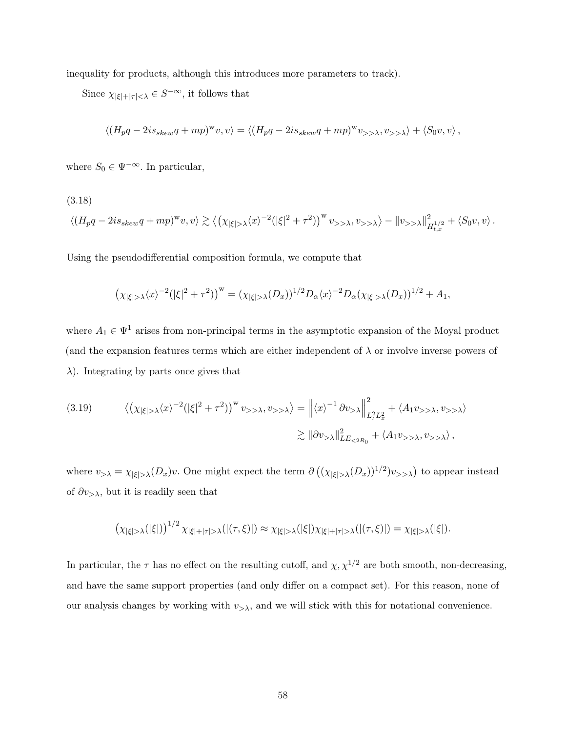inequality for products, although this introduces more parameters to track).

Since $\chi_{|\xi|+|\tau|<\lambda} \in S^{-\infty}$, it follows that

$$\langle (H_p q - 2is_{skew}q + mp)^{\mathrm{w}} v, v\rangle = \langle (H_p q - 2is_{skew}q + mp)^{\mathrm{w}} v_{>>\lambda}, v_{>>\lambda}\rangle + \langle S_0 v, v\rangle ,$$

where $S_0 \in \Psi^{-\infty}$. In particular,

(3.18)

$$\langle (H_p q - 2is_{skew}q + mp)^{\mathrm{w}} v, v\rangle \gtrsim \left\langle \left(\chi_{|\xi|>\lambda}\langle x\rangle^{-2}(|\xi|^2+\tau^2)\right)^{\mathrm{w}} v_{>>\lambda}, v_{>>\lambda}\right\rangle - \|v_{>>\lambda}\|^2_{H^{1/2}_{t,x}} + \langle S_0 v, v\rangle .$$

Using the pseudodifferential composition formula, we compute that

$$\left(\chi_{|\xi|>\lambda}\langle x\rangle^{-2}(|\xi|^2+\tau^2)\right)^{\mathrm{w}} = (\chi_{|\xi|>\lambda}(D_x))^{1/2} D_\alpha \langle x\rangle^{-2} D_\alpha (\chi_{|\xi|>\lambda}(D_x))^{1/2} + A_1,$$

where $A_1 \in \Psi^1$ arises from non-principal terms in the asymptotic expansion of the Moyal product (and the expansion features terms which are either independent of $\lambda$ or involve inverse powers of $\lambda$). Integrating by parts once gives that

$$\begin{aligned}
(3.19) \qquad \left\langle \left(\chi_{|\xi|>\lambda}\langle x\rangle^{-2}(|\xi|^2+\tau^2)\right)^{\mathrm{w}} v_{>>\lambda}, v_{>>\lambda}\right\rangle &= \left\| \langle x\rangle^{-1} \partial v_{>\lambda}\right\|^2_{L^2_t L^2_x} + \langle A_1 v_{>>\lambda}, v_{>>\lambda}\rangle \\
&\gtrsim \|\partial v_{>\lambda}\|^2_{LE_{<2R_0}} + \langle A_1 v_{>>\lambda}, v_{>>\lambda}\rangle ,
\end{aligned}$$

where $v_{>\lambda} = \chi_{|\xi|>\lambda}(D_x)v$. One might expect the term $\partial\left((\chi_{|\xi|>\lambda}(D_x))^{1/2})v_{>>\lambda}\right)$ to appear instead of $\partial v_{>\lambda}$, but it is readily seen that

$$\left(\chi_{|\xi|>\lambda}(|\xi|)\right)^{1/2}\chi_{|\xi|+|\tau|>\lambda}(|(\tau,\xi)|) \approx \chi_{|\xi|>\lambda}(|\xi|)\chi_{|\xi|+|\tau|>\lambda}(|(\tau,\xi)|) = \chi_{|\xi|>\lambda}(|\xi|).$$

In particular, the $\tau$ has no effect on the resulting cutoff, and $\chi, \chi^{1/2}$ are both smooth, non-decreasing, and have the same support properties (and only differ on a compact set). For this reason, none of our analysis changes by working with $v_{>\lambda}$, and we will stick with this for notational convenience.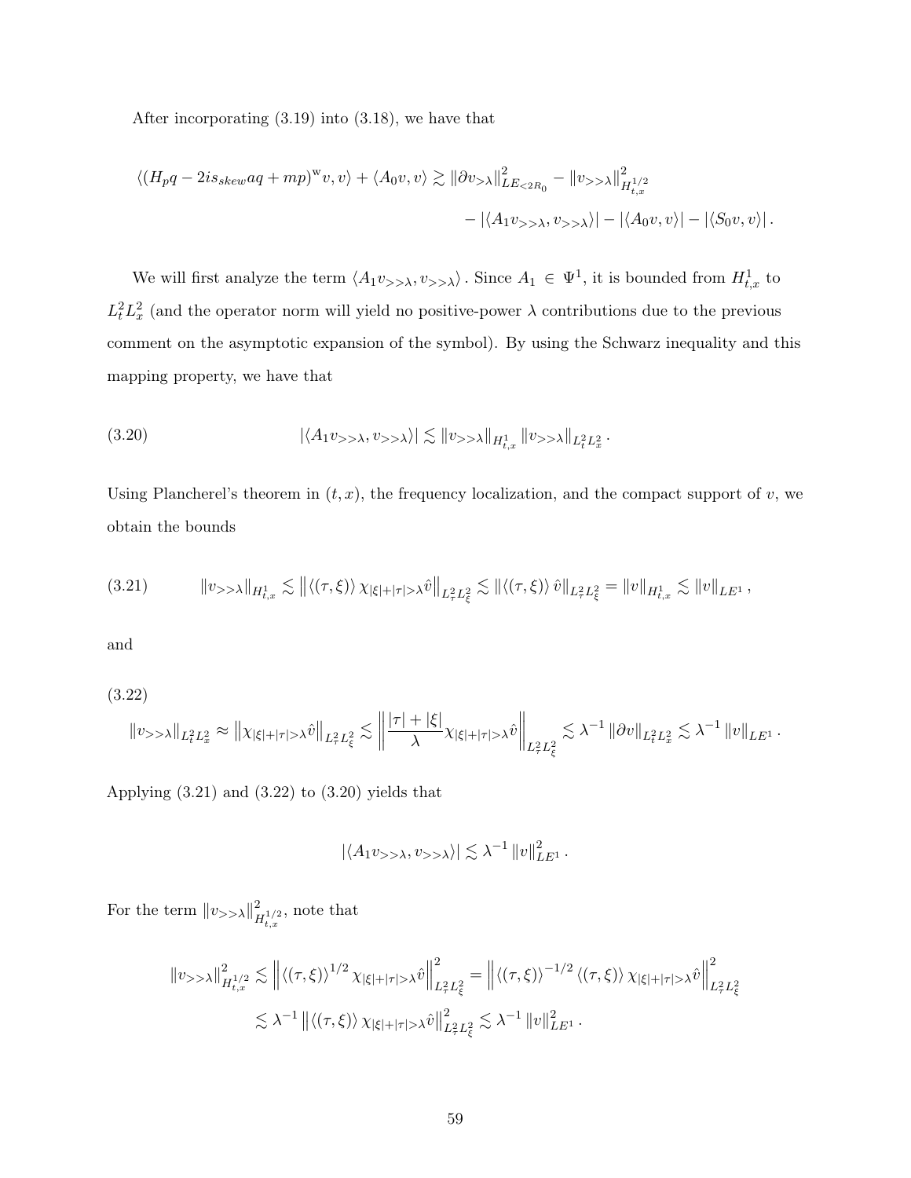After incorporating (3.19) into (3.18), we have that

$$\langle (H_p q - 2is_{skew}aq + mp)^{\mathrm{w}} v, v\rangle + \langle A_0 v, v\rangle \gtrsim \|\partial v_{>\lambda}\|^2_{LE_{<2R_0}} - \|v_{>>\lambda}\|^2_{H^{1/2}_{t,x}}$$

$$- |\langle A_1 v_{>>\lambda}, v_{>>\lambda}\rangle| - |\langle A_0 v, v\rangle| - |\langle S_0 v, v\rangle| .$$

We will first analyze the term $\langle A_1 v_{>>\lambda}, v_{>>\lambda}\rangle$. Since $A_1 \in \Psi^1$, it is bounded from $H^1_{t,x}$ to $L^2_t L^2_x$ (and the operator norm will yield no positive-power $\lambda$ contributions due to the previous comment on the asymptotic expansion of the symbol). By using the Schwarz inequality and this mapping property, we have that

$$|\langle A_1 v_{>>\lambda}, v_{>>\lambda}\rangle| \lesssim \|v_{>>\lambda}\|_{H^1_{t,x}} \|v_{>>\lambda}\|_{L^2_t L^2_x} . \tag{3.20}$$

Using Plancherel's theorem in $(t,x)$, the frequency localization, and the compact support of $v$, we obtain the bounds

$$\|v_{>>\lambda}\|_{H^1_{t,x}} \lesssim \left\| \langle (\tau,\xi)\rangle \, \chi_{|\xi|+|\tau|>\lambda} \hat{v} \right\|_{L^2_\tau L^2_\xi} \lesssim \|\langle (\tau,\xi)\rangle \, \hat{v}\|_{L^2_\tau L^2_\xi} = \|v\|_{H^1_{t,x}} \lesssim \|v\|_{LE^1} , \tag{3.21}$$

and

$$\|v_{>>\lambda}\|_{L^2_t L^2_x} \approx \left\|\chi_{|\xi|+|\tau|>\lambda}\hat{v}\right\|_{L^2_\tau L^2_\xi} \lesssim \left\| \frac{|\tau|+|\xi|}{\lambda} \chi_{|\xi|+|\tau|>\lambda} \hat{v} \right\|_{L^2_\tau L^2_\xi} \lesssim \lambda^{-1} \|\partial v\|_{L^2_t L^2_x} \lesssim \lambda^{-1} \|v\|_{LE^1} . \tag{3.22}$$

Applying (3.21) and (3.22) to (3.20) yields that

$$|\langle A_1 v_{>>\lambda}, v_{>>\lambda}\rangle| \lesssim \lambda^{-1} \|v\|^2_{LE^1} .$$

For the term $\|v_{>>\lambda}\|^2_{H^{1/2}_{t,x}}$, note that

$$\|v_{>>\lambda}\|^2_{H^{1/2}_{t,x}} \lesssim \left\| \langle (\tau,\xi)\rangle^{1/2} \chi_{|\xi|+|\tau|>\lambda}\hat{v} \right\|^2_{L^2_\tau L^2_\xi} = \left\| \langle (\tau,\xi)\rangle^{-1/2} \langle (\tau,\xi)\rangle \, \chi_{|\xi|+|\tau|>\lambda}\hat{v} \right\|^2_{L^2_\tau L^2_\xi}$$

$$\lesssim \lambda^{-1} \left\| \langle (\tau,\xi)\rangle \, \chi_{|\xi|+|\tau|>\lambda}\hat{v} \right\|^2_{L^2_\tau L^2_\xi} \lesssim \lambda^{-1} \|v\|^2_{LE^1} .$$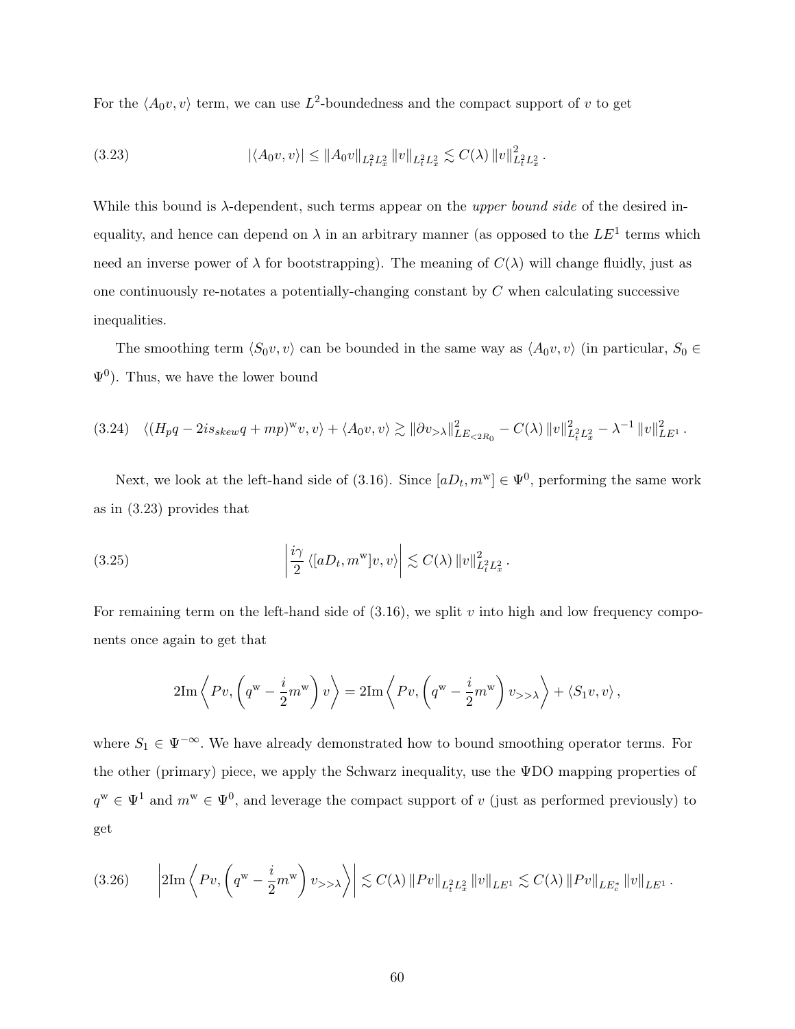For the $\langle A_0 v, v\rangle$ term, we can use $L^2$-boundedness and the compact support of $v$ to get

$$|\langle A_0 v, v\rangle| \leq \|A_0 v\|_{L^2_t L^2_x} \|v\|_{L^2_t L^2_x} \lesssim C(\lambda) \|v\|^2_{L^2_t L^2_x}. \tag{3.23}$$

While this bound is $\lambda$-dependent, such terms appear on the *upper bound side* of the desired inequality, and hence can depend on $\lambda$ in an arbitrary manner (as opposed to the $LE^1$ terms which need an inverse power of $\lambda$ for bootstrapping). The meaning of $C(\lambda)$ will change fluidly, just as one continuously re-notates a potentially-changing constant by $C$ when calculating successive inequalities.

The smoothing term $\langle S_0 v, v\rangle$ can be bounded in the same way as $\langle A_0 v, v\rangle$ (in particular, $S_0 \in \Psi^0$). Thus, we have the lower bound

$$\langle (H_p q - 2is_{skew} q + mp)^{\mathrm{w}} v, v\rangle + \langle A_0 v, v\rangle \gtrsim \|\partial v_{>\lambda}\|^2_{LE_{<2R_0}} - C(\lambda) \|v\|^2_{L^2_t L^2_x} - \lambda^{-1} \|v\|^2_{LE^1}. \tag{3.24}$$

Next, we look at the left-hand side of (3.16). Since $[aD_t, m^{\mathrm{w}}] \in \Psi^0$, performing the same work as in (3.23) provides that

$$\left| \frac{i\gamma}{2} \langle [aD_t, m^{\mathrm{w}}] v, v\rangle \right| \lesssim C(\lambda) \|v\|^2_{L^2_t L^2_x}. \tag{3.25}$$

For remaining term on the left-hand side of (3.16), we split $v$ into high and low frequency components once again to get that

$$2\mathrm{Im} \left\langle Pv, \left(q^{\mathrm{w}} - \frac{i}{2} m^{\mathrm{w}}\right) v \right\rangle = 2\mathrm{Im} \left\langle Pv, \left(q^{\mathrm{w}} - \frac{i}{2} m^{\mathrm{w}}\right) v_{>>\lambda} \right\rangle + \langle S_1 v, v\rangle,$$

where $S_1 \in \Psi^{-\infty}$. We have already demonstrated how to bound smoothing operator terms. For the other (primary) piece, we apply the Schwarz inequality, use the $\Psi$DO mapping properties of $q^{\mathrm{w}} \in \Psi^1$ and $m^{\mathrm{w}} \in \Psi^0$, and leverage the compact support of $v$ (just as performed previously) to get

$$\left| 2\mathrm{Im} \left\langle Pv, \left(q^{\mathrm{w}} - \frac{i}{2} m^{\mathrm{w}}\right) v_{>>\lambda} \right\rangle \right| \lesssim C(\lambda) \|Pv\|_{L^2_t L^2_x} \|v\|_{LE^1} \lesssim C(\lambda) \|Pv\|_{LE^*_c} \|v\|_{LE^1}. \tag{3.26}$$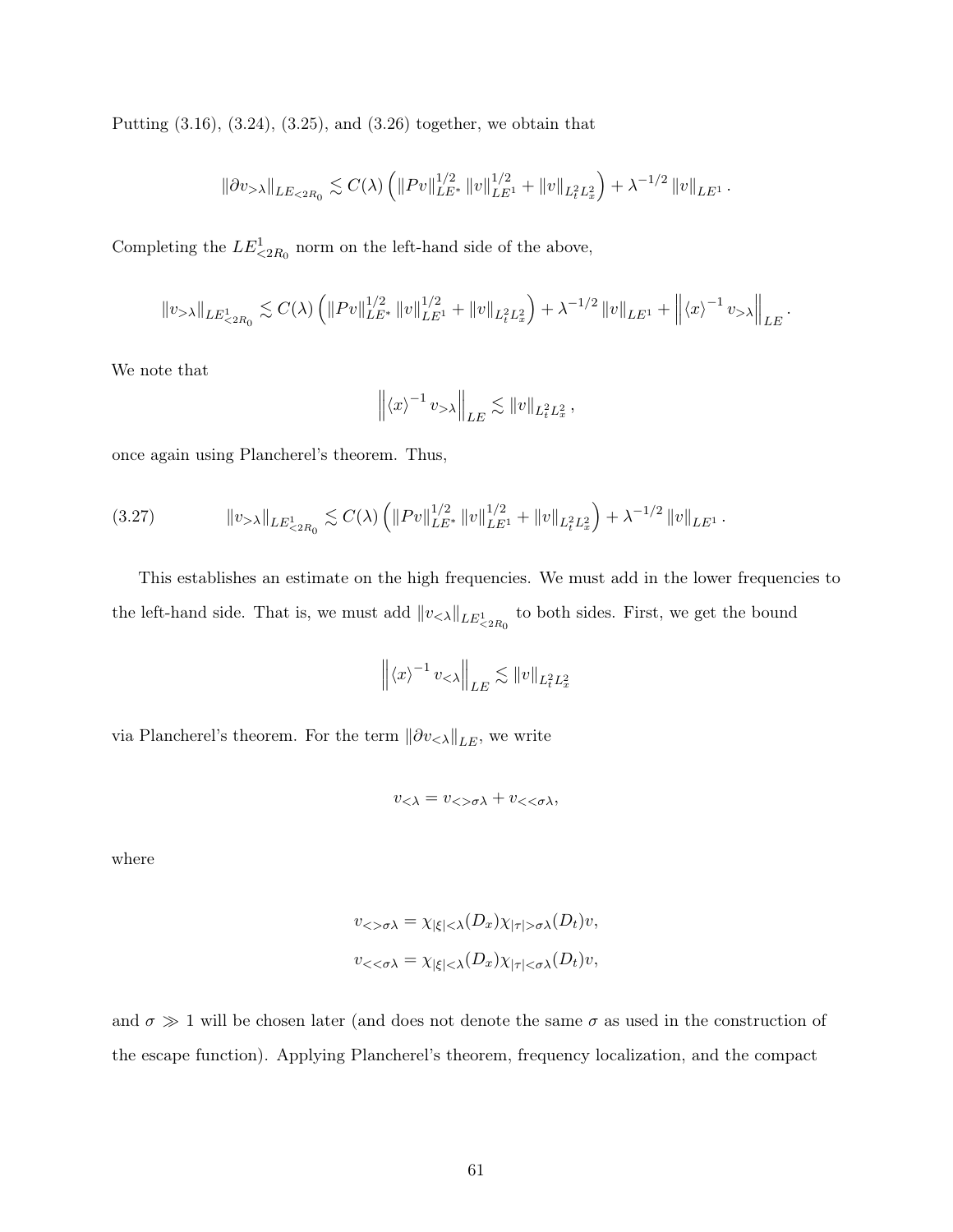Putting (3.16), (3.24), (3.25), and (3.26) together, we obtain that

$$\|\partial v_{>\lambda}\|_{LE_{<2R_0}} \lesssim C(\lambda)\left(\|Pv\|_{LE^*}^{1/2}\|v\|_{LE^1}^{1/2} + \|v\|_{L_t^2L_x^2}\right) + \lambda^{-1/2}\|v\|_{LE^1}.$$

Completing the $LE^1_{<2R_0}$ norm on the left-hand side of the above,

$$\|v_{>\lambda}\|_{LE^1_{<2R_0}} \lesssim C(\lambda)\left(\|Pv\|_{LE^*}^{1/2}\|v\|_{LE^1}^{1/2} + \|v\|_{L_t^2L_x^2}\right) + \lambda^{-1/2}\|v\|_{LE^1} + \left\|\langle x\rangle^{-1} v_{>\lambda}\right\|_{LE}.$$

We note that

$$\left\|\langle x\rangle^{-1} v_{>\lambda}\right\|_{LE} \lesssim \|v\|_{L_t^2L_x^2},$$

once again using Plancherel's theorem. Thus,

$$\|v_{>\lambda}\|_{LE^1_{<2R_0}} \lesssim C(\lambda)\left(\|Pv\|_{LE^*}^{1/2}\|v\|_{LE^1}^{1/2} + \|v\|_{L_t^2L_x^2}\right) + \lambda^{-1/2}\|v\|_{LE^1}. \tag{3.27}$$

This establishes an estimate on the high frequencies. We must add in the lower frequencies to the left-hand side. That is, we must add $\|v_{<\lambda}\|_{LE^1_{<2R_0}}$ to both sides. First, we get the bound

$$\left\|\langle x\rangle^{-1} v_{<\lambda}\right\|_{LE} \lesssim \|v\|_{L_t^2L_x^2}$$

via Plancherel's theorem. For the term $\|\partial v_{<\lambda}\|_{LE}$, we write

$$v_{<\lambda} = v_{<>\sigma\lambda} + v_{<<\sigma\lambda},$$

where

$$v_{<>\sigma\lambda} = \chi_{|\xi|<\lambda}(D_x)\chi_{|\tau|>\sigma\lambda}(D_t)v,$$
$$v_{<<\sigma\lambda} = \chi_{|\xi|<\lambda}(D_x)\chi_{|\tau|<\sigma\lambda}(D_t)v,$$

and $\sigma \gg 1$ will be chosen later (and does not denote the same $\sigma$ as used in the construction of the escape function). Applying Plancherel's theorem, frequency localization, and the compact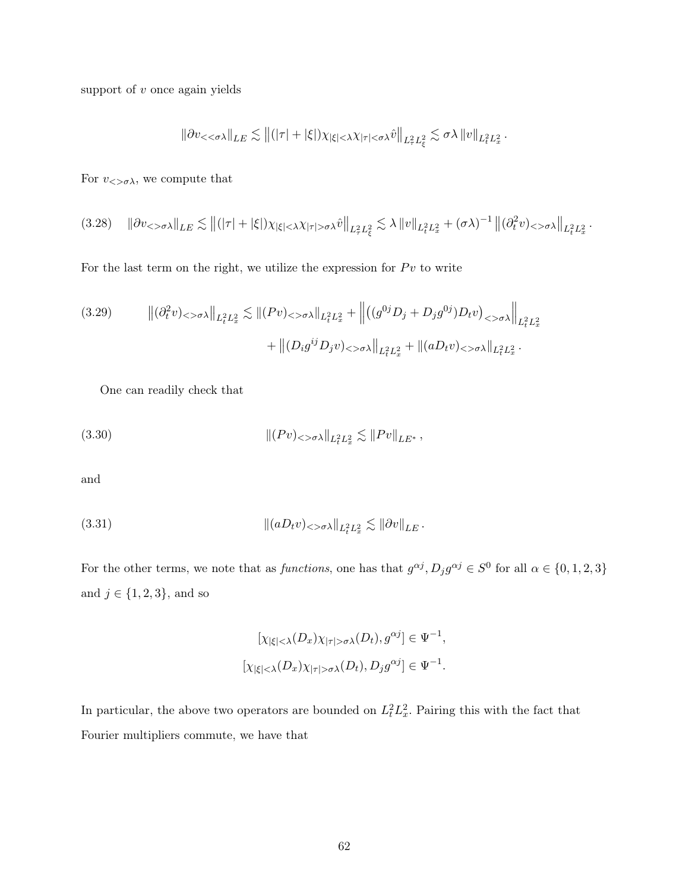support of $v$ once again yields

$$\|\partial v_{<<\sigma\lambda}\|_{LE} \lesssim \left\|(|\tau| + |\xi|)\chi_{|\xi|<\lambda}\chi_{|\tau|<\sigma\lambda}\hat{v}\right\|_{L^2_\tau L^2_\xi} \lesssim \sigma\lambda \|v\|_{L^2_t L^2_x}.$$

For $v_{<>\sigma\lambda}$, we compute that

$$\|\partial v_{<>\sigma\lambda}\|_{LE} \lesssim \left\|(|\tau| + |\xi|)\chi_{|\xi|<\lambda}\chi_{|\tau|>\sigma\lambda}\hat{v}\right\|_{L^2_\tau L^2_\xi} \lesssim \lambda \|v\|_{L^2_t L^2_x} + (\sigma\lambda)^{-1} \left\|(\partial_t^2 v)_{<>\sigma\lambda}\right\|_{L^2_t L^2_x}. \tag{3.28}$$

For the last term on the right, we utilize the expression for $Pv$ to write

$$\begin{aligned}\left\|(\partial_t^2 v)_{<>\sigma\lambda}\right\|_{L^2_t L^2_x} \lesssim \|(Pv)_{<>\sigma\lambda}\|_{L^2_t L^2_x} + \left\|\left((g^{0j}D_j + D_j g^{0j})D_t v\right)_{<>\sigma\lambda}\right\|_{L^2_t L^2_x} \\ + \left\|(D_i g^{ij} D_j v)_{<>\sigma\lambda}\right\|_{L^2_t L^2_x} + \|(aD_t v)_{<>\sigma\lambda}\|_{L^2_t L^2_x}.\end{aligned} \tag{3.29}$$

One can readily check that

$$\|(Pv)_{<>\sigma\lambda}\|_{L^2_t L^2_x} \lesssim \|Pv\|_{LE^*}, \tag{3.30}$$

and

$$\|(aD_t v)_{<>\sigma\lambda}\|_{L^2_t L^2_x} \lesssim \|\partial v\|_{LE}. \tag{3.31}$$

For the other terms, we note that as *functions*, one has that $g^{\alpha j}, D_j g^{\alpha j} \in S^0$ for all $\alpha \in \{0, 1, 2, 3\}$ and $j \in \{1, 2, 3\}$, and so

$$\begin{aligned}[\chi_{|\xi|<\lambda}(D_x)\chi_{|\tau|>\sigma\lambda}(D_t), g^{\alpha j}] &\in \Psi^{-1}, \\ [\chi_{|\xi|<\lambda}(D_x)\chi_{|\tau|>\sigma\lambda}(D_t), D_j g^{\alpha j}] &\in \Psi^{-1}.\end{aligned}$$

In particular, the above two operators are bounded on $L^2_t L^2_x$. Pairing this with the fact that Fourier multipliers commute, we have that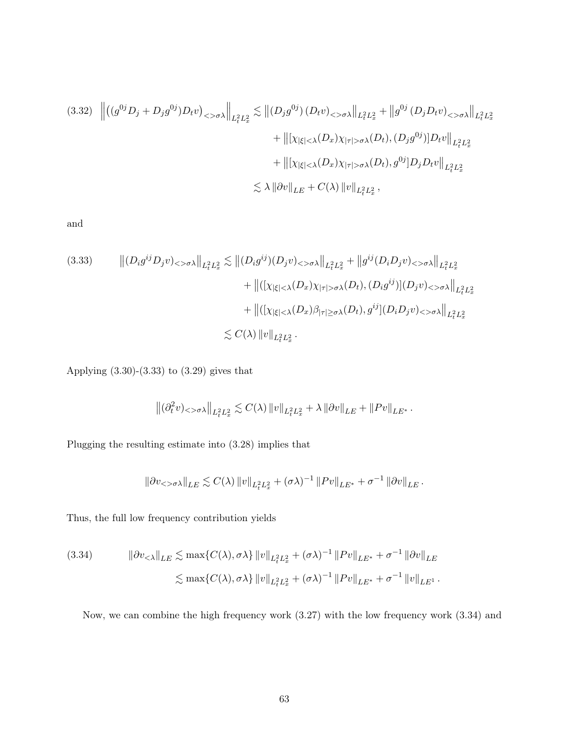$$
\begin{aligned}
(3.32)\quad \left\|\left((g^{0j}D_j + D_j g^{0j})D_t v\right)_{<>\sigma\lambda}\right\|_{L^2_tL^2_x} &\lesssim \left\|(D_j g^{0j})\,(D_t v)_{<>\sigma\lambda}\right\|_{L^2_tL^2_x} + \left\|g^{0j}\,(D_j D_t v)_{<>\sigma\lambda}\right\|_{L^2_tL^2_x} \\
&\quad + \left\|[\chi_{|\xi|<\lambda}(D_x)\chi_{|\tau|>\sigma\lambda}(D_t), (D_j g^{0j})]D_t v\right\|_{L^2_tL^2_x} \\
&\quad + \left\|[\chi_{|\xi|<\lambda}(D_x)\chi_{|\tau|>\sigma\lambda}(D_t), g^{0j}]D_j D_t v\right\|_{L^2_tL^2_x} \\
&\lesssim \lambda \left\|\partial v\right\|_{LE} + C(\lambda)\left\|v\right\|_{L^2_tL^2_x},
\end{aligned}
$$

and

$$
\begin{aligned}
(3.33)\qquad \left\|(D_i g^{ij} D_j v)_{<>\sigma\lambda}\right\|_{L^2_tL^2_x} &\lesssim \left\|(D_i g^{ij})(D_j v)_{<>\sigma\lambda}\right\|_{L^2_tL^2_x} + \left\|g^{ij}(D_i D_j v)_{<>\sigma\lambda}\right\|_{L^2_tL^2_x} \\
&\quad + \left\|([\chi_{|\xi|<\lambda}(D_x)\chi_{|\tau|>\sigma\lambda}(D_t), (D_i g^{ij})](D_j v)_{<>\sigma\lambda}\right\|_{L^2_tL^2_x} \\
&\quad + \left\|([\chi_{|\xi|<\lambda}(D_x)\beta_{|\tau|\geq\sigma\lambda}(D_t), g^{ij}](D_i D_j v)_{<>\sigma\lambda}\right\|_{L^2_tL^2_x} \\
&\lesssim C(\lambda)\left\|v\right\|_{L^2_tL^2_x}.
\end{aligned}
$$

Applying (3.30)-(3.33) to (3.29) gives that

$$
\left\|(\partial_t^2 v)_{<>\sigma\lambda}\right\|_{L^2_tL^2_x} \lesssim C(\lambda)\left\|v\right\|_{L^2_tL^2_x} + \lambda\left\|\partial v\right\|_{LE} + \left\|Pv\right\|_{LE^*}.
$$

Plugging the resulting estimate into (3.28) implies that

$$
\left\|\partial v_{<>\sigma\lambda}\right\|_{LE} \lesssim C(\lambda)\left\|v\right\|_{L^2_tL^2_x} + (\sigma\lambda)^{-1}\left\|Pv\right\|_{LE^*} + \sigma^{-1}\left\|\partial v\right\|_{LE}.
$$

Thus, the full low frequency contribution yields

$$
\begin{aligned}
(3.34)\qquad \left\|\partial v_{<\lambda}\right\|_{LE} &\lesssim \max\{C(\lambda), \sigma\lambda\}\left\|v\right\|_{L^2_tL^2_x} + (\sigma\lambda)^{-1}\left\|Pv\right\|_{LE^*} + \sigma^{-1}\left\|\partial v\right\|_{LE} \\
&\lesssim \max\{C(\lambda), \sigma\lambda\}\left\|v\right\|_{L^2_tL^2_x} + (\sigma\lambda)^{-1}\left\|Pv\right\|_{LE^*} + \sigma^{-1}\left\|v\right\|_{LE^1}.
\end{aligned}
$$

Now, we can combine the high frequency work (3.27) with the low frequency work (3.34) and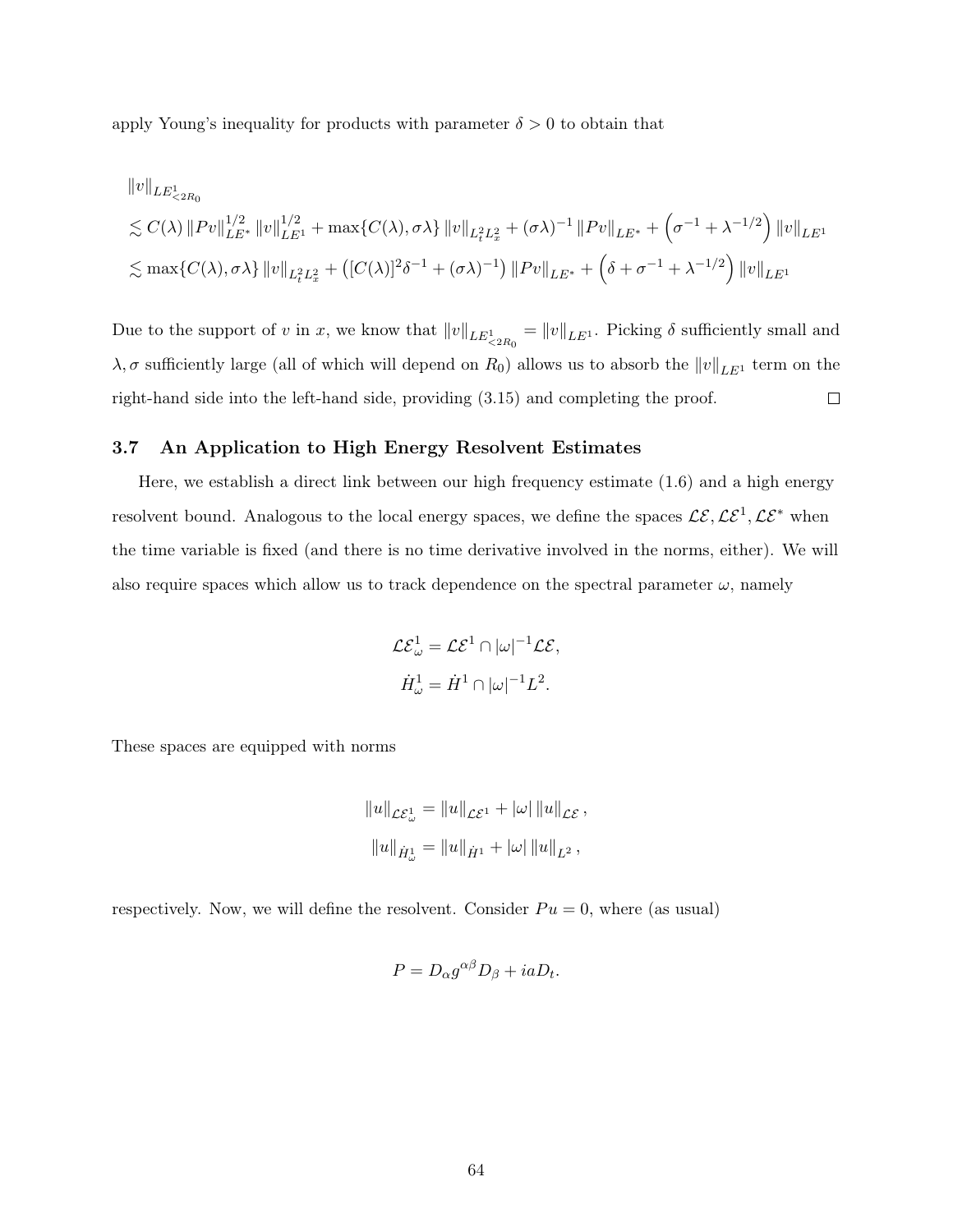apply Young's inequality for products with parameter $\delta > 0$ to obtain that

$$
\begin{aligned}
&\|v\|_{LE^1_{<2R_0}} \\
&\lesssim C(\lambda)\,\|Pv\|_{LE^*}^{1/2}\,\|v\|_{LE^1}^{1/2} + \max\{C(\lambda),\sigma\lambda\}\,\|v\|_{L^2_tL^2_x} + (\sigma\lambda)^{-1}\,\|Pv\|_{LE^*} + \left(\sigma^{-1} + \lambda^{-1/2}\right)\|v\|_{LE^1} \\
&\lesssim \max\{C(\lambda),\sigma\lambda\}\,\|v\|_{L^2_tL^2_x} + \left([C(\lambda)]^2\delta^{-1} + (\sigma\lambda)^{-1}\right)\|Pv\|_{LE^*} + \left(\delta + \sigma^{-1} + \lambda^{-1/2}\right)\|v\|_{LE^1}
\end{aligned}
$$

Due to the support of $v$ in $x$, we know that $\|v\|_{LE^1_{<2R_0}} = \|v\|_{LE^1}$. Picking $\delta$ sufficiently small and $\lambda, \sigma$ sufficiently large (all of which will depend on $R_0$) allows us to absorb the $\|v\|_{LE^1}$ term on the right-hand side into the left-hand side, providing (3.15) and completing the proof. $\square$

### 3.7 An Application to High Energy Resolvent Estimates

Here, we establish a direct link between our high frequency estimate (1.6) and a high energy resolvent bound. Analogous to the local energy spaces, we define the spaces $\mathcal{LE}, \mathcal{LE}^1, \mathcal{LE}^*$ when the time variable is fixed (and there is no time derivative involved in the norms, either). We will also require spaces which allow us to track dependence on the spectral parameter $\omega$, namely

$$
\begin{aligned}
\mathcal{LE}^1_\omega &= \mathcal{LE}^1 \cap |\omega|^{-1}\mathcal{LE}, \\
\dot{H}^1_\omega &= \dot{H}^1 \cap |\omega|^{-1}L^2.
\end{aligned}
$$

These spaces are equipped with norms

$$
\begin{aligned}
\|u\|_{\mathcal{LE}^1_\omega} &= \|u\|_{\mathcal{LE}^1} + |\omega|\,\|u\|_{\mathcal{LE}}\,, \\
\|u\|_{\dot{H}^1_\omega} &= \|u\|_{\dot{H}^1} + |\omega|\,\|u\|_{L^2}\,,
\end{aligned}
$$

respectively. Now, we will define the resolvent. Consider $Pu = 0$, where (as usual)

$$
P = D_\alpha g^{\alpha\beta} D_\beta + iaD_t.
$$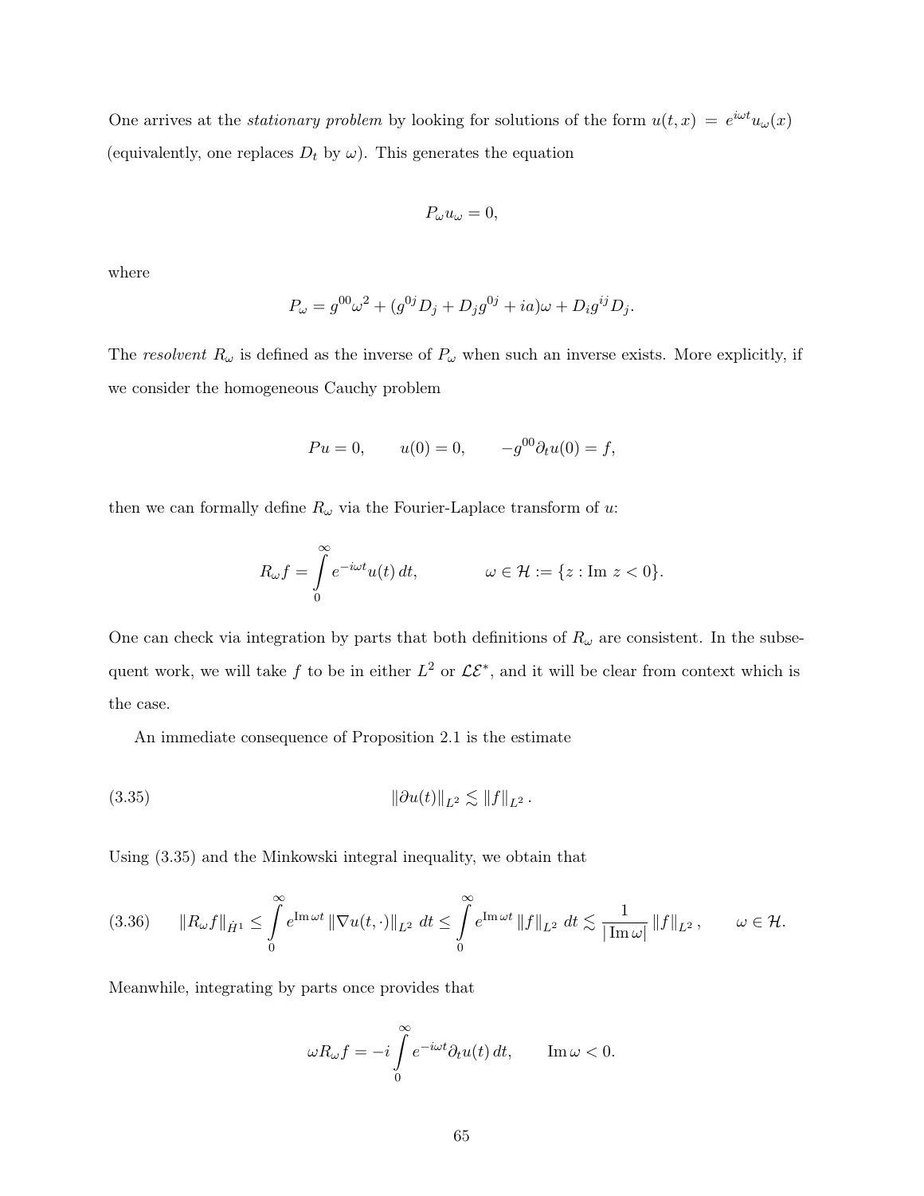One arrives at the *stationary problem* by looking for solutions of the form $u(t,x) = e^{i\omega t}u_\omega(x)$ (equivalently, one replaces $D_t$ by $\omega$). This generates the equation

$$P_\omega u_\omega = 0,$$

where

$$P_\omega = g^{00}\omega^2 + (g^{0j}D_j + D_j g^{0j} + ia)\omega + D_i g^{ij} D_j.$$

The *resolvent* $R_\omega$ is defined as the inverse of $P_\omega$ when such an inverse exists. More explicitly, if we consider the homogeneous Cauchy problem

$$Pu = 0, \qquad u(0) = 0, \qquad -g^{00}\partial_t u(0) = f,$$

then we can formally define $R_\omega$ via the Fourier-Laplace transform of $u$:

$$R_\omega f = \int_0^\infty e^{-i\omega t}u(t)\,dt, \qquad\qquad \omega \in \mathcal{H} := \{z : \text{Im } z < 0\}.$$

One can check via integration by parts that both definitions of $R_\omega$ are consistent. In the subsequent work, we will take $f$ to be in either $L^2$ or $\mathcal{LE}^*$, and it will be clear from context which is the case.

An immediate consequence of Proposition 2.1 is the estimate

$$\|\partial u(t)\|_{L^2} \lesssim \|f\|_{L^2}. \tag{3.35}$$

Using (3.35) and the Minkowski integral inequality, we obtain that

$$\|R_\omega f\|_{\dot{H}^1} \leq \int_0^\infty e^{\text{Im}\,\omega t}\|\nabla u(t,\cdot)\|_{L^2}\,dt \leq \int_0^\infty e^{\text{Im}\,\omega t}\|f\|_{L^2}\,dt \lesssim \frac{1}{|\text{Im}\,\omega|}\|f\|_{L^2}, \qquad \omega \in \mathcal{H}. \tag{3.36}$$

Meanwhile, integrating by parts once provides that

$$\omega R_\omega f = -i\int_0^\infty e^{-i\omega t}\partial_t u(t)\,dt, \qquad \text{Im}\,\omega < 0.$$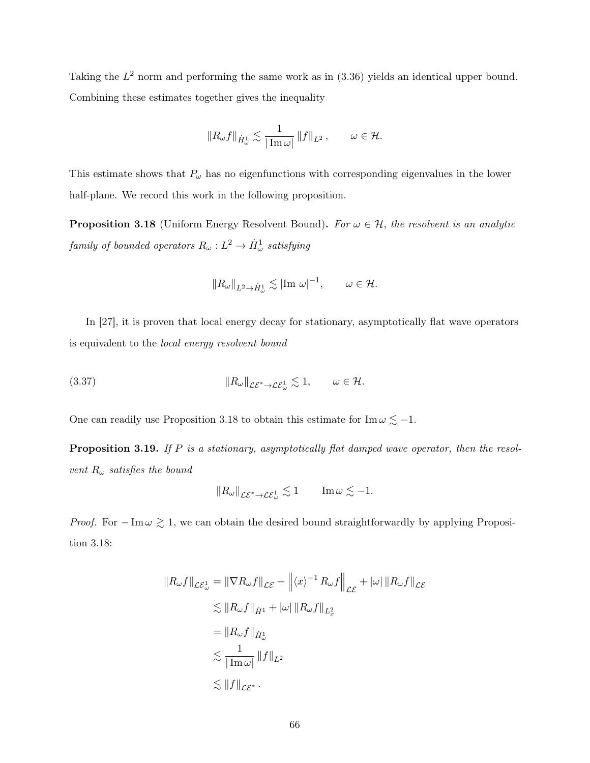Taking the $L^2$ norm and performing the same work as in (3.36) yields an identical upper bound. Combining these estimates together gives the inequality

$$\|R_\omega f\|_{\dot{H}^1_\omega} \lesssim \frac{1}{|\operatorname{Im} \omega|} \|f\|_{L^2}, \qquad \omega \in \mathcal{H}.$$

This estimate shows that $P_\omega$ has no eigenfunctions with corresponding eigenvalues in the lower half-plane. We record this work in the following proposition.

**Proposition 3.18** (Uniform Energy Resolvent Bound)**.** *For $\omega \in \mathcal{H}$, the resolvent is an analytic family of bounded operators $R_\omega : L^2 \to \dot{H}^1_\omega$ satisfying*

$$\|R_\omega\|_{L^2 \to \dot{H}^1_\omega} \lesssim |\text{Im } \omega|^{-1}, \qquad \omega \in \mathcal{H}.$$

In [27], it is proven that local energy decay for stationary, asymptotically flat wave operators is equivalent to the *local energy resolvent bound*

$$\|R_\omega\|_{\mathcal{LE}^* \to \mathcal{LE}^1_\omega} \lesssim 1, \qquad \omega \in \mathcal{H}. \tag{3.37}$$

One can readily use Proposition 3.18 to obtain this estimate for $\operatorname{Im} \omega \lesssim -1$.

**Proposition 3.19.** *If $P$ is a stationary, asymptotically flat damped wave operator, then the resolvent $R_\omega$ satisfies the bound*

$$\|R_\omega\|_{\mathcal{LE}^* \to \mathcal{LE}^1_\omega} \lesssim 1 \qquad \operatorname{Im} \omega \lesssim -1.$$

*Proof.* For $-\operatorname{Im} \omega \gtrsim 1$, we can obtain the desired bound straightforwardly by applying Proposition 3.18:

$$\begin{aligned}
\|R_\omega f\|_{\mathcal{LE}^1_\omega} &= \|\nabla R_\omega f\|_{\mathcal{LE}} + \left\| \langle x \rangle^{-1} R_\omega f \right\|_{\mathcal{LE}} + |\omega| \, \|R_\omega f\|_{\mathcal{LE}} \\
&\lesssim \|R_\omega f\|_{\dot{H}^1} + |\omega| \, \|R_\omega f\|_{L^2_x} \\
&= \|R_\omega f\|_{\dot{H}^1_\omega} \\
&\lesssim \frac{1}{|\operatorname{Im} \omega|} \|f\|_{L^2} \\
&\lesssim \|f\|_{\mathcal{LE}^*}.
\end{aligned}$$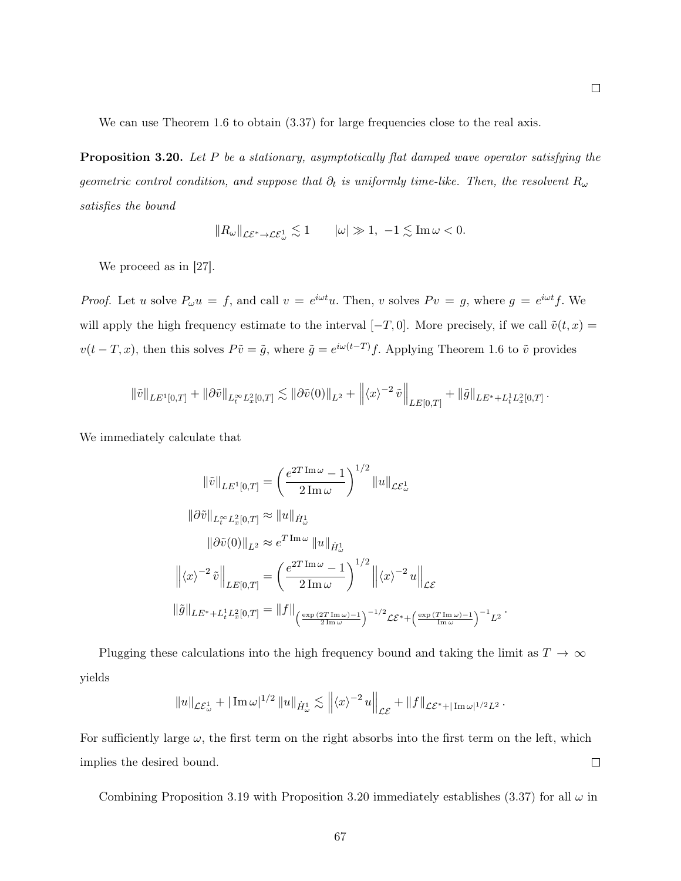∎

We can use Theorem 1.6 to obtain (3.37) for large frequencies close to the real axis.

**Proposition 3.20.** *Let $P$ be a stationary, asymptotically flat damped wave operator satisfying the geometric control condition, and suppose that $\partial_t$ is uniformly time-like. Then, the resolvent $R_\omega$ satisfies the bound*

$$\|R_\omega\|_{\mathcal{LE}^* \to \mathcal{LE}^1_\omega} \lesssim 1 \qquad |\omega| \gg 1, \ -1 \lesssim \operatorname{Im} \omega < 0.$$

We proceed as in [27].

*Proof.* Let $u$ solve $P_\omega u = f$, and call $v = e^{i\omega t} u$. Then, $v$ solves $Pv = g$, where $g = e^{i\omega t} f$. We will apply the high frequency estimate to the interval $[-T, 0]$. More precisely, if we call $\tilde{v}(t,x) = v(t-T, x)$, then this solves $P\tilde{v} = \tilde{g}$, where $\tilde{g} = e^{i\omega(t-T)} f$. Applying Theorem 1.6 to $\tilde{v}$ provides

$$\|\tilde{v}\|_{LE^1[0,T]} + \|\partial \tilde{v}\|_{L^\infty_t L^2_x[0,T]} \lesssim \|\partial \tilde{v}(0)\|_{L^2} + \left\| \langle x \rangle^{-2} \tilde{v} \right\|_{LE[0,T]} + \|\tilde{g}\|_{LE^* + L^1_t L^2_x[0,T]}.$$

We immediately calculate that

$$\begin{aligned}
\|\tilde{v}\|_{LE^1[0,T]} &= \left( \frac{e^{2T \operatorname{Im} \omega} - 1}{2 \operatorname{Im} \omega} \right)^{1/2} \|u\|_{\mathcal{LE}^1_\omega} \\
\|\partial \tilde{v}\|_{L^\infty_t L^2_x[0,T]} &\approx \|u\|_{\dot{H}^1_\omega} \\
\|\partial \tilde{v}(0)\|_{L^2} &\approx e^{T \operatorname{Im} \omega} \|u\|_{\dot{H}^1_\omega} \\
\left\| \langle x \rangle^{-2} \tilde{v} \right\|_{LE[0,T]} &= \left( \frac{e^{2T \operatorname{Im} \omega} - 1}{2 \operatorname{Im} \omega} \right)^{1/2} \left\| \langle x \rangle^{-2} u \right\|_{\mathcal{LE}} \\
\|\tilde{g}\|_{LE^* + L^1_t L^2_x[0,T]} &= \|f\|_{\left( \frac{\exp(2T \operatorname{Im} \omega) - 1}{2 \operatorname{Im} \omega} \right)^{-1/2} \mathcal{LE}^* + \left( \frac{\exp(T \operatorname{Im} \omega) - 1}{\operatorname{Im} \omega} \right)^{-1} L^2}.
\end{aligned}$$

Plugging these calculations into the high frequency bound and taking the limit as $T \to \infty$ yields

$$\|u\|_{\mathcal{LE}^1_\omega} + |\operatorname{Im} \omega|^{1/2} \|u\|_{\dot{H}^1_\omega} \lesssim \left\| \langle x \rangle^{-2} u \right\|_{\mathcal{LE}} + \|f\|_{\mathcal{LE}^* + |\operatorname{Im} \omega|^{1/2} L^2}.$$

For sufficiently large $\omega$, the first term on the right absorbs into the first term on the left, which implies the desired bound. ∎

Combining Proposition 3.19 with Proposition 3.20 immediately establishes (3.37) for all $\omega$ in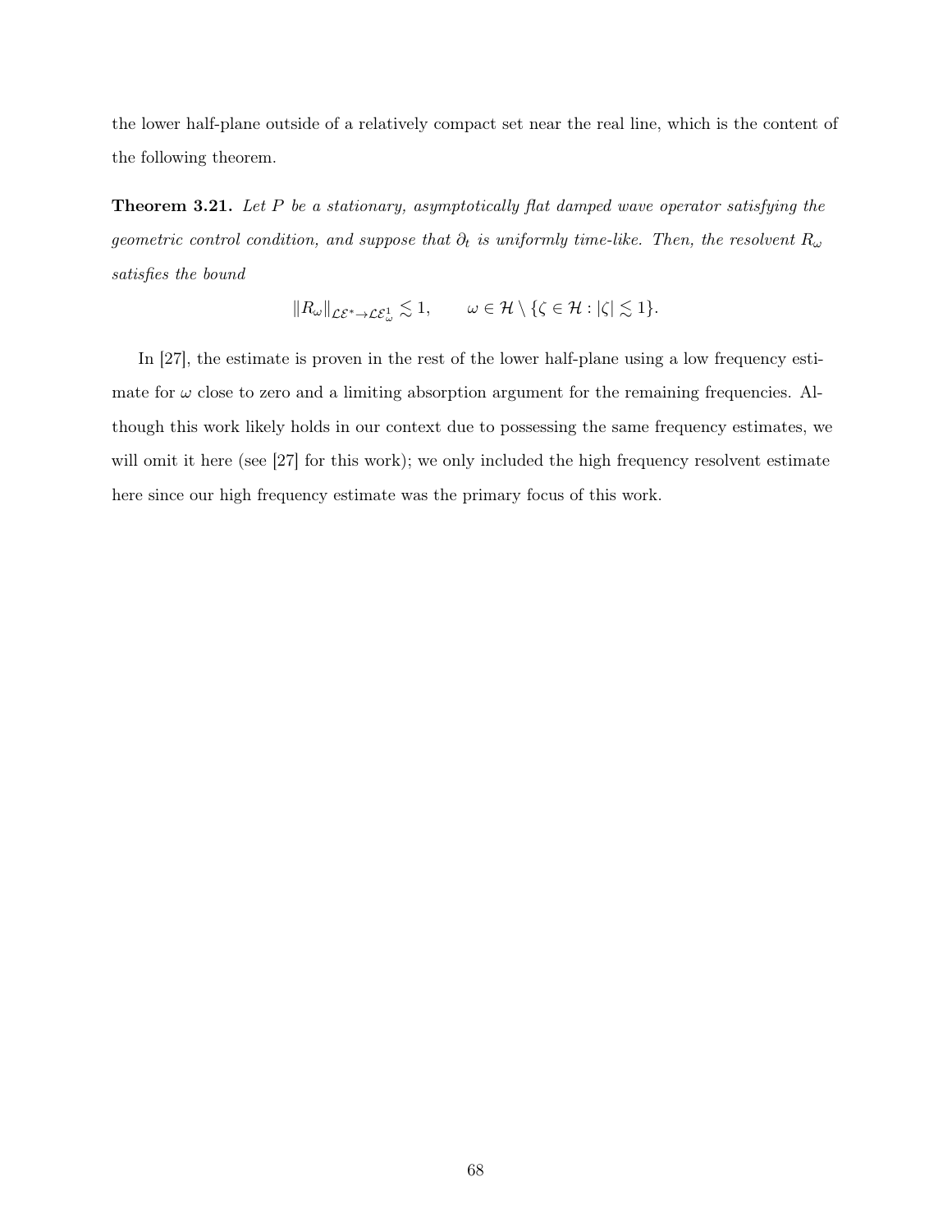the lower half-plane outside of a relatively compact set near the real line, which is the content of the following theorem.

**Theorem 3.21.** *Let $P$ be a stationary, asymptotically flat damped wave operator satisfying the geometric control condition, and suppose that $\partial_t$ is uniformly time-like. Then, the resolvent $R_\omega$ satisfies the bound*

$$\|R_\omega\|_{\mathcal{LE}^* \to \mathcal{LE}^1_\omega} \lesssim 1, \qquad \omega \in \mathcal{H} \setminus \{\zeta \in \mathcal{H} : |\zeta| \lesssim 1\}.$$

In [27], the estimate is proven in the rest of the lower half-plane using a low frequency estimate for $\omega$ close to zero and a limiting absorption argument for the remaining frequencies. Although this work likely holds in our context due to possessing the same frequency estimates, we will omit it here (see [27] for this work); we only included the high frequency resolvent estimate here since our high frequency estimate was the primary focus of this work.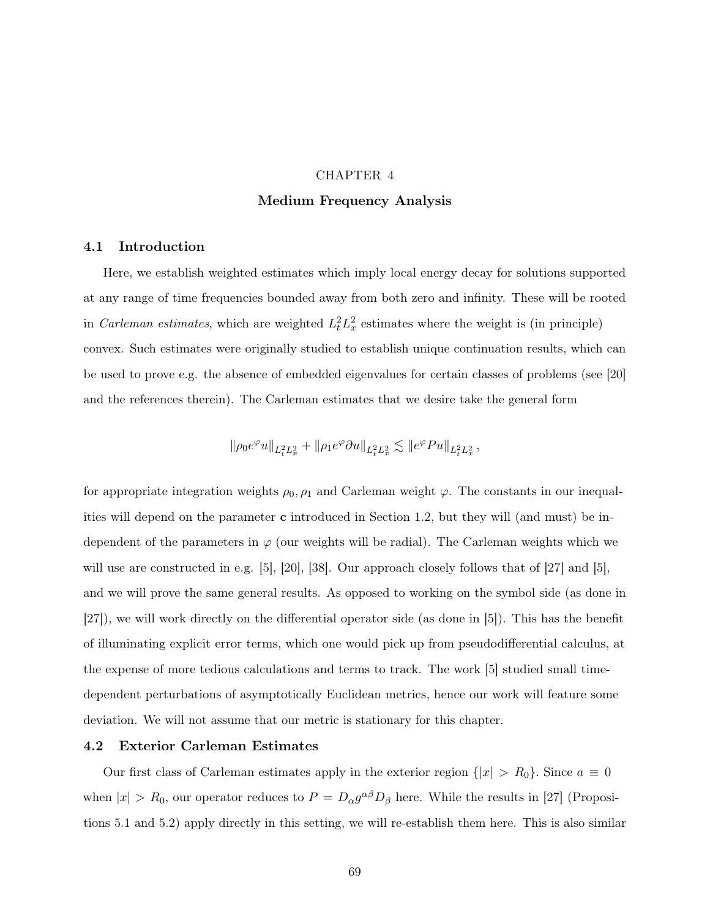# CHAPTER 4

# Medium Frequency Analysis

## 4.1 Introduction

Here, we establish weighted estimates which imply local energy decay for solutions supported at any range of time frequencies bounded away from both zero and infinity. These will be rooted in *Carleman estimates*, which are weighted $L_t^2 L_x^2$ estimates where the weight is (in principle) convex. Such estimates were originally studied to establish unique continuation results, which can be used to prove e.g. the absence of embedded eigenvalues for certain classes of problems (see [20] and the references therein). The Carleman estimates that we desire take the general form

$$\|\rho_0 e^{\varphi} u\|_{L_t^2 L_x^2} + \|\rho_1 e^{\varphi} \partial u\|_{L_t^2 L_x^2} \lesssim \|e^{\varphi} P u\|_{L_t^2 L_x^2},$$

for appropriate integration weights $\rho_0, \rho_1$ and Carleman weight $\varphi$. The constants in our inequalities will depend on the parameter $\mathbf{c}$ introduced in Section 1.2, but they will (and must) be independent of the parameters in $\varphi$ (our weights will be radial). The Carleman weights which we will use are constructed in e.g. [5], [20], [38]. Our approach closely follows that of [27] and [5], and we will prove the same general results. As opposed to working on the symbol side (as done in [27]), we will work directly on the differential operator side (as done in [5]). This has the benefit of illuminating explicit error terms, which one would pick up from pseudodifferential calculus, at the expense of more tedious calculations and terms to track. The work [5] studied small time-dependent perturbations of asymptotically Euclidean metrics, hence our work will feature some deviation. We will not assume that our metric is stationary for this chapter.

## 4.2 Exterior Carleman Estimates

Our first class of Carleman estimates apply in the exterior region $\{|x| > R_0\}$. Since $a \equiv 0$ when $|x| > R_0$, our operator reduces to $P = D_\alpha g^{\alpha\beta} D_\beta$ here. While the results in [27] (Propositions 5.1 and 5.2) apply directly in this setting, we will re-establish them here. This is also similar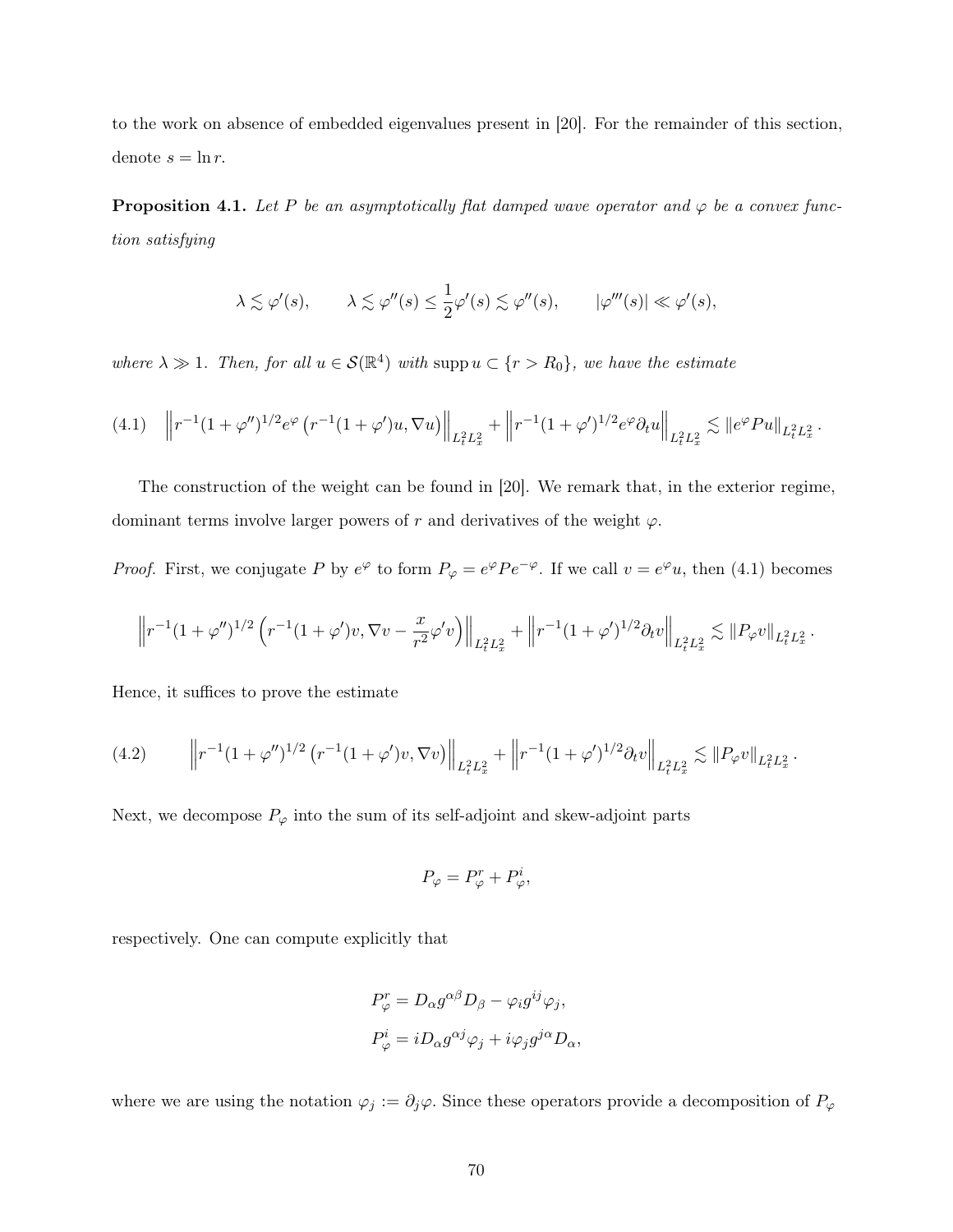to the work on absence of embedded eigenvalues present in [20]. For the remainder of this section, denote $s = \ln r$.

**Proposition 4.1.** *Let $P$ be an asymptotically flat damped wave operator and $\varphi$ be a convex function satisfying*

$$\lambda \lesssim \varphi'(s), \qquad \lambda \lesssim \varphi''(s) \leq \frac{1}{2}\varphi'(s) \lesssim \varphi''(s), \qquad |\varphi'''(s)| \ll \varphi'(s),$$

*where $\lambda \gg 1$. Then, for all $u \in \mathcal{S}(\mathbb{R}^4)$ with $\operatorname{supp} u \subset \{r > R_0\}$, we have the estimate*

$$\left\| r^{-1}(1+\varphi'')^{1/2} e^{\varphi} \left( r^{-1}(1+\varphi')u, \nabla u \right) \right\|_{L_t^2 L_x^2} + \left\| r^{-1}(1+\varphi')^{1/2} e^{\varphi} \partial_t u \right\|_{L_t^2 L_x^2} \lesssim \left\| e^{\varphi} P u \right\|_{L_t^2 L_x^2}. \tag{4.1}$$

The construction of the weight can be found in [20]. We remark that, in the exterior regime, dominant terms involve larger powers of $r$ and derivatives of the weight $\varphi$.

*Proof.* First, we conjugate $P$ by $e^{\varphi}$ to form $P_\varphi = e^{\varphi} P e^{-\varphi}$. If we call $v = e^{\varphi} u$, then (4.1) becomes

$$\left\| r^{-1}(1+\varphi'')^{1/2} \left( r^{-1}(1+\varphi')v, \nabla v - \frac{x}{r^2}\varphi' v \right) \right\|_{L_t^2 L_x^2} + \left\| r^{-1}(1+\varphi')^{1/2} \partial_t v \right\|_{L_t^2 L_x^2} \lesssim \left\| P_\varphi v \right\|_{L_t^2 L_x^2}.$$

Hence, it suffices to prove the estimate

$$\left\| r^{-1}(1+\varphi'')^{1/2} \left( r^{-1}(1+\varphi')v, \nabla v \right) \right\|_{L_t^2 L_x^2} + \left\| r^{-1}(1+\varphi')^{1/2} \partial_t v \right\|_{L_t^2 L_x^2} \lesssim \left\| P_\varphi v \right\|_{L_t^2 L_x^2}. \tag{4.2}$$

Next, we decompose $P_\varphi$ into the sum of its self-adjoint and skew-adjoint parts

$$P_\varphi = P_\varphi^r + P_\varphi^i,$$

respectively. One can compute explicitly that

$$\begin{aligned}
P_\varphi^r &= D_\alpha g^{\alpha\beta} D_\beta - \varphi_i g^{ij} \varphi_j, \\
P_\varphi^i &= i D_\alpha g^{\alpha j} \varphi_j + i \varphi_j g^{j\alpha} D_\alpha,
\end{aligned}$$

where we are using the notation $\varphi_j := \partial_j \varphi$. Since these operators provide a decomposition of $P_\varphi$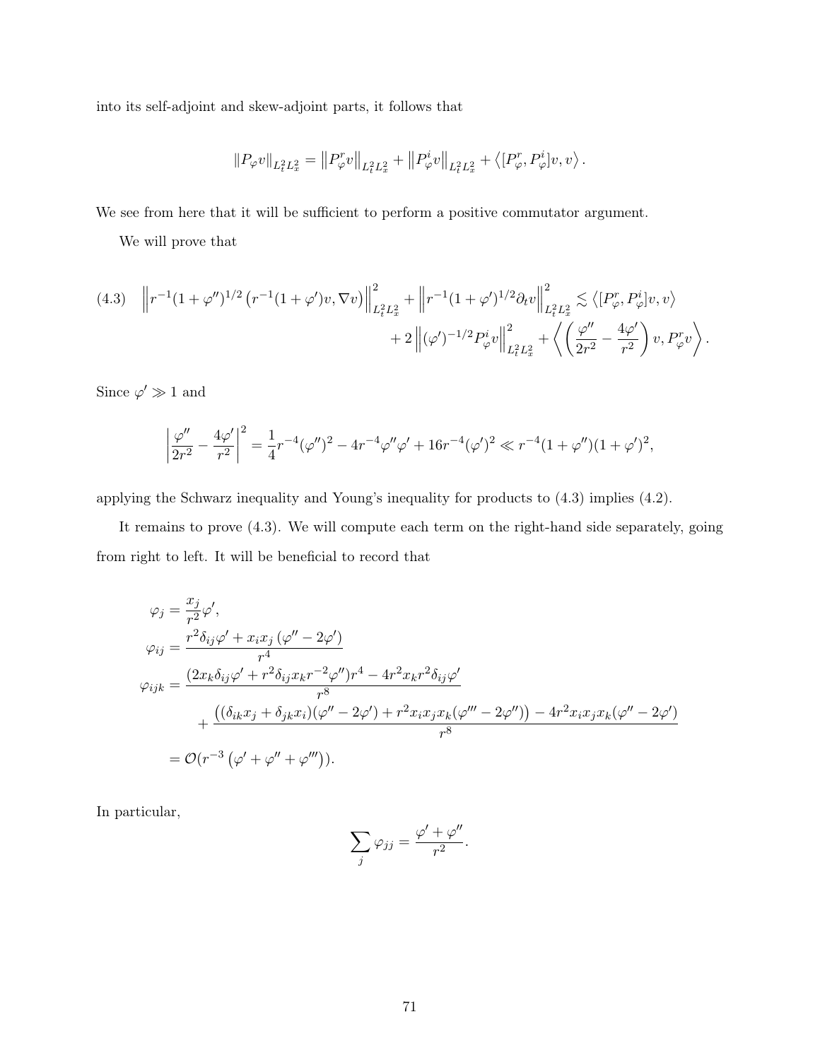into its self-adjoint and skew-adjoint parts, it follows that

$$\|P_\varphi v\|_{L^2_t L^2_x} = \left\|P^r_\varphi v\right\|_{L^2_t L^2_x} + \left\|P^i_\varphi v\right\|_{L^2_t L^2_x} + \left\langle [P^r_\varphi, P^i_\varphi] v, v\right\rangle.$$

We see from here that it will be sufficient to perform a positive commutator argument.

We will prove that

$$\begin{aligned}(4.3) \quad \left\| r^{-1}(1+\varphi'')^{1/2}\left(r^{-1}(1+\varphi')v, \nabla v\right)\right\|^2_{L^2_t L^2_x} + \left\| r^{-1}(1+\varphi')^{1/2}\partial_t v\right\|^2_{L^2_t L^2_x} &\lesssim \left\langle [P^r_\varphi, P^i_\varphi] v, v\right\rangle \\ &+ 2\left\|(\varphi')^{-1/2} P^i_\varphi v\right\|^2_{L^2_t L^2_x} + \left\langle \left(\frac{\varphi''}{2r^2} - \frac{4\varphi'}{r^2}\right) v, P^r_\varphi v\right\rangle.\end{aligned}$$

Since $\varphi' \gg 1$ and

$$\left|\frac{\varphi''}{2r^2} - \frac{4\varphi'}{r^2}\right|^2 = \frac{1}{4}r^{-4}(\varphi'')^2 - 4r^{-4}\varphi''\varphi' + 16r^{-4}(\varphi')^2 \ll r^{-4}(1+\varphi'')(1+\varphi')^2,$$

applying the Schwarz inequality and Young's inequality for products to (4.3) implies (4.2).

It remains to prove (4.3). We will compute each term on the right-hand side separately, going from right to left. It will be beneficial to record that

$$\begin{aligned}\varphi_j &= \frac{x_j}{r^2}\varphi', \\ \varphi_{ij} &= \frac{r^2\delta_{ij}\varphi' + x_i x_j\left(\varphi'' - 2\varphi'\right)}{r^4} \\ \varphi_{ijk} &= \frac{(2x_k\delta_{ij}\varphi' + r^2\delta_{ij}x_k r^{-2}\varphi'')r^4 - 4r^2 x_k r^2 \delta_{ij}\varphi'}{r^8} \\ &\quad + \frac{\left((\delta_{ik}x_j + \delta_{jk}x_i)(\varphi'' - 2\varphi') + r^2 x_i x_j x_k(\varphi''' - 2\varphi'')\right) - 4r^2 x_i x_j x_k(\varphi'' - 2\varphi')}{r^8} \\ &= \mathcal{O}(r^{-3}\left(\varphi' + \varphi'' + \varphi'''\right)).\end{aligned}$$

In particular,

$$\sum_j \varphi_{jj} = \frac{\varphi' + \varphi''}{r^2}.$$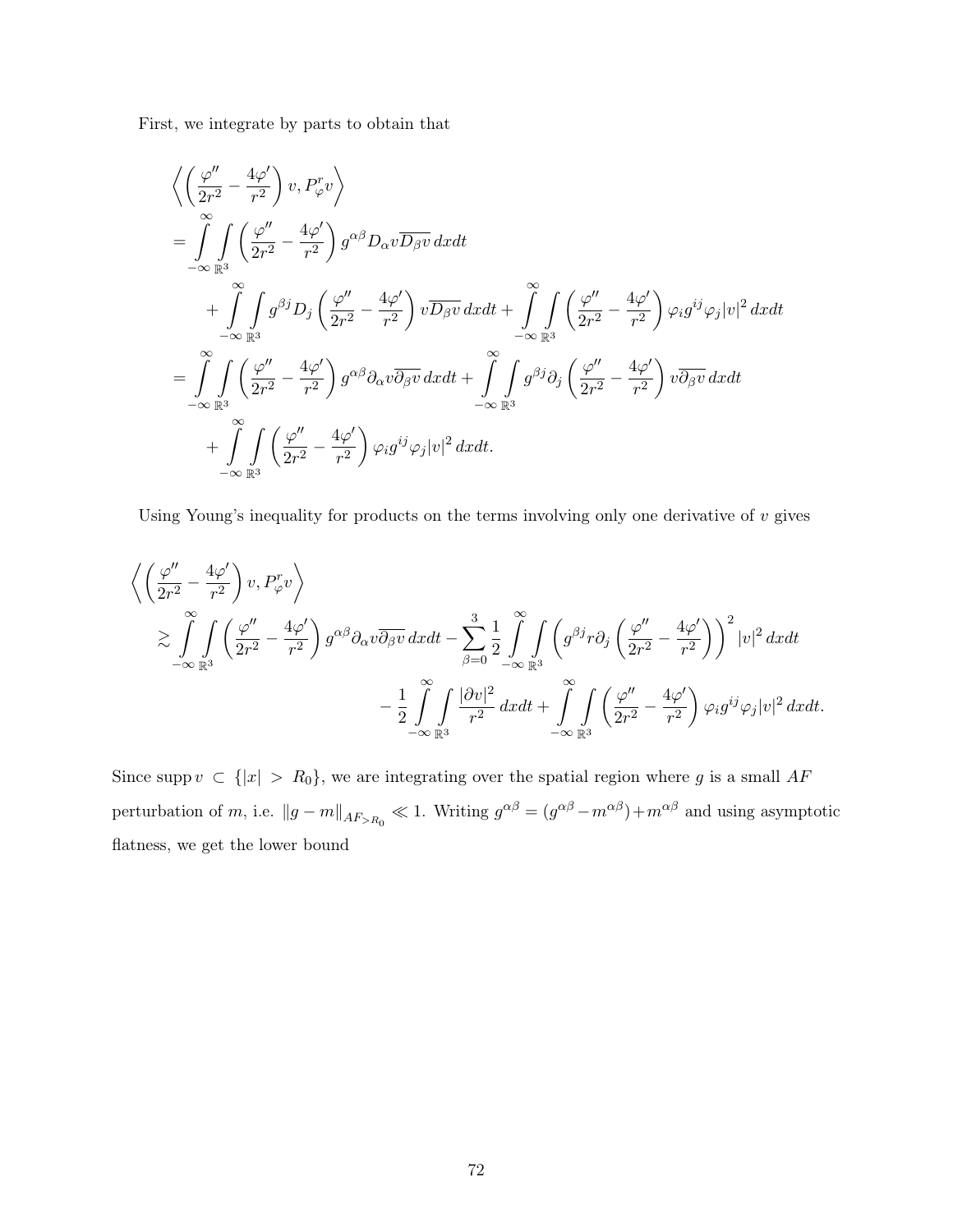First, we integrate by parts to obtain that

$$
\begin{aligned}
&\left\langle \left(\frac{\varphi''}{2r^2} - \frac{4\varphi'}{r^2}\right) v, P^r_\varphi v \right\rangle \\
&= \int_{-\infty}^{\infty} \int_{\mathbb{R}^3} \left(\frac{\varphi''}{2r^2} - \frac{4\varphi'}{r^2}\right) g^{\alpha\beta} D_\alpha v \overline{D_\beta v}\, dxdt \\
&\quad + \int_{-\infty}^{\infty} \int_{\mathbb{R}^3} g^{\beta j} D_j \left(\frac{\varphi''}{2r^2} - \frac{4\varphi'}{r^2}\right) v \overline{D_\beta v}\, dxdt + \int_{-\infty}^{\infty} \int_{\mathbb{R}^3} \left(\frac{\varphi''}{2r^2} - \frac{4\varphi'}{r^2}\right) \varphi_i g^{ij} \varphi_j |v|^2\, dxdt \\
&= \int_{-\infty}^{\infty} \int_{\mathbb{R}^3} \left(\frac{\varphi''}{2r^2} - \frac{4\varphi'}{r^2}\right) g^{\alpha\beta} \partial_\alpha v \overline{\partial_\beta v}\, dxdt + \int_{-\infty}^{\infty} \int_{\mathbb{R}^3} g^{\beta j} \partial_j \left(\frac{\varphi''}{2r^2} - \frac{4\varphi'}{r^2}\right) v \overline{\partial_\beta v}\, dxdt \\
&\quad + \int_{-\infty}^{\infty} \int_{\mathbb{R}^3} \left(\frac{\varphi''}{2r^2} - \frac{4\varphi'}{r^2}\right) \varphi_i g^{ij} \varphi_j |v|^2\, dxdt.
\end{aligned}
$$

Using Young's inequality for products on the terms involving only one derivative of $v$ gives

$$
\begin{aligned}
&\left\langle \left(\frac{\varphi''}{2r^2} - \frac{4\varphi'}{r^2}\right) v, P^r_\varphi v \right\rangle \\
&\gtrsim \int_{-\infty}^{\infty} \int_{\mathbb{R}^3} \left(\frac{\varphi''}{2r^2} - \frac{4\varphi'}{r^2}\right) g^{\alpha\beta} \partial_\alpha v \overline{\partial_\beta v}\, dxdt - \sum_{\beta=0}^{3} \frac{1}{2} \int_{-\infty}^{\infty} \int_{\mathbb{R}^3} \left( g^{\beta j} r \partial_j \left(\frac{\varphi''}{2r^2} - \frac{4\varphi'}{r^2}\right)\right)^2 |v|^2\, dxdt \\
&\qquad - \frac{1}{2} \int_{-\infty}^{\infty} \int_{\mathbb{R}^3} \frac{|\partial v|^2}{r^2}\, dxdt + \int_{-\infty}^{\infty} \int_{\mathbb{R}^3} \left(\frac{\varphi''}{2r^2} - \frac{4\varphi'}{r^2}\right) \varphi_i g^{ij} \varphi_j |v|^2\, dxdt.
\end{aligned}
$$

Since $\operatorname{supp} v \subset \{|x| > R_0\}$, we are integrating over the spatial region where $g$ is a small $AF$ perturbation of $m$, i.e. $\|g - m\|_{AF_{>R_0}} \ll 1$. Writing $g^{\alpha\beta} = (g^{\alpha\beta} - m^{\alpha\beta}) + m^{\alpha\beta}$ and using asymptotic flatness, we get the lower bound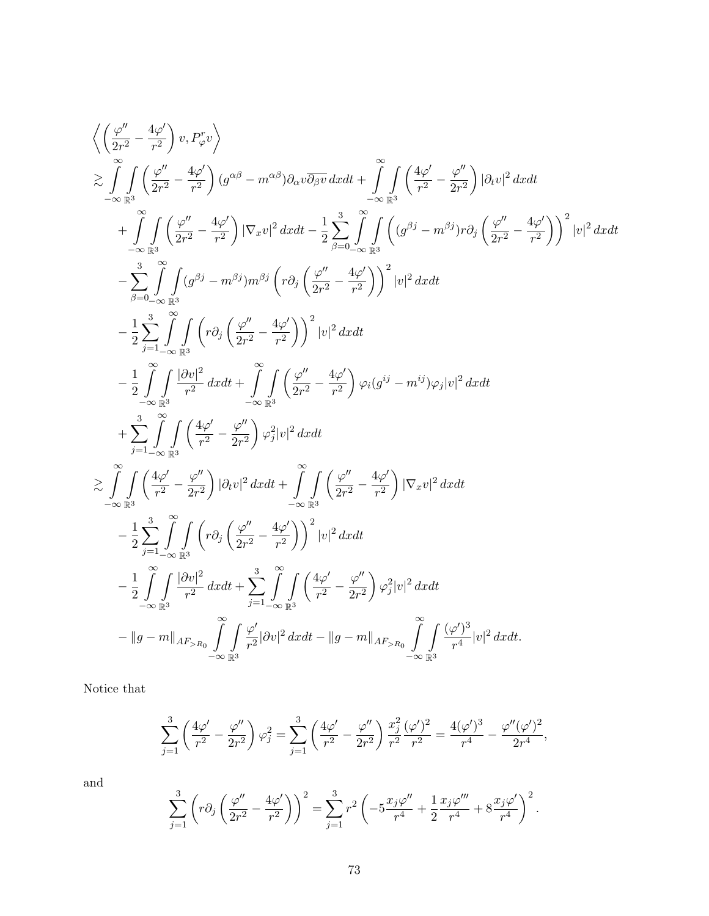$$
\begin{aligned}
&\left\langle \left(\frac{\varphi''}{2r^2} - \frac{4\varphi'}{r^2}\right) v, P_\varphi^r v \right\rangle \\
&\gtrsim \int_{-\infty}^{\infty}\int_{\mathbb{R}^3} \left(\frac{\varphi''}{2r^2} - \frac{4\varphi'}{r^2}\right)(g^{\alpha\beta} - m^{\alpha\beta})\partial_\alpha v \overline{\partial_\beta v}\, dxdt + \int_{-\infty}^{\infty}\int_{\mathbb{R}^3} \left(\frac{4\varphi'}{r^2} - \frac{\varphi''}{2r^2}\right)|\partial_t v|^2\, dxdt \\
&\quad + \int_{-\infty}^{\infty}\int_{\mathbb{R}^3} \left(\frac{\varphi''}{2r^2} - \frac{4\varphi'}{r^2}\right)|\nabla_x v|^2\, dxdt - \frac{1}{2}\sum_{\beta=0}^{3}\int_{-\infty}^{\infty}\int_{\mathbb{R}^3}\left((g^{\beta j} - m^{\beta j}) r\partial_j \left(\frac{\varphi''}{2r^2} - \frac{4\varphi'}{r^2}\right)\right)^2 |v|^2\, dxdt \\
&\quad - \sum_{\beta=0}^{3}\int_{-\infty}^{\infty}\int_{\mathbb{R}^3} (g^{\beta j} - m^{\beta j}) m^{\beta j}\left(r\partial_j\left(\frac{\varphi''}{2r^2} - \frac{4\varphi'}{r^2}\right)\right)^2 |v|^2\, dxdt \\
&\quad - \frac{1}{2}\sum_{j=1}^{3}\int_{-\infty}^{\infty}\int_{\mathbb{R}^3}\left(r\partial_j\left(\frac{\varphi''}{2r^2} - \frac{4\varphi'}{r^2}\right)\right)^2 |v|^2\, dxdt \\
&\quad - \frac{1}{2}\int_{-\infty}^{\infty}\int_{\mathbb{R}^3}\frac{|\partial v|^2}{r^2}\, dxdt + \int_{-\infty}^{\infty}\int_{\mathbb{R}^3}\left(\frac{\varphi''}{2r^2} - \frac{4\varphi'}{r^2}\right)\varphi_i (g^{ij} - m^{ij})\varphi_j |v|^2\, dxdt \\
&\quad + \sum_{j=1}^{3}\int_{-\infty}^{\infty}\int_{\mathbb{R}^3}\left(\frac{4\varphi'}{r^2} - \frac{\varphi''}{2r^2}\right)\varphi_j^2 |v|^2\, dxdt \\
&\gtrsim \int_{-\infty}^{\infty}\int_{\mathbb{R}^3}\left(\frac{4\varphi'}{r^2} - \frac{\varphi''}{2r^2}\right)|\partial_t v|^2\, dxdt + \int_{-\infty}^{\infty}\int_{\mathbb{R}^3}\left(\frac{\varphi''}{2r^2} - \frac{4\varphi'}{r^2}\right)|\nabla_x v|^2\, dxdt \\
&\quad - \frac{1}{2}\sum_{j=1}^{3}\int_{-\infty}^{\infty}\int_{\mathbb{R}^3}\left(r\partial_j\left(\frac{\varphi''}{2r^2} - \frac{4\varphi'}{r^2}\right)\right)^2 |v|^2\, dxdt \\
&\quad - \frac{1}{2}\int_{-\infty}^{\infty}\int_{\mathbb{R}^3}\frac{|\partial v|^2}{r^2}\, dxdt + \sum_{j=1}^{3}\int_{-\infty}^{\infty}\int_{\mathbb{R}^3}\left(\frac{4\varphi'}{r^2} - \frac{\varphi''}{2r^2}\right)\varphi_j^2 |v|^2\, dxdt \\
&\quad - \|g - m\|_{AF_{>R_0}}\int_{-\infty}^{\infty}\int_{\mathbb{R}^3}\frac{\varphi'}{r^2}|\partial v|^2\, dxdt - \|g - m\|_{AF_{>R_0}}\int_{-\infty}^{\infty}\int_{\mathbb{R}^3}\frac{(\varphi')^3}{r^4}|v|^2\, dxdt.
\end{aligned}
$$

Notice that

$$
\sum_{j=1}^{3}\left(\frac{4\varphi'}{r^2} - \frac{\varphi''}{2r^2}\right)\varphi_j^2 = \sum_{j=1}^{3}\left(\frac{4\varphi'}{r^2} - \frac{\varphi''}{2r^2}\right)\frac{x_j^2}{r^2}\frac{(\varphi')^2}{r^2} = \frac{4(\varphi')^3}{r^4} - \frac{\varphi''(\varphi')^2}{2r^4},
$$

and

$$
\sum_{j=1}^{3}\left(r\partial_j\left(\frac{\varphi''}{2r^2} - \frac{4\varphi'}{r^2}\right)\right)^2 = \sum_{j=1}^{3} r^2\left(-5\frac{x_j\varphi''}{r^4} + \frac{1}{2}\frac{x_j\varphi'''}{r^4} + 8\frac{x_j\varphi'}{r^4}\right)^2.
$$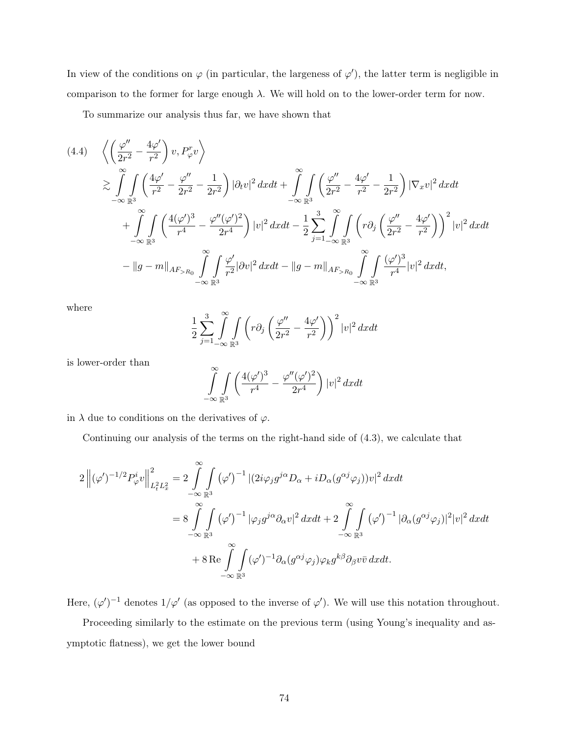In view of the conditions on $\varphi$ (in particular, the largeness of $\varphi'$), the latter term is negligible in comparison to the former for large enough $\lambda$. We will hold on to the lower-order term for now.

To summarize our analysis thus far, we have shown that

$$
\begin{aligned}
(4.4)\quad & \left\langle \left(\frac{\varphi''}{2r^2} - \frac{4\varphi'}{r^2}\right) v, P_\varphi^r v \right\rangle \\
& \gtrsim \int_{-\infty}^{\infty}\int_{\mathbb{R}^3} \left(\frac{4\varphi'}{r^2} - \frac{\varphi''}{2r^2} - \frac{1}{2r^2}\right) |\partial_t v|^2 \, dxdt + \int_{-\infty}^{\infty}\int_{\mathbb{R}^3} \left(\frac{\varphi''}{2r^2} - \frac{4\varphi'}{r^2} - \frac{1}{2r^2}\right) |\nabla_x v|^2 \, dxdt \\
& \quad + \int_{-\infty}^{\infty}\int_{\mathbb{R}^3} \left(\frac{4(\varphi')^3}{r^4} - \frac{\varphi''(\varphi')^2}{2r^4}\right) |v|^2 \, dxdt - \frac{1}{2}\sum_{j=1}^{3} \int_{-\infty}^{\infty}\int_{\mathbb{R}^3} \left(r\partial_j \left(\frac{\varphi''}{2r^2} - \frac{4\varphi'}{r^2}\right)\right)^2 |v|^2 \, dxdt \\
& \quad - \|g-m\|_{AF_{>R_0}} \int_{-\infty}^{\infty}\int_{\mathbb{R}^3} \frac{\varphi'}{r^2} |\partial v|^2 \, dxdt - \|g-m\|_{AF_{>R_0}} \int_{-\infty}^{\infty}\int_{\mathbb{R}^3} \frac{(\varphi')^3}{r^4} |v|^2 \, dxdt,
\end{aligned}
$$

where

$$
\frac{1}{2}\sum_{j=1}^{3} \int_{-\infty}^{\infty}\int_{\mathbb{R}^3} \left(r\partial_j \left(\frac{\varphi''}{2r^2} - \frac{4\varphi'}{r^2}\right)\right)^2 |v|^2 \, dxdt
$$

is lower-order than

$$
\int_{-\infty}^{\infty}\int_{\mathbb{R}^3} \left(\frac{4(\varphi')^3}{r^4} - \frac{\varphi''(\varphi')^2}{2r^4}\right) |v|^2 \, dxdt
$$

in $\lambda$ due to conditions on the derivatives of $\varphi$.

Continuing our analysis of the terms on the right-hand side of (4.3), we calculate that

$$
\begin{aligned}
2\left\|(\varphi')^{-1/2} P_\varphi^i v\right\|_{L_t^2 L_x^2}^2 &= 2\int_{-\infty}^{\infty}\int_{\mathbb{R}^3} (\varphi')^{-1} |(2i\varphi_j g^{j\alpha} D_\alpha + iD_\alpha(g^{\alpha j}\varphi_j))v|^2 \, dxdt \\
&= 8\int_{-\infty}^{\infty}\int_{\mathbb{R}^3} (\varphi')^{-1} |\varphi_j g^{j\alpha}\partial_\alpha v|^2 \, dxdt + 2\int_{-\infty}^{\infty}\int_{\mathbb{R}^3} (\varphi')^{-1} |\partial_\alpha(g^{\alpha j}\varphi_j)|^2 |v|^2 \, dxdt \\
&\quad + 8\,\mathrm{Re}\int_{-\infty}^{\infty}\int_{\mathbb{R}^3} (\varphi')^{-1}\partial_\alpha(g^{\alpha j}\varphi_j)\varphi_k g^{k\beta}\partial_\beta v\bar{v} \, dxdt.
\end{aligned}
$$

Here, $(\varphi')^{-1}$ denotes $1/\varphi'$ (as opposed to the inverse of $\varphi'$). We will use this notation throughout.

Proceeding similarly to the estimate on the previous term (using Young's inequality and asymptotic flatness), we get the lower bound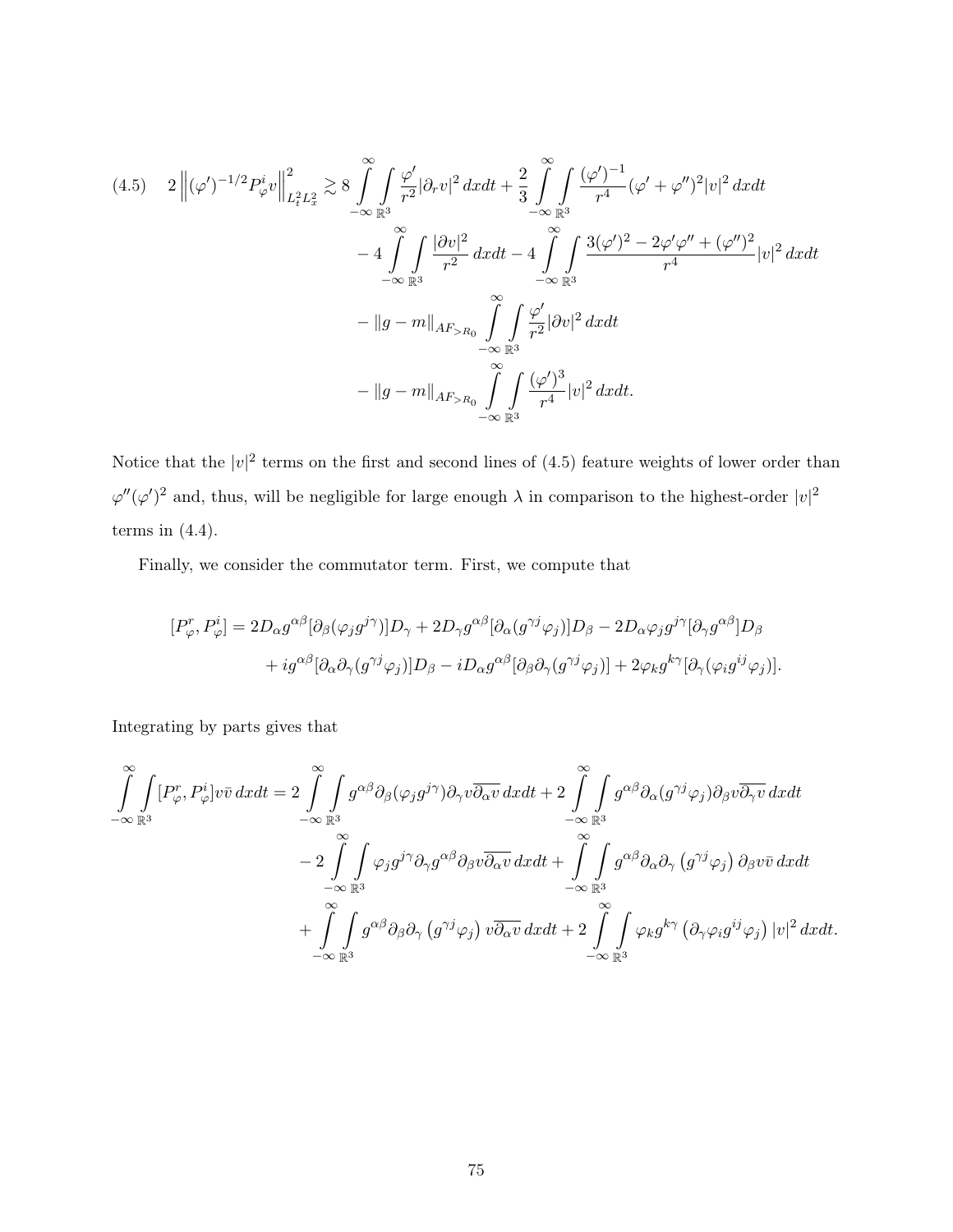$$
\begin{aligned}
(4.5)\quad 2\left\|(\varphi')^{-1/2}P^i_\varphi v\right\|^2_{L^2_tL^2_x} \gtrsim\; & 8\int_{-\infty}^{\infty}\int_{\mathbb{R}^3}\frac{\varphi'}{r^2}|\partial_r v|^2\,dxdt + \frac{2}{3}\int_{-\infty}^{\infty}\int_{\mathbb{R}^3}\frac{(\varphi')^{-1}}{r^4}(\varphi'+\varphi'')^2|v|^2\,dxdt \\
& - 4\int_{-\infty}^{\infty}\int_{\mathbb{R}^3}\frac{|\partial v|^2}{r^2}\,dxdt - 4\int_{-\infty}^{\infty}\int_{\mathbb{R}^3}\frac{3(\varphi')^2-2\varphi'\varphi''+(\varphi'')^2}{r^4}|v|^2\,dxdt \\
& - \|g-m\|_{AF_{>R_0}}\int_{-\infty}^{\infty}\int_{\mathbb{R}^3}\frac{\varphi'}{r^2}|\partial v|^2\,dxdt \\
& - \|g-m\|_{AF_{>R_0}}\int_{-\infty}^{\infty}\int_{\mathbb{R}^3}\frac{(\varphi')^3}{r^4}|v|^2\,dxdt.
\end{aligned}
$$

Notice that the $|v|^2$ terms on the first and second lines of (4.5) feature weights of lower order than $\varphi''(\varphi')^2$ and, thus, will be negligible for large enough $\lambda$ in comparison to the highest-order $|v|^2$ terms in (4.4).

Finally, we consider the commutator term. First, we compute that

$$
\begin{aligned}
[P^r_\varphi, P^i_\varphi] =\; & 2D_\alpha g^{\alpha\beta}[\partial_\beta(\varphi_j g^{j\gamma})]D_\gamma + 2D_\gamma g^{\alpha\beta}[\partial_\alpha(g^{\gamma j}\varphi_j)]D_\beta - 2D_\alpha\varphi_j g^{j\gamma}[\partial_\gamma g^{\alpha\beta}]D_\beta \\
& + ig^{\alpha\beta}[\partial_\alpha\partial_\gamma(g^{\gamma j}\varphi_j)]D_\beta - iD_\alpha g^{\alpha\beta}[\partial_\beta\partial_\gamma(g^{\gamma j}\varphi_j)] + 2\varphi_k g^{k\gamma}[\partial_\gamma(\varphi_i g^{ij}\varphi_j)].
\end{aligned}
$$

Integrating by parts gives that

$$
\begin{aligned}
\int_{-\infty}^{\infty}\int_{\mathbb{R}^3}[P^r_\varphi, P^i_\varphi]v\bar{v}\,dxdt =\; & 2\int_{-\infty}^{\infty}\int_{\mathbb{R}^3}g^{\alpha\beta}\partial_\beta(\varphi_j g^{j\gamma})\partial_\gamma v\overline{\partial_\alpha v}\,dxdt + 2\int_{-\infty}^{\infty}\int_{\mathbb{R}^3}g^{\alpha\beta}\partial_\alpha(g^{\gamma j}\varphi_j)\partial_\beta v\overline{\partial_\gamma v}\,dxdt \\
& - 2\int_{-\infty}^{\infty}\int_{\mathbb{R}^3}\varphi_j g^{j\gamma}\partial_\gamma g^{\alpha\beta}\partial_\beta v\overline{\partial_\alpha v}\,dxdt + \int_{-\infty}^{\infty}\int_{\mathbb{R}^3}g^{\alpha\beta}\partial_\alpha\partial_\gamma\left(g^{\gamma j}\varphi_j\right)\partial_\beta v\bar{v}\,dxdt \\
& + \int_{-\infty}^{\infty}\int_{\mathbb{R}^3}g^{\alpha\beta}\partial_\beta\partial_\gamma\left(g^{\gamma j}\varphi_j\right)v\overline{\partial_\alpha v}\,dxdt + 2\int_{-\infty}^{\infty}\int_{\mathbb{R}^3}\varphi_k g^{k\gamma}\left(\partial_\gamma\varphi_i g^{ij}\varphi_j\right)|v|^2\,dxdt.
\end{aligned}
$$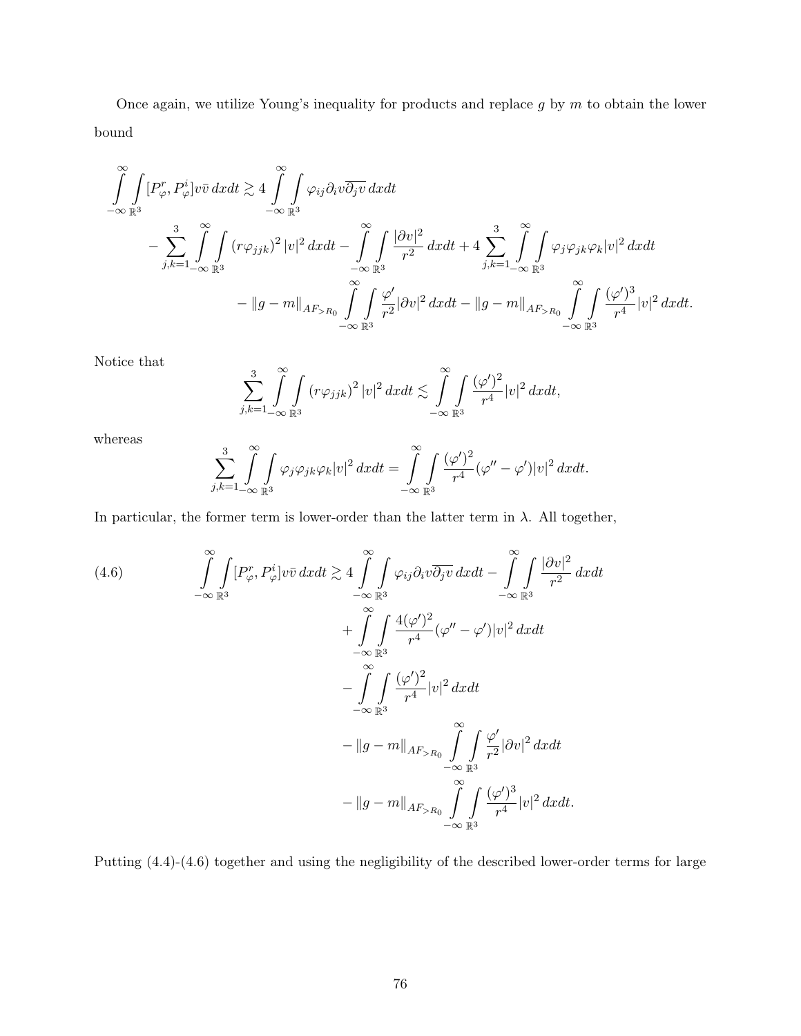Once again, we utilize Young's inequality for products and replace $g$ by $m$ to obtain the lower bound

$$
\begin{aligned}
\int_{-\infty}^{\infty}\int_{\mathbb{R}^3}[P_\varphi^r, P_\varphi^i]v\bar{v}\,dxdt \gtrsim\; & 4\int_{-\infty}^{\infty}\int_{\mathbb{R}^3}\varphi_{ij}\partial_i v\overline{\partial_j v}\,dxdt \\
& - \sum_{j,k=1}^{3}\int_{-\infty}^{\infty}\int_{\mathbb{R}^3}\left(r\varphi_{jjk}\right)^2|v|^2\,dxdt - \int_{-\infty}^{\infty}\int_{\mathbb{R}^3}\frac{|\partial v|^2}{r^2}\,dxdt + 4\sum_{j,k=1}^{3}\int_{-\infty}^{\infty}\int_{\mathbb{R}^3}\varphi_j\varphi_{jk}\varphi_k|v|^2\,dxdt \\
& - \|g-m\|_{AF_{>R_0}}\int_{-\infty}^{\infty}\int_{\mathbb{R}^3}\frac{\varphi'}{r^2}|\partial v|^2\,dxdt - \|g-m\|_{AF_{>R_0}}\int_{-\infty}^{\infty}\int_{\mathbb{R}^3}\frac{(\varphi')^3}{r^4}|v|^2\,dxdt.
\end{aligned}
$$

Notice that

$$
\sum_{j,k=1}^{3}\int_{-\infty}^{\infty}\int_{\mathbb{R}^3}\left(r\varphi_{jjk}\right)^2|v|^2\,dxdt \lesssim \int_{-\infty}^{\infty}\int_{\mathbb{R}^3}\frac{(\varphi')^2}{r^4}|v|^2\,dxdt,
$$

whereas

$$
\sum_{j,k=1}^{3}\int_{-\infty}^{\infty}\int_{\mathbb{R}^3}\varphi_j\varphi_{jk}\varphi_k|v|^2\,dxdt = \int_{-\infty}^{\infty}\int_{\mathbb{R}^3}\frac{(\varphi')^2}{r^4}(\varphi''-\varphi')|v|^2\,dxdt.
$$

In particular, the former term is lower-order than the latter term in $\lambda$. All together,

$$
\begin{aligned}
\int_{-\infty}^{\infty}\int_{\mathbb{R}^3}[P_\varphi^r, P_\varphi^i]v\bar{v}\,dxdt \gtrsim\; & 4\int_{-\infty}^{\infty}\int_{\mathbb{R}^3}\varphi_{ij}\partial_i v\overline{\partial_j v}\,dxdt - \int_{-\infty}^{\infty}\int_{\mathbb{R}^3}\frac{|\partial v|^2}{r^2}\,dxdt \\
& + \int_{-\infty}^{\infty}\int_{\mathbb{R}^3}\frac{4(\varphi')^2}{r^4}(\varphi''-\varphi')|v|^2\,dxdt \\
& - \int_{-\infty}^{\infty}\int_{\mathbb{R}^3}\frac{(\varphi')^2}{r^4}|v|^2\,dxdt \\
& - \|g-m\|_{AF_{>R_0}}\int_{-\infty}^{\infty}\int_{\mathbb{R}^3}\frac{\varphi'}{r^2}|\partial v|^2\,dxdt \\
& - \|g-m\|_{AF_{>R_0}}\int_{-\infty}^{\infty}\int_{\mathbb{R}^3}\frac{(\varphi')^3}{r^4}|v|^2\,dxdt.
\end{aligned}
\tag{4.6}
$$

Putting (4.4)-(4.6) together and using the negligibility of the described lower-order terms for large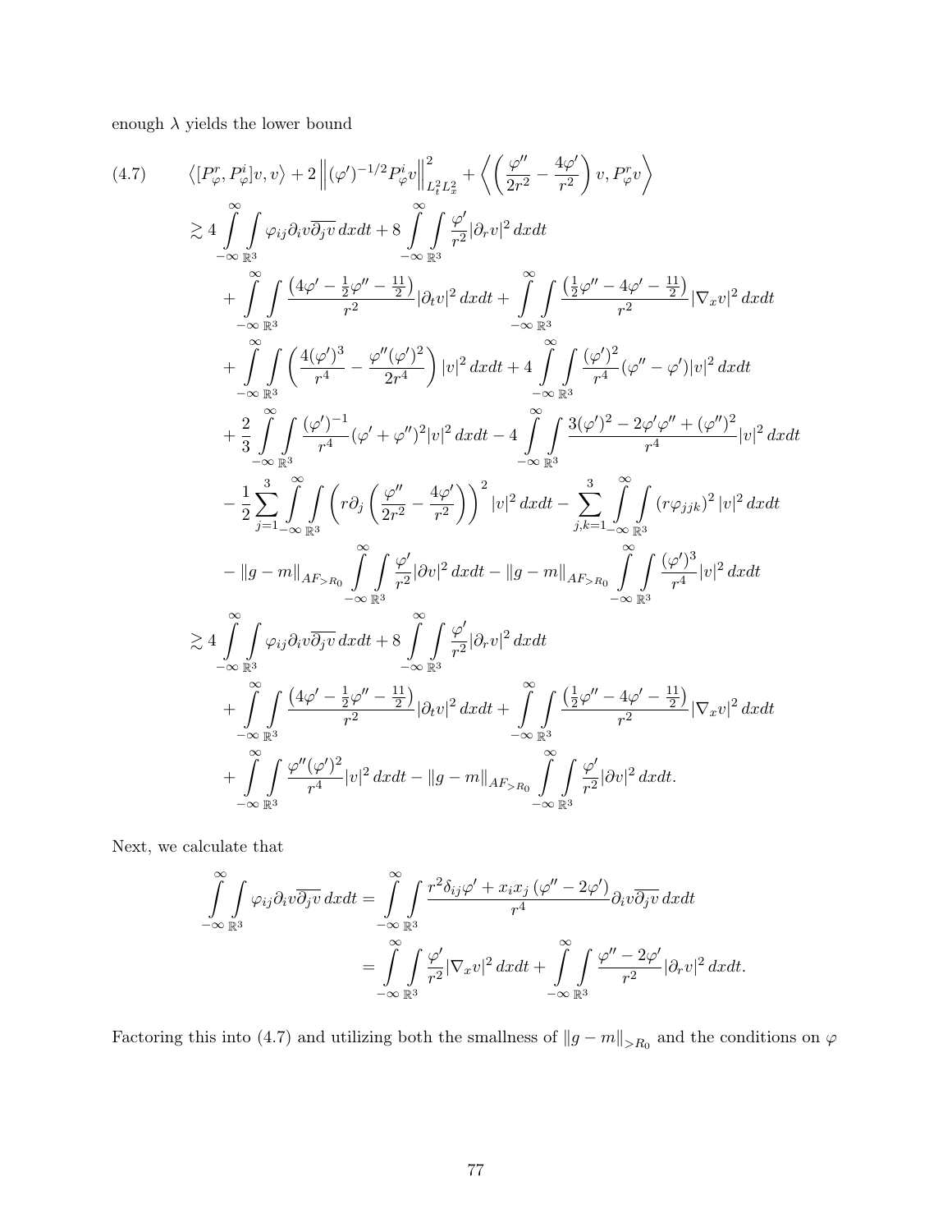enough $\lambda$ yields the lower bound

$$
\begin{aligned}
(4.7) \qquad & \left\langle [P^r_\varphi, P^i_\varphi]v, v\right\rangle + 2\left\|(\varphi')^{-1/2}P^i_\varphi v\right\|^2_{L^2_t L^2_x} + \left\langle \left(\frac{\varphi''}{2r^2} - \frac{4\varphi'}{r^2}\right)v, P^r_\varphi v\right\rangle \\
&\gtrsim 4\int_{-\infty}^{\infty}\int_{\mathbb{R}^3} \varphi_{ij}\partial_i v\overline{\partial_j v}\,dxdt + 8\int_{-\infty}^{\infty}\int_{\mathbb{R}^3}\frac{\varphi'}{r^2}|\partial_r v|^2\,dxdt \\
&\quad + \int_{-\infty}^{\infty}\int_{\mathbb{R}^3}\frac{\left(4\varphi' - \frac{1}{2}\varphi'' - \frac{11}{2}\right)}{r^2}|\partial_t v|^2\,dxdt + \int_{-\infty}^{\infty}\int_{\mathbb{R}^3}\frac{\left(\frac{1}{2}\varphi'' - 4\varphi' - \frac{11}{2}\right)}{r^2}|\nabla_x v|^2\,dxdt \\
&\quad + \int_{-\infty}^{\infty}\int_{\mathbb{R}^3}\left(\frac{4(\varphi')^3}{r^4} - \frac{\varphi''(\varphi')^2}{2r^4}\right)|v|^2\,dxdt + 4\int_{-\infty}^{\infty}\int_{\mathbb{R}^3}\frac{(\varphi')^2}{r^4}(\varphi'' - \varphi')|v|^2\,dxdt \\
&\quad + \frac{2}{3}\int_{-\infty}^{\infty}\int_{\mathbb{R}^3}\frac{(\varphi')^{-1}}{r^4}(\varphi' + \varphi'')^2|v|^2\,dxdt - 4\int_{-\infty}^{\infty}\int_{\mathbb{R}^3}\frac{3(\varphi')^2 - 2\varphi'\varphi'' + (\varphi'')^2}{r^4}|v|^2\,dxdt \\
&\quad - \frac{1}{2}\sum_{j=1}^{3}\int_{-\infty}^{\infty}\int_{\mathbb{R}^3}\left(r\partial_j\left(\frac{\varphi''}{2r^2} - \frac{4\varphi'}{r^2}\right)\right)^2|v|^2\,dxdt - \sum_{j,k=1}^{3}\int_{-\infty}^{\infty}\int_{\mathbb{R}^3}\left(r\varphi_{jjk}\right)^2|v|^2\,dxdt \\
&\quad - \|g - m\|_{AF_{>R_0}}\int_{-\infty}^{\infty}\int_{\mathbb{R}^3}\frac{\varphi'}{r^2}|\partial v|^2\,dxdt - \|g - m\|_{AF_{>R_0}}\int_{-\infty}^{\infty}\int_{\mathbb{R}^3}\frac{(\varphi')^3}{r^4}|v|^2\,dxdt \\
&\gtrsim 4\int_{-\infty}^{\infty}\int_{\mathbb{R}^3}\varphi_{ij}\partial_i v\overline{\partial_j v}\,dxdt + 8\int_{-\infty}^{\infty}\int_{\mathbb{R}^3}\frac{\varphi'}{r^2}|\partial_r v|^2\,dxdt \\
&\quad + \int_{-\infty}^{\infty}\int_{\mathbb{R}^3}\frac{\left(4\varphi' - \frac{1}{2}\varphi'' - \frac{11}{2}\right)}{r^2}|\partial_t v|^2\,dxdt + \int_{-\infty}^{\infty}\int_{\mathbb{R}^3}\frac{\left(\frac{1}{2}\varphi'' - 4\varphi' - \frac{11}{2}\right)}{r^2}|\nabla_x v|^2\,dxdt \\
&\quad + \int_{-\infty}^{\infty}\int_{\mathbb{R}^3}\frac{\varphi''(\varphi')^2}{r^4}|v|^2\,dxdt - \|g - m\|_{AF_{>R_0}}\int_{-\infty}^{\infty}\int_{\mathbb{R}^3}\frac{\varphi'}{r^2}|\partial v|^2\,dxdt.
\end{aligned}
$$

Next, we calculate that

$$
\begin{aligned}
\int_{-\infty}^{\infty}\int_{\mathbb{R}^3}\varphi_{ij}\partial_i v\overline{\partial_j v}\,dxdt &= \int_{-\infty}^{\infty}\int_{\mathbb{R}^3}\frac{r^2\delta_{ij}\varphi' + x_i x_j\left(\varphi'' - 2\varphi'\right)}{r^4}\partial_i v\overline{\partial_j v}\,dxdt \\
&= \int_{-\infty}^{\infty}\int_{\mathbb{R}^3}\frac{\varphi'}{r^2}|\nabla_x v|^2\,dxdt + \int_{-\infty}^{\infty}\int_{\mathbb{R}^3}\frac{\varphi'' - 2\varphi'}{r^2}|\partial_r v|^2\,dxdt.
\end{aligned}
$$

Factoring this into (4.7) and utilizing both the smallness of $\|g - m\|_{>R_0}$ and the conditions on $\varphi$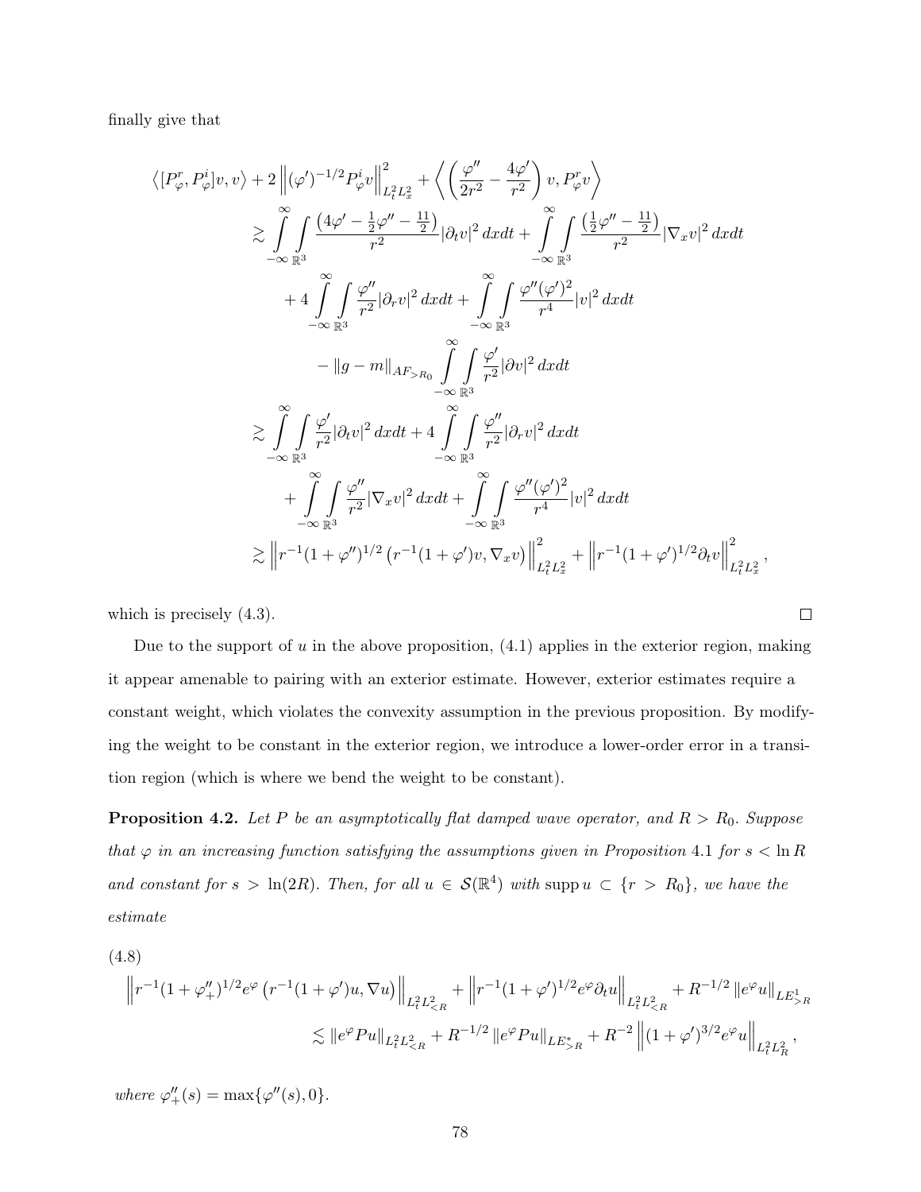finally give that

$$
\begin{aligned}
\langle [P^r_\varphi, P^i_\varphi]v, v\rangle &+ 2\left\|(\varphi')^{-1/2}P^i_\varphi v\right\|^2_{L^2_tL^2_x} + \left\langle \left(\frac{\varphi''}{2r^2} - \frac{4\varphi'}{r^2}\right)v, P^r_\varphi v\right\rangle \\
&\gtrsim \int_{-\infty}^{\infty}\int_{\mathbb{R}^3} \frac{\left(4\varphi' - \frac{1}{2}\varphi'' - \frac{11}{2}\right)}{r^2}|\partial_t v|^2\,dxdt + \int_{-\infty}^{\infty}\int_{\mathbb{R}^3} \frac{\left(\frac{1}{2}\varphi'' - \frac{11}{2}\right)}{r^2}|\nabla_x v|^2\,dxdt \\
&\quad + 4\int_{-\infty}^{\infty}\int_{\mathbb{R}^3} \frac{\varphi''}{r^2}|\partial_r v|^2\,dxdt + \int_{-\infty}^{\infty}\int_{\mathbb{R}^3} \frac{\varphi''(\varphi')^2}{r^4}|v|^2\,dxdt \\
&\quad\quad - \|g-m\|_{AF_{>R_0}}\int_{-\infty}^{\infty}\int_{\mathbb{R}^3} \frac{\varphi'}{r^2}|\partial v|^2\,dxdt \\
&\gtrsim \int_{-\infty}^{\infty}\int_{\mathbb{R}^3} \frac{\varphi'}{r^2}|\partial_t v|^2\,dxdt + 4\int_{-\infty}^{\infty}\int_{\mathbb{R}^3} \frac{\varphi''}{r^2}|\partial_r v|^2\,dxdt \\
&\quad + \int_{-\infty}^{\infty}\int_{\mathbb{R}^3} \frac{\varphi''}{r^2}|\nabla_x v|^2\,dxdt + \int_{-\infty}^{\infty}\int_{\mathbb{R}^3} \frac{\varphi''(\varphi')^2}{r^4}|v|^2\,dxdt \\
&\gtrsim \left\|r^{-1}(1+\varphi'')^{1/2}\left(r^{-1}(1+\varphi')v, \nabla_x v\right)\right\|^2_{L^2_tL^2_x} + \left\|r^{-1}(1+\varphi')^{1/2}\partial_t v\right\|^2_{L^2_tL^2_x},
\end{aligned}
$$

which is precisely (4.3). $\square$

Due to the support of $u$ in the above proposition, (4.1) applies in the exterior region, making it appear amenable to pairing with an exterior estimate. However, exterior estimates require a constant weight, which violates the convexity assumption in the previous proposition. By modifying the weight to be constant in the exterior region, we introduce a lower-order error in a transition region (which is where we bend the weight to be constant).

**Proposition 4.2.** *Let $P$ be an asymptotically flat damped wave operator, and $R > R_0$. Suppose that $\varphi$ in an increasing function satisfying the assumptions given in Proposition 4.1 for $s < \ln R$ and constant for $s > \ln(2R)$. Then, for all $u \in \mathcal{S}(\mathbb{R}^4)$ with $\operatorname{supp} u \subset \{r > R_0\}$, we have the estimate*

(4.8)

$$
\begin{aligned}
\left\|r^{-1}(1+\varphi''_+)^{1/2}e^\varphi\left(r^{-1}(1+\varphi')u, \nabla u\right)\right\|_{L^2_tL^2_{<R}} &+ \left\|r^{-1}(1+\varphi')^{1/2}e^\varphi\partial_t u\right\|_{L^2_tL^2_{<R}} + R^{-1/2}\left\|e^\varphi u\right\|_{LE^1_{>R}} \\
&\lesssim \left\|e^\varphi Pu\right\|_{L^2_tL^2_{<R}} + R^{-1/2}\left\|e^\varphi Pu\right\|_{LE^*_{>R}} + R^{-2}\left\|(1+\varphi')^{3/2}e^\varphi u\right\|_{L^2_tL^2_R},
\end{aligned}
$$

*where $\varphi''_+(s) = \max\{\varphi''(s), 0\}$.*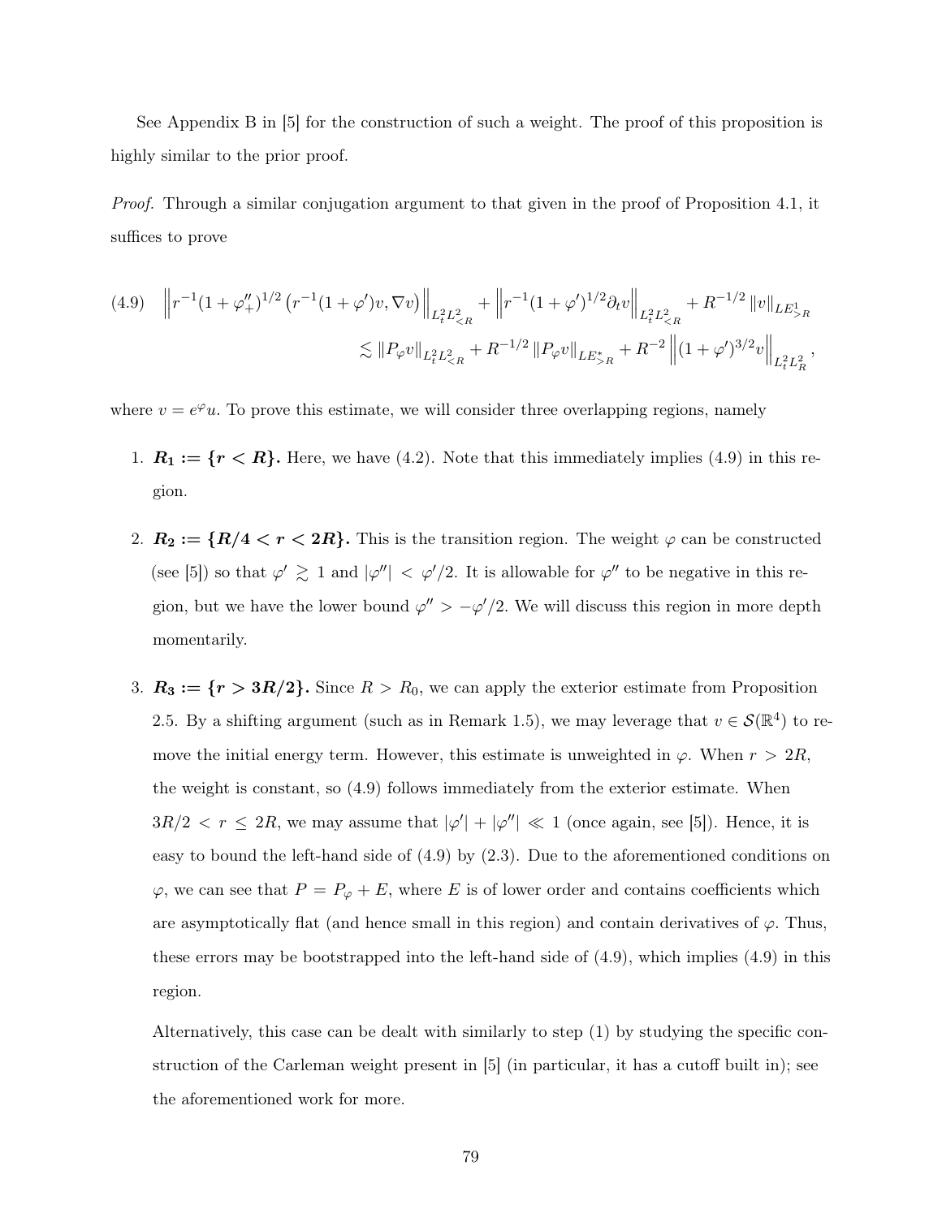See Appendix B in [5] for the construction of such a weight. The proof of this proposition is highly similar to the prior proof.

*Proof.* Through a similar conjugation argument to that given in the proof of Proposition 4.1, it suffices to prove

$$
\begin{aligned}
(4.9)\quad \left\| r^{-1}(1+\varphi_+'')^{1/2}\left(r^{-1}(1+\varphi')v, \nabla v\right)\right\|_{L_t^2 L_{<R}^2} + \left\| r^{-1}(1+\varphi')^{1/2}\partial_t v\right\|_{L_t^2 L_{<R}^2} + R^{-1/2}\left\| v\right\|_{LE_{>R}^1} \\
\lesssim \left\| P_\varphi v\right\|_{L_t^2 L_{<R}^2} + R^{-1/2}\left\| P_\varphi v\right\|_{LE_{>R}^*} + R^{-2}\left\| (1+\varphi')^{3/2} v\right\|_{L_t^2 L_R^2},
\end{aligned}
$$

where $v = e^{\varphi}u$. To prove this estimate, we will consider three overlapping regions, namely

1. $\boldsymbol{R_1 := \{r < R\}}$**.** Here, we have (4.2). Note that this immediately implies (4.9) in this region.

2. $\boldsymbol{R_2 := \{R/4 < r < 2R\}}$**.** This is the transition region. The weight $\varphi$ can be constructed (see [5]) so that $\varphi' \gtrsim 1$ and $|\varphi''| < \varphi'/2$. It is allowable for $\varphi''$ to be negative in this region, but we have the lower bound $\varphi'' > -\varphi'/2$. We will discuss this region in more depth momentarily.

3. $\boldsymbol{R_3 := \{r > 3R/2\}}$**.** Since $R > R_0$, we can apply the exterior estimate from Proposition 2.5. By a shifting argument (such as in Remark 1.5), we may leverage that $v \in \mathcal{S}(\mathbb{R}^4)$ to remove the initial energy term. However, this estimate is unweighted in $\varphi$. When $r > 2R$, the weight is constant, so (4.9) follows immediately from the exterior estimate. When $3R/2 < r \leq 2R$, we may assume that $|\varphi'| + |\varphi''| \ll 1$ (once again, see [5]). Hence, it is easy to bound the left-hand side of (4.9) by (2.3). Due to the aforementioned conditions on $\varphi$, we can see that $P = P_\varphi + E$, where $E$ is of lower order and contains coefficients which are asymptotically flat (and hence small in this region) and contain derivatives of $\varphi$. Thus, these errors may be bootstrapped into the left-hand side of (4.9), which implies (4.9) in this region.

   Alternatively, this case can be dealt with similarly to step (1) by studying the specific construction of the Carleman weight present in [5] (in particular, it has a cutoff built in); see the aforementioned work for more.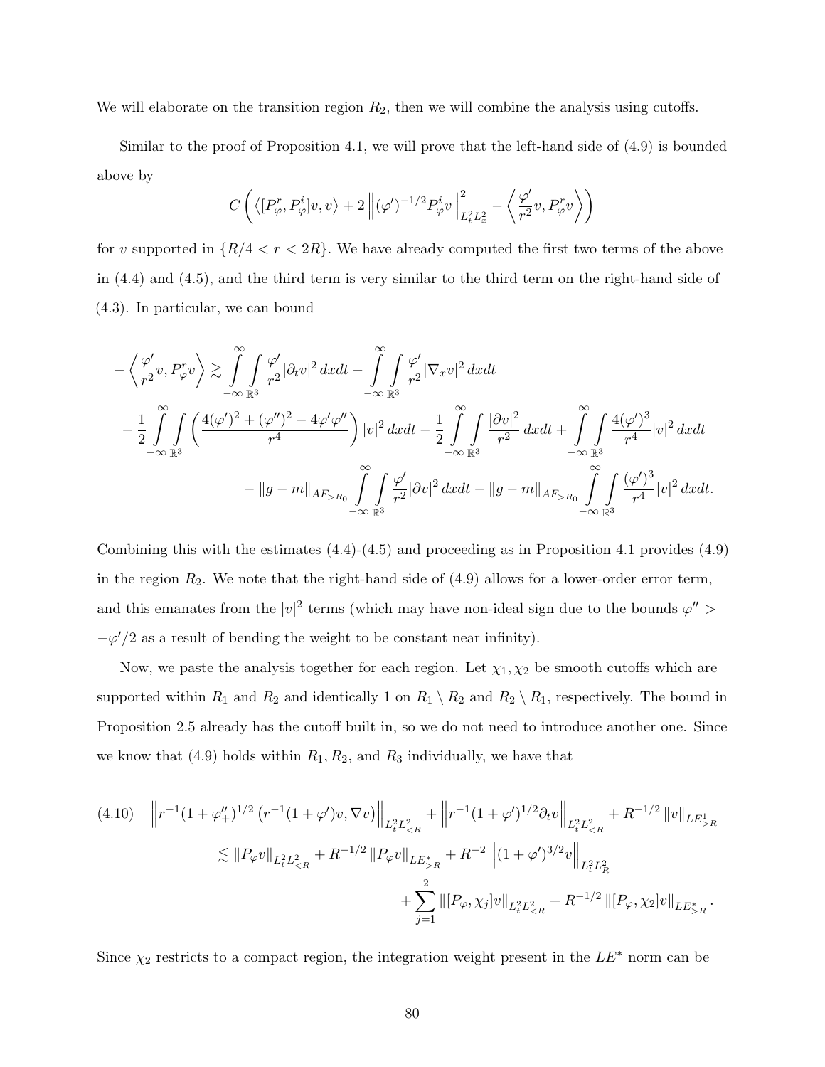We will elaborate on the transition region $R_2$, then we will combine the analysis using cutoffs.

Similar to the proof of Proposition 4.1, we will prove that the left-hand side of (4.9) is bounded above by

$$C\left(\left\langle [P^r_\varphi, P^i_\varphi]v, v\right\rangle + 2\left\|(\varphi')^{-1/2}P^i_\varphi v\right\|^2_{L^2_tL^2_x} - \left\langle \frac{\varphi'}{r^2}v, P^r_\varphi v\right\rangle\right)$$

for $v$ supported in $\{R/4 < r < 2R\}$. We have already computed the first two terms of the above in (4.4) and (4.5), and the third term is very similar to the third term on the right-hand side of (4.3). In particular, we can bound

$$\begin{aligned}
-\left\langle \frac{\varphi'}{r^2}v, P^r_\varphi v\right\rangle &\gtrsim \int_{-\infty}^{\infty}\int_{\mathbb{R}^3} \frac{\varphi'}{r^2}|\partial_t v|^2\,dxdt - \int_{-\infty}^{\infty}\int_{\mathbb{R}^3} \frac{\varphi'}{r^2}|\nabla_x v|^2\,dxdt \\
&- \frac{1}{2}\int_{-\infty}^{\infty}\int_{\mathbb{R}^3}\left(\frac{4(\varphi')^2 + (\varphi'')^2 - 4\varphi'\varphi''}{r^4}\right)|v|^2\,dxdt - \frac{1}{2}\int_{-\infty}^{\infty}\int_{\mathbb{R}^3}\frac{|\partial v|^2}{r^2}\,dxdt + \int_{-\infty}^{\infty}\int_{\mathbb{R}^3}\frac{4(\varphi')^3}{r^4}|v|^2\,dxdt \\
&- \|g-m\|_{AF_{>R_0}}\int_{-\infty}^{\infty}\int_{\mathbb{R}^3}\frac{\varphi'}{r^2}|\partial v|^2\,dxdt - \|g-m\|_{AF_{>R_0}}\int_{-\infty}^{\infty}\int_{\mathbb{R}^3}\frac{(\varphi')^3}{r^4}|v|^2\,dxdt.
\end{aligned}$$

Combining this with the estimates (4.4)-(4.5) and proceeding as in Proposition 4.1 provides (4.9) in the region $R_2$. We note that the right-hand side of (4.9) allows for a lower-order error term, and this emanates from the $|v|^2$ terms (which may have non-ideal sign due to the bounds $\varphi'' > -\varphi'/2$ as a result of bending the weight to be constant near infinity).

Now, we paste the analysis together for each region. Let $\chi_1, \chi_2$ be smooth cutoffs which are supported within $R_1$ and $R_2$ and identically 1 on $R_1 \setminus R_2$ and $R_2 \setminus R_1$, respectively. The bound in Proposition 2.5 already has the cutoff built in, so we do not need to introduce another one. Since we know that (4.9) holds within $R_1, R_2$, and $R_3$ individually, we have that

$$\begin{aligned}
(4.10)\quad \left\|r^{-1}(1+\varphi''_+)^{1/2}\left(r^{-1}(1+\varphi')v, \nabla v\right)\right\|_{L^2_tL^2_{<R}} + \left\|r^{-1}(1+\varphi')^{1/2}\partial_t v\right\|_{L^2_tL^2_{<R}} + R^{-1/2}\|v\|_{LE^1_{>R}} \\
\lesssim \|P_\varphi v\|_{L^2_tL^2_{<R}} + R^{-1/2}\|P_\varphi v\|_{LE^*_{>R}} + R^{-2}\left\|(1+\varphi')^{3/2}v\right\|_{L^2_tL^2_R} \\
+ \sum_{j=1}^{2}\|[P_\varphi, \chi_j]v\|_{L^2_tL^2_{<R}} + R^{-1/2}\|[P_\varphi, \chi_2]v\|_{LE^*_{>R}}.
\end{aligned}$$

Since $\chi_2$ restricts to a compact region, the integration weight present in the $LE^*$ norm can be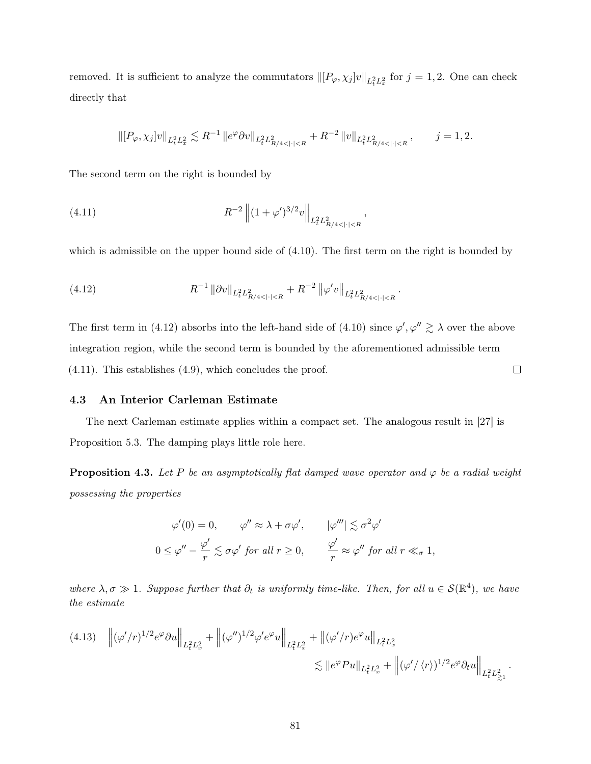removed. It is sufficient to analyze the commutators $\|[P_\varphi, \chi_j]v\|_{L^2_t L^2_x}$ for $j = 1, 2$. One can check directly that

$$\|[P_\varphi, \chi_j]v\|_{L^2_t L^2_x} \lesssim R^{-1} \|e^\varphi \partial v\|_{L^2_t L^2_{R/4<|\cdot|<R}} + R^{-2} \|v\|_{L^2_t L^2_{R/4<|\cdot|<R}}, \qquad j = 1, 2.$$

The second term on the right is bounded by

$$R^{-2} \left\|(1+\varphi')^{3/2} v\right\|_{L^2_t L^2_{R/4<|\cdot|<R}}, \tag{4.11}$$

which is admissible on the upper bound side of (4.10). The first term on the right is bounded by

$$R^{-1} \|\partial v\|_{L^2_t L^2_{R/4<|\cdot|<R}} + R^{-2} \|\varphi' v\|_{L^2_t L^2_{R/4<|\cdot|<R}}. \tag{4.12}$$

The first term in (4.12) absorbs into the left-hand side of (4.10) since $\varphi', \varphi'' \gtrsim \lambda$ over the above integration region, while the second term is bounded by the aforementioned admissible term (4.11). This establishes (4.9), which concludes the proof. $\square$

### 4.3 An Interior Carleman Estimate

The next Carleman estimate applies within a compact set. The analogous result in [27] is Proposition 5.3. The damping plays little role here.

**Proposition 4.3.** *Let $P$ be an asymptotically flat damped wave operator and $\varphi$ be a radial weight possessing the properties*

$$\varphi'(0) = 0, \qquad \varphi'' \approx \lambda + \sigma\varphi', \qquad |\varphi'''| \lesssim \sigma^2 \varphi'$$
$$0 \le \varphi'' - \frac{\varphi'}{r} \lesssim \sigma\varphi' \text{ for all } r \ge 0, \qquad \frac{\varphi'}{r} \approx \varphi'' \text{ for all } r \ll_\sigma 1,$$

*where $\lambda, \sigma \gg 1$. Suppose further that $\partial_t$ is uniformly time-like. Then, for all $u \in \mathcal{S}(\mathbb{R}^4)$, we have the estimate*

$$\left\|(\varphi'/r)^{1/2} e^\varphi \partial u\right\|_{L^2_t L^2_x} + \left\|(\varphi'')^{1/2} \varphi' e^\varphi u\right\|_{L^2_t L^2_x} + \left\|(\varphi'/r) e^\varphi u\right\|_{L^2_t L^2_x} \tag{4.13}$$
$$\lesssim \|e^\varphi P u\|_{L^2_t L^2_x} + \left\|(\varphi'/\langle r\rangle)^{1/2} e^\varphi \partial_t u\right\|_{L^2_t L^2_{\gtrsim 1}}.$$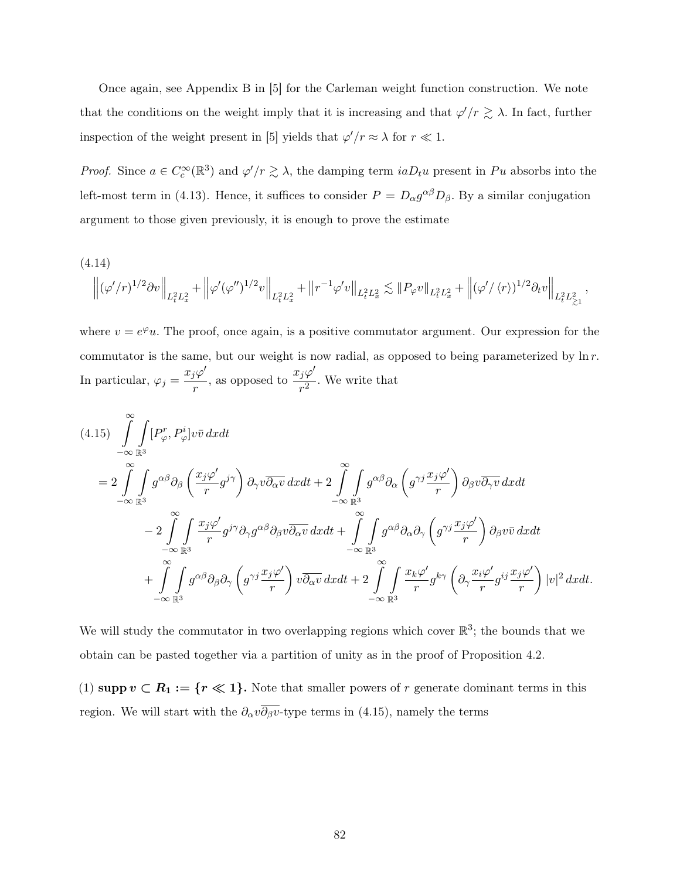Once again, see Appendix B in [5] for the Carleman weight function construction. We note that the conditions on the weight imply that it is increasing and that $\varphi'/r \gtrsim \lambda$. In fact, further inspection of the weight present in [5] yields that $\varphi'/r \approx \lambda$ for $r \ll 1$.

*Proof.* Since $a \in C_c^\infty(\mathbb{R}^3)$ and $\varphi'/r \gtrsim \lambda$, the damping term $iaD_t u$ present in $Pu$ absorbs into the left-most term in (4.13). Hence, it suffices to consider $P = D_\alpha g^{\alpha\beta} D_\beta$. By a similar conjugation argument to those given previously, it is enough to prove the estimate

(4.14)

$$\left\|(\varphi'/r)^{1/2}\partial v\right\|_{L_t^2 L_x^2} + \left\|\varphi'(\varphi'')^{1/2} v\right\|_{L_t^2 L_x^2} + \left\|r^{-1}\varphi' v\right\|_{L_t^2 L_x^2} \lesssim \|P_\varphi v\|_{L_t^2 L_x^2} + \left\|(\varphi'/\langle r\rangle)^{1/2}\partial_t v\right\|_{L_t^2 L^2_{\gtrsim 1}},$$

where $v = e^\varphi u$. The proof, once again, is a positive commutator argument. Our expression for the commutator is the same, but our weight is now radial, as opposed to being parameterized by $\ln r$. In particular, $\varphi_j = \dfrac{x_j \varphi'}{r}$, as opposed to $\dfrac{x_j\varphi'}{r^2}$. We write that

$$\begin{aligned}
(4.15)\quad &\int_{-\infty}^{\infty}\int_{\mathbb{R}^3} [P_\varphi^r, P_\varphi^i] v\bar{v}\,dxdt \\
&= 2\int_{-\infty}^{\infty}\int_{\mathbb{R}^3} g^{\alpha\beta}\partial_\beta\left(\frac{x_j\varphi'}{r}g^{j\gamma}\right)\partial_\gamma v\overline{\partial_\alpha v}\,dxdt + 2\int_{-\infty}^{\infty}\int_{\mathbb{R}^3} g^{\alpha\beta}\partial_\alpha\left(g^{\gamma j}\frac{x_j\varphi'}{r}\right)\partial_\beta v\overline{\partial_\gamma v}\,dxdt \\
&\quad - 2\int_{-\infty}^{\infty}\int_{\mathbb{R}^3} \frac{x_j\varphi'}{r}g^{j\gamma}\partial_\gamma g^{\alpha\beta}\partial_\beta v\overline{\partial_\alpha v}\,dxdt + \int_{-\infty}^{\infty}\int_{\mathbb{R}^3} g^{\alpha\beta}\partial_\alpha\partial_\gamma\left(g^{\gamma j}\frac{x_j\varphi'}{r}\right)\partial_\beta v\bar{v}\,dxdt \\
&\quad + \int_{-\infty}^{\infty}\int_{\mathbb{R}^3} g^{\alpha\beta}\partial_\beta\partial_\gamma\left(g^{\gamma j}\frac{x_j\varphi'}{r}\right)v\overline{\partial_\alpha v}\,dxdt + 2\int_{-\infty}^{\infty}\int_{\mathbb{R}^3} \frac{x_k\varphi'}{r}g^{k\gamma}\left(\partial_\gamma \frac{x_i\varphi'}{r}g^{ij}\frac{x_j\varphi'}{r}\right)|v|^2\,dxdt.
\end{aligned}$$

We will study the commutator in two overlapping regions which cover $\mathbb{R}^3$; the bounds that we obtain can be pasted together via a partition of unity as in the proof of Proposition 4.2.

(1) **supp $v \subset R_1 := \{r \ll 1\}$.** Note that smaller powers of $r$ generate dominant terms in this region. We will start with the $\partial_\alpha v\overline{\partial_\beta v}$-type terms in (4.15), namely the terms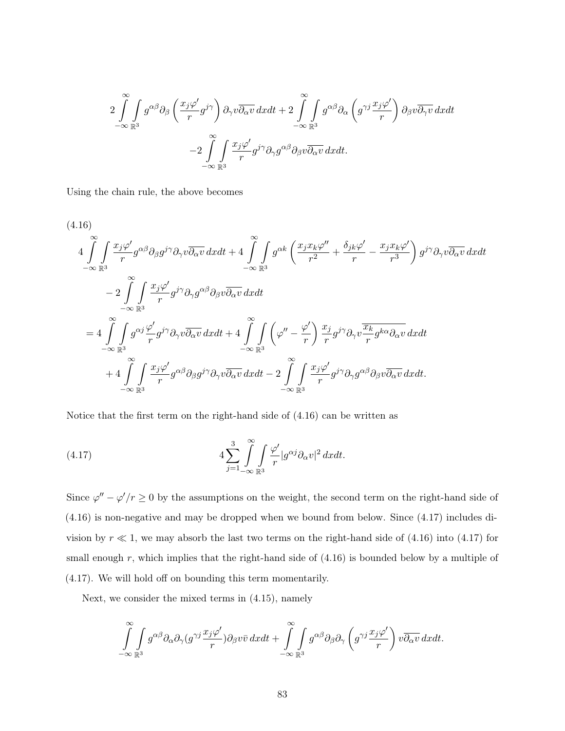$$
2\int_{-\infty}^{\infty}\int_{\mathbb{R}^3} g^{\alpha\beta}\partial_\beta\left(\frac{x_j\varphi'}{r}g^{j\gamma}\right)\partial_\gamma v\overline{\partial_\alpha v}\,dxdt + 2\int_{-\infty}^{\infty}\int_{\mathbb{R}^3} g^{\alpha\beta}\partial_\alpha\left(g^{\gamma j}\frac{x_j\varphi'}{r}\right)\partial_\beta v\overline{\partial_\gamma v}\,dxdt
$$

$$
-2\int_{-\infty}^{\infty}\int_{\mathbb{R}^3}\frac{x_j\varphi'}{r}g^{j\gamma}\partial_\gamma g^{\alpha\beta}\partial_\beta v\overline{\partial_\alpha v}\,dxdt.
$$

Using the chain rule, the above becomes

(4.16)

$$
\begin{aligned}
&4\int_{-\infty}^{\infty}\int_{\mathbb{R}^3}\frac{x_j\varphi'}{r}g^{\alpha\beta}\partial_\beta g^{j\gamma}\partial_\gamma v\overline{\partial_\alpha v}\,dxdt + 4\int_{-\infty}^{\infty}\int_{\mathbb{R}^3} g^{\alpha k}\left(\frac{x_jx_k\varphi''}{r^2}+\frac{\delta_{jk}\varphi'}{r}-\frac{x_jx_k\varphi'}{r^3}\right)g^{j\gamma}\partial_\gamma v\overline{\partial_\alpha v}\,dxdt \\
&\quad -2\int_{-\infty}^{\infty}\int_{\mathbb{R}^3}\frac{x_j\varphi'}{r}g^{j\gamma}\partial_\gamma g^{\alpha\beta}\partial_\beta v\overline{\partial_\alpha v}\,dxdt \\
&= 4\int_{-\infty}^{\infty}\int_{\mathbb{R}^3} g^{\alpha j}\frac{\varphi'}{r}g^{j\gamma}\partial_\gamma v\overline{\partial_\alpha v}\,dxdt + 4\int_{-\infty}^{\infty}\int_{\mathbb{R}^3}\left(\varphi''-\frac{\varphi'}{r}\right)\frac{x_j}{r}g^{j\gamma}\partial_\gamma v\overline{\frac{x_k}{r}g^{k\alpha}\partial_\alpha v}\,dxdt \\
&\quad + 4\int_{-\infty}^{\infty}\int_{\mathbb{R}^3}\frac{x_j\varphi'}{r}g^{\alpha\beta}\partial_\beta g^{j\gamma}\partial_\gamma v\overline{\partial_\alpha v}\,dxdt - 2\int_{-\infty}^{\infty}\int_{\mathbb{R}^3}\frac{x_j\varphi'}{r}g^{j\gamma}\partial_\gamma g^{\alpha\beta}\partial_\beta v\overline{\partial_\alpha v}\,dxdt.
\end{aligned}
$$

Notice that the first term on the right-hand side of (4.16) can be written as

$$
4\sum_{j=1}^{3}\int_{-\infty}^{\infty}\int_{\mathbb{R}^3}\frac{\varphi'}{r}|g^{\alpha j}\partial_\alpha v|^2\,dxdt. \tag{4.17}
$$

Since $\varphi''-\varphi'/r\geq 0$ by the assumptions on the weight, the second term on the right-hand side of (4.16) is non-negative and may be dropped when we bound from below. Since (4.17) includes division by $r\ll 1$, we may absorb the last two terms on the right-hand side of (4.16) into (4.17) for small enough $r$, which implies that the right-hand side of (4.16) is bounded below by a multiple of (4.17). We will hold off on bounding this term momentarily.

Next, we consider the mixed terms in (4.15), namely

$$
\int_{-\infty}^{\infty}\int_{\mathbb{R}^3} g^{\alpha\beta}\partial_\alpha\partial_\gamma(g^{\gamma j}\frac{x_j\varphi'}{r})\partial_\beta v\bar{v}\,dxdt + \int_{-\infty}^{\infty}\int_{\mathbb{R}^3} g^{\alpha\beta}\partial_\beta\partial_\gamma\left(g^{\gamma j}\frac{x_j\varphi'}{r}\right)v\overline{\partial_\alpha v}\,dxdt.
$$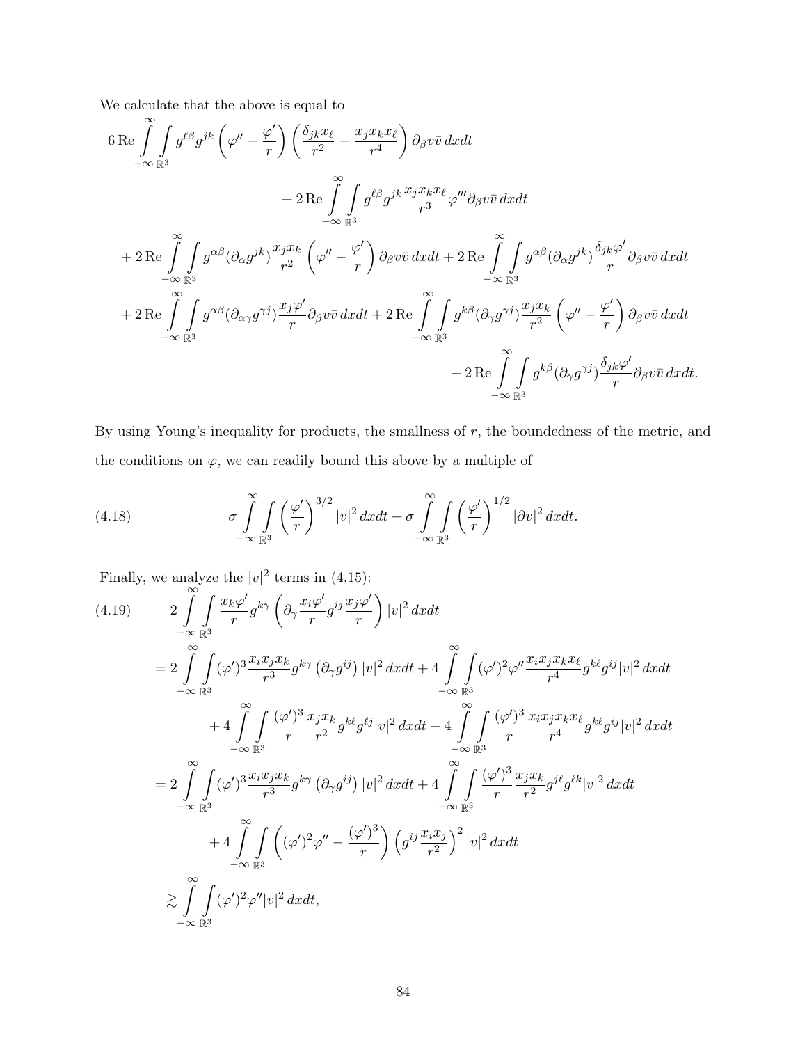We calculate that the above is equal to

$$
\begin{aligned}
&6\,\mathrm{Re}\int_{-\infty}^{\infty}\int_{\mathbb{R}^3} g^{\ell\beta}g^{jk}\left(\varphi''-\frac{\varphi'}{r}\right)\left(\frac{\delta_{jk}x_\ell}{r^2}-\frac{x_jx_kx_\ell}{r^4}\right)\partial_\beta v\bar{v}\,dxdt\\
&\qquad\qquad + 2\,\mathrm{Re}\int_{-\infty}^{\infty}\int_{\mathbb{R}^3} g^{\ell\beta}g^{jk}\frac{x_jx_kx_\ell}{r^3}\varphi'''\partial_\beta v\bar{v}\,dxdt\\
&+2\,\mathrm{Re}\int_{-\infty}^{\infty}\int_{\mathbb{R}^3} g^{\alpha\beta}(\partial_\alpha g^{jk})\frac{x_jx_k}{r^2}\left(\varphi''-\frac{\varphi'}{r}\right)\partial_\beta v\bar{v}\,dxdt + 2\,\mathrm{Re}\int_{-\infty}^{\infty}\int_{\mathbb{R}^3} g^{\alpha\beta}(\partial_\alpha g^{jk})\frac{\delta_{jk}\varphi'}{r}\partial_\beta v\bar{v}\,dxdt\\
&+2\,\mathrm{Re}\int_{-\infty}^{\infty}\int_{\mathbb{R}^3} g^{\alpha\beta}(\partial_{\alpha\gamma} g^{\gamma j})\frac{x_j\varphi'}{r}\partial_\beta v\bar{v}\,dxdt + 2\,\mathrm{Re}\int_{-\infty}^{\infty}\int_{\mathbb{R}^3} g^{k\beta}(\partial_\gamma g^{\gamma j})\frac{x_jx_k}{r^2}\left(\varphi''-\frac{\varphi'}{r}\right)\partial_\beta v\bar{v}\,dxdt\\
&\qquad\qquad + 2\,\mathrm{Re}\int_{-\infty}^{\infty}\int_{\mathbb{R}^3} g^{k\beta}(\partial_\gamma g^{\gamma j})\frac{\delta_{jk}\varphi'}{r}\partial_\beta v\bar{v}\,dxdt.
\end{aligned}
$$

By using Young's inequality for products, the smallness of $r$, the boundedness of the metric, and the conditions on $\varphi$, we can readily bound this above by a multiple of

$$
\sigma\int_{-\infty}^{\infty}\int_{\mathbb{R}^3}\left(\frac{\varphi'}{r}\right)^{3/2}|v|^2\,dxdt + \sigma\int_{-\infty}^{\infty}\int_{\mathbb{R}^3}\left(\frac{\varphi'}{r}\right)^{1/2}|\partial v|^2\,dxdt. \tag{4.18}
$$

Finally, we analyze the $|v|^2$ terms in (4.15):

$$
\begin{aligned}
&2\int_{-\infty}^{\infty}\int_{\mathbb{R}^3}\frac{x_k\varphi'}{r}g^{k\gamma}\left(\partial_\gamma\frac{x_i\varphi'}{r}g^{ij}\frac{x_j\varphi'}{r}\right)|v|^2\,dxdt \qquad (4.19)\\
&=2\int_{-\infty}^{\infty}\int_{\mathbb{R}^3}(\varphi')^3\frac{x_ix_jx_k}{r^3}g^{k\gamma}\left(\partial_\gamma g^{ij}\right)|v|^2\,dxdt + 4\int_{-\infty}^{\infty}\int_{\mathbb{R}^3}(\varphi')^2\varphi''\frac{x_ix_jx_kx_\ell}{r^4}g^{k\ell}g^{ij}|v|^2\,dxdt\\
&\qquad + 4\int_{-\infty}^{\infty}\int_{\mathbb{R}^3}\frac{(\varphi')^3}{r}\frac{x_jx_k}{r^2}g^{k\ell}g^{\ell j}|v|^2\,dxdt - 4\int_{-\infty}^{\infty}\int_{\mathbb{R}^3}\frac{(\varphi')^3}{r}\frac{x_ix_jx_kx_\ell}{r^4}g^{k\ell}g^{ij}|v|^2\,dxdt\\
&=2\int_{-\infty}^{\infty}\int_{\mathbb{R}^3}(\varphi')^3\frac{x_ix_jx_k}{r^3}g^{k\gamma}\left(\partial_\gamma g^{ij}\right)|v|^2\,dxdt + 4\int_{-\infty}^{\infty}\int_{\mathbb{R}^3}\frac{(\varphi')^3}{r}\frac{x_jx_k}{r^2}g^{j\ell}g^{\ell k}|v|^2\,dxdt\\
&\qquad + 4\int_{-\infty}^{\infty}\int_{\mathbb{R}^3}\left((\varphi')^2\varphi''-\frac{(\varphi')^3}{r}\right)\left(g^{ij}\frac{x_ix_j}{r^2}\right)^2|v|^2\,dxdt\\
&\gtrsim\int_{-\infty}^{\infty}\int_{\mathbb{R}^3}(\varphi')^2\varphi''|v|^2\,dxdt,
\end{aligned}
$$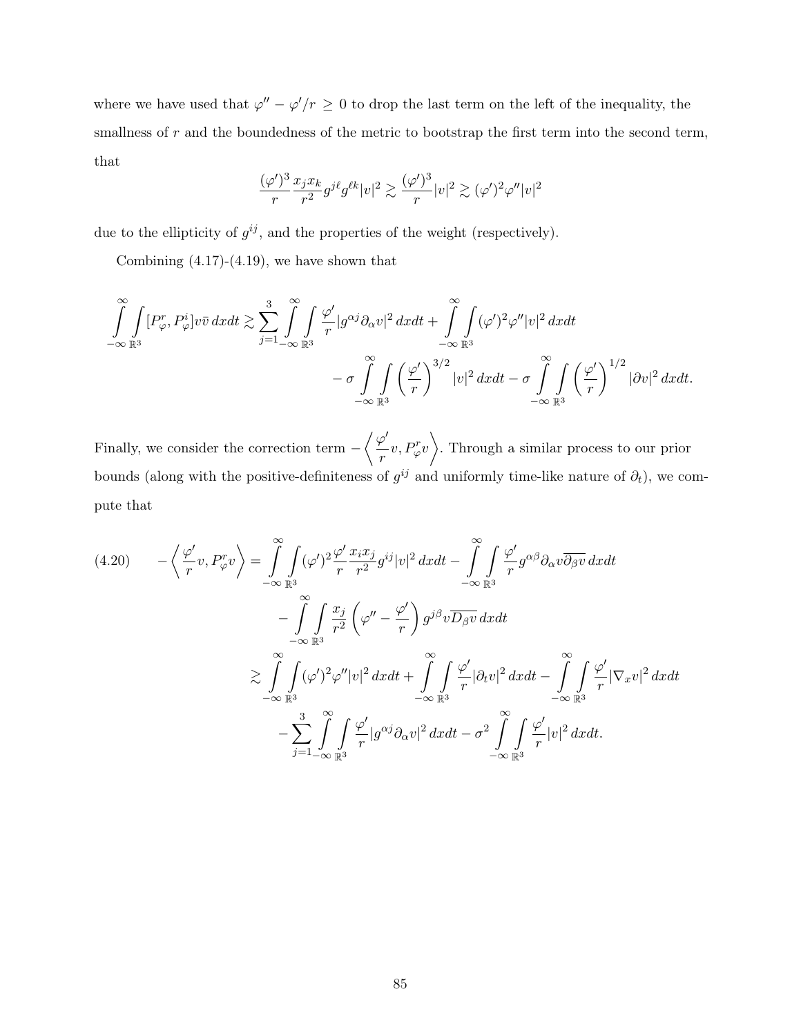where we have used that $\varphi'' - \varphi'/r \geq 0$ to drop the last term on the left of the inequality, the smallness of $r$ and the boundedness of the metric to bootstrap the first term into the second term, that

$$\frac{(\varphi')^3}{r}\frac{x_j x_k}{r^2} g^{j\ell} g^{\ell k} |v|^2 \gtrsim \frac{(\varphi')^3}{r}|v|^2 \gtrsim (\varphi')^2 \varphi'' |v|^2$$

due to the ellipticity of $g^{ij}$, and the properties of the weight (respectively).

Combining (4.17)-(4.19), we have shown that

$$\int_{-\infty}^{\infty}\int_{\mathbb{R}^3} [P_\varphi^r, P_\varphi^i] v\bar{v}\, dxdt \gtrsim \sum_{j=1}^{3} \int_{-\infty}^{\infty}\int_{\mathbb{R}^3} \frac{\varphi'}{r} |g^{\alpha j}\partial_\alpha v|^2\, dxdt + \int_{-\infty}^{\infty}\int_{\mathbb{R}^3} (\varphi')^2\varphi''|v|^2\, dxdt$$
$$- \sigma \int_{-\infty}^{\infty}\int_{\mathbb{R}^3} \left(\frac{\varphi'}{r}\right)^{3/2} |v|^2\, dxdt - \sigma \int_{-\infty}^{\infty}\int_{\mathbb{R}^3} \left(\frac{\varphi'}{r}\right)^{1/2} |\partial v|^2\, dxdt.$$

Finally, we consider the correction term $-\left\langle \frac{\varphi'}{r} v, P_\varphi^r v\right\rangle$. Through a similar process to our prior bounds (along with the positive-definiteness of $g^{ij}$ and uniformly time-like nature of $\partial_t$), we compute that

$$\begin{aligned}
(4.20) \qquad -\left\langle \frac{\varphi'}{r} v, P_\varphi^r v\right\rangle &= \int_{-\infty}^{\infty}\int_{\mathbb{R}^3} (\varphi')^2 \frac{\varphi'}{r}\frac{x_i x_j}{r^2} g^{ij}|v|^2\, dxdt - \int_{-\infty}^{\infty}\int_{\mathbb{R}^3} \frac{\varphi'}{r} g^{\alpha\beta}\partial_\alpha v \overline{\partial_\beta v}\, dxdt \\
&\quad - \int_{-\infty}^{\infty}\int_{\mathbb{R}^3} \frac{x_j}{r^2}\left(\varphi'' - \frac{\varphi'}{r}\right) g^{j\beta} v \overline{D_\beta v}\, dxdt \\
&\gtrsim \int_{-\infty}^{\infty}\int_{\mathbb{R}^3} (\varphi')^2\varphi''|v|^2\, dxdt + \int_{-\infty}^{\infty}\int_{\mathbb{R}^3} \frac{\varphi'}{r}|\partial_t v|^2\, dxdt - \int_{-\infty}^{\infty}\int_{\mathbb{R}^3} \frac{\varphi'}{r}|\nabla_x v|^2\, dxdt \\
&\quad - \sum_{j=1}^{3}\int_{-\infty}^{\infty}\int_{\mathbb{R}^3} \frac{\varphi'}{r}|g^{\alpha j}\partial_\alpha v|^2\, dxdt - \sigma^2 \int_{-\infty}^{\infty}\int_{\mathbb{R}^3} \frac{\varphi'}{r}|v|^2\, dxdt.
\end{aligned}$$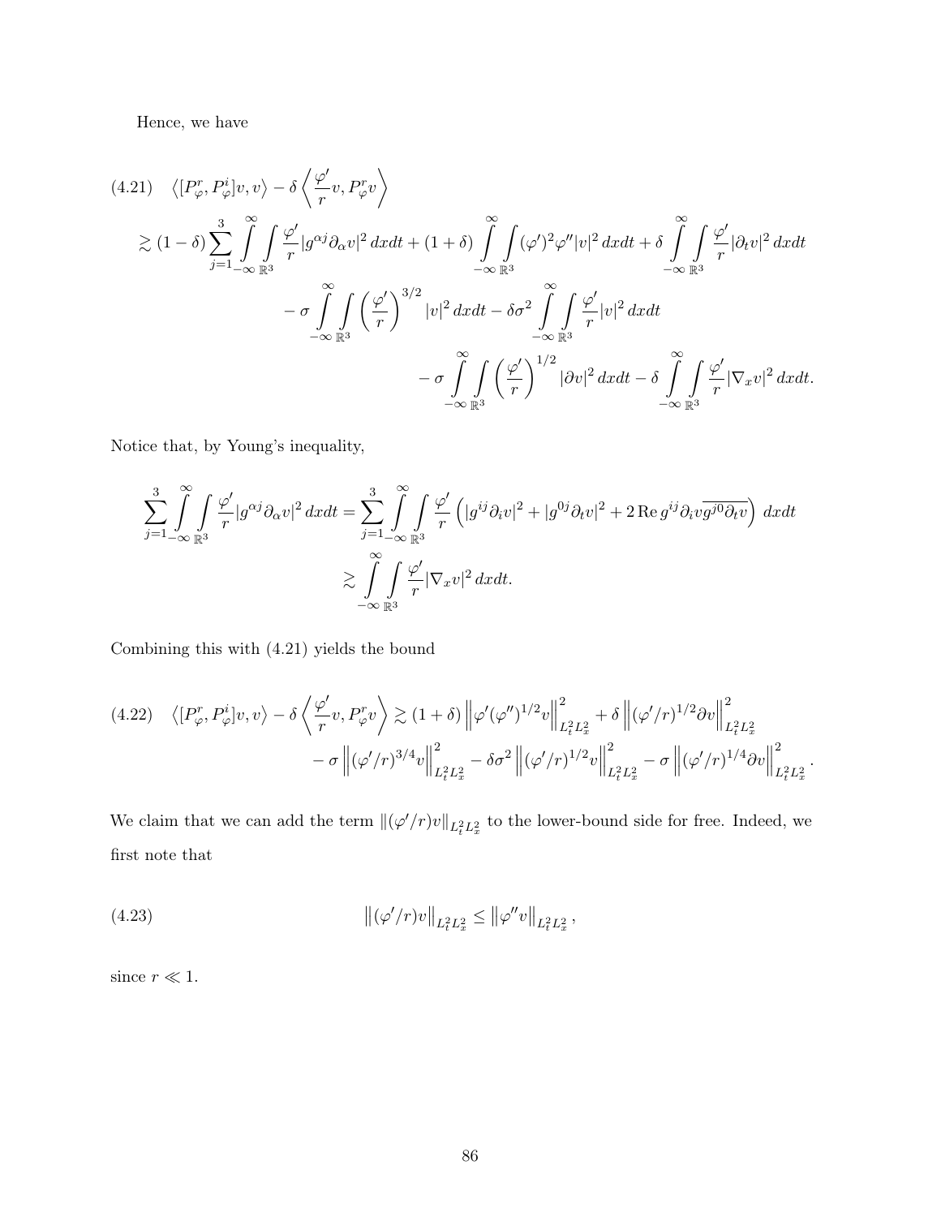Hence, we have

$$
\begin{aligned}
(4.21)\quad & \left\langle [P_\varphi^r, P_\varphi^i]v, v\right\rangle - \delta \left\langle \frac{\varphi'}{r} v, P_\varphi^r v\right\rangle \\
&\gtrsim (1-\delta)\sum_{j=1}^{3} \int_{-\infty}^{\infty}\int_{\mathbb{R}^3} \frac{\varphi'}{r}|g^{\alpha j}\partial_\alpha v|^2\,dxdt + (1+\delta)\int_{-\infty}^{\infty}\int_{\mathbb{R}^3} (\varphi')^2\varphi''|v|^2\,dxdt + \delta \int_{-\infty}^{\infty}\int_{\mathbb{R}^3} \frac{\varphi'}{r}|\partial_t v|^2\,dxdt \\
&\qquad - \sigma \int_{-\infty}^{\infty}\int_{\mathbb{R}^3} \left(\frac{\varphi'}{r}\right)^{3/2}|v|^2\,dxdt - \delta\sigma^2 \int_{-\infty}^{\infty}\int_{\mathbb{R}^3} \frac{\varphi'}{r}|v|^2\,dxdt \\
&\qquad\qquad - \sigma \int_{-\infty}^{\infty}\int_{\mathbb{R}^3} \left(\frac{\varphi'}{r}\right)^{1/2}|\partial v|^2\,dxdt - \delta \int_{-\infty}^{\infty}\int_{\mathbb{R}^3} \frac{\varphi'}{r}|\nabla_x v|^2\,dxdt.
\end{aligned}
$$

Notice that, by Young's inequality,

$$
\begin{aligned}
\sum_{j=1}^{3} \int_{-\infty}^{\infty}\int_{\mathbb{R}^3} \frac{\varphi'}{r}|g^{\alpha j}\partial_\alpha v|^2\,dxdt &= \sum_{j=1}^{3} \int_{-\infty}^{\infty}\int_{\mathbb{R}^3} \frac{\varphi'}{r}\left(|g^{ij}\partial_i v|^2 + |g^{0j}\partial_t v|^2 + 2\operatorname{Re} g^{ij}\partial_i v\overline{g^{j0}\partial_t v}\right)dxdt \\
&\gtrsim \int_{-\infty}^{\infty}\int_{\mathbb{R}^3} \frac{\varphi'}{r}|\nabla_x v|^2\,dxdt.
\end{aligned}
$$

Combining this with (4.21) yields the bound

$$
\begin{aligned}
(4.22)\quad \left\langle [P_\varphi^r, P_\varphi^i]v, v\right\rangle - \delta \left\langle \frac{\varphi'}{r} v, P_\varphi^r v\right\rangle &\gtrsim (1+\delta)\left\|\varphi'(\varphi'')^{1/2}v\right\|_{L_t^2L_x^2}^2 + \delta\left\|(\varphi'/r)^{1/2}\partial v\right\|_{L_t^2L_x^2}^2 \\
&\quad - \sigma\left\|(\varphi'/r)^{3/4}v\right\|_{L_t^2L_x^2}^2 - \delta\sigma^2\left\|(\varphi'/r)^{1/2}v\right\|_{L_t^2L_x^2}^2 - \sigma\left\|(\varphi'/r)^{1/4}\partial v\right\|_{L_t^2L_x^2}^2.
\end{aligned}
$$

We claim that we can add the term $\|(\varphi'/r)v\|_{L_t^2L_x^2}$ to the lower-bound side for free. Indeed, we first note that

$$
(4.23)\qquad \left\|(\varphi'/r)v\right\|_{L_t^2L_x^2} \le \left\|\varphi'' v\right\|_{L_t^2L_x^2},
$$

since $r \ll 1$.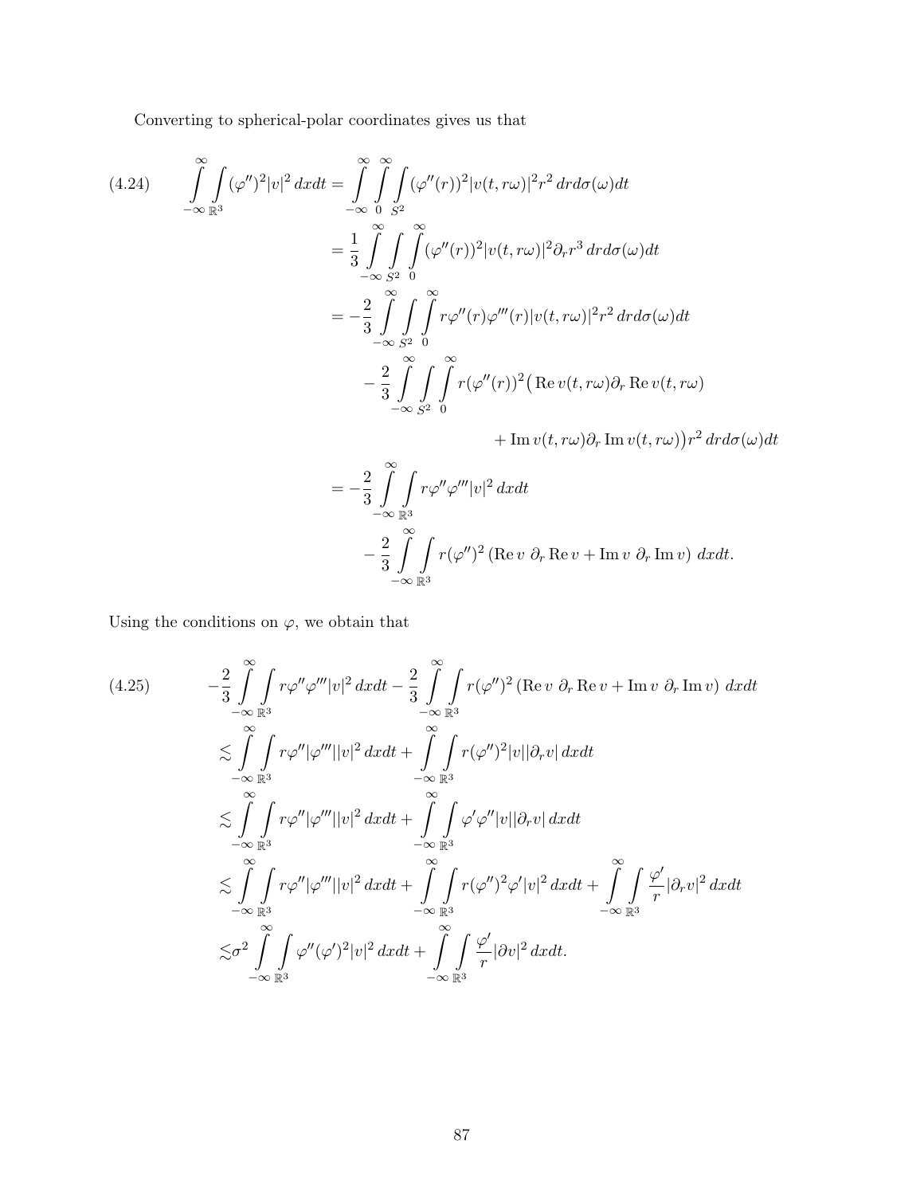Converting to spherical-polar coordinates gives us that

$$
\begin{aligned}
(4.24) \qquad \int_{-\infty}^{\infty}\int_{\mathbb{R}^3} (\varphi'')^2|v|^2\,dxdt &= \int_{-\infty}^{\infty}\int_{0}^{\infty}\int_{S^2} (\varphi''(r))^2|v(t,r\omega)|^2 r^2\,drd\sigma(\omega)dt \\
&= \frac{1}{3}\int_{-\infty}^{\infty}\int_{S^2}\int_{0}^{\infty} (\varphi''(r))^2|v(t,r\omega)|^2\partial_r r^3\,drd\sigma(\omega)dt \\
&= -\frac{2}{3}\int_{-\infty}^{\infty}\int_{S^2}\int_{0}^{\infty} r\varphi''(r)\varphi'''(r)|v(t,r\omega)|^2 r^2\,drd\sigma(\omega)dt \\
&\quad -\frac{2}{3}\int_{-\infty}^{\infty}\int_{S^2}\int_{0}^{\infty} r(\varphi''(r))^2\big(\operatorname{Re} v(t,r\omega)\partial_r \operatorname{Re} v(t,r\omega) \\
&\qquad\qquad + \operatorname{Im} v(t,r\omega)\partial_r \operatorname{Im} v(t,r\omega)\big) r^2\,drd\sigma(\omega)dt \\
&= -\frac{2}{3}\int_{-\infty}^{\infty}\int_{\mathbb{R}^3} r\varphi''\varphi'''|v|^2\,dxdt \\
&\quad -\frac{2}{3}\int_{-\infty}^{\infty}\int_{\mathbb{R}^3} r(\varphi'')^2\left(\operatorname{Re} v\ \partial_r \operatorname{Re} v + \operatorname{Im} v\ \partial_r \operatorname{Im} v\right)\,dxdt.
\end{aligned}
$$

Using the conditions on $\varphi$, we obtain that

$$
\begin{aligned}
(4.25) \qquad & -\frac{2}{3}\int_{-\infty}^{\infty}\int_{\mathbb{R}^3} r\varphi''\varphi'''|v|^2\,dxdt - \frac{2}{3}\int_{-\infty}^{\infty}\int_{\mathbb{R}^3} r(\varphi'')^2\left(\operatorname{Re} v\ \partial_r \operatorname{Re} v + \operatorname{Im} v\ \partial_r \operatorname{Im} v\right)\,dxdt \\
&\lesssim \int_{-\infty}^{\infty}\int_{\mathbb{R}^3} r\varphi''|\varphi'''||v|^2\,dxdt + \int_{-\infty}^{\infty}\int_{\mathbb{R}^3} r(\varphi'')^2|v||\partial_r v|\,dxdt \\
&\lesssim \int_{-\infty}^{\infty}\int_{\mathbb{R}^3} r\varphi''|\varphi'''||v|^2\,dxdt + \int_{-\infty}^{\infty}\int_{\mathbb{R}^3} \varphi'\varphi''|v||\partial_r v|\,dxdt \\
&\lesssim \int_{-\infty}^{\infty}\int_{\mathbb{R}^3} r\varphi''|\varphi'''||v|^2\,dxdt + \int_{-\infty}^{\infty}\int_{\mathbb{R}^3} r(\varphi'')^2\varphi'|v|^2\,dxdt + \int_{-\infty}^{\infty}\int_{\mathbb{R}^3} \frac{\varphi'}{r}|\partial_r v|^2\,dxdt \\
&\lesssim \sigma^2\int_{-\infty}^{\infty}\int_{\mathbb{R}^3} \varphi''(\varphi')^2|v|^2\,dxdt + \int_{-\infty}^{\infty}\int_{\mathbb{R}^3} \frac{\varphi'}{r}|\partial v|^2\,dxdt.
\end{aligned}
$$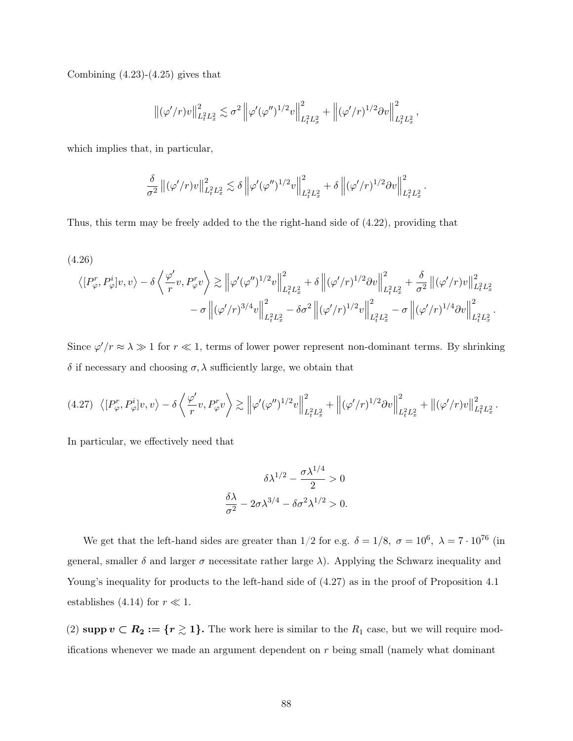Combining (4.23)-(4.25) gives that

$$\left\|(\varphi'/r)v\right\|_{L_t^2 L_x^2}^2 \lesssim \sigma^2 \left\|\varphi'(\varphi'')^{1/2}v\right\|_{L_t^2 L_x^2}^2 + \left\|(\varphi'/r)^{1/2}\partial v\right\|_{L_t^2 L_x^2}^2,$$

which implies that, in particular,

$$\frac{\delta}{\sigma^2}\left\|(\varphi'/r)v\right\|_{L_t^2 L_x^2}^2 \lesssim \delta \left\|\varphi'(\varphi'')^{1/2}v\right\|_{L_t^2 L_x^2}^2 + \delta\left\|(\varphi'/r)^{1/2}\partial v\right\|_{L_t^2 L_x^2}^2.$$

Thus, this term may be freely added to the the right-hand side of (4.22), providing that

(4.26)

$$\begin{aligned}\left\langle [P_\varphi^r, P_\varphi^i]v, v\right\rangle - \delta\left\langle \frac{\varphi'}{r}v, P_\varphi^r v\right\rangle \gtrsim{}& \left\|\varphi'(\varphi'')^{1/2}v\right\|_{L_t^2 L_x^2}^2 + \delta\left\|(\varphi'/r)^{1/2}\partial v\right\|_{L_t^2 L_x^2}^2 + \frac{\delta}{\sigma^2}\left\|(\varphi'/r)v\right\|_{L_t^2 L_x^2}^2 \\ &- \sigma\left\|(\varphi'/r)^{3/4}v\right\|_{L_t^2 L_x^2}^2 - \delta\sigma^2\left\|(\varphi'/r)^{1/2}v\right\|_{L_t^2 L_x^2}^2 - \sigma\left\|(\varphi'/r)^{1/4}\partial v\right\|_{L_t^2 L_x^2}^2.\end{aligned}$$

Since $\varphi'/r \approx \lambda \gg 1$ for $r \ll 1$, terms of lower power represent non-dominant terms. By shrinking $\delta$ if necessary and choosing $\sigma, \lambda$ sufficiently large, we obtain that

$$\left\langle [P_\varphi^r, P_\varphi^i]v, v\right\rangle - \delta\left\langle \frac{\varphi'}{r}v, P_\varphi^r v\right\rangle \gtrsim \left\|\varphi'(\varphi'')^{1/2}v\right\|_{L_t^2 L_x^2}^2 + \left\|(\varphi'/r)^{1/2}\partial v\right\|_{L_t^2 L_x^2}^2 + \left\|(\varphi'/r)v\right\|_{L_t^2 L_x^2}^2. \tag{4.27}$$

In particular, we effectively need that

$$\begin{aligned}\delta\lambda^{1/2} - \frac{\sigma\lambda^{1/4}}{2} &> 0 \\ \frac{\delta\lambda}{\sigma^2} - 2\sigma\lambda^{3/4} - \delta\sigma^2\lambda^{1/2} &> 0.\end{aligned}$$

We get that the left-hand sides are greater than $1/2$ for e.g. $\delta = 1/8,\ \sigma = 10^6,\ \lambda = 7\cdot 10^{76}$ (in general, smaller $\delta$ and larger $\sigma$ necessitate rather large $\lambda$). Applying the Schwarz inequality and Young's inequality for products to the left-hand side of (4.27) as in the proof of Proposition 4.1 establishes (4.14) for $r \ll 1$.

(2) **$\operatorname{supp} v \subset R_2 := \{r \gtrsim 1\}$.** The work here is similar to the $R_1$ case, but we will require modifications whenever we made an argument dependent on $r$ being small (namely what dominant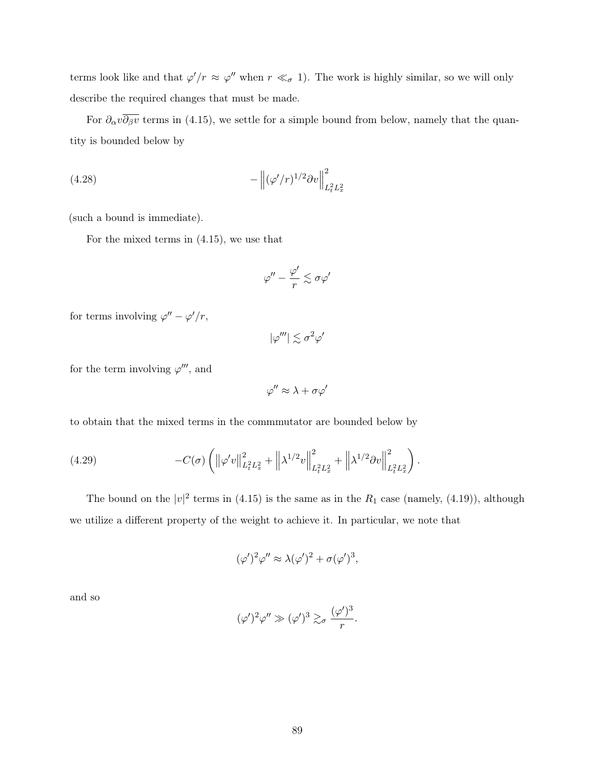terms look like and that $\varphi'/r \approx \varphi''$ when $r \ll_\sigma 1$). The work is highly similar, so we will only describe the required changes that must be made.

For $\partial_\alpha v \overline{\partial_\beta v}$ terms in (4.15), we settle for a simple bound from below, namely that the quantity is bounded below by

$$-\left\|(\varphi'/r)^{1/2}\partial v\right\|^2_{L^2_t L^2_x} \tag{4.28}$$

(such a bound is immediate).

For the mixed terms in (4.15), we use that

$$\varphi'' - \frac{\varphi'}{r} \lesssim \sigma\varphi'$$

for terms involving $\varphi'' - \varphi'/r$,

$$|\varphi'''| \lesssim \sigma^2\varphi'$$

for the term involving $\varphi'''$, and

$$\varphi'' \approx \lambda + \sigma\varphi'$$

to obtain that the mixed terms in the commmutator are bounded below by

$$-C(\sigma)\left(\left\|\varphi' v\right\|^2_{L^2_t L^2_x} + \left\|\lambda^{1/2} v\right\|^2_{L^2_t L^2_x} + \left\|\lambda^{1/2}\partial v\right\|^2_{L^2_t L^2_x}\right). \tag{4.29}$$

The bound on the $|v|^2$ terms in (4.15) is the same as in the $R_1$ case (namely, (4.19)), although we utilize a different property of the weight to achieve it. In particular, we note that

$$(\varphi')^2\varphi'' \approx \lambda(\varphi')^2 + \sigma(\varphi')^3,$$

and so

$$(\varphi')^2\varphi'' \gg (\varphi')^3 \gtrsim_\sigma \frac{(\varphi')^3}{r}.$$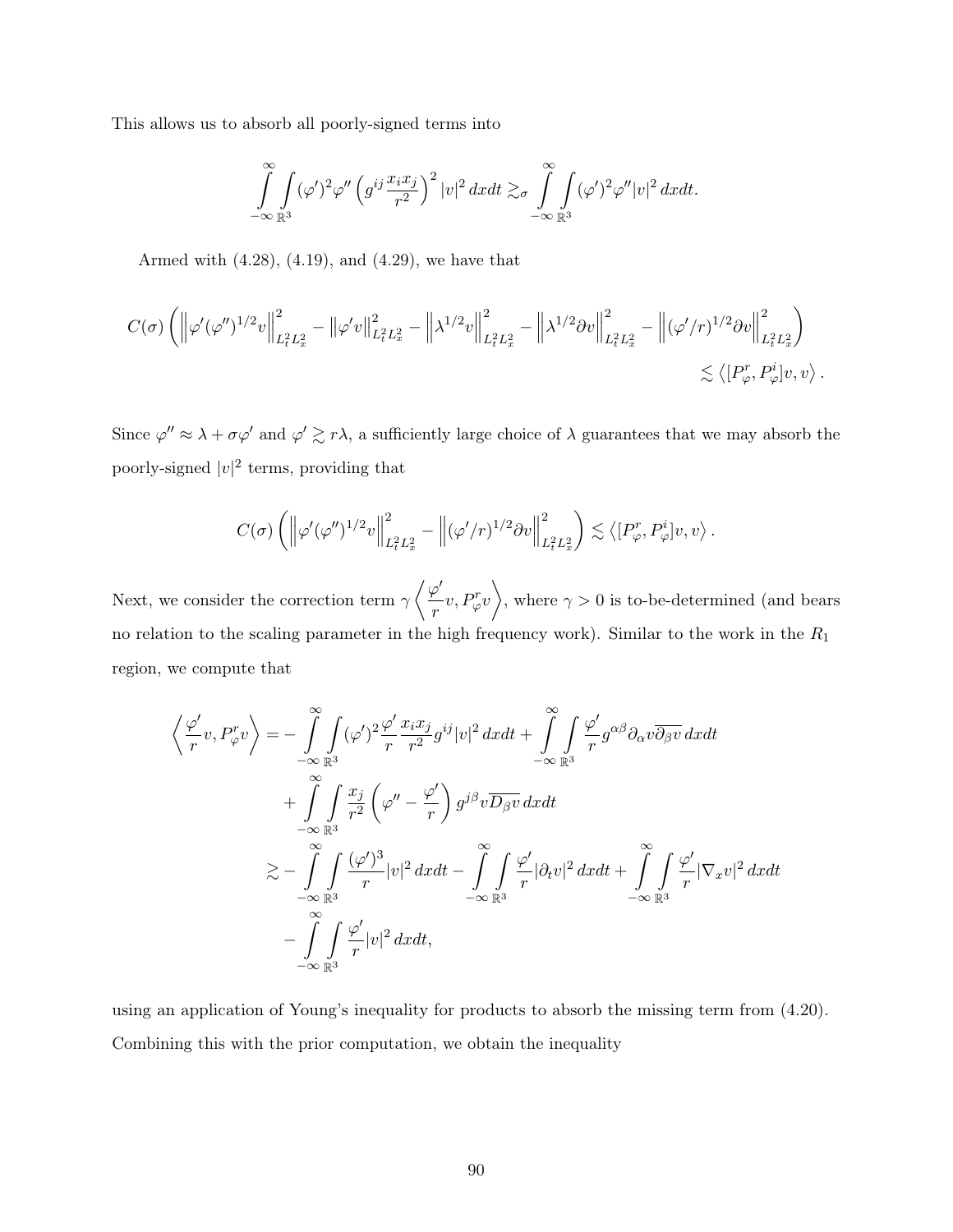This allows us to absorb all poorly-signed terms into

$$\int_{-\infty}^{\infty}\int_{\mathbb{R}^3} (\varphi')^2\varphi'' \left(g^{ij}\frac{x_i x_j}{r^2}\right)^2 |v|^2 \, dxdt \gtrsim_\sigma \int_{-\infty}^{\infty}\int_{\mathbb{R}^3} (\varphi')^2\varphi''|v|^2 \, dxdt.$$

Armed with (4.28), (4.19), and (4.29), we have that

$$C(\sigma)\left( \left\|\varphi'(\varphi'')^{1/2}v\right\|_{L_t^2L_x^2}^2 - \left\|\varphi' v\right\|_{L_t^2L_x^2}^2 - \left\|\lambda^{1/2}v\right\|_{L_t^2L_x^2}^2 - \left\|\lambda^{1/2}\partial v\right\|_{L_t^2L_x^2}^2 - \left\|(\varphi'/r)^{1/2}\partial v\right\|_{L_t^2L_x^2}^2 \right) \lesssim \left\langle [P_\varphi^r, P_\varphi^i]v, v\right\rangle.$$

Since $\varphi'' \approx \lambda + \sigma\varphi'$ and $\varphi' \gtrsim r\lambda$, a sufficiently large choice of $\lambda$ guarantees that we may absorb the poorly-signed $|v|^2$ terms, providing that

$$C(\sigma)\left( \left\|\varphi'(\varphi'')^{1/2}v\right\|_{L_t^2L_x^2}^2 - \left\|(\varphi'/r)^{1/2}\partial v\right\|_{L_t^2L_x^2}^2 \right) \lesssim \left\langle [P_\varphi^r, P_\varphi^i]v, v\right\rangle.$$

Next, we consider the correction term $\gamma\left\langle \frac{\varphi'}{r}v, P_\varphi^r v\right\rangle$, where $\gamma > 0$ is to-be-determined (and bears no relation to the scaling parameter in the high frequency work). Similar to the work in the $R_1$ region, we compute that

$$\begin{aligned}
\left\langle \frac{\varphi'}{r}v, P_\varphi^r v\right\rangle &= -\int_{-\infty}^{\infty}\int_{\mathbb{R}^3} (\varphi')^2 \frac{\varphi'}{r}\frac{x_i x_j}{r^2} g^{ij}|v|^2 \, dxdt + \int_{-\infty}^{\infty}\int_{\mathbb{R}^3} \frac{\varphi'}{r} g^{\alpha\beta}\partial_\alpha v \overline{\partial_\beta v}\, dxdt \\
&\quad + \int_{-\infty}^{\infty}\int_{\mathbb{R}^3} \frac{x_j}{r^2}\left(\varphi'' - \frac{\varphi'}{r}\right) g^{j\beta} v\overline{D_\beta v}\, dxdt \\
&\gtrsim -\int_{-\infty}^{\infty}\int_{\mathbb{R}^3} \frac{(\varphi')^3}{r}|v|^2 \, dxdt - \int_{-\infty}^{\infty}\int_{\mathbb{R}^3} \frac{\varphi'}{r}|\partial_t v|^2 \, dxdt + \int_{-\infty}^{\infty}\int_{\mathbb{R}^3} \frac{\varphi'}{r}|\nabla_x v|^2 \, dxdt \\
&\quad - \int_{-\infty}^{\infty}\int_{\mathbb{R}^3} \frac{\varphi'}{r}|v|^2 \, dxdt,
\end{aligned}$$

using an application of Young's inequality for products to absorb the missing term from (4.20). Combining this with the prior computation, we obtain the inequality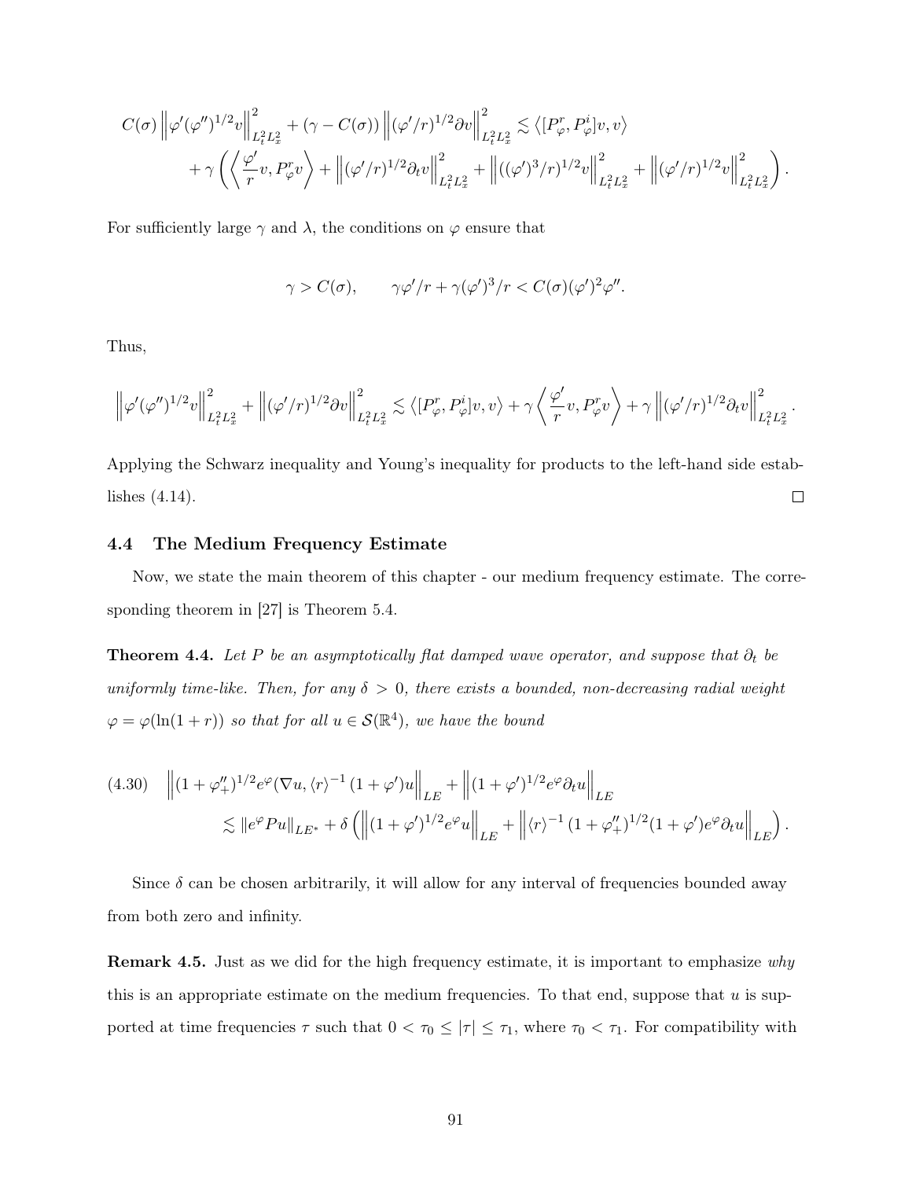$$
\begin{aligned}
C(\sigma)\left\|\varphi'(\varphi'')^{1/2}v\right\|^2_{L^2_tL^2_x} + (\gamma - C(\sigma))\left\|(\varphi'/r)^{1/2}\partial v\right\|^2_{L^2_tL^2_x} &\lesssim \langle [P^r_\varphi, P^i_\varphi]v, v\rangle \\
+ \gamma\left(\left\langle \frac{\varphi'}{r}v, P^r_\varphi v\right\rangle + \left\|(\varphi'/r)^{1/2}\partial_t v\right\|^2_{L^2_tL^2_x} \right. &+ \left. \left\|((\varphi')^3/r)^{1/2}v\right\|^2_{L^2_tL^2_x} + \left\|(\varphi'/r)^{1/2}v\right\|^2_{L^2_tL^2_x}\right).
\end{aligned}
$$

For sufficiently large $\gamma$ and $\lambda$, the conditions on $\varphi$ ensure that

$$
\gamma > C(\sigma), \qquad \gamma\varphi'/r + \gamma(\varphi')^3/r < C(\sigma)(\varphi')^2\varphi''.
$$

Thus,

$$
\left\|\varphi'(\varphi'')^{1/2}v\right\|^2_{L^2_tL^2_x} + \left\|(\varphi'/r)^{1/2}\partial v\right\|^2_{L^2_tL^2_x} \lesssim \langle [P^r_\varphi, P^i_\varphi]v, v\rangle + \gamma\left\langle \frac{\varphi'}{r}v, P^r_\varphi v\right\rangle + \gamma\left\|(\varphi'/r)^{1/2}\partial_t v\right\|^2_{L^2_tL^2_x}.
$$

Applying the Schwarz inequality and Young's inequality for products to the left-hand side establishes (4.14). $\square$

### 4.4 The Medium Frequency Estimate

Now, we state the main theorem of this chapter - our medium frequency estimate. The corresponding theorem in [27] is Theorem 5.4.

**Theorem 4.4.** *Let $P$ be an asymptotically flat damped wave operator, and suppose that $\partial_t$ be uniformly time-like. Then, for any $\delta > 0$, there exists a bounded, non-decreasing radial weight $\varphi = \varphi(\ln(1+r))$ so that for all $u \in \mathcal{S}(\mathbb{R}^4)$, we have the bound*

$$
\begin{aligned}
(4.30) \quad \left\|(1+\varphi''_+)^{1/2}e^\varphi(\nabla u, \langle r\rangle^{-1}(1+\varphi')u)\right\|_{LE} &+ \left\|(1+\varphi')^{1/2}e^\varphi\partial_t u\right\|_{LE} \\
\lesssim \|e^\varphi P u\|_{LE^*} &+ \delta\left(\left\|(1+\varphi')^{1/2}e^\varphi u\right\|_{LE} + \left\|\langle r\rangle^{-1}(1+\varphi''_+)^{1/2}(1+\varphi')e^\varphi\partial_t u\right\|_{LE}\right).
\end{aligned}
$$

Since $\delta$ can be chosen arbitrarily, it will allow for any interval of frequencies bounded away from both zero and infinity.

**Remark 4.5.** Just as we did for the high frequency estimate, it is important to emphasize *why* this is an appropriate estimate on the medium frequencies. To that end, suppose that $u$ is supported at time frequencies $\tau$ such that $0 < \tau_0 \le |\tau| \le \tau_1$, where $\tau_0 < \tau_1$. For compatibility with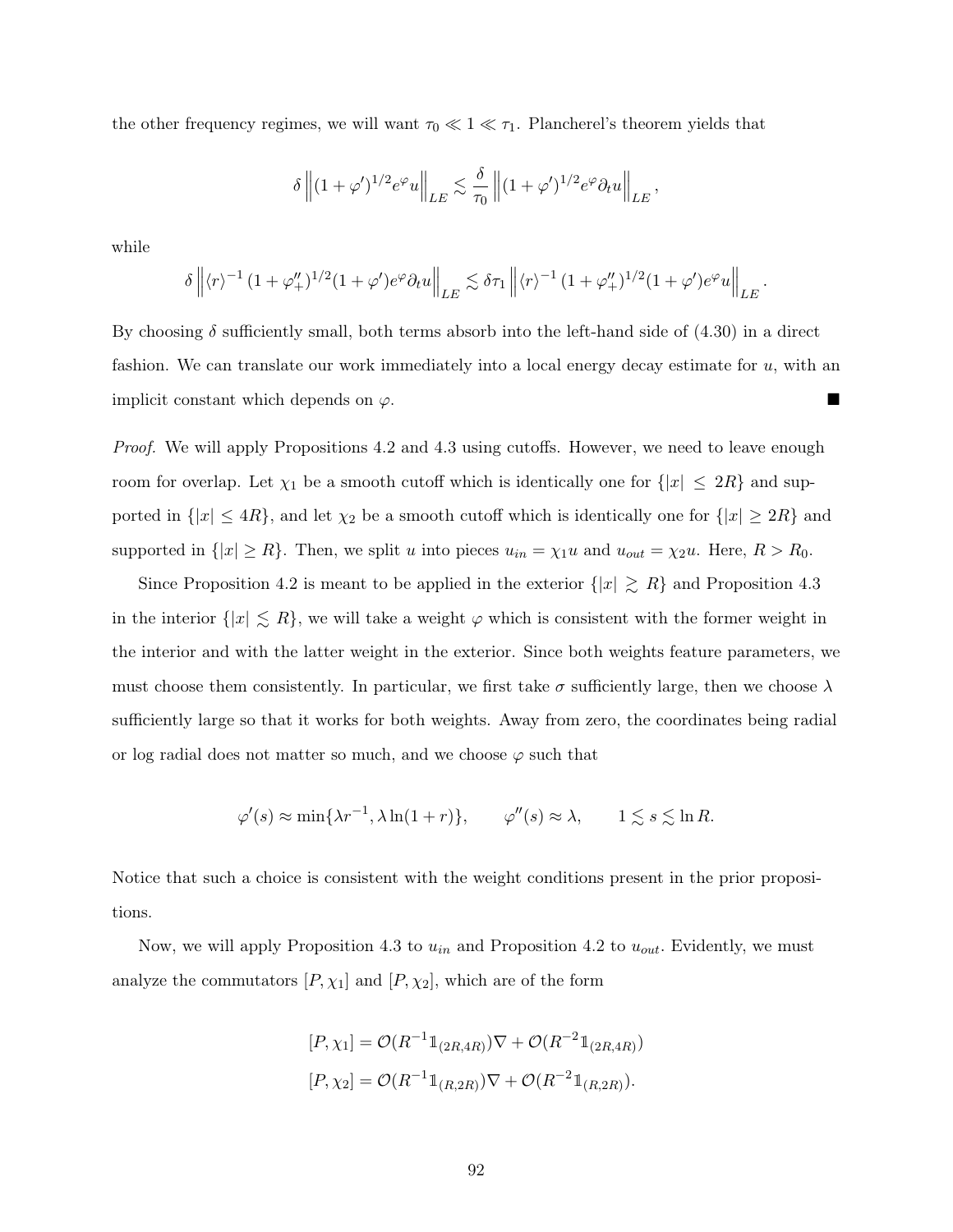the other frequency regimes, we will want $\tau_0 \ll 1 \ll \tau_1$. Plancherel's theorem yields that

$$\delta \left\| (1+\varphi')^{1/2} e^{\varphi} u \right\|_{LE} \lesssim \frac{\delta}{\tau_0} \left\| (1+\varphi')^{1/2} e^{\varphi} \partial_t u \right\|_{LE},$$

while

$$\delta \left\| \langle r \rangle^{-1} (1+\varphi''_+)^{1/2} (1+\varphi') e^{\varphi} \partial_t u \right\|_{LE} \lesssim \delta \tau_1 \left\| \langle r \rangle^{-1} (1+\varphi''_+)^{1/2} (1+\varphi') e^{\varphi} u \right\|_{LE}.$$

By choosing $\delta$ sufficiently small, both terms absorb into the left-hand side of (4.30) in a direct fashion. We can translate our work immediately into a local energy decay estimate for $u$, with an implicit constant which depends on $\varphi$. ■

*Proof.* We will apply Propositions 4.2 and 4.3 using cutoffs. However, we need to leave enough room for overlap. Let $\chi_1$ be a smooth cutoff which is identically one for $\{|x| \leq 2R\}$ and supported in $\{|x| \leq 4R\}$, and let $\chi_2$ be a smooth cutoff which is identically one for $\{|x| \geq 2R\}$ and supported in $\{|x| \geq R\}$. Then, we split $u$ into pieces $u_{in} = \chi_1 u$ and $u_{out} = \chi_2 u$. Here, $R > R_0$.

Since Proposition 4.2 is meant to be applied in the exterior $\{|x| \gtrsim R\}$ and Proposition 4.3 in the interior $\{|x| \lesssim R\}$, we will take a weight $\varphi$ which is consistent with the former weight in the interior and with the latter weight in the exterior. Since both weights feature parameters, we must choose them consistently. In particular, we first take $\sigma$ sufficiently large, then we choose $\lambda$ sufficiently large so that it works for both weights. Away from zero, the coordinates being radial or log radial does not matter so much, and we choose $\varphi$ such that

$$\varphi'(s) \approx \min\{\lambda r^{-1}, \lambda \ln(1+r)\}, \qquad \varphi''(s) \approx \lambda, \qquad 1 \lesssim s \lesssim \ln R.$$

Notice that such a choice is consistent with the weight conditions present in the prior propositions.

Now, we will apply Proposition 4.3 to $u_{in}$ and Proposition 4.2 to $u_{out}$. Evidently, we must analyze the commutators $[P, \chi_1]$ and $[P, \chi_2]$, which are of the form

$$[P, \chi_1] = \mathcal{O}(R^{-1} \mathbb{1}_{(2R,4R)}) \nabla + \mathcal{O}(R^{-2} \mathbb{1}_{(2R,4R)})$$
$$[P, \chi_2] = \mathcal{O}(R^{-1} \mathbb{1}_{(R,2R)}) \nabla + \mathcal{O}(R^{-2} \mathbb{1}_{(R,2R)}).$$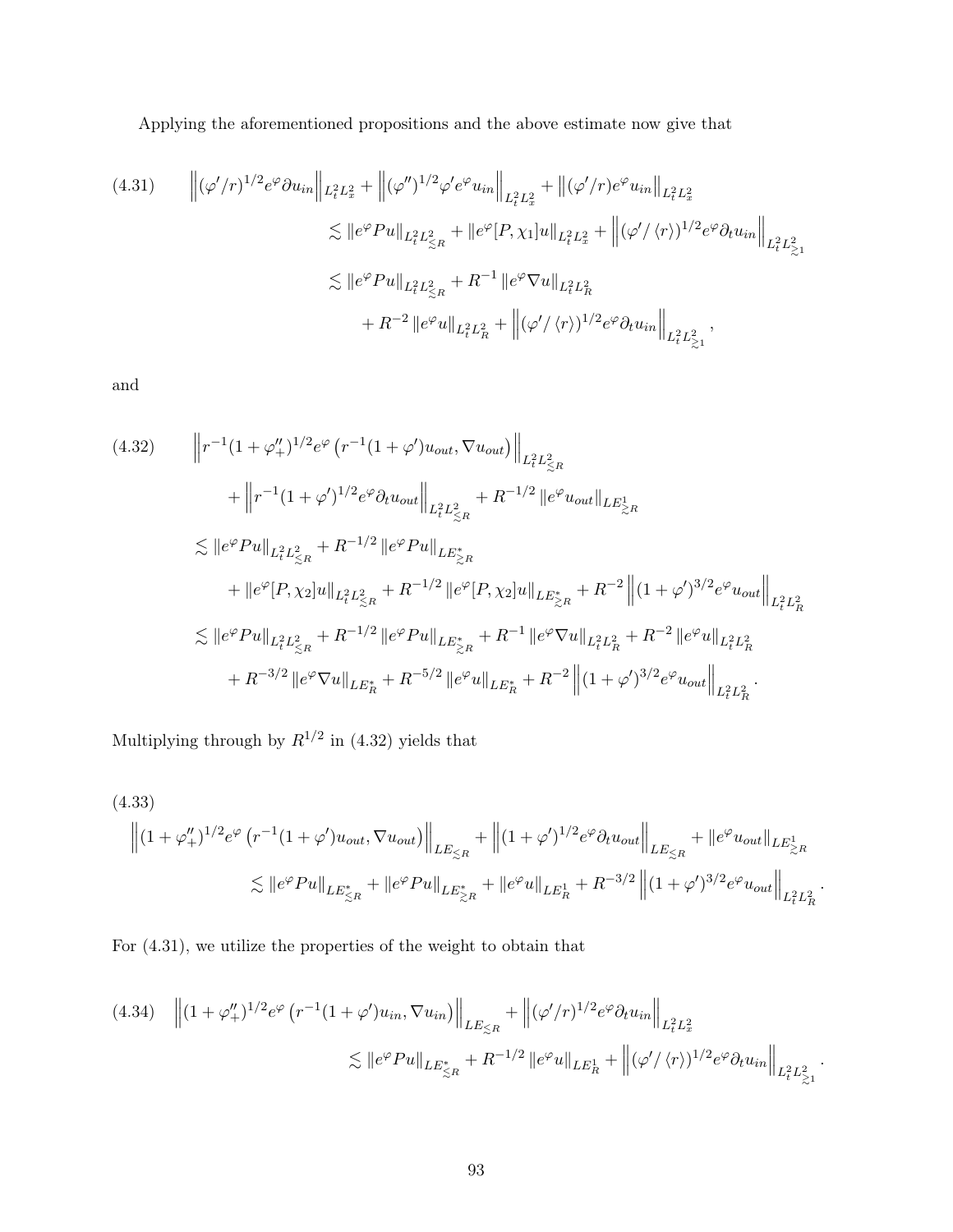Applying the aforementioned propositions and the above estimate now give that

$$
\begin{aligned}
(4.31)\qquad &\left\|(\varphi'/r)^{1/2}e^{\varphi}\partial u_{in}\right\|_{L^2_tL^2_x} + \left\|(\varphi'')^{1/2}\varphi' e^{\varphi}u_{in}\right\|_{L^2_tL^2_x} + \left\|(\varphi'/r)e^{\varphi}u_{in}\right\|_{L^2_tL^2_x} \\
&\qquad \lesssim \left\|e^{\varphi}Pu\right\|_{L^2_tL^2_{\lesssim R}} + \left\|e^{\varphi}[P,\chi_1]u\right\|_{L^2_tL^2_x} + \left\|(\varphi'/\langle r\rangle)^{1/2}e^{\varphi}\partial_t u_{in}\right\|_{L^2_tL^2_{\gtrsim 1}} \\
&\qquad \lesssim \left\|e^{\varphi}Pu\right\|_{L^2_tL^2_{\lesssim R}} + R^{-1}\left\|e^{\varphi}\nabla u\right\|_{L^2_tL^2_R} \\
&\qquad\qquad + R^{-2}\left\|e^{\varphi}u\right\|_{L^2_tL^2_R} + \left\|(\varphi'/\langle r\rangle)^{1/2}e^{\varphi}\partial_t u_{in}\right\|_{L^2_tL^2_{\gtrsim 1}},
\end{aligned}
$$

and

$$
\begin{aligned}
(4.32)\qquad &\left\|r^{-1}(1+\varphi''_+)^{1/2}e^{\varphi}\left(r^{-1}(1+\varphi')u_{out},\nabla u_{out}\right)\right\|_{L^2_tL^2_{\lesssim R}} \\
&\qquad + \left\|r^{-1}(1+\varphi')^{1/2}e^{\varphi}\partial_t u_{out}\right\|_{L^2_tL^2_{\lesssim R}} + R^{-1/2}\left\|e^{\varphi}u_{out}\right\|_{LE^1_{\gtrsim R}} \\
&\lesssim \left\|e^{\varphi}Pu\right\|_{L^2_tL^2_{\lesssim R}} + R^{-1/2}\left\|e^{\varphi}Pu\right\|_{LE^*_{\gtrsim R}} \\
&\qquad + \left\|e^{\varphi}[P,\chi_2]u\right\|_{L^2_tL^2_{\lesssim R}} + R^{-1/2}\left\|e^{\varphi}[P,\chi_2]u\right\|_{LE^*_{\gtrsim R}} + R^{-2}\left\|(1+\varphi')^{3/2}e^{\varphi}u_{out}\right\|_{L^2_tL^2_R} \\
&\lesssim \left\|e^{\varphi}Pu\right\|_{L^2_tL^2_{\lesssim R}} + R^{-1/2}\left\|e^{\varphi}Pu\right\|_{LE^*_{\gtrsim R}} + R^{-1}\left\|e^{\varphi}\nabla u\right\|_{L^2_tL^2_R} + R^{-2}\left\|e^{\varphi}u\right\|_{L^2_tL^2_R} \\
&\qquad + R^{-3/2}\left\|e^{\varphi}\nabla u\right\|_{LE^*_R} + R^{-5/2}\left\|e^{\varphi}u\right\|_{LE^*_R} + R^{-2}\left\|(1+\varphi')^{3/2}e^{\varphi}u_{out}\right\|_{L^2_tL^2_R}.
\end{aligned}
$$

Multiplying through by $R^{1/2}$ in (4.32) yields that

$$
\begin{aligned}
&(4.33) \\
&\left\|(1+\varphi''_+)^{1/2}e^{\varphi}\left(r^{-1}(1+\varphi')u_{out},\nabla u_{out}\right)\right\|_{LE_{\lesssim R}} + \left\|(1+\varphi')^{1/2}e^{\varphi}\partial_t u_{out}\right\|_{LE_{\lesssim R}} + \left\|e^{\varphi}u_{out}\right\|_{LE^1_{\gtrsim R}} \\
&\qquad \lesssim \left\|e^{\varphi}Pu\right\|_{LE^*_{\lesssim R}} + \left\|e^{\varphi}Pu\right\|_{LE^*_{\gtrsim R}} + \left\|e^{\varphi}u\right\|_{LE^1_R} + R^{-3/2}\left\|(1+\varphi')^{3/2}e^{\varphi}u_{out}\right\|_{L^2_tL^2_R}.
\end{aligned}
$$

For (4.31), we utilize the properties of the weight to obtain that

$$
\begin{aligned}
(4.34)\quad &\left\|(1+\varphi''_+)^{1/2}e^{\varphi}\left(r^{-1}(1+\varphi')u_{in},\nabla u_{in}\right)\right\|_{LE_{\lesssim R}} + \left\|(\varphi'/r)^{1/2}e^{\varphi}\partial_t u_{in}\right\|_{L^2_tL^2_x} \\
&\qquad \lesssim \left\|e^{\varphi}Pu\right\|_{LE^*_{\lesssim R}} + R^{-1/2}\left\|e^{\varphi}u\right\|_{LE^1_R} + \left\|(\varphi'/\langle r\rangle)^{1/2}e^{\varphi}\partial_t u_{in}\right\|_{L^2_tL^2_{\gtrsim 1}}.
\end{aligned}
$$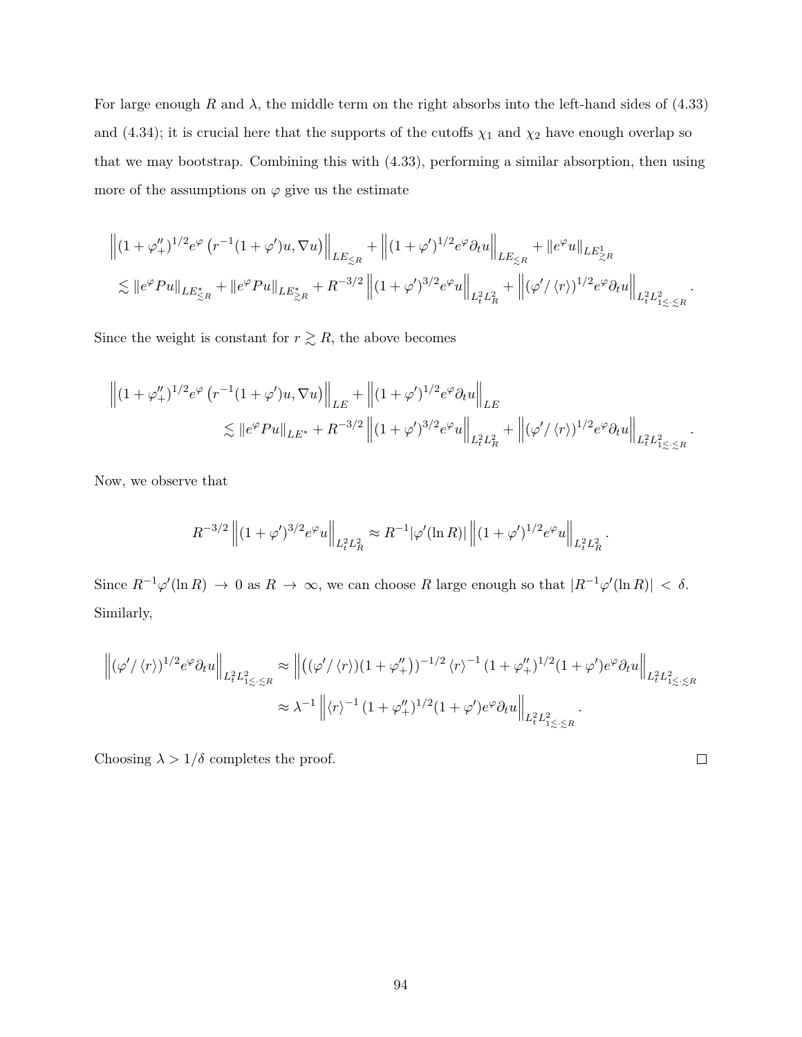For large enough $R$ and $\lambda$, the middle term on the right absorbs into the left-hand sides of (4.33) and (4.34); it is crucial here that the supports of the cutoffs $\chi_1$ and $\chi_2$ have enough overlap so that we may bootstrap. Combining this with (4.33), performing a similar absorption, then using more of the assumptions on $\varphi$ give us the estimate

$$
\begin{aligned}
&\left\|(1+\varphi_+'')^{1/2}e^{\varphi}\left(r^{-1}(1+\varphi')u, \nabla u\right)\right\|_{LE_{\lesssim R}} + \left\|(1+\varphi')^{1/2}e^{\varphi}\partial_t u\right\|_{LE_{\lesssim R}} + \|e^{\varphi}u\|_{LE^1_{\gtrsim R}} \\
&\quad \lesssim \|e^{\varphi}Pu\|_{LE^*_{\lesssim R}} + \|e^{\varphi}Pu\|_{LE^*_{\gtrsim R}} + R^{-3/2}\left\|(1+\varphi')^{3/2}e^{\varphi}u\right\|_{L^2_tL^2_R} + \left\|(\varphi'/\langle r\rangle)^{1/2}e^{\varphi}\partial_t u\right\|_{L^2_tL^2_{1\lesssim\cdot\lesssim R}}.
\end{aligned}
$$

Since the weight is constant for $r \gtrsim R$, the above becomes

$$
\begin{aligned}
&\left\|(1+\varphi_+'')^{1/2}e^{\varphi}\left(r^{-1}(1+\varphi')u, \nabla u\right)\right\|_{LE} + \left\|(1+\varphi')^{1/2}e^{\varphi}\partial_t u\right\|_{LE} \\
&\qquad \lesssim \|e^{\varphi}Pu\|_{LE^*} + R^{-3/2}\left\|(1+\varphi')^{3/2}e^{\varphi}u\right\|_{L^2_tL^2_R} + \left\|(\varphi'/\langle r\rangle)^{1/2}e^{\varphi}\partial_t u\right\|_{L^2_tL^2_{1\lesssim\cdot\lesssim R}}.
\end{aligned}
$$

Now, we observe that

$$
R^{-3/2}\left\|(1+\varphi')^{3/2}e^{\varphi}u\right\|_{L^2_tL^2_R} \approx R^{-1}|\varphi'(\ln R)|\left\|(1+\varphi')^{1/2}e^{\varphi}u\right\|_{L^2_tL^2_R}.
$$

Since $R^{-1}\varphi'(\ln R) \to 0$ as $R \to \infty$, we can choose $R$ large enough so that $|R^{-1}\varphi'(\ln R)| < \delta$. Similarly,

$$
\begin{aligned}
\left\|(\varphi'/\langle r\rangle)^{1/2}e^{\varphi}\partial_t u\right\|_{L^2_tL^2_{1\lesssim\cdot\lesssim R}} &\approx \left\|\left((\varphi'/\langle r\rangle)(1+\varphi_+'')\right)^{-1/2}\langle r\rangle^{-1}(1+\varphi_+'')^{1/2}(1+\varphi')e^{\varphi}\partial_t u\right\|_{L^2_tL^2_{1\lesssim\cdot\lesssim R}} \\
&\approx \lambda^{-1}\left\|\langle r\rangle^{-1}(1+\varphi_+'')^{1/2}(1+\varphi')e^{\varphi}\partial_t u\right\|_{L^2_tL^2_{1\lesssim\cdot\lesssim R}}.
\end{aligned}
$$

Choosing $\lambda > 1/\delta$ completes the proof. □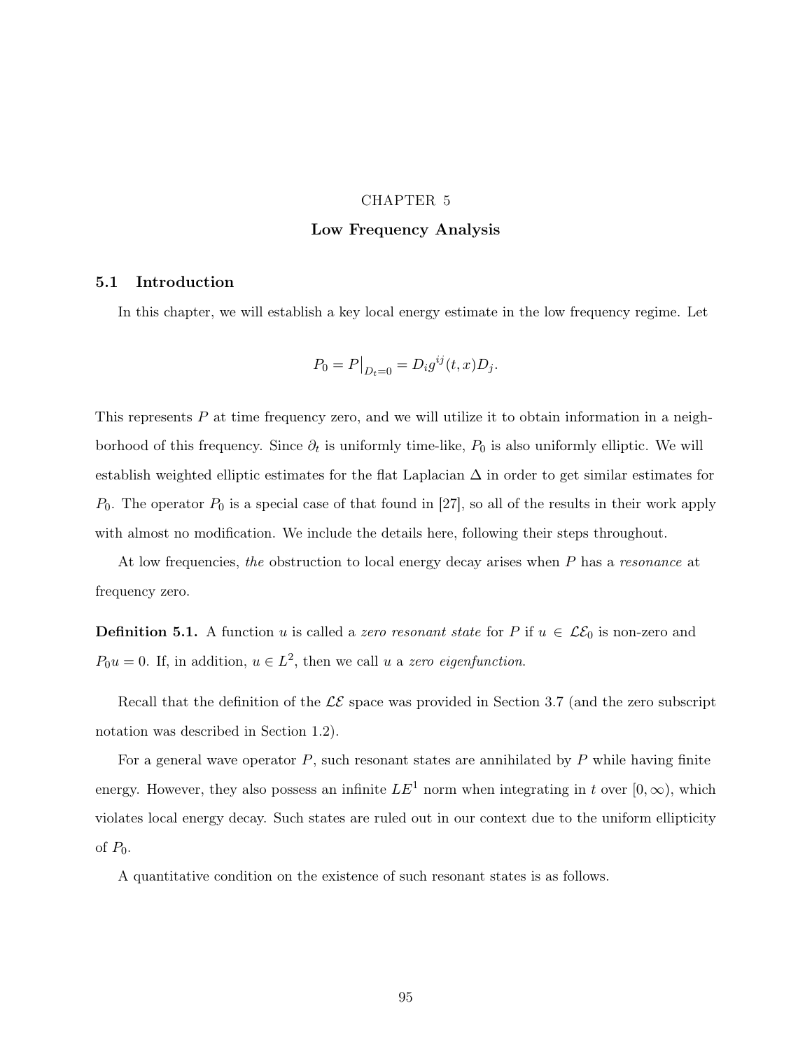# CHAPTER 5

## Low Frequency Analysis

### 5.1 Introduction

In this chapter, we will establish a key local energy estimate in the low frequency regime. Let

$$P_0 = P\big|_{D_t=0} = D_i g^{ij}(t,x) D_j.$$

This represents $P$ at time frequency zero, and we will utilize it to obtain information in a neighborhood of this frequency. Since $\partial_t$ is uniformly time-like, $P_0$ is also uniformly elliptic. We will establish weighted elliptic estimates for the flat Laplacian $\Delta$ in order to get similar estimates for $P_0$. The operator $P_0$ is a special case of that found in [27], so all of the results in their work apply with almost no modification. We include the details here, following their steps throughout.

At low frequencies, *the* obstruction to local energy decay arises when $P$ has a *resonance* at frequency zero.

**Definition 5.1.** A function $u$ is called a *zero resonant state* for $P$ if $u \in \mathcal{LE}_0$ is non-zero and $P_0 u = 0$. If, in addition, $u \in L^2$, then we call $u$ a *zero eigenfunction*.

Recall that the definition of the $\mathcal{LE}$ space was provided in Section 3.7 (and the zero subscript notation was described in Section 1.2).

For a general wave operator $P$, such resonant states are annihilated by $P$ while having finite energy. However, they also possess an infinite $LE^1$ norm when integrating in $t$ over $[0, \infty)$, which violates local energy decay. Such states are ruled out in our context due to the uniform ellipticity of $P_0$.

A quantitative condition on the existence of such resonant states is as follows.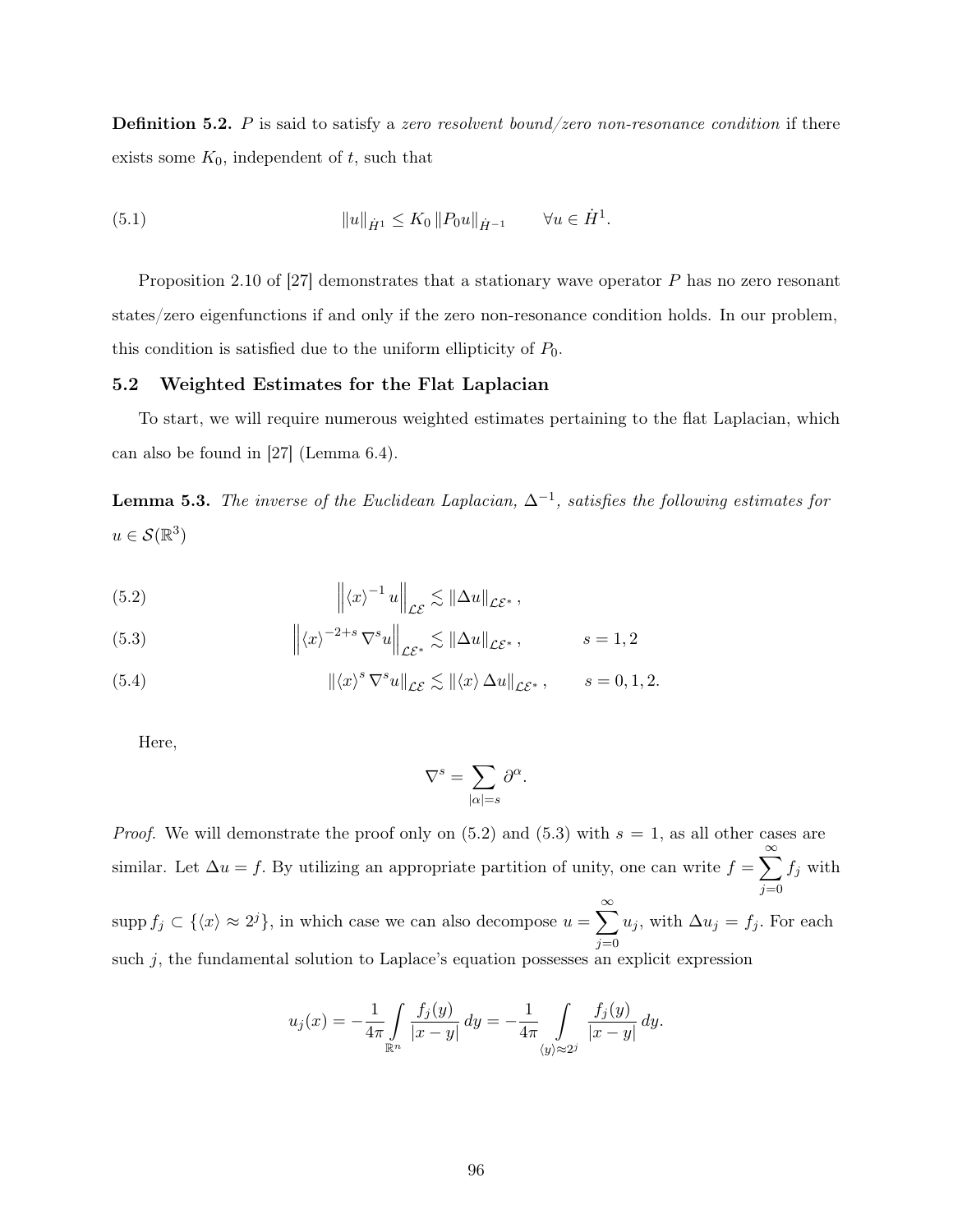**Definition 5.2.** $P$ is said to satisfy a *zero resolvent bound/zero non-resonance condition* if there exists some $K_0$, independent of $t$, such that

$$\|u\|_{\dot{H}^1} \leq K_0 \|P_0 u\|_{\dot{H}^{-1}} \qquad \forall u \in \dot{H}^1. \tag{5.1}$$

Proposition 2.10 of [27] demonstrates that a stationary wave operator $P$ has no zero resonant states/zero eigenfunctions if and only if the zero non-resonance condition holds. In our problem, this condition is satisfied due to the uniform ellipticity of $P_0$.

### 5.2 Weighted Estimates for the Flat Laplacian

To start, we will require numerous weighted estimates pertaining to the flat Laplacian, which can also be found in [27] (Lemma 6.4).

**Lemma 5.3.** *The inverse of the Euclidean Laplacian, $\Delta^{-1}$, satisfies the following estimates for $u \in \mathcal{S}(\mathbb{R}^3)$*

$$\left\| \langle x \rangle^{-1} u \right\|_{\mathcal{LE}} \lesssim \|\Delta u\|_{\mathcal{LE}^*}, \tag{5.2}$$

$$\left\| \langle x \rangle^{-2+s} \nabla^s u \right\|_{\mathcal{LE}^*} \lesssim \|\Delta u\|_{\mathcal{LE}^*}, \qquad s = 1, 2 \tag{5.3}$$

$$\left\| \langle x \rangle^{s} \nabla^s u \right\|_{\mathcal{LE}} \lesssim \|\langle x \rangle \Delta u\|_{\mathcal{LE}^*}, \qquad s = 0, 1, 2. \tag{5.4}$$

Here,

$$\nabla^s = \sum_{|\alpha|=s} \partial^\alpha.$$

*Proof.* We will demonstrate the proof only on (5.2) and (5.3) with $s = 1$, as all other cases are similar. Let $\Delta u = f$. By utilizing an appropriate partition of unity, one can write $f = \sum_{j=0}^{\infty} f_j$ with $\operatorname{supp} f_j \subset \{\langle x \rangle \approx 2^j\}$, in which case we can also decompose $u = \sum_{j=0}^{\infty} u_j$, with $\Delta u_j = f_j$. For each such $j$, the fundamental solution to Laplace's equation possesses an explicit expression

$$u_j(x) = -\frac{1}{4\pi} \int_{\mathbb{R}^n} \frac{f_j(y)}{|x-y|}\, dy = -\frac{1}{4\pi} \int_{\langle y \rangle \approx 2^j} \frac{f_j(y)}{|x-y|}\, dy.$$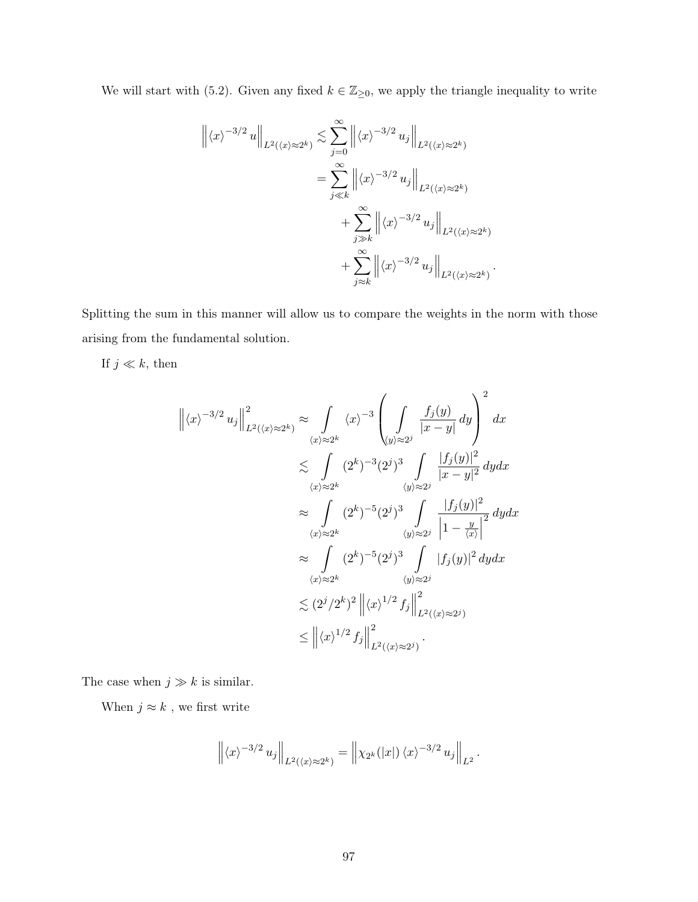We will start with (5.2). Given any fixed $k \in \mathbb{Z}_{\geq 0}$, we apply the triangle inequality to write

$$
\begin{aligned}
\left\| \langle x \rangle^{-3/2} u \right\|_{L^2(\langle x \rangle \approx 2^k)} &\lesssim \sum_{j=0}^{\infty} \left\| \langle x \rangle^{-3/2} u_j \right\|_{L^2(\langle x \rangle \approx 2^k)} \\
&= \sum_{j \ll k}^{\infty} \left\| \langle x \rangle^{-3/2} u_j \right\|_{L^2(\langle x \rangle \approx 2^k)} \\
&\quad + \sum_{j \gg k}^{\infty} \left\| \langle x \rangle^{-3/2} u_j \right\|_{L^2(\langle x \rangle \approx 2^k)} \\
&\quad + \sum_{j \approx k}^{\infty} \left\| \langle x \rangle^{-3/2} u_j \right\|_{L^2(\langle x \rangle \approx 2^k)} .
\end{aligned}
$$

Splitting the sum in this manner will allow us to compare the weights in the norm with those arising from the fundamental solution.

If $j \ll k$, then

$$
\begin{aligned}
\left\| \langle x \rangle^{-3/2} u_j \right\|^2_{L^2(\langle x \rangle \approx 2^k)} &\approx \int_{\langle x \rangle \approx 2^k} \langle x \rangle^{-3} \left( \int_{\langle y \rangle \approx 2^j} \frac{f_j(y)}{|x-y|} \, dy \right)^2 dx \\
&\lesssim \int_{\langle x \rangle \approx 2^k} (2^k)^{-3} (2^j)^3 \int_{\langle y \rangle \approx 2^j} \frac{|f_j(y)|^2}{|x-y|^2} \, dy dx \\
&\approx \int_{\langle x \rangle \approx 2^k} (2^k)^{-5} (2^j)^3 \int_{\langle y \rangle \approx 2^j} \frac{|f_j(y)|^2}{\left| 1 - \frac{y}{\langle x \rangle} \right|^2} \, dy dx \\
&\approx \int_{\langle x \rangle \approx 2^k} (2^k)^{-5} (2^j)^3 \int_{\langle y \rangle \approx 2^j} |f_j(y)|^2 \, dy dx \\
&\lesssim (2^j / 2^k)^2 \left\| \langle x \rangle^{1/2} f_j \right\|^2_{L^2(\langle x \rangle \approx 2^j)} \\
&\leq \left\| \langle x \rangle^{1/2} f_j \right\|^2_{L^2(\langle x \rangle \approx 2^j)} .
\end{aligned}
$$

The case when $j \gg k$ is similar.

When $j \approx k$ , we first write

$$
\left\| \langle x \rangle^{-3/2} u_j \right\|_{L^2(\langle x \rangle \approx 2^k)} = \left\| \chi_{2^k}(|x|) \langle x \rangle^{-3/2} u_j \right\|_{L^2} .
$$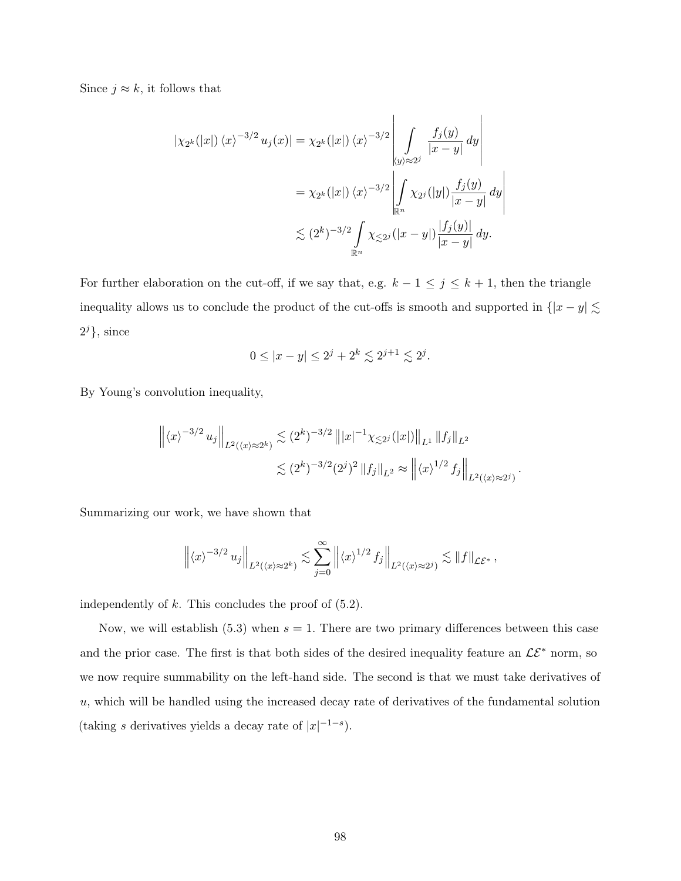Since $j \approx k$, it follows that

$$
\begin{aligned}
\left|\chi_{2^k}(|x|) \langle x \rangle^{-3/2} u_j(x)\right| &= \chi_{2^k}(|x|) \langle x \rangle^{-3/2} \left| \int\limits_{\langle y \rangle \approx 2^j} \frac{f_j(y)}{|x-y|} \, dy \right| \\
&= \chi_{2^k}(|x|) \langle x \rangle^{-3/2} \left| \int\limits_{\mathbb{R}^n} \chi_{2^j}(|y|) \frac{f_j(y)}{|x-y|} \, dy \right| \\
&\lesssim (2^k)^{-3/2} \int\limits_{\mathbb{R}^n} \chi_{\lesssim 2^j}(|x-y|) \frac{|f_j(y)|}{|x-y|} \, dy.
\end{aligned}
$$

For further elaboration on the cut-off, if we say that, e.g. $k-1 \leq j \leq k+1$, then the triangle inequality allows us to conclude the product of the cut-offs is smooth and supported in $\{|x-y| \lesssim 2^j\}$, since

$$
0 \leq |x-y| \leq 2^j + 2^k \lesssim 2^{j+1} \lesssim 2^j.
$$

By Young's convolution inequality,

$$
\begin{aligned}
\left\| \langle x \rangle^{-3/2} u_j \right\|_{L^2(\langle x \rangle \approx 2^k)} &\lesssim (2^k)^{-3/2} \left\| |x|^{-1} \chi_{\lesssim 2^j}(|x|) \right\|_{L^1} \|f_j\|_{L^2} \\
&\lesssim (2^k)^{-3/2} (2^j)^2 \|f_j\|_{L^2} \approx \left\| \langle x \rangle^{1/2} f_j \right\|_{L^2(\langle x \rangle \approx 2^j)}.
\end{aligned}
$$

Summarizing our work, we have shown that

$$
\left\| \langle x \rangle^{-3/2} u_j \right\|_{L^2(\langle x \rangle \approx 2^k)} \lesssim \sum_{j=0}^{\infty} \left\| \langle x \rangle^{1/2} f_j \right\|_{L^2(\langle x \rangle \approx 2^j)} \lesssim \|f\|_{\mathcal{LE}^*},
$$

independently of $k$. This concludes the proof of (5.2).

Now, we will establish (5.3) when $s = 1$. There are two primary differences between this case and the prior case. The first is that both sides of the desired inequality feature an $\mathcal{LE}^*$ norm, so we now require summability on the left-hand side. The second is that we must take derivatives of $u$, which will be handled using the increased decay rate of derivatives of the fundamental solution (taking $s$ derivatives yields a decay rate of $|x|^{-1-s}$).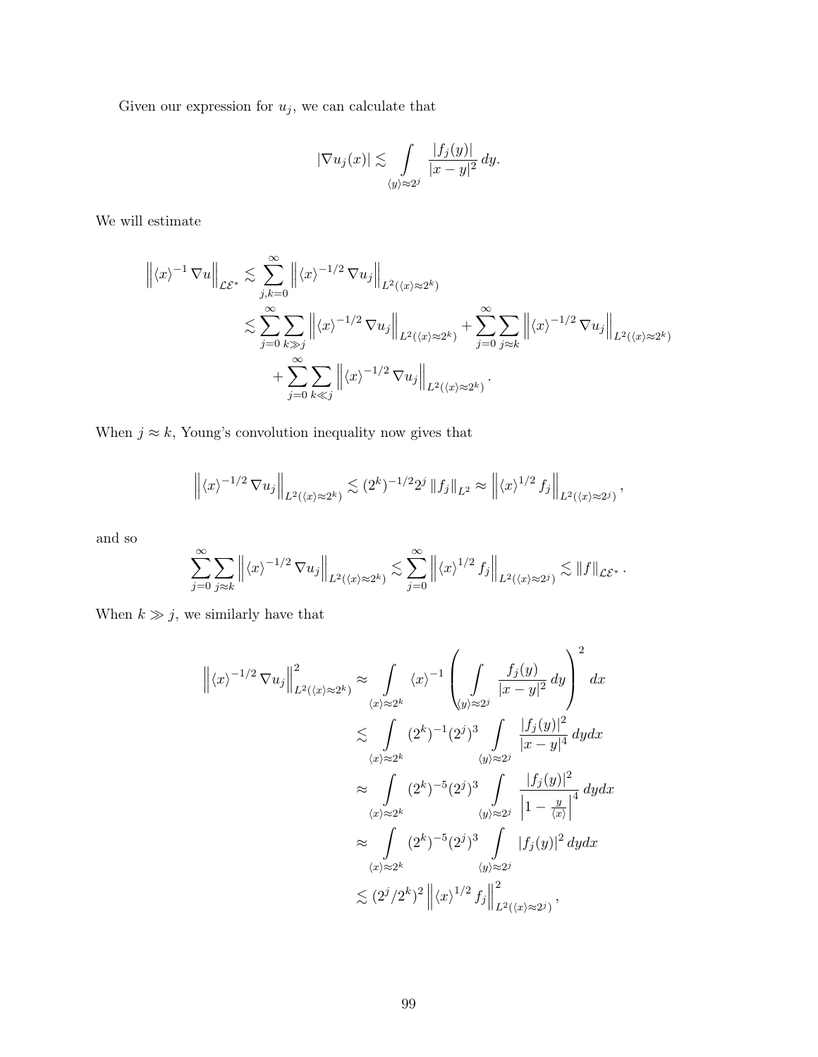Given our expression for $u_j$, we can calculate that

$$|\nabla u_j(x)| \lesssim \int\limits_{\langle y \rangle \approx 2^j} \frac{|f_j(y)|}{|x-y|^2}\, dy.$$

We will estimate

$$\begin{aligned}
\left\| \langle x \rangle^{-1} \nabla u \right\|_{\mathcal{L}\mathcal{E}^*} &\lesssim \sum_{j,k=0}^{\infty} \left\| \langle x \rangle^{-1/2} \nabla u_j \right\|_{L^2(\langle x \rangle \approx 2^k)} \\
&\lesssim \sum_{j=0}^{\infty} \sum_{k \gg j} \left\| \langle x \rangle^{-1/2} \nabla u_j \right\|_{L^2(\langle x \rangle \approx 2^k)} + \sum_{j=0}^{\infty} \sum_{j \approx k} \left\| \langle x \rangle^{-1/2} \nabla u_j \right\|_{L^2(\langle x \rangle \approx 2^k)} \\
&\quad + \sum_{j=0}^{\infty} \sum_{k \ll j} \left\| \langle x \rangle^{-1/2} \nabla u_j \right\|_{L^2(\langle x \rangle \approx 2^k)}.
\end{aligned}$$

When $j \approx k$, Young's convolution inequality now gives that

$$\left\| \langle x \rangle^{-1/2} \nabla u_j \right\|_{L^2(\langle x \rangle \approx 2^k)} \lesssim (2^k)^{-1/2} 2^j \left\| f_j \right\|_{L^2} \approx \left\| \langle x \rangle^{1/2} f_j \right\|_{L^2(\langle x \rangle \approx 2^j)},$$

and so

$$\sum_{j=0}^{\infty} \sum_{j \approx k} \left\| \langle x \rangle^{-1/2} \nabla u_j \right\|_{L^2(\langle x \rangle \approx 2^k)} \lesssim \sum_{j=0}^{\infty} \left\| \langle x \rangle^{1/2} f_j \right\|_{L^2(\langle x \rangle \approx 2^j)} \lesssim \|f\|_{\mathcal{L}\mathcal{E}^*}.$$

When $k \gg j$, we similarly have that

$$\begin{aligned}
\left\| \langle x \rangle^{-1/2} \nabla u_j \right\|^2_{L^2(\langle x \rangle \approx 2^k)} &\approx \int\limits_{\langle x \rangle \approx 2^k} \langle x \rangle^{-1} \left( \int\limits_{\langle y \rangle \approx 2^j} \frac{f_j(y)}{|x-y|^2}\, dy \right)^2 dx \\
&\lesssim \int\limits_{\langle x \rangle \approx 2^k} (2^k)^{-1} (2^j)^3 \int\limits_{\langle y \rangle \approx 2^j} \frac{|f_j(y)|^2}{|x-y|^4}\, dy dx \\
&\approx \int\limits_{\langle x \rangle \approx 2^k} (2^k)^{-5} (2^j)^3 \int\limits_{\langle y \rangle \approx 2^j} \frac{|f_j(y)|^2}{\left| 1 - \frac{y}{\langle x \rangle} \right|^4}\, dy dx \\
&\approx \int\limits_{\langle x \rangle \approx 2^k} (2^k)^{-5} (2^j)^3 \int\limits_{\langle y \rangle \approx 2^j} |f_j(y)|^2\, dy dx \\
&\lesssim (2^j/2^k)^2 \left\| \langle x \rangle^{1/2} f_j \right\|^2_{L^2(\langle x \rangle \approx 2^j)},
\end{aligned}$$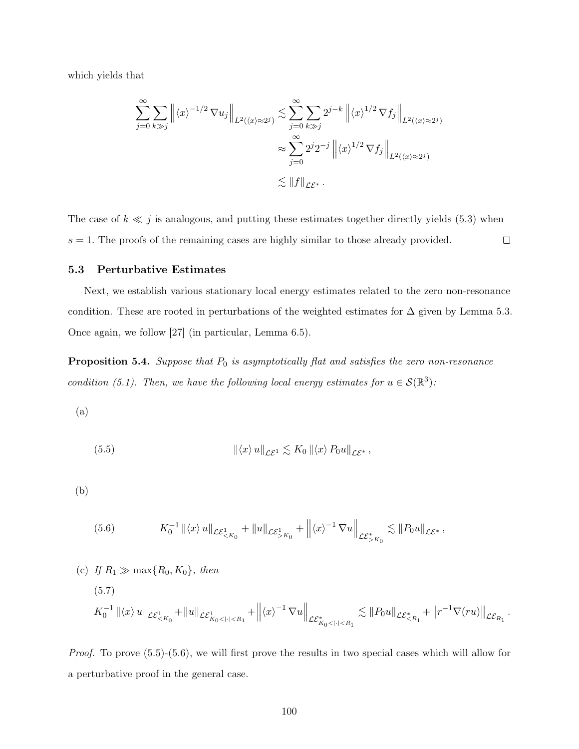which yields that

$$
\begin{aligned}
\sum_{j=0}^{\infty}\sum_{k\gg j}\left\|\langle x\rangle^{-1/2}\nabla u_j\right\|_{L^2(\langle x\rangle\approx 2^j)} &\lesssim \sum_{j=0}^{\infty}\sum_{k\gg j}2^{j-k}\left\|\langle x\rangle^{1/2}\nabla f_j\right\|_{L^2(\langle x\rangle\approx 2^j)}\\
&\approx \sum_{j=0}^{\infty}2^j2^{-j}\left\|\langle x\rangle^{1/2}\nabla f_j\right\|_{L^2(\langle x\rangle\approx 2^j)}\\
&\lesssim \|f\|_{\mathcal{LE}^*}.
\end{aligned}
$$

The case of $k \ll j$ is analogous, and putting these estimates together directly yields (5.3) when $s = 1$. The proofs of the remaining cases are highly similar to those already provided. ☐

### 5.3 Perturbative Estimates

Next, we establish various stationary local energy estimates related to the zero non-resonance condition. These are rooted in perturbations of the weighted estimates for $\Delta$ given by Lemma 5.3. Once again, we follow [27] (in particular, Lemma 6.5).

**Proposition 5.4.** *Suppose that $P_0$ is asymptotically flat and satisfies the zero non-resonance condition (5.1). Then, we have the following local energy estimates for $u \in \mathcal{S}(\mathbb{R}^3)$:*

(a)

$$
\|\langle x\rangle u\|_{\mathcal{LE}^1} \lesssim K_0\,\|\langle x\rangle P_0u\|_{\mathcal{LE}^*}, \tag{5.5}
$$

(b)

$$
K_0^{-1}\|\langle x\rangle u\|_{\mathcal{LE}^1_{<K_0}} + \|u\|_{\mathcal{LE}^1_{>K_0}} + \left\|\langle x\rangle^{-1}\nabla u\right\|_{\mathcal{LE}^*_{>K_0}} \lesssim \|P_0u\|_{\mathcal{LE}^*}, \tag{5.6}
$$

(c) *If $R_1 \gg \max\{R_0, K_0\}$, then*

$$
K_0^{-1}\|\langle x\rangle u\|_{\mathcal{LE}^1_{<K_0}} + \|u\|_{\mathcal{LE}^1_{K_0<|\cdot|<R_1}} + \left\|\langle x\rangle^{-1}\nabla u\right\|_{\mathcal{LE}^*_{K_0<|\cdot|<R_1}} \lesssim \|P_0u\|_{\mathcal{LE}^*_{<R_1}} + \left\|r^{-1}\nabla(ru)\right\|_{\mathcal{LE}_{R_1}}. \tag{5.7}
$$

*Proof.* To prove (5.5)-(5.6), we will first prove the results in two special cases which will allow for a perturbative proof in the general case.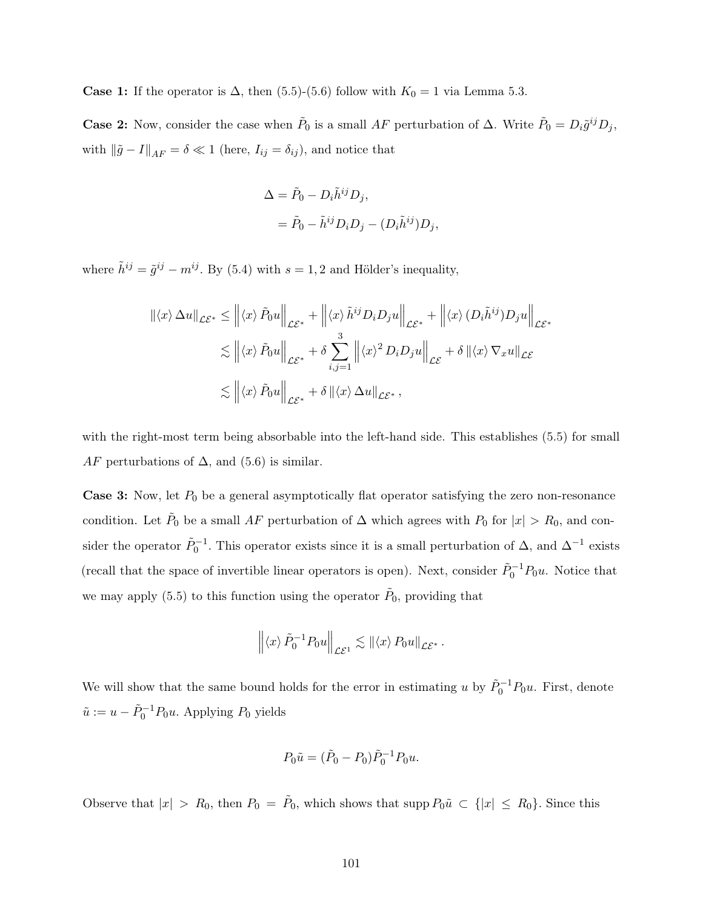**Case 1:** If the operator is $\Delta$, then (5.5)-(5.6) follow with $K_0 = 1$ via Lemma 5.3.

**Case 2:** Now, consider the case when $\tilde{P}_0$ is a small $AF$ perturbation of $\Delta$. Write $\tilde{P}_0 = D_i \tilde{g}^{ij} D_j$, with $\|\tilde{g} - I\|_{AF} = \delta \ll 1$ (here, $I_{ij} = \delta_{ij}$), and notice that

$$\begin{aligned}
\Delta &= \tilde{P}_0 - D_i \tilde{h}^{ij} D_j, \\
&= \tilde{P}_0 - \tilde{h}^{ij} D_i D_j - (D_i \tilde{h}^{ij}) D_j,
\end{aligned}$$

where $\tilde{h}^{ij} = \tilde{g}^{ij} - m^{ij}$. By (5.4) with $s = 1, 2$ and Hölder's inequality,

$$\begin{aligned}
\|\langle x \rangle \Delta u\|_{\mathcal{LE}^*} &\leq \left\| \langle x \rangle \tilde{P}_0 u \right\|_{\mathcal{LE}^*} + \left\| \langle x \rangle \tilde{h}^{ij} D_i D_j u \right\|_{\mathcal{LE}^*} + \left\| \langle x \rangle (D_i \tilde{h}^{ij}) D_j u \right\|_{\mathcal{LE}^*} \\
&\lesssim \left\| \langle x \rangle \tilde{P}_0 u \right\|_{\mathcal{LE}^*} + \delta \sum_{i,j=1}^{3} \left\| \langle x \rangle^2 D_i D_j u \right\|_{\mathcal{LE}} + \delta \left\| \langle x \rangle \nabla_x u \right\|_{\mathcal{LE}} \\
&\lesssim \left\| \langle x \rangle \tilde{P}_0 u \right\|_{\mathcal{LE}^*} + \delta \left\| \langle x \rangle \Delta u \right\|_{\mathcal{LE}^*},
\end{aligned}$$

with the right-most term being absorbable into the left-hand side. This establishes (5.5) for small $AF$ perturbations of $\Delta$, and (5.6) is similar.

**Case 3:** Now, let $P_0$ be a general asymptotically flat operator satisfying the zero non-resonance condition. Let $\tilde{P}_0$ be a small $AF$ perturbation of $\Delta$ which agrees with $P_0$ for $|x| > R_0$, and consider the operator $\tilde{P}_0^{-1}$. This operator exists since it is a small perturbation of $\Delta$, and $\Delta^{-1}$ exists (recall that the space of invertible linear operators is open). Next, consider $\tilde{P}_0^{-1} P_0 u$. Notice that we may apply (5.5) to this function using the operator $\tilde{P}_0$, providing that

$$\left\| \langle x \rangle \tilde{P}_0^{-1} P_0 u \right\|_{\mathcal{LE}^1} \lesssim \| \langle x \rangle P_0 u \|_{\mathcal{LE}^*}.$$

We will show that the same bound holds for the error in estimating $u$ by $\tilde{P}_0^{-1} P_0 u$. First, denote $\tilde{u} := u - \tilde{P}_0^{-1} P_0 u$. Applying $P_0$ yields

$$P_0 \tilde{u} = (\tilde{P}_0 - P_0) \tilde{P}_0^{-1} P_0 u.$$

Observe that $|x| > R_0$, then $P_0 = \tilde{P}_0$, which shows that $\operatorname{supp} P_0 \tilde{u} \subset \{|x| \leq R_0\}$. Since this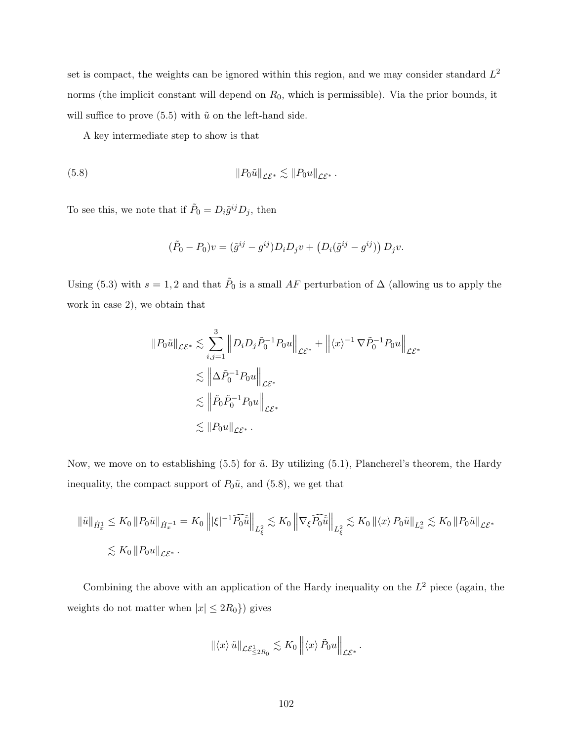set is compact, the weights can be ignored within this region, and we may consider standard $L^2$ norms (the implicit constant will depend on $R_0$, which is permissible). Via the prior bounds, it will suffice to prove (5.5) with $\tilde{u}$ on the left-hand side.

A key intermediate step to show is that

$$\|P_0\tilde{u}\|_{\mathcal{LE}^*} \lesssim \|P_0 u\|_{\mathcal{LE}^*}. \tag{5.8}$$

To see this, we note that if $\tilde{P}_0 = D_i \tilde{g}^{ij} D_j$, then

$$(\tilde{P}_0 - P_0)v = (\tilde{g}^{ij} - g^{ij})D_i D_j v + \left(D_i(\tilde{g}^{ij} - g^{ij})\right) D_j v.$$

Using (5.3) with $s = 1, 2$ and that $\tilde{P}_0$ is a small $AF$ perturbation of $\Delta$ (allowing us to apply the work in case 2), we obtain that

$$\begin{aligned}
\|P_0\tilde{u}\|_{\mathcal{LE}^*} &\lesssim \sum_{i,j=1}^{3} \left\| D_i D_j \tilde{P}_0^{-1} P_0 u \right\|_{\mathcal{LE}^*} + \left\| \langle x \rangle^{-1} \nabla \tilde{P}_0^{-1} P_0 u \right\|_{\mathcal{LE}^*} \\
&\lesssim \left\| \Delta \tilde{P}_0^{-1} P_0 u \right\|_{\mathcal{LE}^*} \\
&\lesssim \left\| \tilde{P}_0 \tilde{P}_0^{-1} P_0 u \right\|_{\mathcal{LE}^*} \\
&\lesssim \|P_0 u\|_{\mathcal{LE}^*}.
\end{aligned}$$

Now, we move on to establishing (5.5) for $\tilde{u}$. By utilizing (5.1), Plancherel's theorem, the Hardy inequality, the compact support of $P_0\tilde{u}$, and (5.8), we get that

$$\begin{aligned}
\|\tilde{u}\|_{\dot{H}^1_x} \leq K_0 \|P_0\tilde{u}\|_{\dot{H}^{-1}_x} = K_0 \left\| |\xi|^{-1} \widehat{P_0\tilde{u}} \right\|_{L^2_\xi} \lesssim K_0 \left\| \nabla_\xi \widehat{P_0\tilde{u}} \right\|_{L^2_\xi} \lesssim K_0 \|\langle x \rangle P_0\tilde{u}\|_{L^2_x} \lesssim K_0 \|P_0\tilde{u}\|_{\mathcal{LE}^*} \\
\lesssim K_0 \|P_0 u\|_{\mathcal{LE}^*}.
\end{aligned}$$

Combining the above with an application of the Hardy inequality on the $L^2$ piece (again, the weights do not matter when $|x| \leq 2R_0\}$) gives

$$\|\langle x \rangle \tilde{u}\|_{\mathcal{LE}^1_{\leq 2R_0}} \lesssim K_0 \left\| \langle x \rangle \tilde{P}_0 u \right\|_{\mathcal{LE}^*}.$$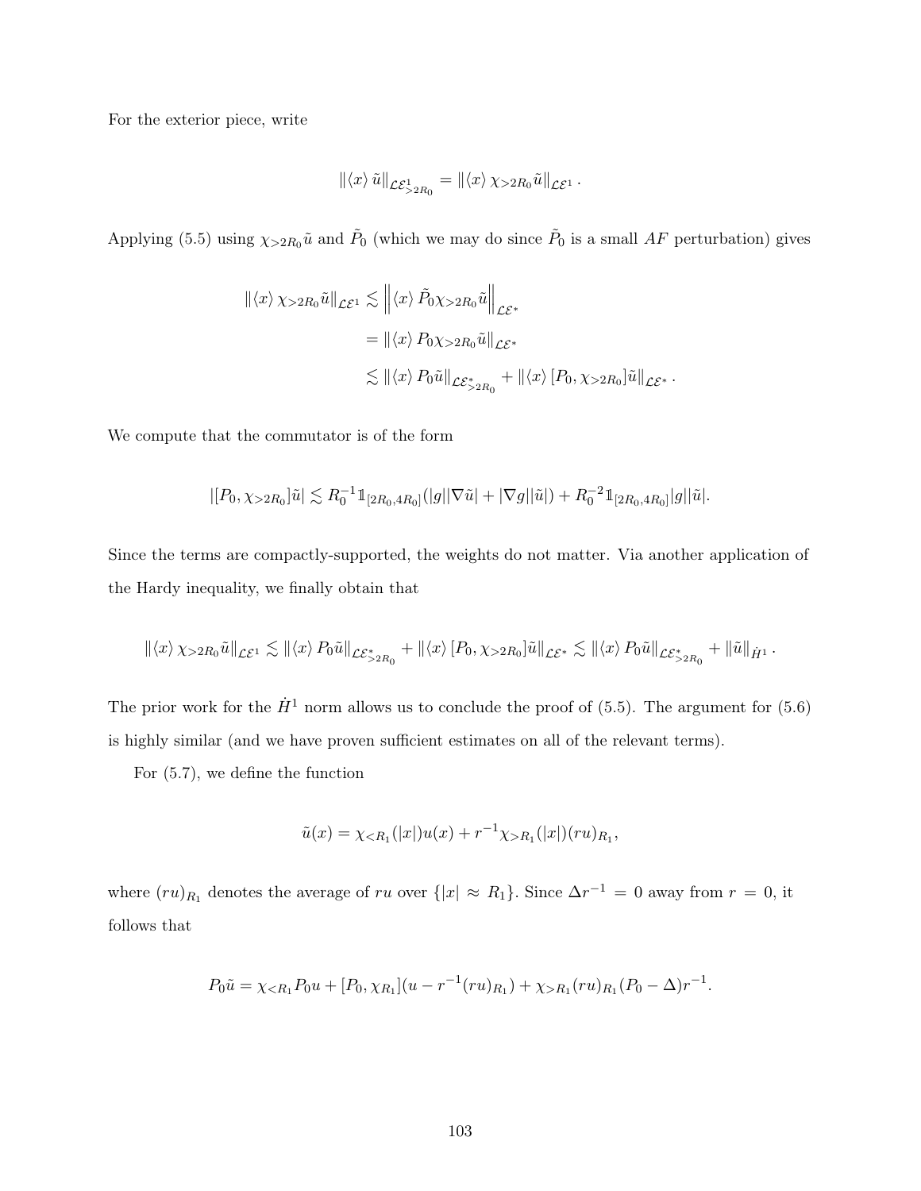For the exterior piece, write

$$\|\langle x\rangle \tilde{u}\|_{\mathcal{LE}^1_{>2R_0}} = \|\langle x\rangle \chi_{>2R_0}\tilde{u}\|_{\mathcal{LE}^1}.$$

Applying (5.5) using $\chi_{>2R_0}\tilde{u}$ and $\tilde{P}_0$ (which we may do since $\tilde{P}_0$ is a small $AF$ perturbation) gives

$$\begin{aligned}
\|\langle x\rangle \chi_{>2R_0}\tilde{u}\|_{\mathcal{LE}^1} &\lesssim \left\|\langle x\rangle \tilde{P}_0\chi_{>2R_0}\tilde{u}\right\|_{\mathcal{LE}^*} \\
&= \|\langle x\rangle P_0\chi_{>2R_0}\tilde{u}\|_{\mathcal{LE}^*} \\
&\lesssim \|\langle x\rangle P_0\tilde{u}\|_{\mathcal{LE}^*_{>2R_0}} + \|\langle x\rangle [P_0,\chi_{>2R_0}]\tilde{u}\|_{\mathcal{LE}^*}.
\end{aligned}$$

We compute that the commutator is of the form

$$|[P_0,\chi_{>2R_0}]\tilde{u}| \lesssim R_0^{-1}\mathbb{1}_{[2R_0,4R_0]}(|g||\nabla\tilde{u}| + |\nabla g||\tilde{u}|) + R_0^{-2}\mathbb{1}_{[2R_0,4R_0]}|g||\tilde{u}|.$$

Since the terms are compactly-supported, the weights do not matter. Via another application of the Hardy inequality, we finally obtain that

$$\|\langle x\rangle \chi_{>2R_0}\tilde{u}\|_{\mathcal{LE}^1} \lesssim \|\langle x\rangle P_0\tilde{u}\|_{\mathcal{LE}^*_{>2R_0}} + \|\langle x\rangle [P_0,\chi_{>2R_0}]\tilde{u}\|_{\mathcal{LE}^*} \lesssim \|\langle x\rangle P_0\tilde{u}\|_{\mathcal{LE}^*_{>2R_0}} + \|\tilde{u}\|_{\dot{H}^1}.$$

The prior work for the $\dot{H}^1$ norm allows us to conclude the proof of (5.5). The argument for (5.6) is highly similar (and we have proven sufficient estimates on all of the relevant terms).

For (5.7), we define the function

$$\tilde{u}(x) = \chi_{<R_1}(|x|)u(x) + r^{-1}\chi_{>R_1}(|x|)(ru)_{R_1},$$

where $(ru)_{R_1}$ denotes the average of $ru$ over $\{|x| \approx R_1\}$. Since $\Delta r^{-1} = 0$ away from $r = 0$, it follows that

$$P_0\tilde{u} = \chi_{<R_1}P_0u + [P_0,\chi_{R_1}](u - r^{-1}(ru)_{R_1}) + \chi_{>R_1}(ru)_{R_1}(P_0 - \Delta)r^{-1}.$$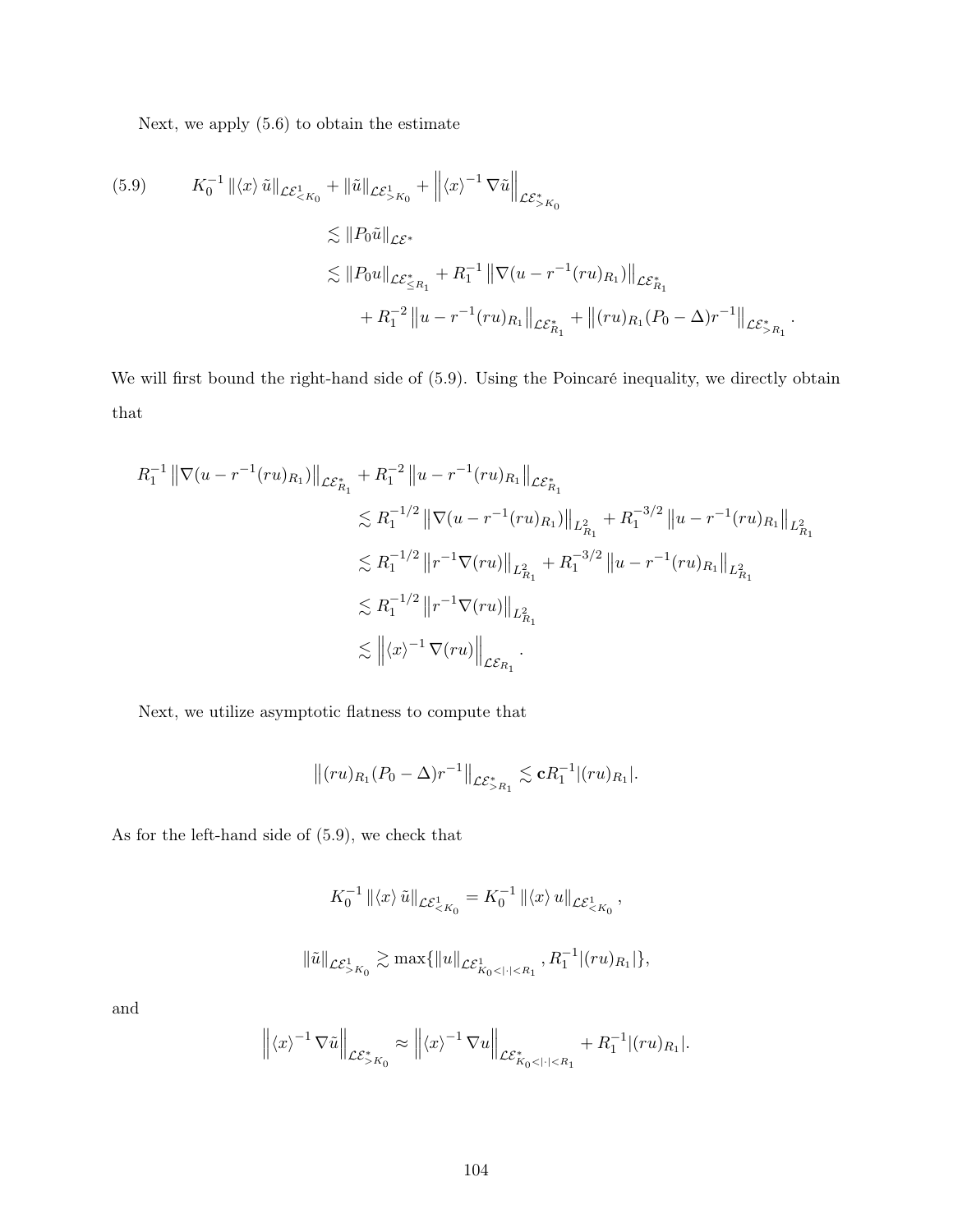Next, we apply (5.6) to obtain the estimate

$$
\begin{aligned}
(5.9) \qquad K_0^{-1} \|\langle x\rangle \tilde{u}\|_{\mathcal{LE}^1_{<K_0}} &+ \|\tilde{u}\|_{\mathcal{LE}^1_{>K_0}} + \left\|\langle x\rangle^{-1} \nabla \tilde{u}\right\|_{\mathcal{LE}^*_{>K_0}} \\
&\lesssim \|P_0 \tilde{u}\|_{\mathcal{LE}^*} \\
&\lesssim \|P_0 u\|_{\mathcal{LE}^*_{\leq R_1}} + R_1^{-1} \left\|\nabla(u - r^{-1}(ru)_{R_1})\right\|_{\mathcal{LE}^*_{R_1}} \\
&\qquad + R_1^{-2} \left\|u - r^{-1}(ru)_{R_1}\right\|_{\mathcal{LE}^*_{R_1}} + \left\|(ru)_{R_1}(P_0 - \Delta)r^{-1}\right\|_{\mathcal{LE}^*_{>R_1}}.
\end{aligned}
$$

We will first bound the right-hand side of (5.9). Using the Poincaré inequality, we directly obtain that

$$
\begin{aligned}
R_1^{-1} \left\|\nabla(u - r^{-1}(ru)_{R_1})\right\|_{\mathcal{LE}^*_{R_1}} &+ R_1^{-2} \left\|u - r^{-1}(ru)_{R_1}\right\|_{\mathcal{LE}^*_{R_1}} \\
&\lesssim R_1^{-1/2} \left\|\nabla(u - r^{-1}(ru)_{R_1})\right\|_{L^2_{R_1}} + R_1^{-3/2} \left\|u - r^{-1}(ru)_{R_1}\right\|_{L^2_{R_1}} \\
&\lesssim R_1^{-1/2} \left\|r^{-1}\nabla(ru)\right\|_{L^2_{R_1}} + R_1^{-3/2} \left\|u - r^{-1}(ru)_{R_1}\right\|_{L^2_{R_1}} \\
&\lesssim R_1^{-1/2} \left\|r^{-1}\nabla(ru)\right\|_{L^2_{R_1}} \\
&\lesssim \left\|\langle x\rangle^{-1} \nabla(ru)\right\|_{\mathcal{LE}_{R_1}}.
\end{aligned}
$$

Next, we utilize asymptotic flatness to compute that

$$
\left\|(ru)_{R_1}(P_0 - \Delta)r^{-1}\right\|_{\mathcal{LE}^*_{>R_1}} \lesssim \mathbf{c} R_1^{-1} |(ru)_{R_1}|.
$$

As for the left-hand side of (5.9), we check that

$$
K_0^{-1} \|\langle x\rangle \tilde{u}\|_{\mathcal{LE}^1_{<K_0}} = K_0^{-1} \|\langle x\rangle u\|_{\mathcal{LE}^1_{<K_0}},
$$

$$
\|\tilde{u}\|_{\mathcal{LE}^1_{>K_0}} \gtrsim \max\{\|u\|_{\mathcal{LE}^1_{K_0<|\cdot|<R_1}}, R_1^{-1}|(ru)_{R_1}|\},
$$

and

$$
\left\|\langle x\rangle^{-1} \nabla \tilde{u}\right\|_{\mathcal{LE}^*_{>K_0}} \approx \left\|\langle x\rangle^{-1} \nabla u\right\|_{\mathcal{LE}^*_{K_0<|\cdot|<R_1}} + R_1^{-1}|(ru)_{R_1}|.
$$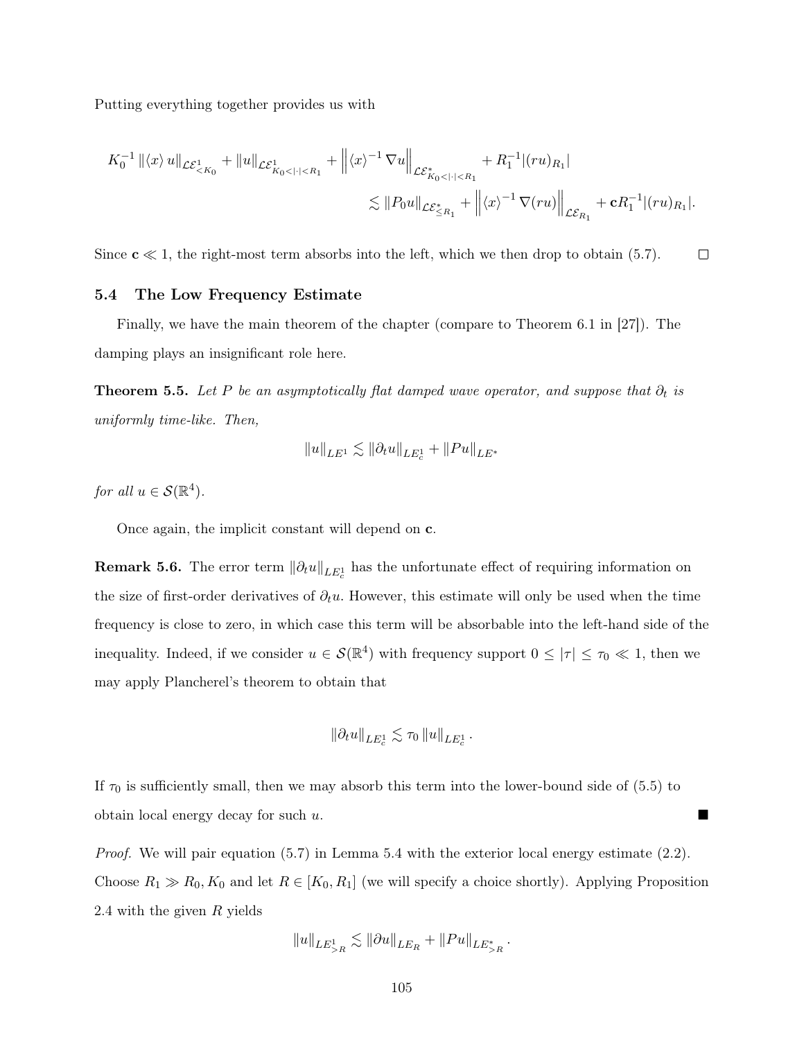Putting everything together provides us with

$$K_0^{-1} \|\langle x\rangle u\|_{\mathcal{LE}^1_{<K_0}} + \|u\|_{\mathcal{LE}^1_{K_0<|\cdot|<R_1}} + \left\|\langle x\rangle^{-1} \nabla u\right\|_{\mathcal{LE}^*_{K_0<|\cdot|<R_1}} + R_1^{-1}|(ru)_{R_1}|$$
$$\lesssim \|P_0 u\|_{\mathcal{LE}^*_{\leq R_1}} + \left\|\langle x\rangle^{-1} \nabla(ru)\right\|_{\mathcal{LE}_{R_1}} + \mathbf{c}R_1^{-1}|(ru)_{R_1}|.$$

Since $\mathbf{c} \ll 1$, the right-most term absorbs into the left, which we then drop to obtain (5.7). $\square$

### 5.4 The Low Frequency Estimate

Finally, we have the main theorem of the chapter (compare to Theorem 6.1 in [27]). The damping plays an insignificant role here.

**Theorem 5.5.** *Let $P$ be an asymptotically flat damped wave operator, and suppose that $\partial_t$ is uniformly time-like. Then,*

$$\|u\|_{LE^1} \lesssim \|\partial_t u\|_{LE^1_c} + \|Pu\|_{LE^*}$$

*for all $u \in \mathcal{S}(\mathbb{R}^4)$.*

Once again, the implicit constant will depend on $\mathbf{c}$.

**Remark 5.6.** The error term $\|\partial_t u\|_{LE^1_c}$ has the unfortunate effect of requiring information on the size of first-order derivatives of $\partial_t u$. However, this estimate will only be used when the time frequency is close to zero, in which case this term will be absorbable into the left-hand side of the inequality. Indeed, if we consider $u \in \mathcal{S}(\mathbb{R}^4)$ with frequency support $0 \leq |\tau| \leq \tau_0 \ll 1$, then we may apply Plancherel's theorem to obtain that

$$\|\partial_t u\|_{LE^1_c} \lesssim \tau_0 \|u\|_{LE^1_c}.$$

If $\tau_0$ is sufficiently small, then we may absorb this term into the lower-bound side of (5.5) to obtain local energy decay for such $u$. ■

*Proof.* We will pair equation (5.7) in Lemma 5.4 with the exterior local energy estimate (2.2). Choose $R_1 \gg R_0, K_0$ and let $R \in [K_0, R_1]$ (we will specify a choice shortly). Applying Proposition 2.4 with the given $R$ yields

$$\|u\|_{LE^1_{>R}} \lesssim \|\partial u\|_{LE_R} + \|Pu\|_{LE^*_{>R}}.$$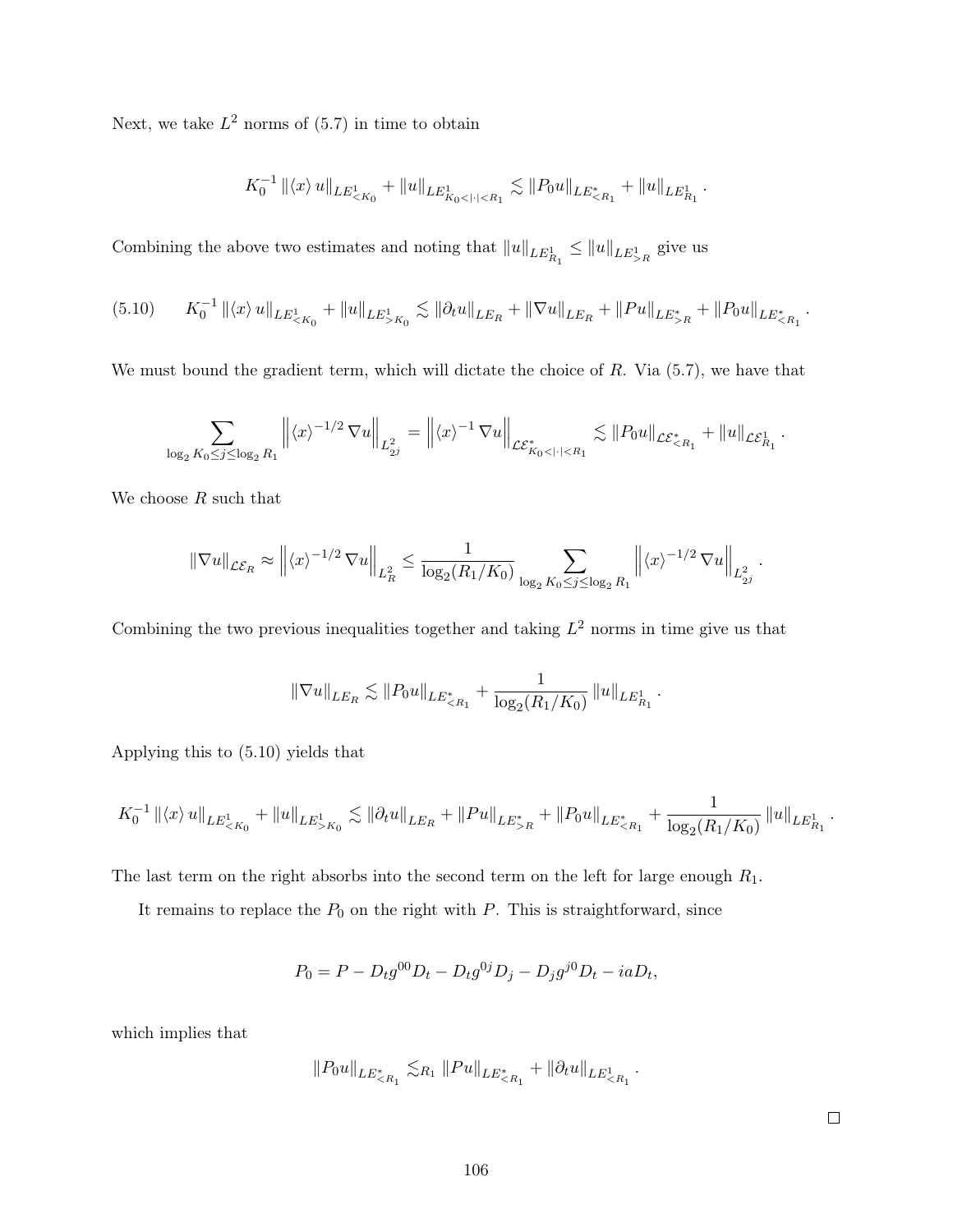Next, we take $L^2$ norms of (5.7) in time to obtain

$$K_0^{-1} \|\langle x \rangle u\|_{LE^1_{<K_0}} + \|u\|_{LE^1_{K_0<|\cdot|<R_1}} \lesssim \|P_0 u\|_{LE^*_{<R_1}} + \|u\|_{LE^1_{R_1}}.$$

Combining the above two estimates and noting that $\|u\|_{LE^1_{R_1}} \leq \|u\|_{LE^1_{>R}}$ give us

$$K_0^{-1} \|\langle x \rangle u\|_{LE^1_{<K_0}} + \|u\|_{LE^1_{>K_0}} \lesssim \|\partial_t u\|_{LE_R} + \|\nabla u\|_{LE_R} + \|Pu\|_{LE^*_{>R}} + \|P_0 u\|_{LE^*_{<R_1}}. \tag{5.10}$$

We must bound the gradient term, which will dictate the choice of $R$. Via (5.7), we have that

$$\sum_{\log_2 K_0 \leq j \leq \log_2 R_1} \left\| \langle x \rangle^{-1/2} \nabla u \right\|_{L^2_{2^j}} = \left\| \langle x \rangle^{-1} \nabla u \right\|_{\mathcal{LE}^*_{K_0<|\cdot|<R_1}} \lesssim \|P_0 u\|_{\mathcal{LE}^*_{<R_1}} + \|u\|_{\mathcal{LE}^1_{R_1}}.$$

We choose $R$ such that

$$\|\nabla u\|_{\mathcal{LE}_R} \approx \left\| \langle x \rangle^{-1/2} \nabla u \right\|_{L^2_R} \leq \frac{1}{\log_2(R_1/K_0)} \sum_{\log_2 K_0 \leq j \leq \log_2 R_1} \left\| \langle x \rangle^{-1/2} \nabla u \right\|_{L^2_{2^j}}.$$

Combining the two previous inequalities together and taking $L^2$ norms in time give us that

$$\|\nabla u\|_{LE_R} \lesssim \|P_0 u\|_{LE^*_{<R_1}} + \frac{1}{\log_2(R_1/K_0)} \|u\|_{LE^1_{R_1}}.$$

Applying this to (5.10) yields that

$$K_0^{-1} \|\langle x \rangle u\|_{LE^1_{<K_0}} + \|u\|_{LE^1_{>K_0}} \lesssim \|\partial_t u\|_{LE_R} + \|Pu\|_{LE^*_{>R}} + \|P_0 u\|_{LE^*_{<R_1}} + \frac{1}{\log_2(R_1/K_0)} \|u\|_{LE^1_{R_1}}.$$

The last term on the right absorbs into the second term on the left for large enough $R_1$.

It remains to replace the $P_0$ on the right with $P$. This is straightforward, since

$$P_0 = P - D_t g^{00} D_t - D_t g^{0j} D_j - D_j g^{j0} D_t - iaD_t,$$

which implies that

$$\|P_0 u\|_{LE^*_{<R_1}} \lesssim_{R_1} \|Pu\|_{LE^*_{<R_1}} + \|\partial_t u\|_{LE^1_{<R_1}}.$$

$\square$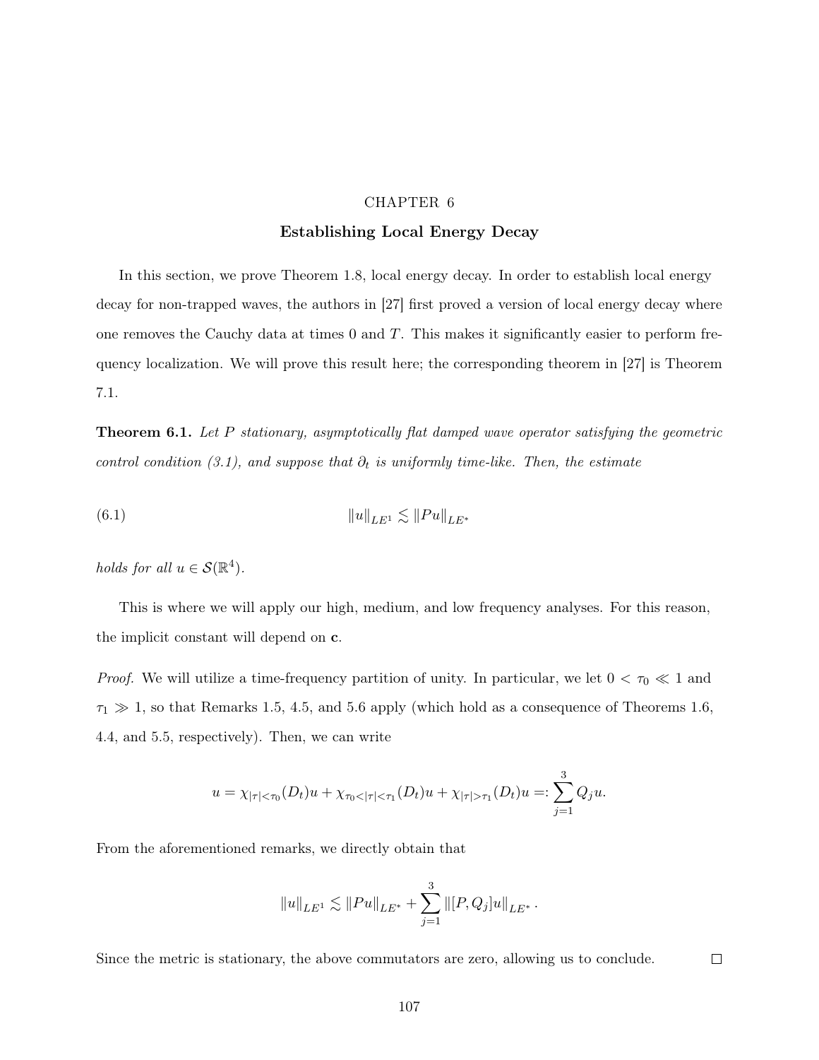# CHAPTER 6

## Establishing Local Energy Decay

In this section, we prove Theorem 1.8, local energy decay. In order to establish local energy decay for non-trapped waves, the authors in [27] first proved a version of local energy decay where one removes the Cauchy data at times 0 and $T$. This makes it significantly easier to perform frequency localization. We will prove this result here; the corresponding theorem in [27] is Theorem 7.1.

**Theorem 6.1.** *Let $P$ stationary, asymptotically flat damped wave operator satisfying the geometric control condition (3.1), and suppose that $\partial_t$ is uniformly time-like. Then, the estimate*

$$\|u\|_{LE^1} \lesssim \|Pu\|_{LE^*} \tag{6.1}$$

*holds for all $u \in \mathcal{S}(\mathbb{R}^4)$.*

This is where we will apply our high, medium, and low frequency analyses. For this reason, the implicit constant will depend on $\mathbf{c}$.

*Proof.* We will utilize a time-frequency partition of unity. In particular, we let $0 < \tau_0 \ll 1$ and $\tau_1 \gg 1$, so that Remarks 1.5, 4.5, and 5.6 apply (which hold as a consequence of Theorems 1.6, 4.4, and 5.5, respectively). Then, we can write

$$u = \chi_{|\tau|<\tau_0}(D_t)u + \chi_{\tau_0<|\tau|<\tau_1}(D_t)u + \chi_{|\tau|>\tau_1}(D_t)u =: \sum_{j=1}^{3} Q_j u.$$

From the aforementioned remarks, we directly obtain that

$$\|u\|_{LE^1} \lesssim \|Pu\|_{LE^*} + \sum_{j=1}^{3} \|[P, Q_j]u\|_{LE^*}.$$

Since the metric is stationary, the above commutators are zero, allowing us to conclude. $\square$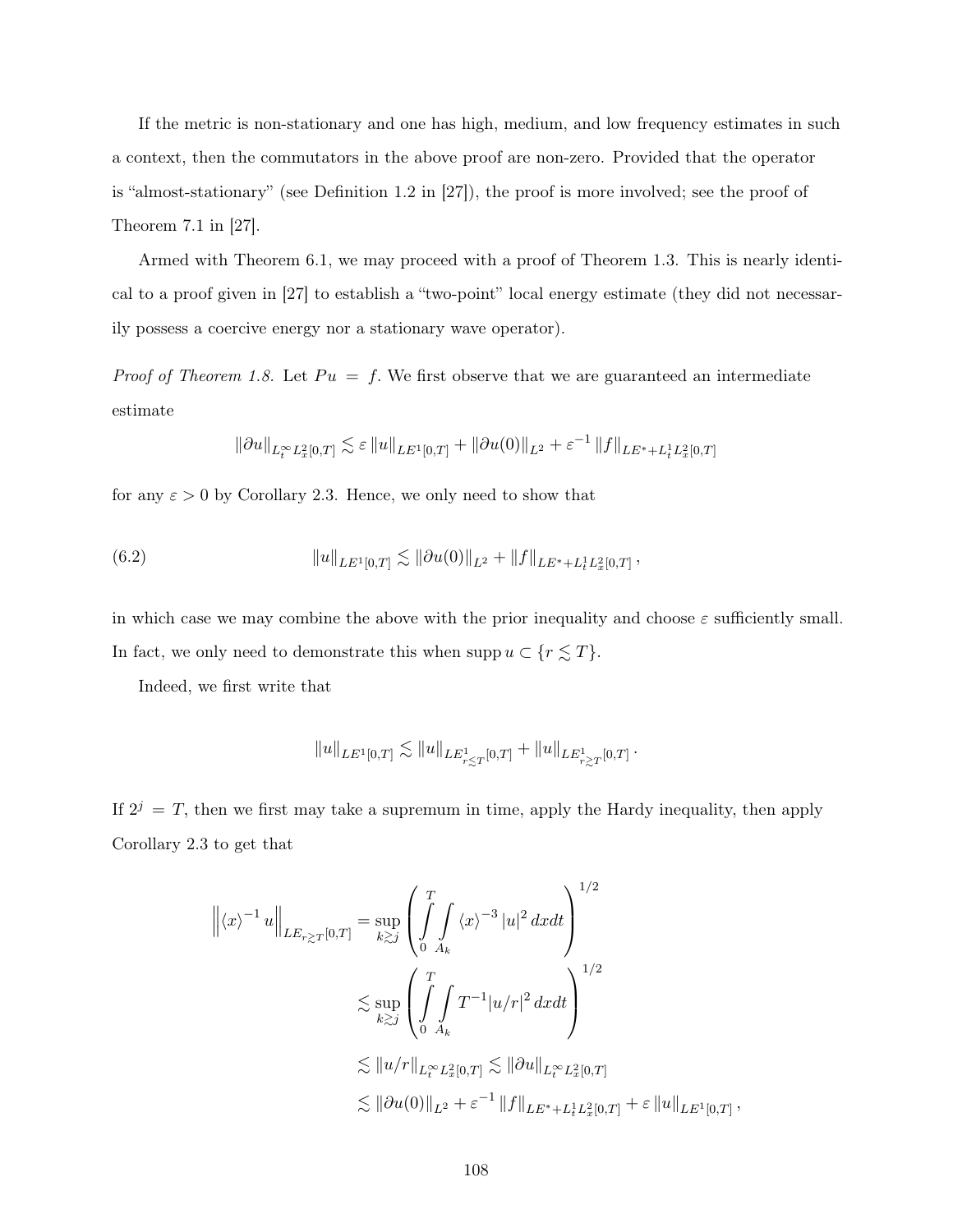If the metric is non-stationary and one has high, medium, and low frequency estimates in such a context, then the commutators in the above proof are non-zero. Provided that the operator is "almost-stationary" (see Definition 1.2 in [27]), the proof is more involved; see the proof of Theorem 7.1 in [27].

Armed with Theorem 6.1, we may proceed with a proof of Theorem 1.3. This is nearly identical to a proof given in [27] to establish a "two-point" local energy estimate (they did not necessarily possess a coercive energy nor a stationary wave operator).

*Proof of Theorem 1.8.* Let $Pu = f$. We first observe that we are guaranteed an intermediate estimate

$$\|\partial u\|_{L_t^\infty L_x^2[0,T]} \lesssim \varepsilon \|u\|_{LE^1[0,T]} + \|\partial u(0)\|_{L^2} + \varepsilon^{-1} \|f\|_{LE^*+L_t^1 L_x^2[0,T]}$$

for any $\varepsilon > 0$ by Corollary 2.3. Hence, we only need to show that

$$\|u\|_{LE^1[0,T]} \lesssim \|\partial u(0)\|_{L^2} + \|f\|_{LE^*+L_t^1 L_x^2[0,T]}, \tag{6.2}$$

in which case we may combine the above with the prior inequality and choose $\varepsilon$ sufficiently small. In fact, we only need to demonstrate this when $\operatorname{supp} u \subset \{r \lesssim T\}$.

Indeed, we first write that

$$\|u\|_{LE^1[0,T]} \lesssim \|u\|_{LE^1_{r\lesssim T}[0,T]} + \|u\|_{LE^1_{r\gtrsim T}[0,T]}.$$

If $2^j = T$, then we first may take a supremum in time, apply the Hardy inequality, then apply Corollary 2.3 to get that

$$\begin{aligned}
\left\| \langle x\rangle^{-1} u \right\|_{LE_{r\gtrsim T}[0,T]} &= \sup_{k\gtrsim j} \left( \int_0^T \int_{A_k} \langle x\rangle^{-3} |u|^2 \, dx dt \right)^{1/2} \\
&\lesssim \sup_{k\gtrsim j} \left( \int_0^T \int_{A_k} T^{-1} |u/r|^2 \, dx dt \right)^{1/2} \\
&\lesssim \|u/r\|_{L_t^\infty L_x^2[0,T]} \lesssim \|\partial u\|_{L_t^\infty L_x^2[0,T]} \\
&\lesssim \|\partial u(0)\|_{L^2} + \varepsilon^{-1} \|f\|_{LE^*+L_t^1 L_x^2[0,T]} + \varepsilon \|u\|_{LE^1[0,T]},
\end{aligned}$$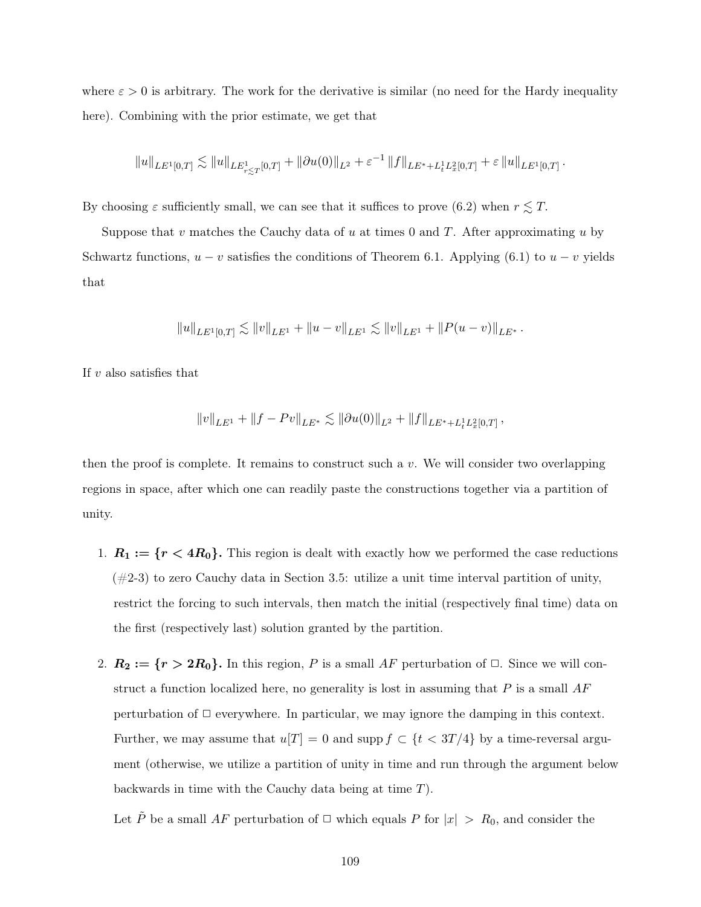where $\varepsilon > 0$ is arbitrary. The work for the derivative is similar (no need for the Hardy inequality here). Combining with the prior estimate, we get that

$$\|u\|_{LE^1[0,T]} \lesssim \|u\|_{LE^1_{r \lesssim T}[0,T]} + \|\partial u(0)\|_{L^2} + \varepsilon^{-1} \|f\|_{LE^* + L^1_t L^2_x[0,T]} + \varepsilon \|u\|_{LE^1[0,T]}.$$

By choosing $\varepsilon$ sufficiently small, we can see that it suffices to prove (6.2) when $r \lesssim T$.

Suppose that $v$ matches the Cauchy data of $u$ at times 0 and $T$. After approximating $u$ by Schwartz functions, $u - v$ satisfies the conditions of Theorem 6.1. Applying (6.1) to $u - v$ yields that

$$\|u\|_{LE^1[0,T]} \lesssim \|v\|_{LE^1} + \|u - v\|_{LE^1} \lesssim \|v\|_{LE^1} + \|P(u - v)\|_{LE^*}.$$

If $v$ also satisfies that

$$\|v\|_{LE^1} + \|f - Pv\|_{LE^*} \lesssim \|\partial u(0)\|_{L^2} + \|f\|_{LE^* + L^1_t L^2_x[0,T]},$$

then the proof is complete. It remains to construct such a $v$. We will consider two overlapping regions in space, after which one can readily paste the constructions together via a partition of unity.

1. $\boldsymbol{R_1 := \{r < 4R_0\}}$**.** This region is dealt with exactly how we performed the case reductions (#2-3) to zero Cauchy data in Section 3.5: utilize a unit time interval partition of unity, restrict the forcing to such intervals, then match the initial (respectively final time) data on the first (respectively last) solution granted by the partition.

2. $\boldsymbol{R_2 := \{r > 2R_0\}}$**.** In this region, $P$ is a small $AF$ perturbation of $\Box$. Since we will construct a function localized here, no generality is lost in assuming that $P$ is a small $AF$ perturbation of $\Box$ everywhere. In particular, we may ignore the damping in this context. Further, we may assume that $u[T] = 0$ and $\operatorname{supp} f \subset \{t < 3T/4\}$ by a time-reversal argument (otherwise, we utilize a partition of unity in time and run through the argument below backwards in time with the Cauchy data being at time $T$).

   Let $\tilde{P}$ be a small $AF$ perturbation of $\Box$ which equals $P$ for $|x| > R_0$, and consider the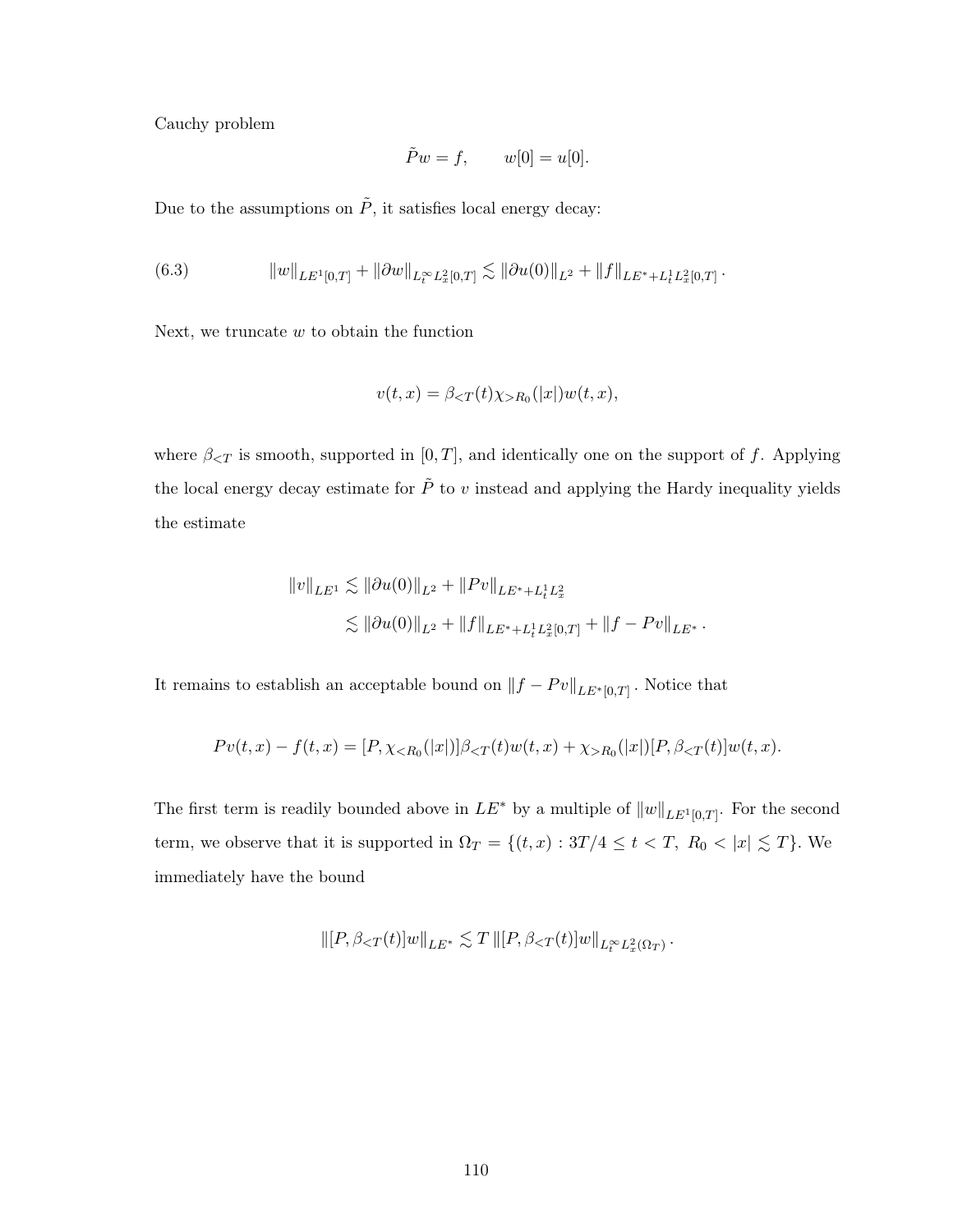Cauchy problem

$$\tilde{P}w = f, \qquad w[0] = u[0].$$

Due to the assumptions on $\tilde{P}$, it satisfies local energy decay:

$$\|w\|_{LE^1[0,T]} + \|\partial w\|_{L^\infty_t L^2_x[0,T]} \lesssim \|\partial u(0)\|_{L^2} + \|f\|_{LE^* + L^1_t L^2_x[0,T]} . \tag{6.3}$$

Next, we truncate $w$ to obtain the function

$$v(t,x) = \beta_{<T}(t)\chi_{>R_0}(|x|)w(t,x),$$

where $\beta_{<T}$ is smooth, supported in $[0,T]$, and identically one on the support of $f$. Applying the local energy decay estimate for $\tilde{P}$ to $v$ instead and applying the Hardy inequality yields the estimate

$$\begin{aligned}
\|v\|_{LE^1} &\lesssim \|\partial u(0)\|_{L^2} + \|Pv\|_{LE^* + L^1_t L^2_x} \\
&\lesssim \|\partial u(0)\|_{L^2} + \|f\|_{LE^* + L^1_t L^2_x[0,T]} + \|f - Pv\|_{LE^*} .
\end{aligned}$$

It remains to establish an acceptable bound on $\|f - Pv\|_{LE^*[0,T]}$ . Notice that

$$Pv(t,x) - f(t,x) = [P, \chi_{<R_0}(|x|)]\beta_{<T}(t)w(t,x) + \chi_{>R_0}(|x|)[P, \beta_{<T}(t)]w(t,x).$$

The first term is readily bounded above in $LE^*$ by a multiple of $\|w\|_{LE^1[0,T]}$. For the second term, we observe that it is supported in $\Omega_T = \{(t,x) : 3T/4 \leq t < T,\ R_0 < |x| \lesssim T\}$. We immediately have the bound

$$\|[P, \beta_{<T}(t)]w\|_{LE^*} \lesssim T \, \|[P, \beta_{<T}(t)]w\|_{L^\infty_t L^2_x(\Omega_T)} .$$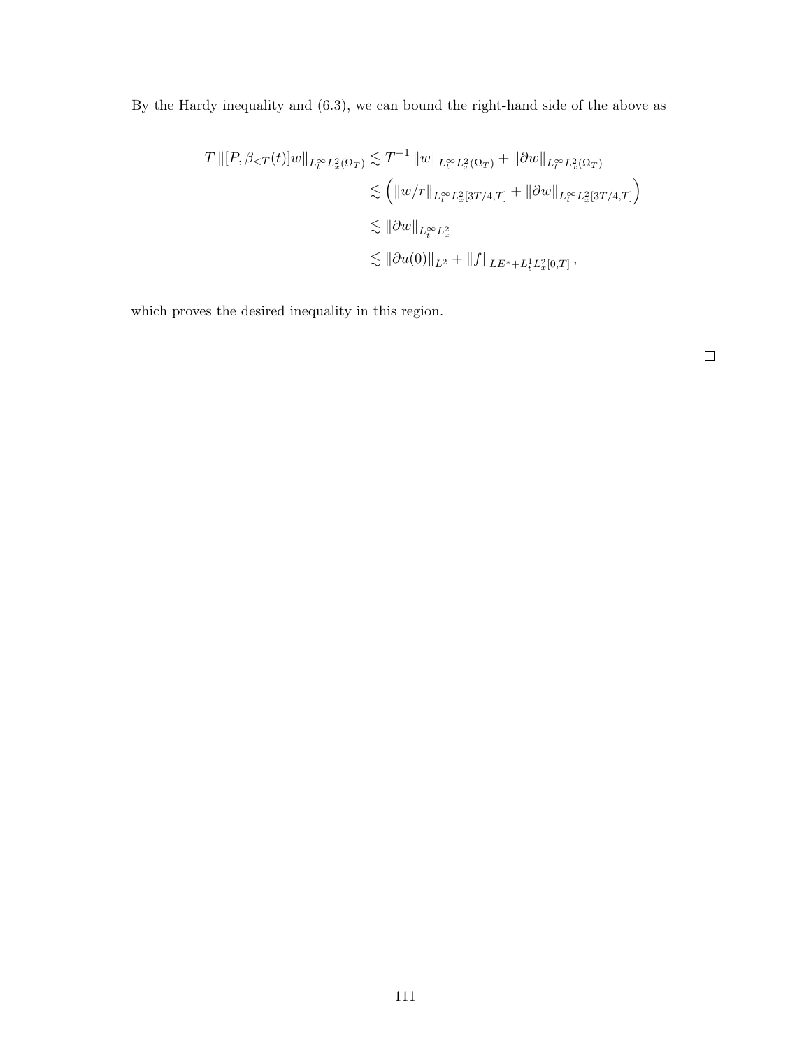By the Hardy inequality and (6.3), we can bound the right-hand side of the above as

$$
\begin{aligned}
T \left\| [P, \beta_{<T}(t)]w \right\|_{L_t^\infty L_x^2(\Omega_T)} &\lesssim T^{-1} \left\| w \right\|_{L_t^\infty L_x^2(\Omega_T)} + \left\| \partial w \right\|_{L_t^\infty L_x^2(\Omega_T)} \\
&\lesssim \left( \left\| w/r \right\|_{L_t^\infty L_x^2[3T/4,T]} + \left\| \partial w \right\|_{L_t^\infty L_x^2[3T/4,T]} \right) \\
&\lesssim \left\| \partial w \right\|_{L_t^\infty L_x^2} \\
&\lesssim \left\| \partial u(0) \right\|_{L^2} + \left\| f \right\|_{LE^* + L_t^1 L_x^2[0,T]} ,
\end{aligned}
$$

which proves the desired inequality in this region.

□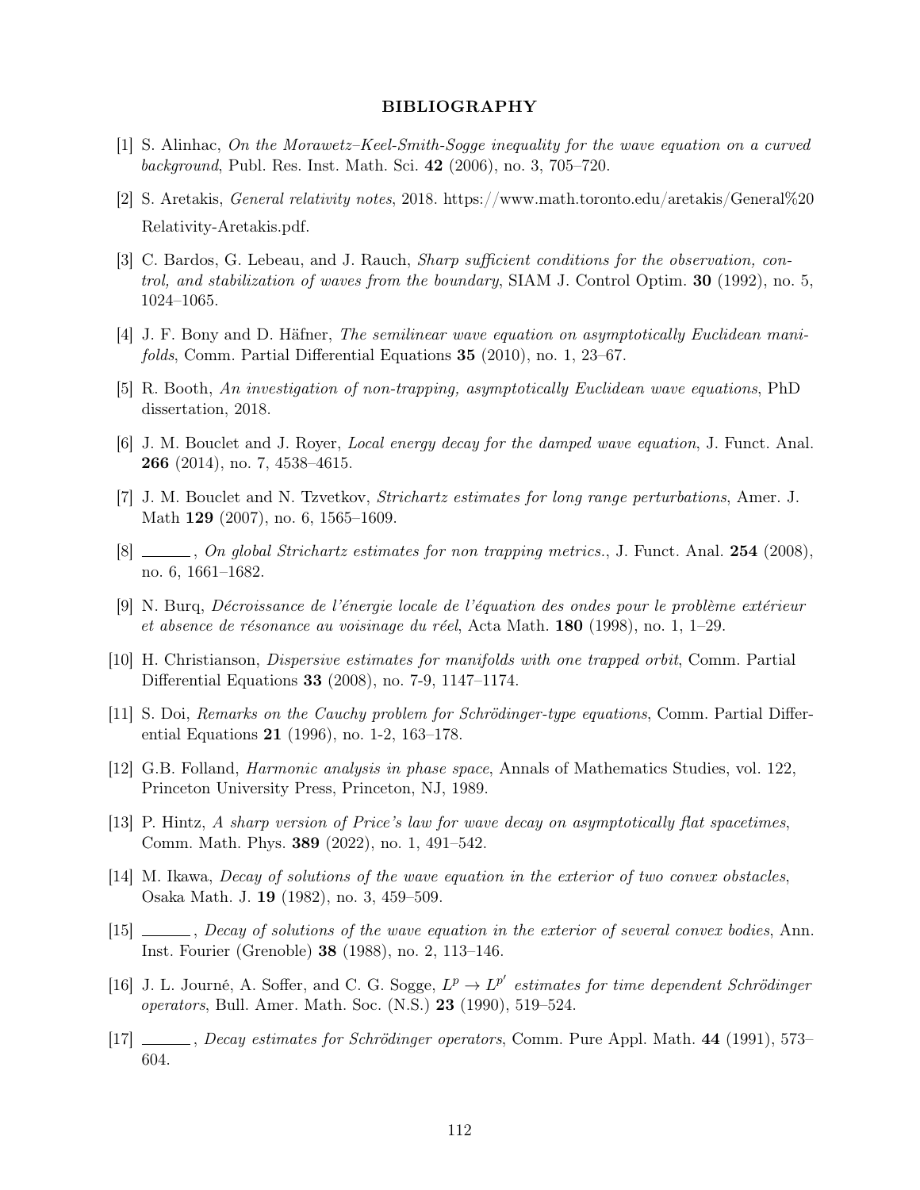# BIBLIOGRAPHY

[1] S. Alinhac, *On the Morawetz–Keel-Smith-Sogge inequality for the wave equation on a curved background*, Publ. Res. Inst. Math. Sci. **42** (2006), no. 3, 705–720.

[2] S. Aretakis, *General relativity notes*, 2018. https://www.math.toronto.edu/aretakis/General%20 Relativity-Aretakis.pdf.

[3] C. Bardos, G. Lebeau, and J. Rauch, *Sharp sufficient conditions for the observation, control, and stabilization of waves from the boundary*, SIAM J. Control Optim. **30** (1992), no. 5, 1024–1065.

[4] J. F. Bony and D. Häfner, *The semilinear wave equation on asymptotically Euclidean manifolds*, Comm. Partial Differential Equations **35** (2010), no. 1, 23–67.

[5] R. Booth, *An investigation of non-trapping, asymptotically Euclidean wave equations*, PhD dissertation, 2018.

[6] J. M. Bouclet and J. Royer, *Local energy decay for the damped wave equation*, J. Funct. Anal. **266** (2014), no. 7, 4538–4615.

[7] J. M. Bouclet and N. Tzvetkov, *Strichartz estimates for long range perturbations*, Amer. J. Math **129** (2007), no. 6, 1565–1609.

[8] ______, *On global Strichartz estimates for non trapping metrics.*, J. Funct. Anal. **254** (2008), no. 6, 1661–1682.

[9] N. Burq, *Décroissance de l'énergie locale de l'équation des ondes pour le problème extérieur et absence de résonance au voisinage du réel*, Acta Math. **180** (1998), no. 1, 1–29.

[10] H. Christianson, *Dispersive estimates for manifolds with one trapped orbit*, Comm. Partial Differential Equations **33** (2008), no. 7-9, 1147–1174.

[11] S. Doi, *Remarks on the Cauchy problem for Schrödinger-type equations*, Comm. Partial Differential Equations **21** (1996), no. 1-2, 163–178.

[12] G.B. Folland, *Harmonic analysis in phase space*, Annals of Mathematics Studies, vol. 122, Princeton University Press, Princeton, NJ, 1989.

[13] P. Hintz, *A sharp version of Price's law for wave decay on asymptotically flat spacetimes*, Comm. Math. Phys. **389** (2022), no. 1, 491–542.

[14] M. Ikawa, *Decay of solutions of the wave equation in the exterior of two convex obstacles*, Osaka Math. J. **19** (1982), no. 3, 459–509.

[15] ______, *Decay of solutions of the wave equation in the exterior of several convex bodies*, Ann. Inst. Fourier (Grenoble) **38** (1988), no. 2, 113–146.

[16] J. L. Journé, A. Soffer, and C. G. Sogge, *$L^p \to L^{p'}$ estimates for time dependent Schrödinger operators*, Bull. Amer. Math. Soc. (N.S.) **23** (1990), 519–524.

[17] ______, *Decay estimates for Schrödinger operators*, Comm. Pure Appl. Math. **44** (1991), 573–604.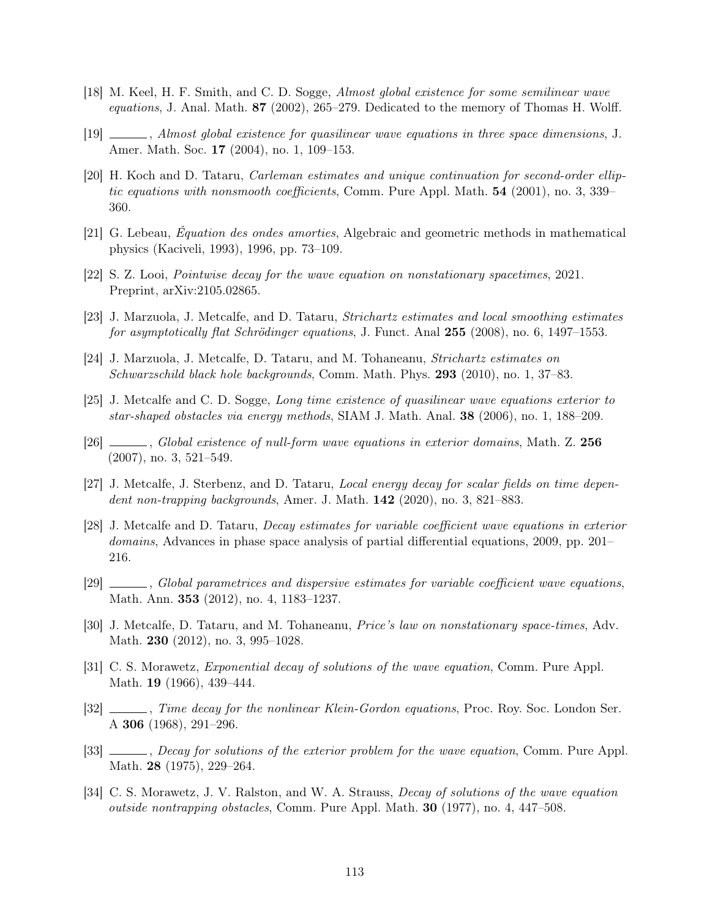[18] M. Keel, H. F. Smith, and C. D. Sogge, *Almost global existence for some semilinear wave equations*, J. Anal. Math. **87** (2002), 265–279. Dedicated to the memory of Thomas H. Wolff.

[19] ______, *Almost global existence for quasilinear wave equations in three space dimensions*, J. Amer. Math. Soc. **17** (2004), no. 1, 109–153.

[20] H. Koch and D. Tataru, *Carleman estimates and unique continuation for second-order elliptic equations with nonsmooth coefficients*, Comm. Pure Appl. Math. **54** (2001), no. 3, 339–360.

[21] G. Lebeau, *Équation des ondes amorties*, Algebraic and geometric methods in mathematical physics (Kaciveli, 1993), 1996, pp. 73–109.

[22] S. Z. Looi, *Pointwise decay for the wave equation on nonstationary spacetimes*, 2021. Preprint, arXiv:2105.02865.

[23] J. Marzuola, J. Metcalfe, and D. Tataru, *Strichartz estimates and local smoothing estimates for asymptotically flat Schrödinger equations*, J. Funct. Anal **255** (2008), no. 6, 1497–1553.

[24] J. Marzuola, J. Metcalfe, D. Tataru, and M. Tohaneanu, *Strichartz estimates on Schwarzschild black hole backgrounds*, Comm. Math. Phys. **293** (2010), no. 1, 37–83.

[25] J. Metcalfe and C. D. Sogge, *Long time existence of quasilinear wave equations exterior to star-shaped obstacles via energy methods*, SIAM J. Math. Anal. **38** (2006), no. 1, 188–209.

[26] ______, *Global existence of null-form wave equations in exterior domains*, Math. Z. **256** (2007), no. 3, 521–549.

[27] J. Metcalfe, J. Sterbenz, and D. Tataru, *Local energy decay for scalar fields on time dependent non-trapping backgrounds*, Amer. J. Math. **142** (2020), no. 3, 821–883.

[28] J. Metcalfe and D. Tataru, *Decay estimates for variable coefficient wave equations in exterior domains*, Advances in phase space analysis of partial differential equations, 2009, pp. 201–216.

[29] ______, *Global parametrices and dispersive estimates for variable coefficient wave equations*, Math. Ann. **353** (2012), no. 4, 1183–1237.

[30] J. Metcalfe, D. Tataru, and M. Tohaneanu, *Price's law on nonstationary space-times*, Adv. Math. **230** (2012), no. 3, 995–1028.

[31] C. S. Morawetz, *Exponential decay of solutions of the wave equation*, Comm. Pure Appl. Math. **19** (1966), 439–444.

[32] ______, *Time decay for the nonlinear Klein-Gordon equations*, Proc. Roy. Soc. London Ser. A **306** (1968), 291–296.

[33] ______, *Decay for solutions of the exterior problem for the wave equation*, Comm. Pure Appl. Math. **28** (1975), 229–264.

[34] C. S. Morawetz, J. V. Ralston, and W. A. Strauss, *Decay of solutions of the wave equation outside nontrapping obstacles*, Comm. Pure Appl. Math. **30** (1977), no. 4, 447–508.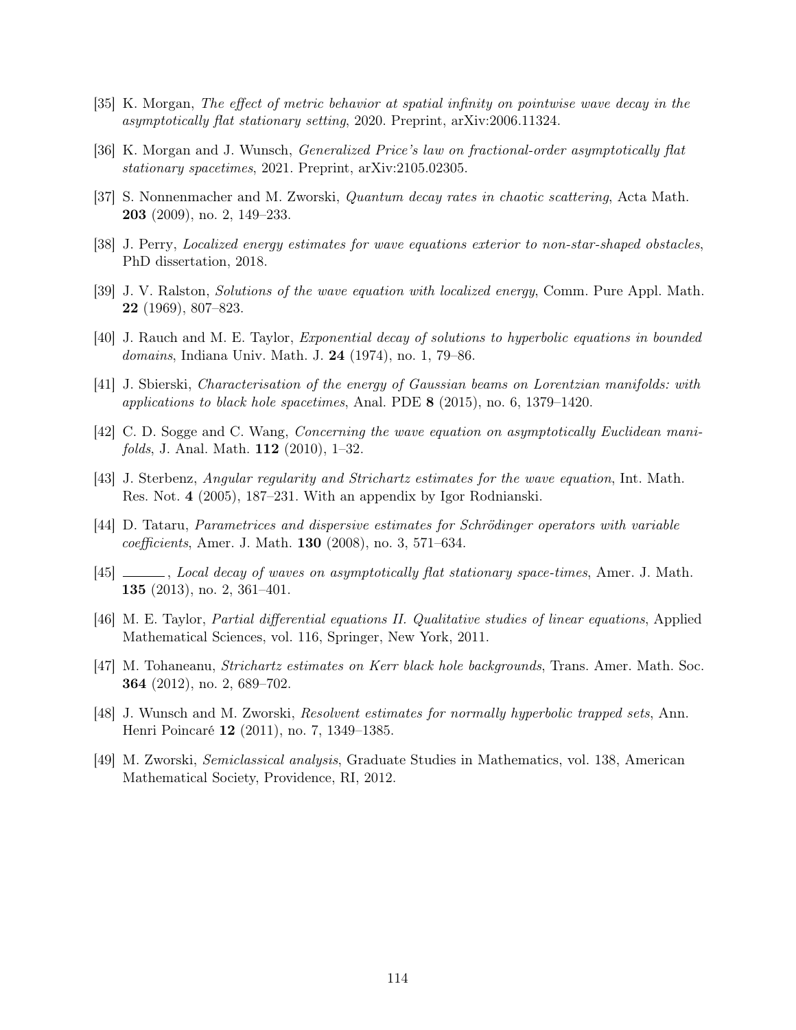[35] K. Morgan, *The effect of metric behavior at spatial infinity on pointwise wave decay in the asymptotically flat stationary setting*, 2020. Preprint, arXiv:2006.11324.

[36] K. Morgan and J. Wunsch, *Generalized Price's law on fractional-order asymptotically flat stationary spacetimes*, 2021. Preprint, arXiv:2105.02305.

[37] S. Nonnenmacher and M. Zworski, *Quantum decay rates in chaotic scattering*, Acta Math. **203** (2009), no. 2, 149–233.

[38] J. Perry, *Localized energy estimates for wave equations exterior to non-star-shaped obstacles*, PhD dissertation, 2018.

[39] J. V. Ralston, *Solutions of the wave equation with localized energy*, Comm. Pure Appl. Math. **22** (1969), 807–823.

[40] J. Rauch and M. E. Taylor, *Exponential decay of solutions to hyperbolic equations in bounded domains*, Indiana Univ. Math. J. **24** (1974), no. 1, 79–86.

[41] J. Sbierski, *Characterisation of the energy of Gaussian beams on Lorentzian manifolds: with applications to black hole spacetimes*, Anal. PDE **8** (2015), no. 6, 1379–1420.

[42] C. D. Sogge and C. Wang, *Concerning the wave equation on asymptotically Euclidean manifolds*, J. Anal. Math. **112** (2010), 1–32.

[43] J. Sterbenz, *Angular regularity and Strichartz estimates for the wave equation*, Int. Math. Res. Not. **4** (2005), 187–231. With an appendix by Igor Rodnianski.

[44] D. Tataru, *Parametrices and dispersive estimates for Schrödinger operators with variable coefficients*, Amer. J. Math. **130** (2008), no. 3, 571–634.

[45] ______, *Local decay of waves on asymptotically flat stationary space-times*, Amer. J. Math. **135** (2013), no. 2, 361–401.

[46] M. E. Taylor, *Partial differential equations II. Qualitative studies of linear equations*, Applied Mathematical Sciences, vol. 116, Springer, New York, 2011.

[47] M. Tohaneanu, *Strichartz estimates on Kerr black hole backgrounds*, Trans. Amer. Math. Soc. **364** (2012), no. 2, 689–702.

[48] J. Wunsch and M. Zworski, *Resolvent estimates for normally hyperbolic trapped sets*, Ann. Henri Poincaré **12** (2011), no. 7, 1349–1385.

[49] M. Zworski, *Semiclassical analysis*, Graduate Studies in Mathematics, vol. 138, American Mathematical Society, Providence, RI, 2012.